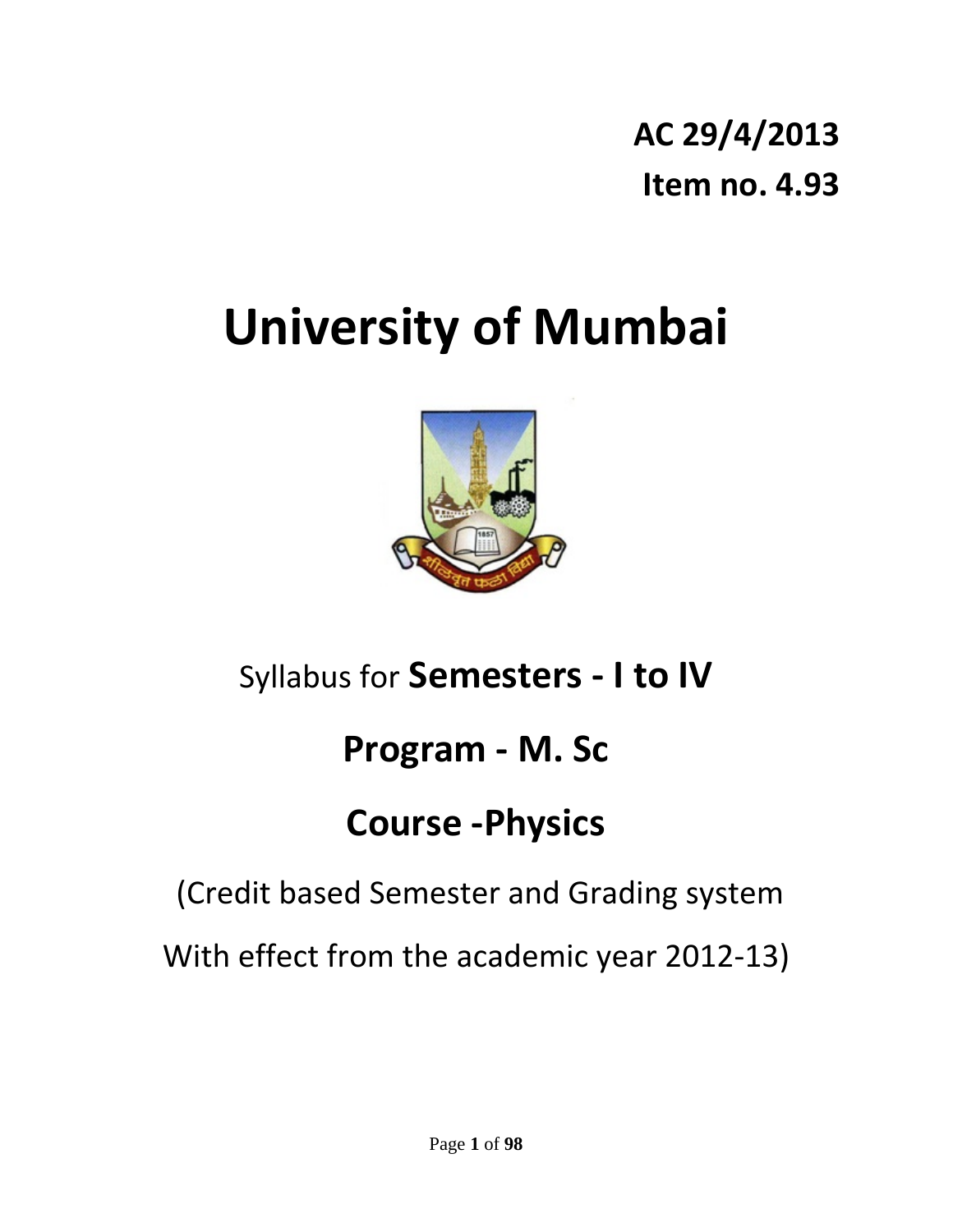**AC 29/4/2013**

**Item no. 4.93**

# University of Mumbai

Syllabus for **Semesters - I to IV**

## Program - M. Sc

## Course -Physics

(Credit based Semester and Grading system

With effect from the academic year 2012-13)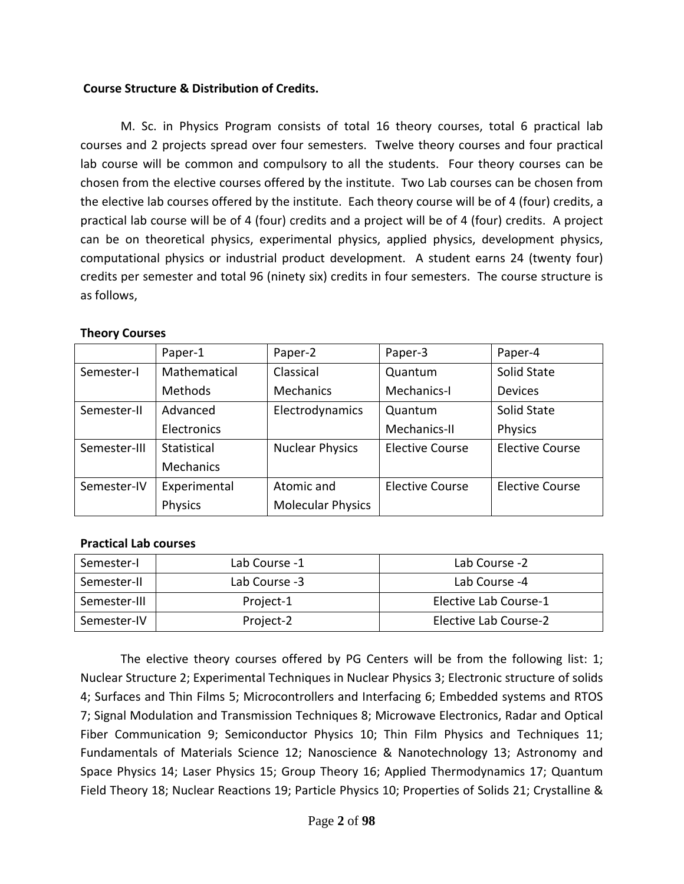**Course Structure & Distribution of Credits.**

M. Sc. in Physics Program consists of total 16 theory courses, total 6 practical lab courses and 2 projects spread over four semesters. Twelve theory courses and four practical lab course will be common and compulsory to all the students. Four theory courses can be chosen from the elective courses offered by the institute. Two Lab courses can be chosen from the elective lab courses offered by the institute. Each theory course will be of 4 (four) credits, a practical lab course will be of 4 (four) credits and a project will be of 4 (four) credits. A project can be on theoretical physics, experimental physics, applied physics, development physics, computational physics or industrial product development. A student earns 24 (twenty four) credits per semester and total 96 (ninety six) credits in four semesters. The course structure is as follows,

**Theory Courses**

| | Paper-1 | Paper-2 | Paper-3 | Paper-4 |
|---|---|---|---|---|
| Semester-I | Mathematical Methods | Classical Mechanics | Quantum Mechanics-I | Solid State Devices |
| Semester-II | Advanced Electronics | Electrodynamics | Quantum Mechanics-II | Solid State Physics |
| Semester-III | Statistical Mechanics | Nuclear Physics | Elective Course | Elective Course |
| Semester-IV | Experimental Physics | Atomic and Molecular Physics | Elective Course | Elective Course |

**Practical Lab courses**

| | | |
|---|---|---|
| Semester-I | Lab Course -1 | Lab Course -2 |
| Semester-II | Lab Course -3 | Lab Course -4 |
| Semester-III | Project-1 | Elective Lab Course-1 |
| Semester-IV | Project-2 | Elective Lab Course-2 |

The elective theory courses offered by PG Centers will be from the following list: 1; Nuclear Structure 2; Experimental Techniques in Nuclear Physics 3; Electronic structure of solids 4; Surfaces and Thin Films 5; Microcontrollers and Interfacing 6; Embedded systems and RTOS 7; Signal Modulation and Transmission Techniques 8; Microwave Electronics, Radar and Optical Fiber Communication 9; Semiconductor Physics 10; Thin Film Physics and Techniques 11; Fundamentals of Materials Science 12; Nanoscience & Nanotechnology 13; Astronomy and Space Physics 14; Laser Physics 15; Group Theory 16; Applied Thermodynamics 17; Quantum Field Theory 18; Nuclear Reactions 19; Particle Physics 10; Properties of Solids 21; Crystalline &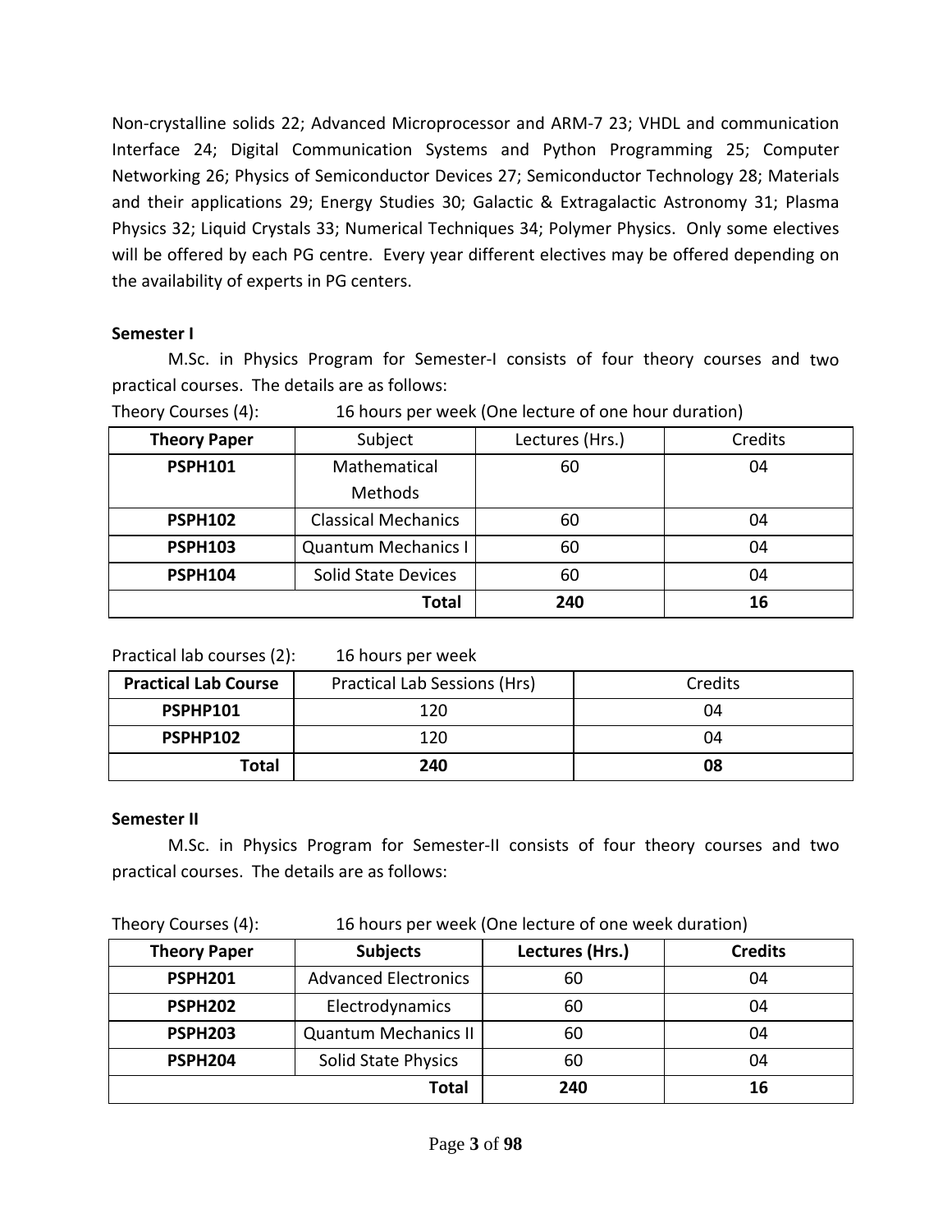Non-crystalline solids 22; Advanced Microprocessor and ARM-7 23; VHDL and communication Interface 24; Digital Communication Systems and Python Programming 25; Computer Networking 26; Physics of Semiconductor Devices 27; Semiconductor Technology 28; Materials and their applications 29; Energy Studies 30; Galactic & Extragalactic Astronomy 31; Plasma Physics 32; Liquid Crystals 33; Numerical Techniques 34; Polymer Physics. Only some electives will be offered by each PG centre. Every year different electives may be offered depending on the availability of experts in PG centers.

**Semester I**

M.Sc. in Physics Program for Semester-I consists of four theory courses and two practical courses. The details are as follows:

Theory Courses (4): 16 hours per week (One lecture of one hour duration)

| **Theory Paper** | Subject | Lectures (Hrs.) | Credits |
|---|---|---|---|
| **PSPH101** | Mathematical Methods | 60 | 04 |
| **PSPH102** | Classical Mechanics | 60 | 04 |
| **PSPH103** | Quantum Mechanics I | 60 | 04 |
| **PSPH104** | Solid State Devices | 60 | 04 |
| | **Total** | **240** | **16** |

Practical lab courses (2): 16 hours per week

| **Practical Lab Course** | Practical Lab Sessions (Hrs) | Credits |
|---|---|---|
| **PSPHP101** | 120 | 04 |
| **PSPHP102** | 120 | 04 |
| **Total** | **240** | **08** |

**Semester II**

M.Sc. in Physics Program for Semester-II consists of four theory courses and two practical courses. The details are as follows:

Theory Courses (4): 16 hours per week (One lecture of one week duration)

| **Theory Paper** | **Subjects** | **Lectures (Hrs.)** | **Credits** |
|---|---|---|---|
| **PSPH201** | Advanced Electronics | 60 | 04 |
| **PSPH202** | Electrodynamics | 60 | 04 |
| **PSPH203** | Quantum Mechanics II | 60 | 04 |
| **PSPH204** | Solid State Physics | 60 | 04 |
| | **Total** | **240** | **16** |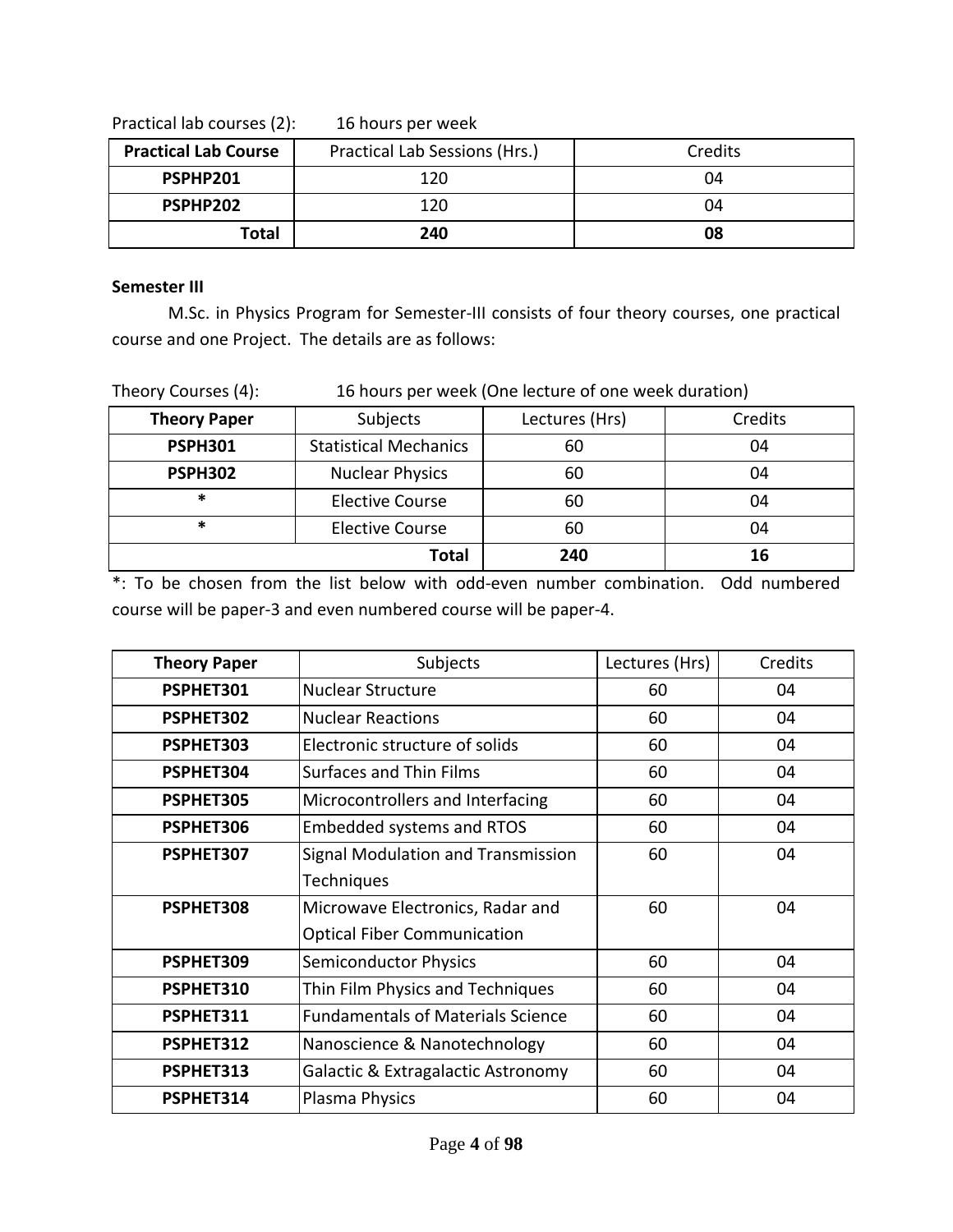Practical lab courses (2): 16 hours per week

| Practical Lab Course | Practical Lab Sessions (Hrs.) | Credits |
|---|---|---|
| **PSPHP201** | 120 | 04 |
| **PSPHP202** | 120 | 04 |
| **Total** | **240** | **08** |

**Semester III**

M.Sc. in Physics Program for Semester-III consists of four theory courses, one practical course and one Project. The details are as follows:

Theory Courses (4): 16 hours per week (One lecture of one week duration)

| Theory Paper | Subjects | Lectures (Hrs) | Credits |
|---|---|---|---|
| **PSPH301** | Statistical Mechanics | 60 | 04 |
| **PSPH302** | Nuclear Physics | 60 | 04 |
| * | Elective Course | 60 | 04 |
| * | Elective Course | 60 | 04 |
| | **Total** | **240** | **16** |

*: To be chosen from the list below with odd-even number combination. Odd numbered course will be paper-3 and even numbered course will be paper-4.

| Theory Paper | Subjects | Lectures (Hrs) | Credits |
|---|---|---|---|
| **PSPHET301** | Nuclear Structure | 60 | 04 |
| **PSPHET302** | Nuclear Reactions | 60 | 04 |
| **PSPHET303** | Electronic structure of solids | 60 | 04 |
| **PSPHET304** | Surfaces and Thin Films | 60 | 04 |
| **PSPHET305** | Microcontrollers and Interfacing | 60 | 04 |
| **PSPHET306** | Embedded systems and RTOS | 60 | 04 |
| **PSPHET307** | Signal Modulation and Transmission Techniques | 60 | 04 |
| **PSPHET308** | Microwave Electronics, Radar and Optical Fiber Communication | 60 | 04 |
| **PSPHET309** | Semiconductor Physics | 60 | 04 |
| **PSPHET310** | Thin Film Physics and Techniques | 60 | 04 |
| **PSPHET311** | Fundamentals of Materials Science | 60 | 04 |
| **PSPHET312** | Nanoscience & Nanotechnology | 60 | 04 |
| **PSPHET313** | Galactic & Extragalactic Astronomy | 60 | 04 |
| **PSPHET314** | Plasma Physics | 60 | 04 |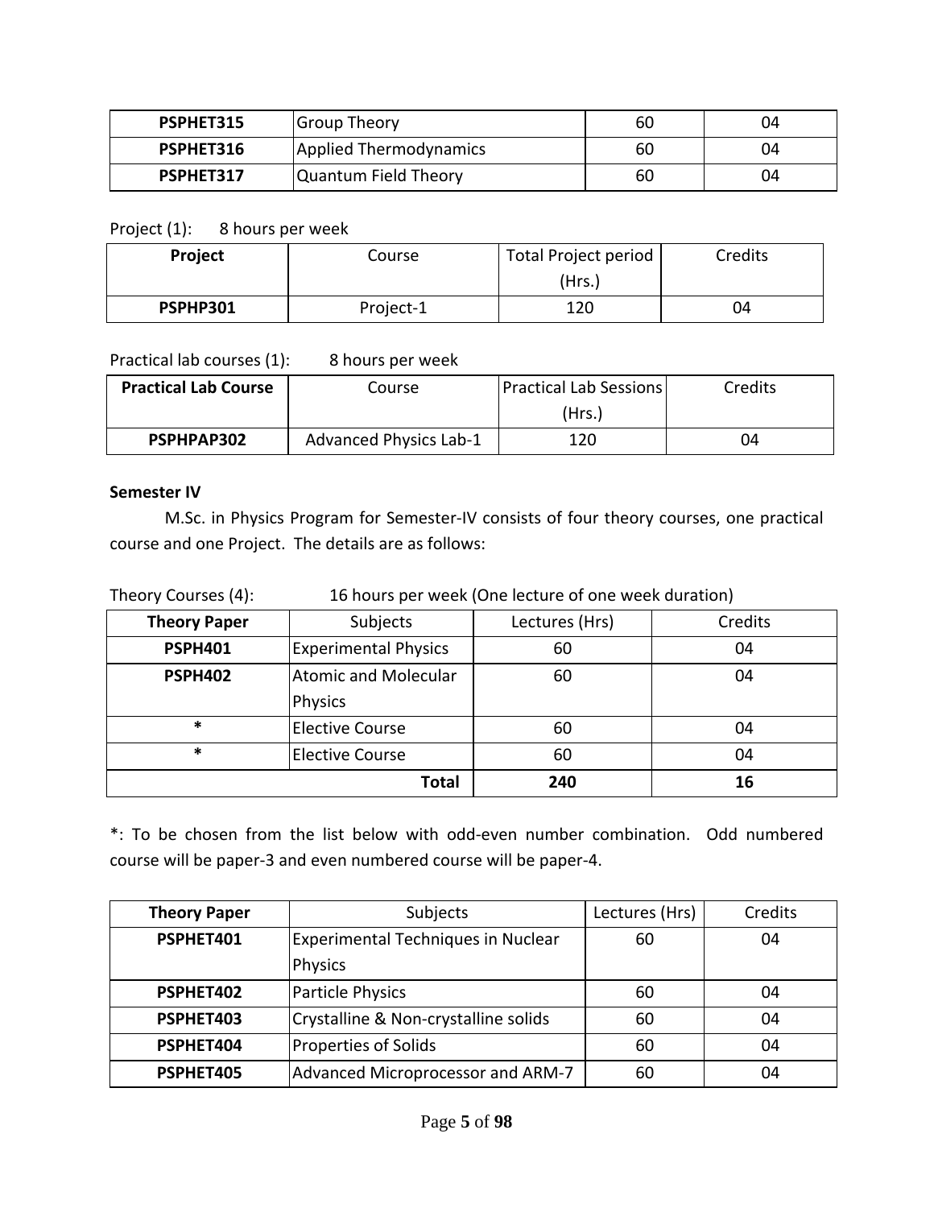| PSPHET315 | Group Theory | 60 | 04 |
|---|---|---|---|
| PSPHET316 | Applied Thermodynamics | 60 | 04 |
| PSPHET317 | Quantum Field Theory | 60 | 04 |

Project (1): 8 hours per week

| Project | Course | Total Project period (Hrs.) | Credits |
|---|---|---|---|
| PSPHP301 | Project-1 | 120 | 04 |

Practical lab courses (1): 8 hours per week

| Practical Lab Course | Course | Practical Lab Sessions (Hrs.) | Credits |
|---|---|---|---|
| PSPHPAP302 | Advanced Physics Lab-1 | 120 | 04 |

**Semester IV**

M.Sc. in Physics Program for Semester-IV consists of four theory courses, one practical course and one Project. The details are as follows:

Theory Courses (4): 16 hours per week (One lecture of one week duration)

| Theory Paper | Subjects | Lectures (Hrs) | Credits |
|---|---|---|---|
| PSPH401 | Experimental Physics | 60 | 04 |
| PSPH402 | Atomic and Molecular Physics | 60 | 04 |
| * | Elective Course | 60 | 04 |
| * | Elective Course | 60 | 04 |
| | **Total** | **240** | **16** |

*: To be chosen from the list below with odd-even number combination. Odd numbered course will be paper-3 and even numbered course will be paper-4.

| Theory Paper | Subjects | Lectures (Hrs) | Credits |
|---|---|---|---|
| PSPHET401 | Experimental Techniques in Nuclear Physics | 60 | 04 |
| PSPHET402 | Particle Physics | 60 | 04 |
| PSPHET403 | Crystalline & Non-crystalline solids | 60 | 04 |
| PSPHET404 | Properties of Solids | 60 | 04 |
| PSPHET405 | Advanced Microprocessor and ARM-7 | 60 | 04 |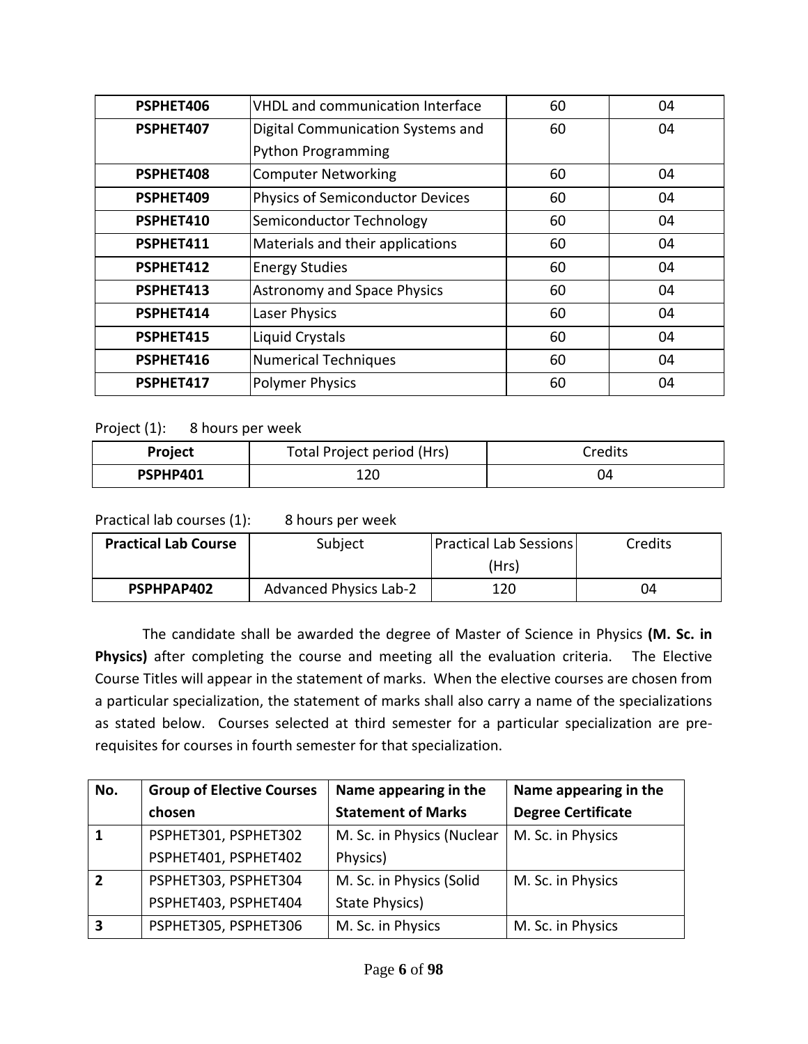| PSPHET406 | VHDL and communication Interface | 60 | 04 |
|---|---|---|---|
| PSPHET407 | Digital Communication Systems and Python Programming | 60 | 04 |
| PSPHET408 | Computer Networking | 60 | 04 |
| PSPHET409 | Physics of Semiconductor Devices | 60 | 04 |
| PSPHET410 | Semiconductor Technology | 60 | 04 |
| PSPHET411 | Materials and their applications | 60 | 04 |
| PSPHET412 | Energy Studies | 60 | 04 |
| PSPHET413 | Astronomy and Space Physics | 60 | 04 |
| PSPHET414 | Laser Physics | 60 | 04 |
| PSPHET415 | Liquid Crystals | 60 | 04 |
| PSPHET416 | Numerical Techniques | 60 | 04 |
| PSPHET417 | Polymer Physics | 60 | 04 |

Project (1): 8 hours per week

| Project | Total Project period (Hrs) | Credits |
|---|---|---|
| PSPHP401 | 120 | 04 |

Practical lab courses (1): 8 hours per week

| Practical Lab Course | Subject | Practical Lab Sessions (Hrs) | Credits |
|---|---|---|---|
| PSPHPAP402 | Advanced Physics Lab-2 | 120 | 04 |

The candidate shall be awarded the degree of Master of Science in Physics **(M. Sc. in Physics)** after completing the course and meeting all the evaluation criteria. The Elective Course Titles will appear in the statement of marks. When the elective courses are chosen from a particular specialization, the statement of marks shall also carry a name of the specializations as stated below. Courses selected at third semester for a particular specialization are pre-requisites for courses in fourth semester for that specialization.

| No. | Group of Elective Courses chosen | Name appearing in the Statement of Marks | Name appearing in the Degree Certificate |
|---|---|---|---|
| 1 | PSPHET301, PSPHET302 PSPHET401, PSPHET402 | M. Sc. in Physics (Nuclear Physics) | M. Sc. in Physics |
| 2 | PSPHET303, PSPHET304 PSPHET403, PSPHET404 | M. Sc. in Physics (Solid State Physics) | M. Sc. in Physics |
| 3 | PSPHET305, PSPHET306 | M. Sc. in Physics | M. Sc. in Physics |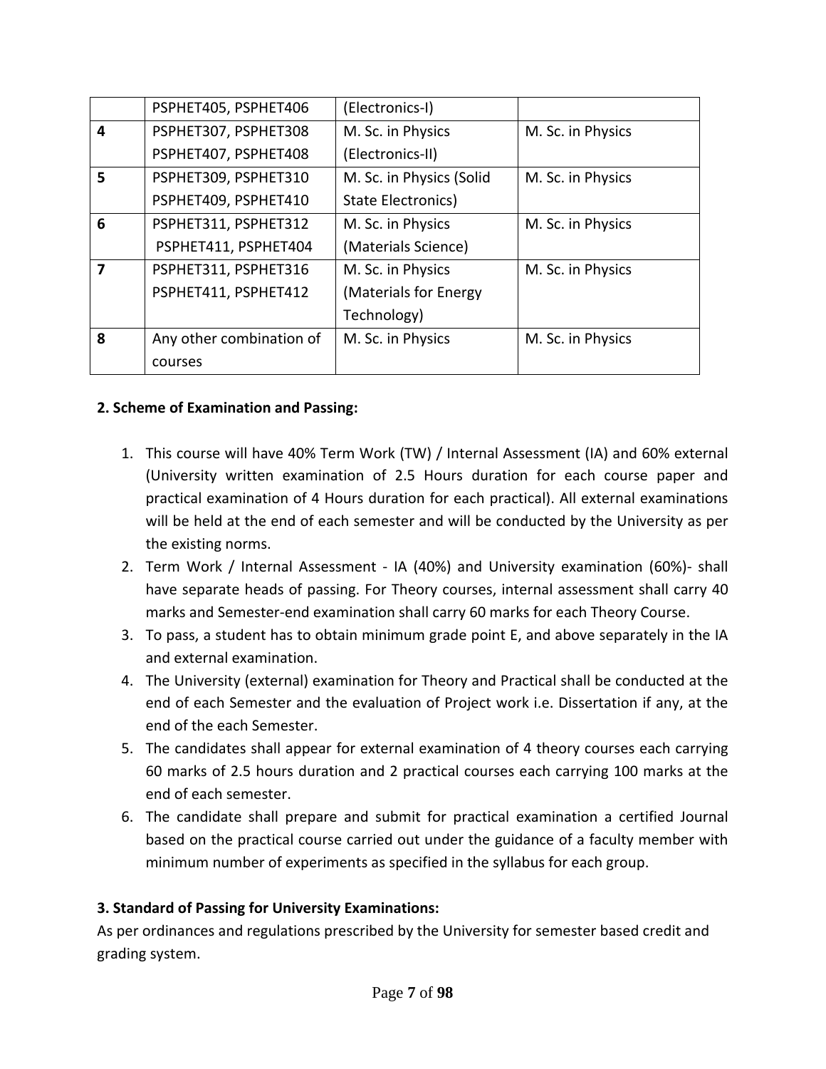|  |  |  |  |
|---|---|---|---|
|  | PSPHET405, PSPHET406 | (Electronics-I) |  |
| **4** | PSPHET307, PSPHET308 PSPHET407, PSPHET408 | M. Sc. in Physics (Electronics-II) | M. Sc. in Physics |
| **5** | PSPHET309, PSPHET310 PSPHET409, PSPHET410 | M. Sc. in Physics (Solid State Electronics) | M. Sc. in Physics |
| **6** | PSPHET311, PSPHET312 PSPHET411, PSPHET404 | M. Sc. in Physics (Materials Science) | M. Sc. in Physics |
| **7** | PSPHET311, PSPHET316 PSPHET411, PSPHET412 | M. Sc. in Physics (Materials for Energy Technology) | M. Sc. in Physics |
| **8** | Any other combination of courses | M. Sc. in Physics | M. Sc. in Physics |

**2. Scheme of Examination and Passing:**

1. This course will have 40% Term Work (TW) / Internal Assessment (IA) and 60% external (University written examination of 2.5 Hours duration for each course paper and practical examination of 4 Hours duration for each practical). All external examinations will be held at the end of each semester and will be conducted by the University as per the existing norms.
2. Term Work / Internal Assessment - IA (40%) and University examination (60%)- shall have separate heads of passing. For Theory courses, internal assessment shall carry 40 marks and Semester-end examination shall carry 60 marks for each Theory Course.
3. To pass, a student has to obtain minimum grade point E, and above separately in the IA and external examination.
4. The University (external) examination for Theory and Practical shall be conducted at the end of each Semester and the evaluation of Project work i.e. Dissertation if any, at the end of the each Semester.
5. The candidates shall appear for external examination of 4 theory courses each carrying 60 marks of 2.5 hours duration and 2 practical courses each carrying 100 marks at the end of each semester.
6. The candidate shall prepare and submit for practical examination a certified Journal based on the practical course carried out under the guidance of a faculty member with minimum number of experiments as specified in the syllabus for each group.

**3. Standard of Passing for University Examinations:**

As per ordinances and regulations prescribed by the University for semester based credit and grading system.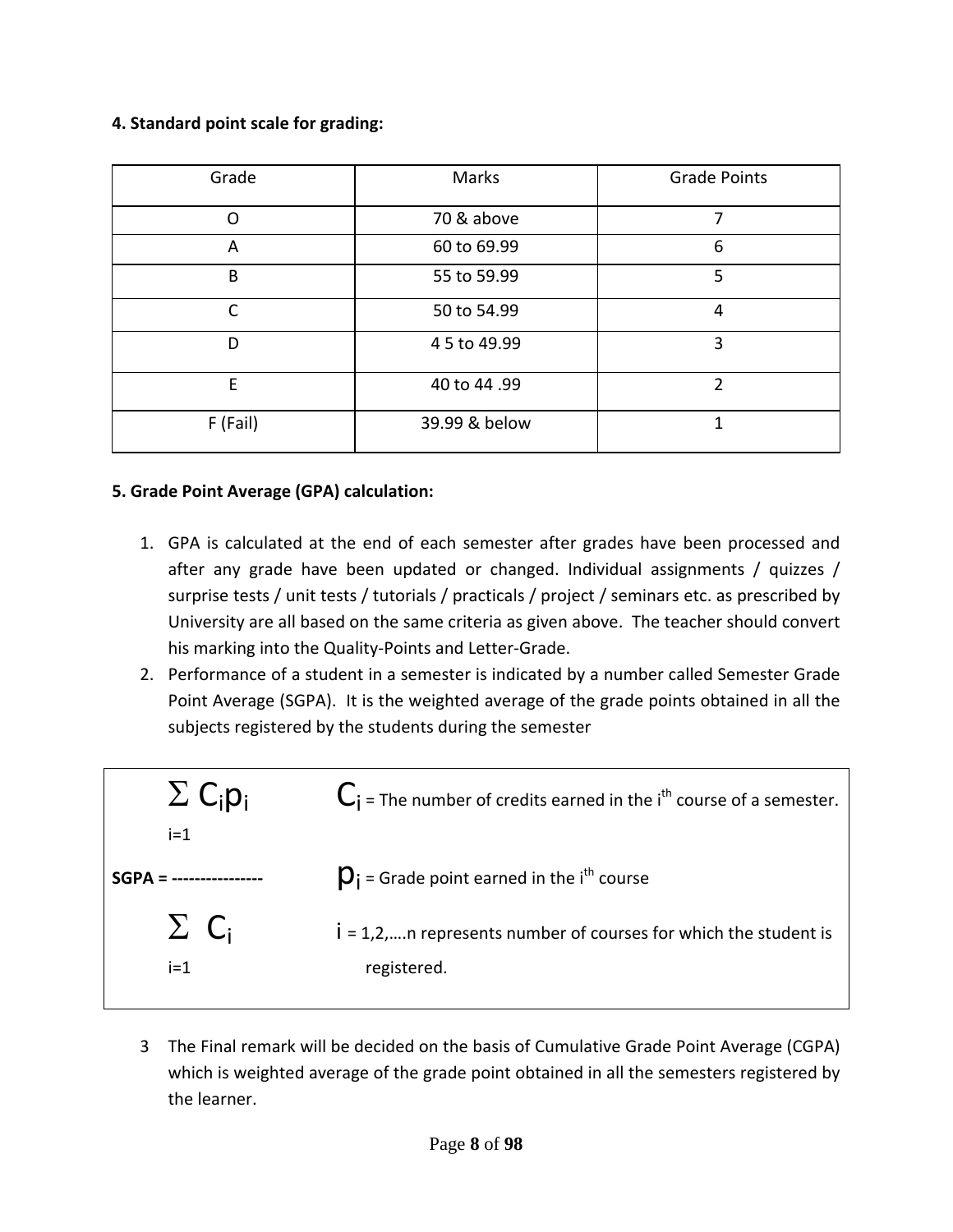**4. Standard point scale for grading:**

| Grade | Marks | Grade Points |
|---|---|---|
| O | 70 & above | 7 |
| A | 60 to 69.99 | 6 |
| B | 55 to 59.99 | 5 |
| C | 50 to 54.99 | 4 |
| D | 4 5 to 49.99 | 3 |
| E | 40 to 44 .99 | 2 |
| F (Fail) | 39.99 & below | 1 |

**5. Grade Point Average (GPA) calculation:**

1. GPA is calculated at the end of each semester after grades have been processed and after any grade have been updated or changed. Individual assignments / quizzes / surprise tests / unit tests / tutorials / practicals / project / seminars etc. as prescribed by University are all based on the same criteria as given above. The teacher should convert his marking into the Quality-Points and Letter-Grade.
2. Performance of a student in a semester is indicated by a number called Semester Grade Point Average (SGPA). It is the weighted average of the grade points obtained in all the subjects registered by the students during the semester

$$\text{SGPA} = \frac{\sum_{i=1} C_i p_i}{\sum_{i=1} C_i}$$

$C_i$ = The number of credits earned in the $i^{th}$ course of a semester.

$p_i$ = Grade point earned in the $i^{th}$ course

$i$ = 1,2,….n represents number of courses for which the student is registered.

3. The Final remark will be decided on the basis of Cumulative Grade Point Average (CGPA) which is weighted average of the grade point obtained in all the semesters registered by the learner.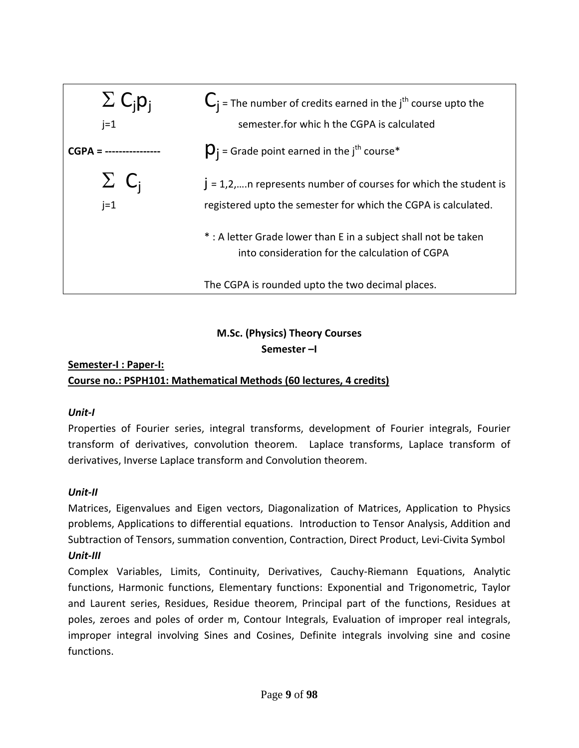$$\text{CGPA} = \frac{\sum_{j=1} C_j p_j}{\sum_{j=1} C_j}$$

$C_j$ = The number of credits earned in the $j^{th}$ course upto the semester.for whic h the CGPA is calculated

$p_j$ = Grade point earned in the $j^{th}$ course*

$j$ = 1,2,….n represents number of courses for which the student is registered upto the semester for which the CGPA is calculated.

* : A letter Grade lower than E in a subject shall not be taken into consideration for the calculation of CGPA

The CGPA is rounded upto the two decimal places.

## M.Sc. (Physics) Theory Courses

### Semester –I

**Semester-I : Paper-I:**

**Course no.: PSPH101: Mathematical Methods (60 lectures, 4 credits)**

***Unit-I***

Properties of Fourier series, integral transforms, development of Fourier integrals, Fourier transform of derivatives, convolution theorem. Laplace transforms, Laplace transform of derivatives, Inverse Laplace transform and Convolution theorem.

***Unit-II***

Matrices, Eigenvalues and Eigen vectors, Diagonalization of Matrices, Application to Physics problems, Applications to differential equations. Introduction to Tensor Analysis, Addition and Subtraction of Tensors, summation convention, Contraction, Direct Product, Levi-Civita Symbol

***Unit-III***

Complex Variables, Limits, Continuity, Derivatives, Cauchy-Riemann Equations, Analytic functions, Harmonic functions, Elementary functions: Exponential and Trigonometric, Taylor and Laurent series, Residues, Residue theorem, Principal part of the functions, Residues at poles, zeroes and poles of order m, Contour Integrals, Evaluation of improper real integrals, improper integral involving Sines and Cosines, Definite integrals involving sine and cosine functions.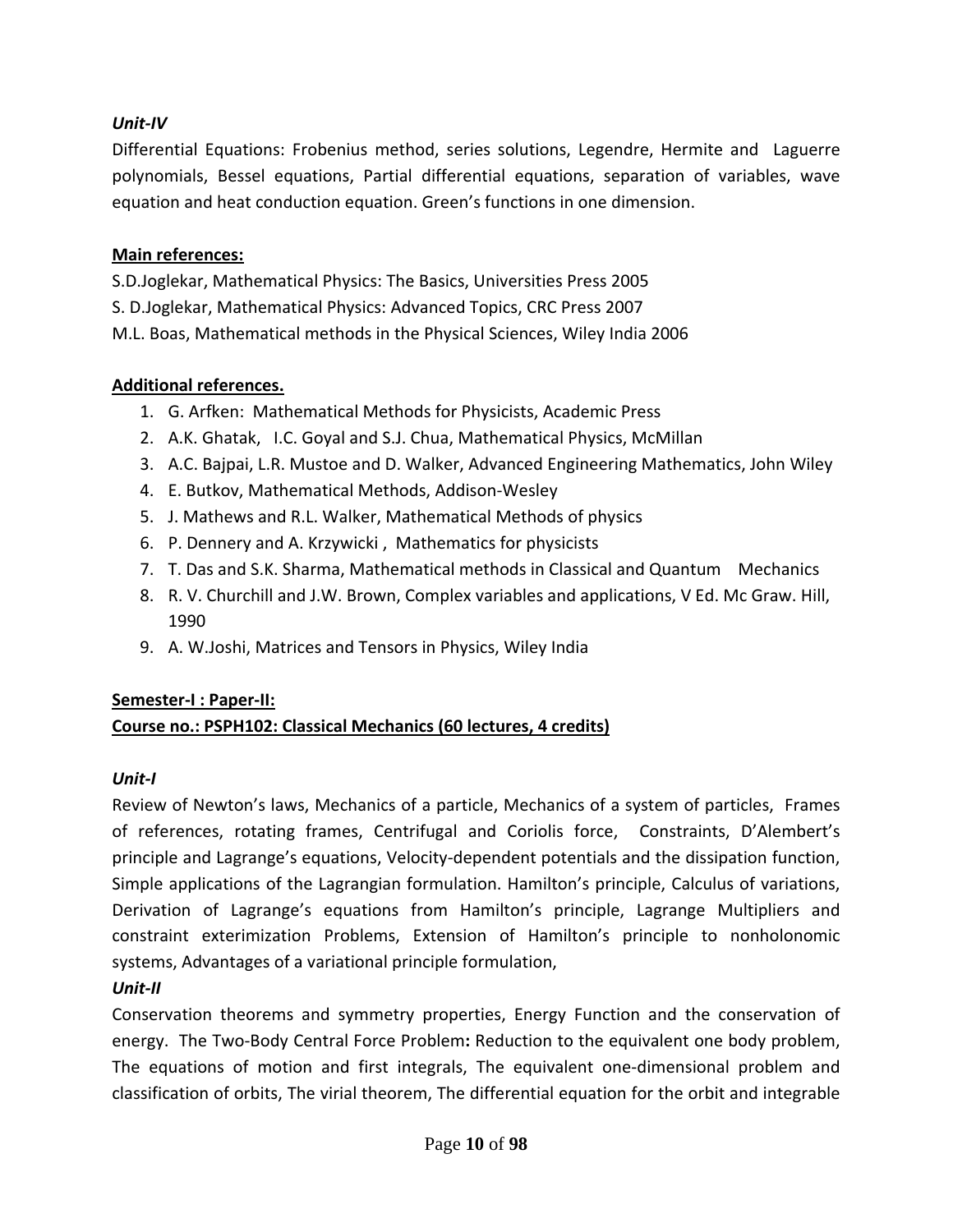***Unit-IV***

Differential Equations: Frobenius method, series solutions, Legendre, Hermite and Laguerre polynomials, Bessel equations, Partial differential equations, separation of variables, wave equation and heat conduction equation. Green's functions in one dimension.

**Main references:**

S.D.Joglekar, Mathematical Physics: The Basics, Universities Press 2005

S. D.Joglekar, Mathematical Physics: Advanced Topics, CRC Press 2007

M.L. Boas, Mathematical methods in the Physical Sciences, Wiley India 2006

**Additional references.**

1. G. Arfken: Mathematical Methods for Physicists, Academic Press
2. A.K. Ghatak, I.C. Goyal and S.J. Chua, Mathematical Physics, McMillan
3. A.C. Bajpai, L.R. Mustoe and D. Walker, Advanced Engineering Mathematics, John Wiley
4. E. Butkov, Mathematical Methods, Addison-Wesley
5. J. Mathews and R.L. Walker, Mathematical Methods of physics
6. P. Dennery and A. Krzywicki , Mathematics for physicists
7. T. Das and S.K. Sharma, Mathematical methods in Classical and Quantum Mechanics
8. R. V. Churchill and J.W. Brown, Complex variables and applications, V Ed. Mc Graw. Hill, 1990
9. A. W.Joshi, Matrices and Tensors in Physics, Wiley India

**Semester-I : Paper-II:**

**Course no.: PSPH102: Classical Mechanics (60 lectures, 4 credits)**

***Unit-I***

Review of Newton's laws, Mechanics of a particle, Mechanics of a system of particles, Frames of references, rotating frames, Centrifugal and Coriolis force, Constraints, D'Alembert's principle and Lagrange's equations, Velocity-dependent potentials and the dissipation function, Simple applications of the Lagrangian formulation. Hamilton's principle, Calculus of variations, Derivation of Lagrange's equations from Hamilton's principle, Lagrange Multipliers and constraint exterimization Problems, Extension of Hamilton's principle to nonholonomic systems, Advantages of a variational principle formulation,

***Unit-II***

Conservation theorems and symmetry properties, Energy Function and the conservation of energy. The Two-Body Central Force Problem**:** Reduction to the equivalent one body problem, The equations of motion and first integrals, The equivalent one-dimensional problem and classification of orbits, The virial theorem, The differential equation for the orbit and integrable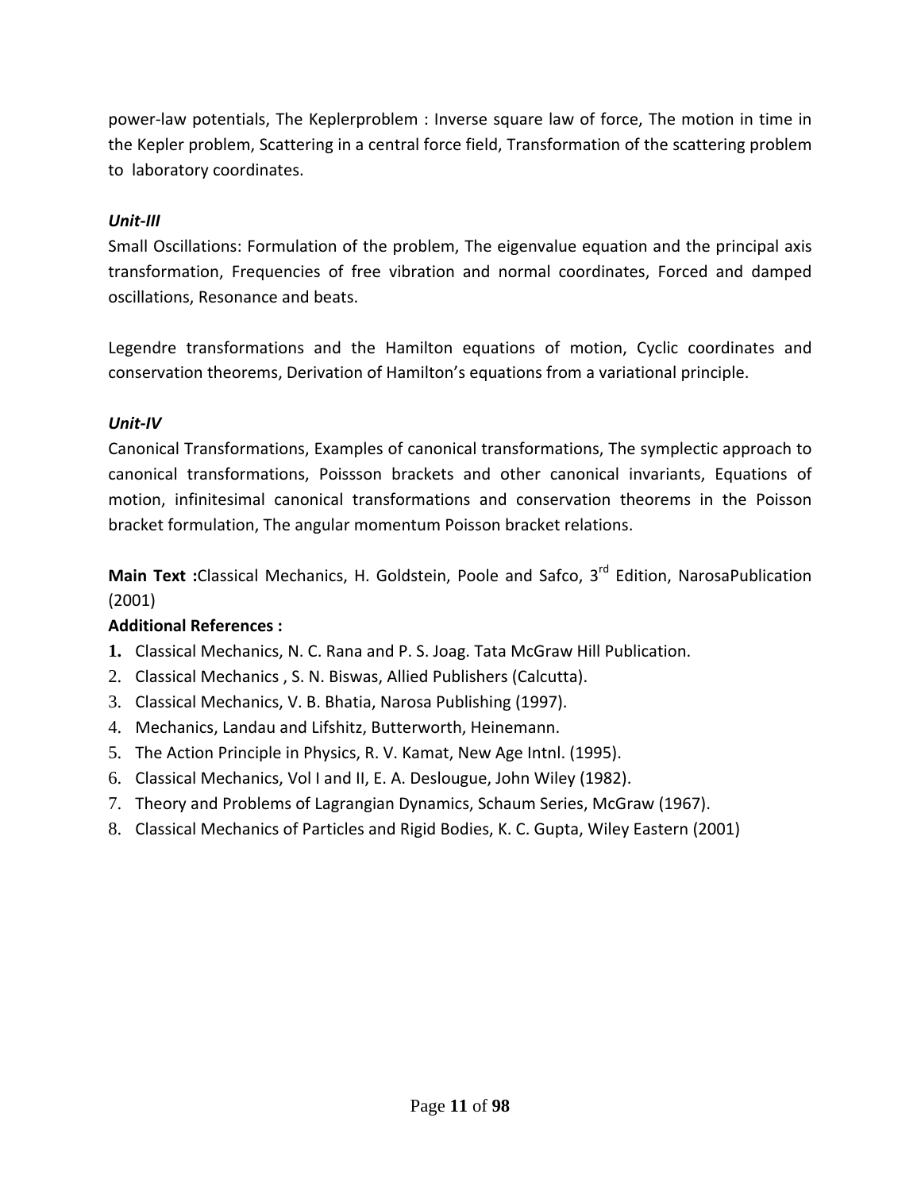power-law potentials, The Keplerproblem : Inverse square law of force, The motion in time in the Kepler problem, Scattering in a central force field, Transformation of the scattering problem to laboratory coordinates.

### *Unit-III*

Small Oscillations: Formulation of the problem, The eigenvalue equation and the principal axis transformation, Frequencies of free vibration and normal coordinates, Forced and damped oscillations, Resonance and beats.

Legendre transformations and the Hamilton equations of motion, Cyclic coordinates and conservation theorems, Derivation of Hamilton's equations from a variational principle.

### *Unit-IV*

Canonical Transformations, Examples of canonical transformations, The symplectic approach to canonical transformations, Poissson brackets and other canonical invariants, Equations of motion, infinitesimal canonical transformations and conservation theorems in the Poisson bracket formulation, The angular momentum Poisson bracket relations.

**Main Text :**Classical Mechanics, H. Goldstein, Poole and Safco, 3rd Edition, NarosaPublication (2001)

**Additional References :**

1. Classical Mechanics, N. C. Rana and P. S. Joag. Tata McGraw Hill Publication.
2. Classical Mechanics , S. N. Biswas, Allied Publishers (Calcutta).
3. Classical Mechanics, V. B. Bhatia, Narosa Publishing (1997).
4. Mechanics, Landau and Lifshitz, Butterworth, Heinemann.
5. The Action Principle in Physics, R. V. Kamat, New Age Intnl. (1995).
6. Classical Mechanics, Vol I and II, E. A. Deslougue, John Wiley (1982).
7. Theory and Problems of Lagrangian Dynamics, Schaum Series, McGraw (1967).
8. Classical Mechanics of Particles and Rigid Bodies, K. C. Gupta, Wiley Eastern (2001)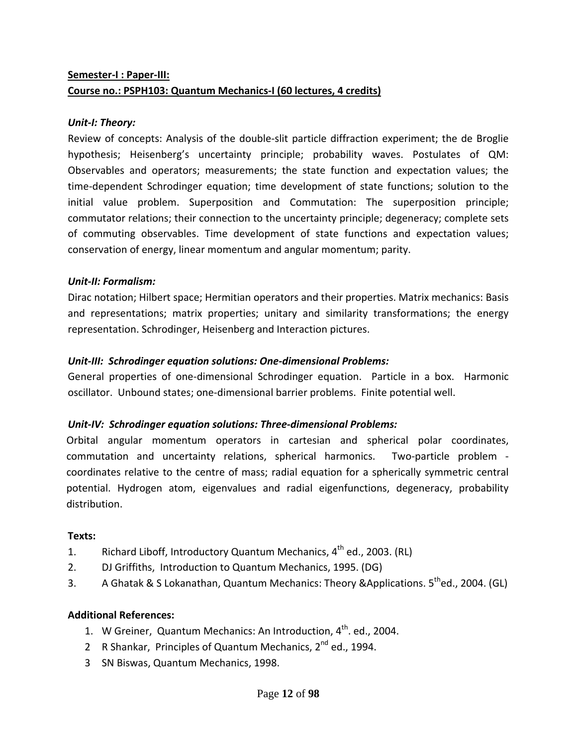**Semester-I : Paper-III:**
**Course no.: PSPH103: Quantum Mechanics-I (60 lectures, 4 credits)**

***Unit-I: Theory:***

Review of concepts: Analysis of the double-slit particle diffraction experiment; the de Broglie hypothesis; Heisenberg's uncertainty principle; probability waves. Postulates of QM: Observables and operators; measurements; the state function and expectation values; the time-dependent Schrodinger equation; time development of state functions; solution to the initial value problem. Superposition and Commutation: The superposition principle; commutator relations; their connection to the uncertainty principle; degeneracy; complete sets of commuting observables. Time development of state functions and expectation values; conservation of energy, linear momentum and angular momentum; parity.

***Unit-II: Formalism:***

Dirac notation; Hilbert space; Hermitian operators and their properties. Matrix mechanics: Basis and representations; matrix properties; unitary and similarity transformations; the energy representation. Schrodinger, Heisenberg and Interaction pictures.

***Unit-III: Schrodinger equation solutions: One-dimensional Problems:***

General properties of one-dimensional Schrodinger equation. Particle in a box. Harmonic oscillator. Unbound states; one-dimensional barrier problems. Finite potential well.

***Unit-IV: Schrodinger equation solutions: Three-dimensional Problems:***

Orbital angular momentum operators in cartesian and spherical polar coordinates, commutation and uncertainty relations, spherical harmonics. Two-particle problem - coordinates relative to the centre of mass; radial equation for a spherically symmetric central potential. Hydrogen atom, eigenvalues and radial eigenfunctions, degeneracy, probability distribution.

**Texts:**

1. Richard Liboff, Introductory Quantum Mechanics, 4th ed., 2003. (RL)
2. DJ Griffiths, Introduction to Quantum Mechanics, 1995. (DG)
3. A Ghatak & S Lokanathan, Quantum Mechanics: Theory &Applications. 5th ed., 2004. (GL)

**Additional References:**

1. W Greiner, Quantum Mechanics: An Introduction, 4th. ed., 2004.
2. R Shankar, Principles of Quantum Mechanics, 2nd ed., 1994.
3. SN Biswas, Quantum Mechanics, 1998.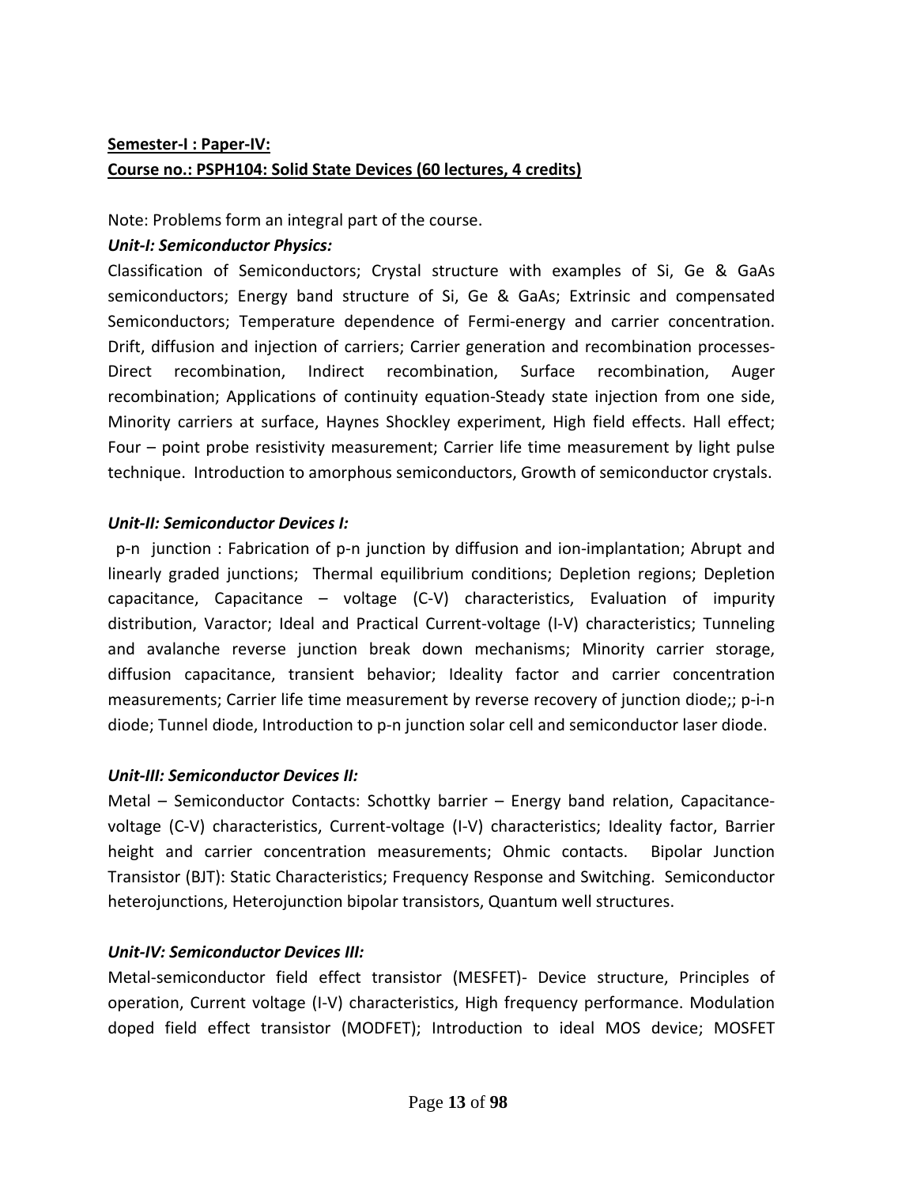**Semester-I : Paper-IV:**

**Course no.: PSPH104: Solid State Devices (60 lectures, 4 credits)**

Note: Problems form an integral part of the course.

***Unit-I: Semiconductor Physics:***

Classification of Semiconductors; Crystal structure with examples of Si, Ge & GaAs semiconductors; Energy band structure of Si, Ge & GaAs; Extrinsic and compensated Semiconductors; Temperature dependence of Fermi-energy and carrier concentration. Drift, diffusion and injection of carriers; Carrier generation and recombination processes- Direct recombination, Indirect recombination, Surface recombination, Auger recombination; Applications of continuity equation-Steady state injection from one side, Minority carriers at surface, Haynes Shockley experiment, High field effects. Hall effect; Four – point probe resistivity measurement; Carrier life time measurement by light pulse technique. Introduction to amorphous semiconductors, Growth of semiconductor crystals.

***Unit-II: Semiconductor Devices I:***

p-n junction : Fabrication of p-n junction by diffusion and ion-implantation; Abrupt and linearly graded junctions; Thermal equilibrium conditions; Depletion regions; Depletion capacitance, Capacitance – voltage (C-V) characteristics, Evaluation of impurity distribution, Varactor; Ideal and Practical Current-voltage (I-V) characteristics; Tunneling and avalanche reverse junction break down mechanisms; Minority carrier storage, diffusion capacitance, transient behavior; Ideality factor and carrier concentration measurements; Carrier life time measurement by reverse recovery of junction diode;; p-i-n diode; Tunnel diode, Introduction to p-n junction solar cell and semiconductor laser diode.

***Unit-III: Semiconductor Devices II:***

Metal – Semiconductor Contacts: Schottky barrier – Energy band relation, Capacitance-voltage (C-V) characteristics, Current-voltage (I-V) characteristics; Ideality factor, Barrier height and carrier concentration measurements; Ohmic contacts. Bipolar Junction Transistor (BJT): Static Characteristics; Frequency Response and Switching. Semiconductor heterojunctions, Heterojunction bipolar transistors, Quantum well structures.

***Unit-IV: Semiconductor Devices III:***

Metal-semiconductor field effect transistor (MESFET)- Device structure, Principles of operation, Current voltage (I-V) characteristics, High frequency performance. Modulation doped field effect transistor (MODFET); Introduction to ideal MOS device; MOSFET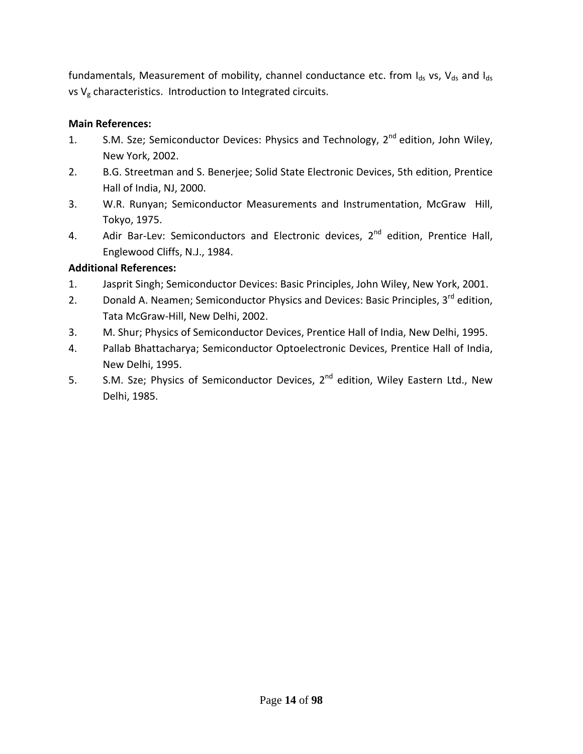fundamentals, Measurement of mobility, channel conductance etc. from $I_{ds}$ vs, $V_{ds}$ and $I_{ds}$ vs $V_g$ characteristics. Introduction to Integrated circuits.

**Main References:**

1. S.M. Sze; Semiconductor Devices: Physics and Technology, 2nd edition, John Wiley, New York, 2002.
2. B.G. Streetman and S. Benerjee; Solid State Electronic Devices, 5th edition, Prentice Hall of India, NJ, 2000.
3. W.R. Runyan; Semiconductor Measurements and Instrumentation, McGraw Hill, Tokyo, 1975.
4. Adir Bar-Lev: Semiconductors and Electronic devices, 2nd edition, Prentice Hall, Englewood Cliffs, N.J., 1984.

**Additional References:**

1. Jasprit Singh; Semiconductor Devices: Basic Principles, John Wiley, New York, 2001.
2. Donald A. Neamen; Semiconductor Physics and Devices: Basic Principles, 3rd edition, Tata McGraw-Hill, New Delhi, 2002.
3. M. Shur; Physics of Semiconductor Devices, Prentice Hall of India, New Delhi, 1995.
4. Pallab Bhattacharya; Semiconductor Optoelectronic Devices, Prentice Hall of India, New Delhi, 1995.
5. S.M. Sze; Physics of Semiconductor Devices, 2nd edition, Wiley Eastern Ltd., New Delhi, 1985.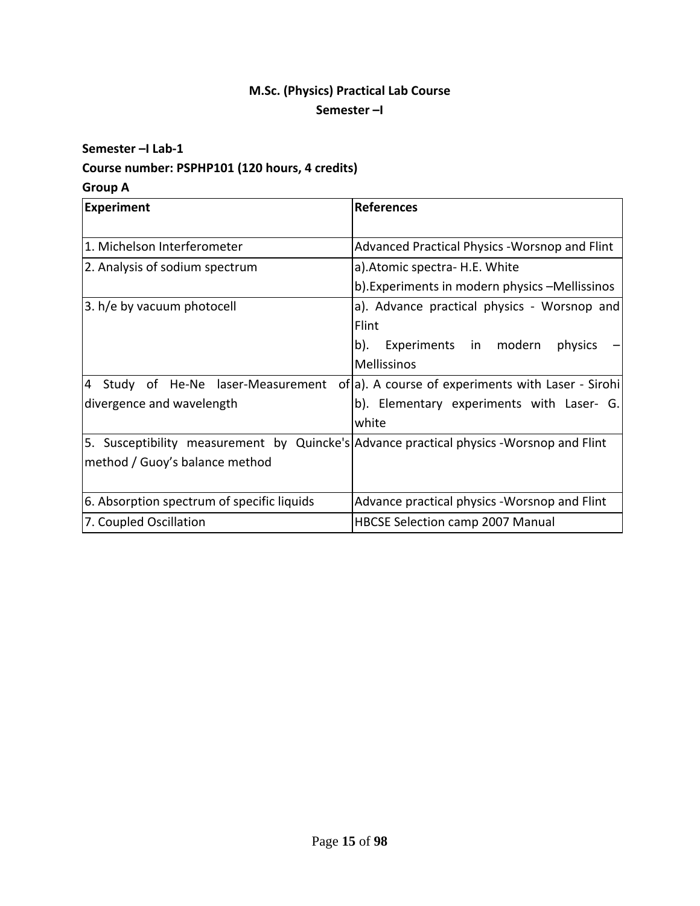## M.Sc. (Physics) Practical Lab Course
### Semester –I

**Semester –I Lab-1**

**Course number: PSPHP101 (120 hours, 4 credits)**

**Group A**

| Experiment | References |
|---|---|
| 1. Michelson Interferometer | Advanced Practical Physics -Worsnop and Flint |
| 2. Analysis of sodium spectrum | a).Atomic spectra- H.E. White<br>b).Experiments in modern physics –Mellissinos |
| 3. h/e by vacuum photocell | a). Advance practical physics - Worsnop and Flint<br>b). Experiments in modern physics – Mellissinos |
| 4 Study of He-Ne laser-Measurement of divergence and wavelength | a). A course of experiments with Laser - Sirohi<br>b). Elementary experiments with Laser- G. white |
| 5. Susceptibility measurement by Quincke's method / Guoy's balance method | Advance practical physics -Worsnop and Flint |
| 6. Absorption spectrum of specific liquids | Advance practical physics -Worsnop and Flint |
| 7. Coupled Oscillation | HBCSE Selection camp 2007 Manual |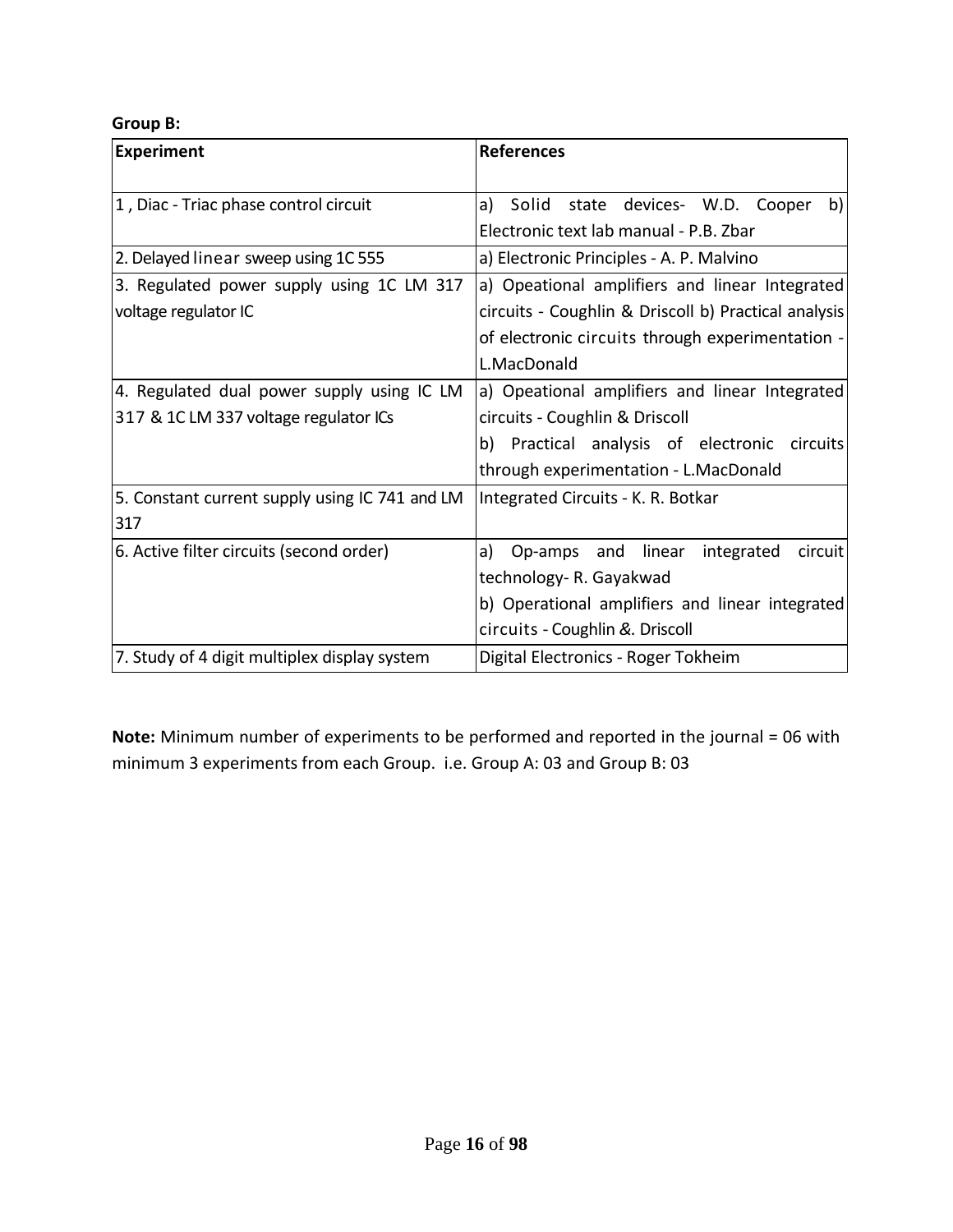**Group B:**

| Experiment | References |
|---|---|
| 1 , Diac - Triac phase control circuit | a) Solid state devices- W.D. Cooper b) Electronic text lab manual - P.B. Zbar |
| 2. Delayed linear sweep using 1C 555 | a) Electronic Principles - A. P. Malvino |
| 3. Regulated power supply using 1C LM 317 voltage regulator IC | a) Opeational amplifiers and linear Integrated circuits - Coughlin & Driscoll b) Practical analysis of electronic circuits through experimentation - L.MacDonald |
| 4. Regulated dual power supply using IC LM 317 & 1C LM 337 voltage regulator ICs | a) Opeational amplifiers and linear Integrated circuits - Coughlin & Driscoll<br>b) Practical analysis of electronic circuits through experimentation - L.MacDonald |
| 5. Constant current supply using IC 741 and LM 317 | Integrated Circuits - K. R. Botkar |
| 6. Active filter circuits (second order) | a) Op-amps and linear integrated circuit technology- R. Gayakwad<br>b) Operational amplifiers and linear integrated circuits - Coughlin &. Driscoll |
| 7. Study of 4 digit multiplex display system | Digital Electronics - Roger Tokheim |

**Note:** Minimum number of experiments to be performed and reported in the journal = 06 with minimum 3 experiments from each Group. i.e. Group A: 03 and Group B: 03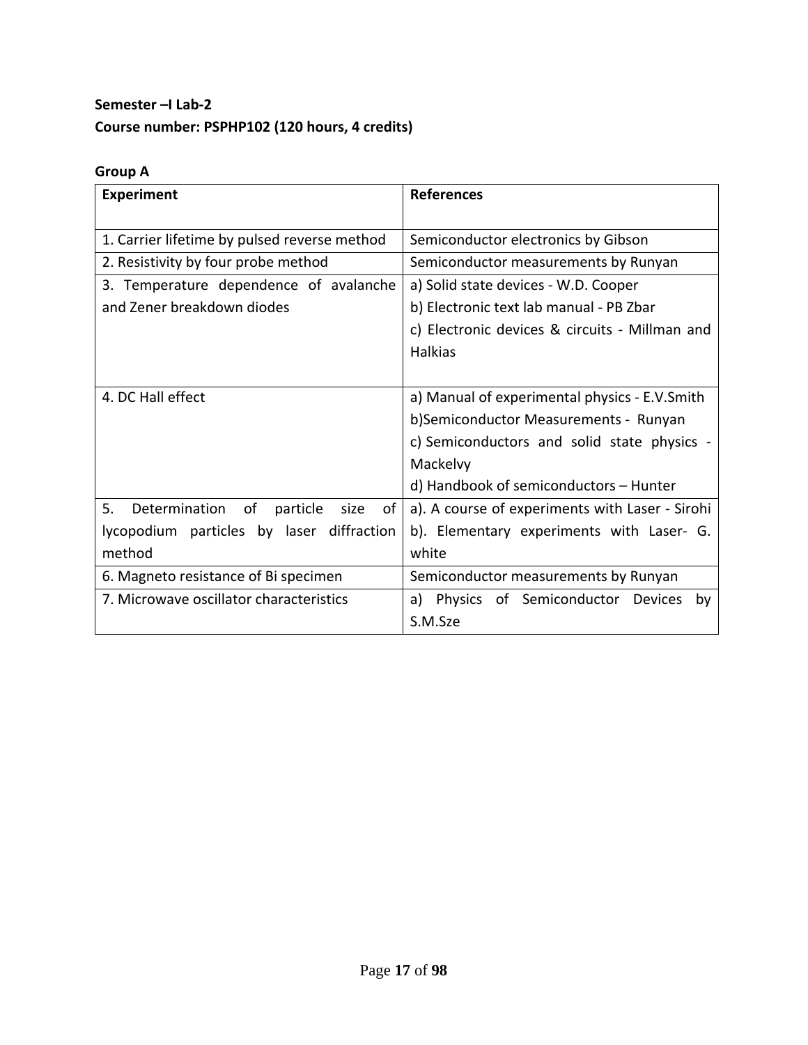**Semester –I Lab-2**

**Course number: PSPHP102 (120 hours, 4 credits)**

**Group A**

| **Experiment** | **References** |
|---|---|
| 1. Carrier lifetime by pulsed reverse method | Semiconductor electronics by Gibson |
| 2. Resistivity by four probe method | Semiconductor measurements by Runyan |
| 3. Temperature dependence of avalanche and Zener breakdown diodes | a) Solid state devices - W.D. Cooper<br>b) Electronic text lab manual - PB Zbar<br>c) Electronic devices & circuits - Millman and Halkias |
| 4. DC Hall effect | a) Manual of experimental physics - E.V.Smith<br>b)Semiconductor Measurements - Runyan<br>c) Semiconductors and solid state physics - Mackelvy<br>d) Handbook of semiconductors – Hunter |
| 5. Determination of particle size of lycopodium particles by laser diffraction method | a). A course of experiments with Laser - Sirohi<br>b). Elementary experiments with Laser- G. white |
| 6. Magneto resistance of Bi specimen | Semiconductor measurements by Runyan |
| 7. Microwave oscillator characteristics | a) Physics of Semiconductor Devices by S.M.Sze |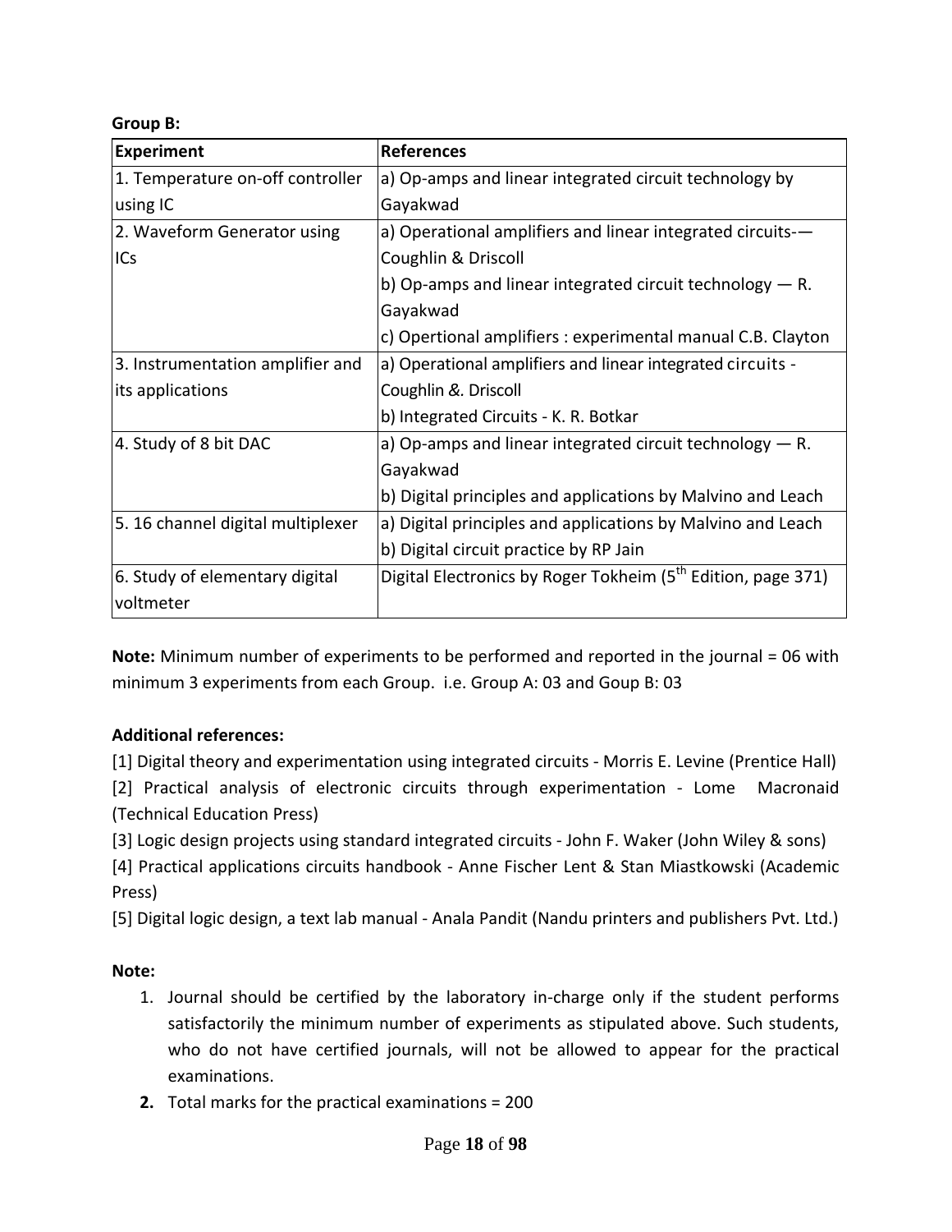**Group B:**

| Experiment | References |
| --- | --- |
| 1. Temperature on-off controller using IC | a) Op-amps and linear integrated circuit technology by Gayakwad |
| 2. Waveform Generator using ICs | a) Operational amplifiers and linear integrated circuits-— Coughlin & Driscoll<br>b) Op-amps and linear integrated circuit technology — R. Gayakwad<br>c) Opertional amplifiers : experimental manual C.B. Clayton |
| 3. Instrumentation amplifier and its applications | a) Operational amplifiers and linear integrated circuits - Coughlin &. Driscoll<br>b) Integrated Circuits - K. R. Botkar |
| 4. Study of 8 bit DAC | a) Op-amps and linear integrated circuit technology — R. Gayakwad<br>b) Digital principles and applications by Malvino and Leach |
| 5. 16 channel digital multiplexer | a) Digital principles and applications by Malvino and Leach<br>b) Digital circuit practice by RP Jain |
| 6. Study of elementary digital voltmeter | Digital Electronics by Roger Tokheim (5th Edition, page 371) |

**Note:** Minimum number of experiments to be performed and reported in the journal = 06 with minimum 3 experiments from each Group. i.e. Group A: 03 and Goup B: 03

**Additional references:**

[1] Digital theory and experimentation using integrated circuits - Morris E. Levine (Prentice Hall)
[2] Practical analysis of electronic circuits through experimentation - Lome Macronaid (Technical Education Press)
[3] Logic design projects using standard integrated circuits - John F. Waker (John Wiley & sons)
[4] Practical applications circuits handbook - Anne Fischer Lent & Stan Miastkowski (Academic Press)
[5] Digital logic design, a text lab manual - Anala Pandit (Nandu printers and publishers Pvt. Ltd.)

**Note:**

1. Journal should be certified by the laboratory in-charge only if the student performs satisfactorily the minimum number of experiments as stipulated above. Such students, who do not have certified journals, will not be allowed to appear for the practical examinations.
2. Total marks for the practical examinations = 200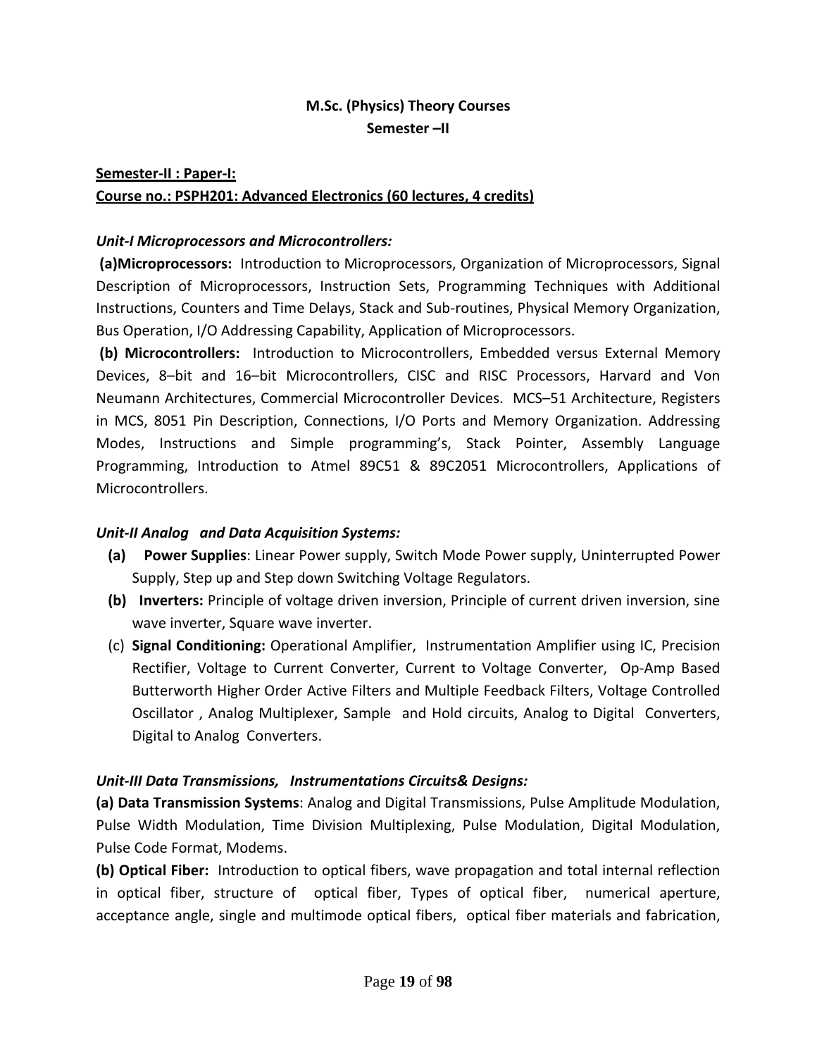**M.Sc. (Physics) Theory Courses**
**Semester –II**

**Semester-II : Paper-I:**
**Course no.: PSPH201: Advanced Electronics (60 lectures, 4 credits)**

***Unit-I Microprocessors and Microcontrollers:***

**(a)Microprocessors:** Introduction to Microprocessors, Organization of Microprocessors, Signal Description of Microprocessors, Instruction Sets, Programming Techniques with Additional Instructions, Counters and Time Delays, Stack and Sub-routines, Physical Memory Organization, Bus Operation, I/O Addressing Capability, Application of Microprocessors.

**(b) Microcontrollers:** Introduction to Microcontrollers, Embedded versus External Memory Devices, 8–bit and 16–bit Microcontrollers, CISC and RISC Processors, Harvard and Von Neumann Architectures, Commercial Microcontroller Devices. MCS–51 Architecture, Registers in MCS, 8051 Pin Description, Connections, I/O Ports and Memory Organization. Addressing Modes, Instructions and Simple programming's, Stack Pointer, Assembly Language Programming, Introduction to Atmel 89C51 & 89C2051 Microcontrollers, Applications of Microcontrollers.

***Unit-II Analog and Data Acquisition Systems:***

**(a) Power Supplies**: Linear Power supply, Switch Mode Power supply, Uninterrupted Power Supply, Step up and Step down Switching Voltage Regulators.

**(b) Inverters:** Principle of voltage driven inversion, Principle of current driven inversion, sine wave inverter, Square wave inverter.

(c) **Signal Conditioning:** Operational Amplifier, Instrumentation Amplifier using IC, Precision Rectifier, Voltage to Current Converter, Current to Voltage Converter, Op-Amp Based Butterworth Higher Order Active Filters and Multiple Feedback Filters, Voltage Controlled Oscillator , Analog Multiplexer, Sample and Hold circuits, Analog to Digital Converters, Digital to Analog Converters.

***Unit-III Data Transmissions, Instrumentations Circuits& Designs:***

**(a) Data Transmission Systems**: Analog and Digital Transmissions, Pulse Amplitude Modulation, Pulse Width Modulation, Time Division Multiplexing, Pulse Modulation, Digital Modulation, Pulse Code Format, Modems.

**(b) Optical Fiber:** Introduction to optical fibers, wave propagation and total internal reflection in optical fiber, structure of optical fiber, Types of optical fiber, numerical aperture, acceptance angle, single and multimode optical fibers, optical fiber materials and fabrication,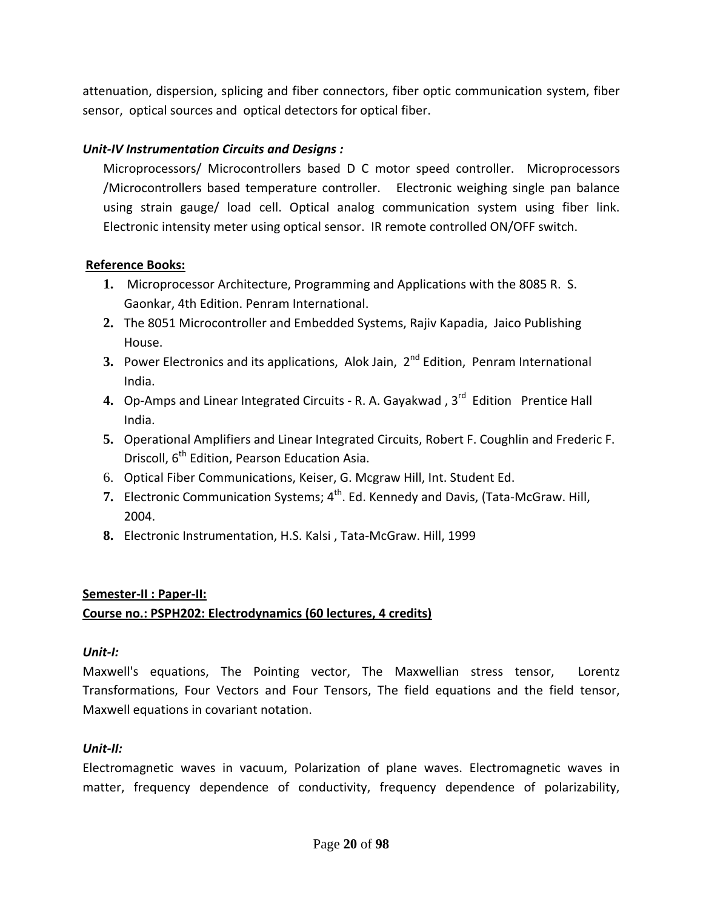attenuation, dispersion, splicing and fiber connectors, fiber optic communication system, fiber sensor, optical sources and optical detectors for optical fiber.

***Unit-IV Instrumentation Circuits and Designs :***

Microprocessors/ Microcontrollers based D C motor speed controller. Microprocessors /Microcontrollers based temperature controller. Electronic weighing single pan balance using strain gauge/ load cell. Optical analog communication system using fiber link. Electronic intensity meter using optical sensor. IR remote controlled ON/OFF switch.

**Reference Books:**

1. Microprocessor Architecture, Programming and Applications with the 8085 R. S. Gaonkar, 4th Edition. Penram International.
2. The 8051 Microcontroller and Embedded Systems, Rajiv Kapadia, Jaico Publishing House.
3. Power Electronics and its applications, Alok Jain, 2nd Edition, Penram International India.
4. Op-Amps and Linear Integrated Circuits - R. A. Gayakwad , 3rd Edition Prentice Hall India.
5. Operational Amplifiers and Linear Integrated Circuits, Robert F. Coughlin and Frederic F. Driscoll, 6th Edition, Pearson Education Asia.
6. Optical Fiber Communications, Keiser, G. Mcgraw Hill, Int. Student Ed.
7. Electronic Communication Systems; 4th. Ed. Kennedy and Davis, (Tata-McGraw. Hill, 2004.
8. Electronic Instrumentation, H.S. Kalsi , Tata-McGraw. Hill, 1999

**Semester-II : Paper-II:**

**Course no.: PSPH202: Electrodynamics (60 lectures, 4 credits)**

***Unit-I:***

Maxwell's equations, The Pointing vector, The Maxwellian stress tensor, Lorentz Transformations, Four Vectors and Four Tensors, The field equations and the field tensor, Maxwell equations in covariant notation.

***Unit-II:***

Electromagnetic waves in vacuum, Polarization of plane waves. Electromagnetic waves in matter, frequency dependence of conductivity, frequency dependence of polarizability,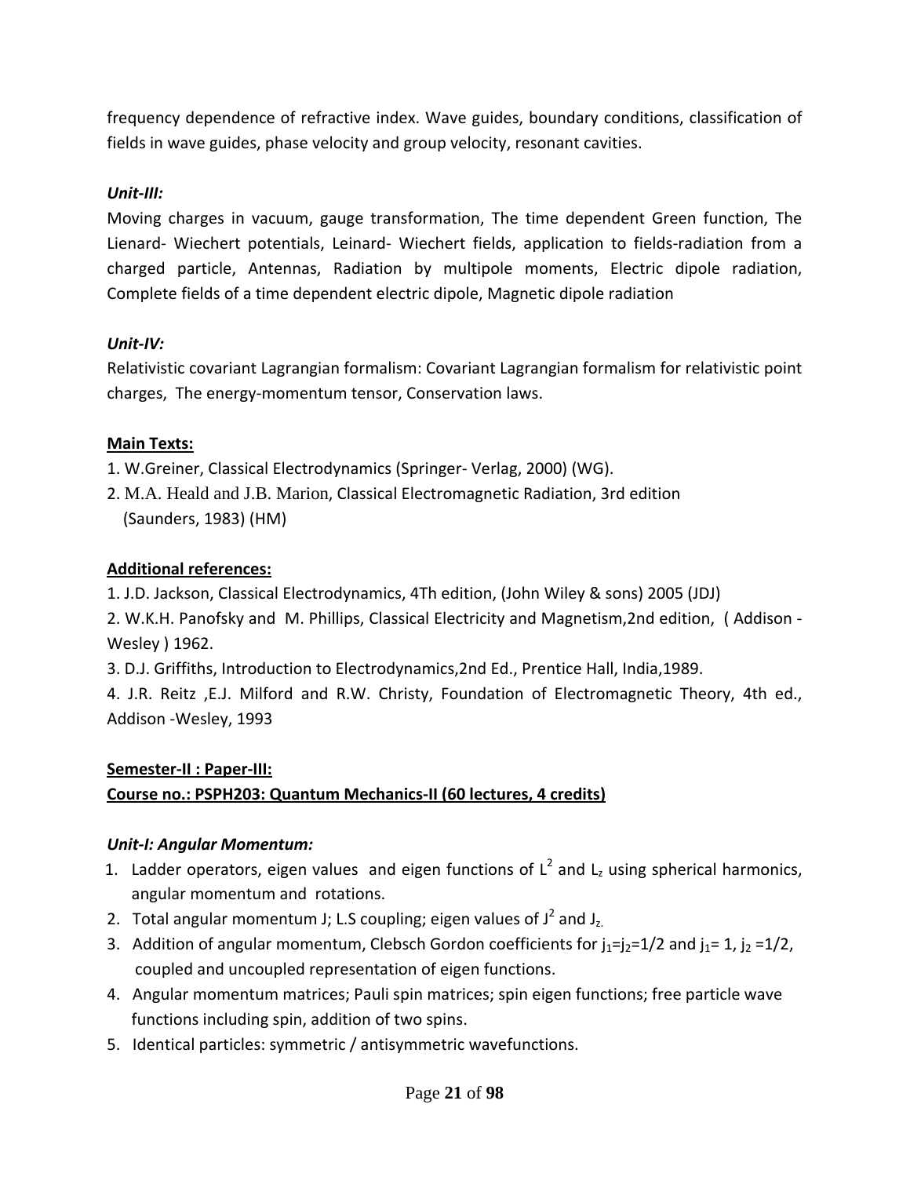frequency dependence of refractive index. Wave guides, boundary conditions, classification of fields in wave guides, phase velocity and group velocity, resonant cavities.

***Unit-III:***

Moving charges in vacuum, gauge transformation, The time dependent Green function, The Lienard- Wiechert potentials, Leinard- Wiechert fields, application to fields-radiation from a charged particle, Antennas, Radiation by multipole moments, Electric dipole radiation, Complete fields of a time dependent electric dipole, Magnetic dipole radiation

***Unit-IV:***

Relativistic covariant Lagrangian formalism: Covariant Lagrangian formalism for relativistic point charges, The energy-momentum tensor, Conservation laws.

**Main Texts:**

1. W.Greiner, Classical Electrodynamics (Springer- Verlag, 2000) (WG).
2. M.A. Heald and J.B. Marion, Classical Electromagnetic Radiation, 3rd edition (Saunders, 1983) (HM)

**Additional references:**

1. J.D. Jackson, Classical Electrodynamics, 4Th edition, (John Wiley & sons) 2005 (JDJ)
2. W.K.H. Panofsky and M. Phillips, Classical Electricity and Magnetism,2nd edition, ( Addison -Wesley ) 1962.
3. D.J. Griffiths, Introduction to Electrodynamics,2nd Ed., Prentice Hall, India,1989.
4. J.R. Reitz ,E.J. Milford and R.W. Christy, Foundation of Electromagnetic Theory, 4th ed., Addison -Wesley, 1993

**Semester-II : Paper-III:**

**Course no.: PSPH203: Quantum Mechanics-II (60 lectures, 4 credits)**

***Unit-I: Angular Momentum:***

1. Ladder operators, eigen values and eigen functions of $L^2$ and $L_z$ using spherical harmonics, angular momentum and rotations.
2. Total angular momentum J; L.S coupling; eigen values of $J^2$ and $J_z$.
3. Addition of angular momentum, Clebsch Gordon coefficients for $j_1=j_2=1/2$ and $j_1= 1$, $j_2 =1/2$, coupled and uncoupled representation of eigen functions.
4. Angular momentum matrices; Pauli spin matrices; spin eigen functions; free particle wave functions including spin, addition of two spins.
5. Identical particles: symmetric / antisymmetric wavefunctions.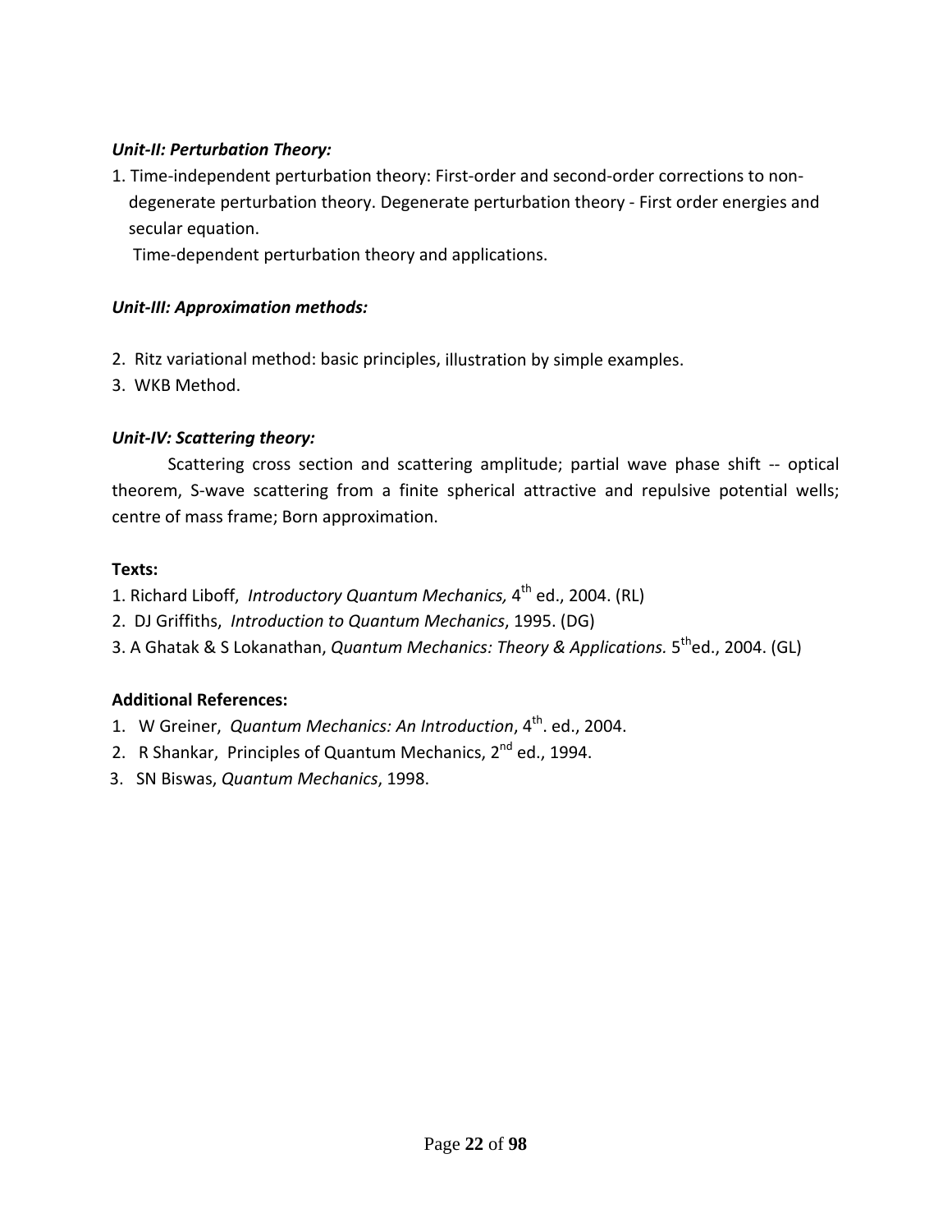***Unit-II: Perturbation Theory:***

1. Time-independent perturbation theory: First-order and second-order corrections to non-degenerate perturbation theory. Degenerate perturbation theory - First order energies and secular equation.

   Time-dependent perturbation theory and applications.

***Unit-III: Approximation methods:***

2. Ritz variational method: basic principles, illustration by simple examples.
3. WKB Method.

***Unit-IV: Scattering theory:***

Scattering cross section and scattering amplitude; partial wave phase shift -- optical theorem, S-wave scattering from a finite spherical attractive and repulsive potential wells; centre of mass frame; Born approximation.

**Texts:**

1. Richard Liboff, *Introductory Quantum Mechanics,* 4th ed., 2004. (RL)
2. DJ Griffiths, *Introduction to Quantum Mechanics*, 1995. (DG)
3. A Ghatak & S Lokanathan, *Quantum Mechanics: Theory & Applications.* 5th ed., 2004. (GL)

**Additional References:**

1. W Greiner, *Quantum Mechanics: An Introduction*, 4th. ed., 2004.
2. R Shankar, Principles of Quantum Mechanics, 2nd ed., 1994.
3. SN Biswas, *Quantum Mechanics*, 1998.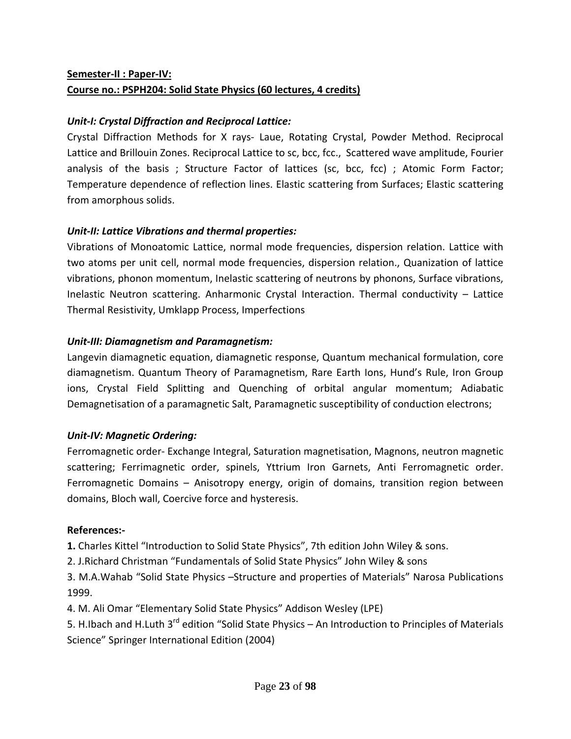**Semester-II : Paper-IV:**

**Course no.: PSPH204: Solid State Physics (60 lectures, 4 credits)**

***Unit-I: Crystal Diffraction and Reciprocal Lattice:***

Crystal Diffraction Methods for X rays- Laue, Rotating Crystal, Powder Method. Reciprocal Lattice and Brillouin Zones. Reciprocal Lattice to sc, bcc, fcc., Scattered wave amplitude, Fourier analysis of the basis ; Structure Factor of lattices (sc, bcc, fcc) ; Atomic Form Factor; Temperature dependence of reflection lines. Elastic scattering from Surfaces; Elastic scattering from amorphous solids.

***Unit-II: Lattice Vibrations and thermal properties:***

Vibrations of Monoatomic Lattice, normal mode frequencies, dispersion relation. Lattice with two atoms per unit cell, normal mode frequencies, dispersion relation., Quanization of lattice vibrations, phonon momentum, Inelastic scattering of neutrons by phonons, Surface vibrations, Inelastic Neutron scattering. Anharmonic Crystal Interaction. Thermal conductivity – Lattice Thermal Resistivity, Umklapp Process, Imperfections

***Unit-III: Diamagnetism and Paramagnetism:***

Langevin diamagnetic equation, diamagnetic response, Quantum mechanical formulation, core diamagnetism. Quantum Theory of Paramagnetism, Rare Earth Ions, Hund's Rule, Iron Group ions, Crystal Field Splitting and Quenching of orbital angular momentum; Adiabatic Demagnetisation of a paramagnetic Salt, Paramagnetic susceptibility of conduction electrons;

***Unit-IV: Magnetic Ordering:***

Ferromagnetic order- Exchange Integral, Saturation magnetisation, Magnons, neutron magnetic scattering; Ferrimagnetic order, spinels, Yttrium Iron Garnets, Anti Ferromagnetic order. Ferromagnetic Domains – Anisotropy energy, origin of domains, transition region between domains, Bloch wall, Coercive force and hysteresis.

**References:-**

**1.** Charles Kittel "Introduction to Solid State Physics", 7th edition John Wiley & sons.

2. J.Richard Christman "Fundamentals of Solid State Physics" John Wiley & sons

3. M.A.Wahab "Solid State Physics –Structure and properties of Materials" Narosa Publications 1999.

4. M. Ali Omar "Elementary Solid State Physics" Addison Wesley (LPE)

5. H.Ibach and H.Luth 3rd edition "Solid State Physics – An Introduction to Principles of Materials Science" Springer International Edition (2004)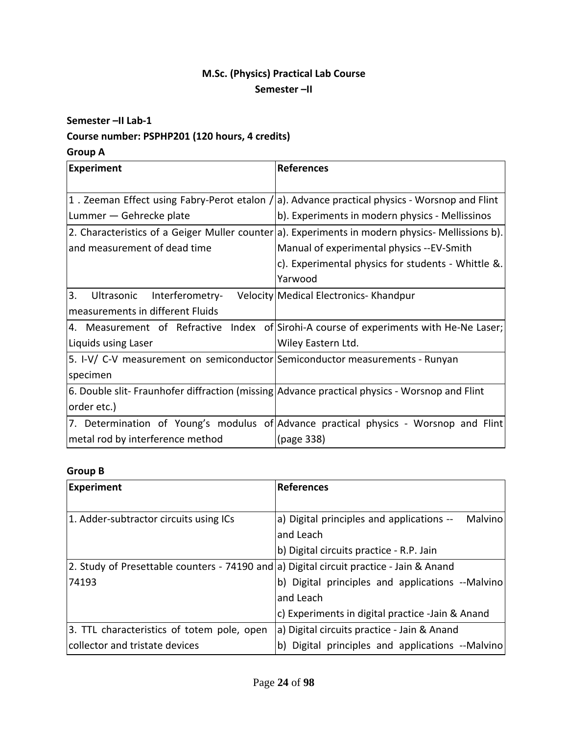# M.Sc. (Physics) Practical Lab Course
## Semester –II

**Semester –II Lab-1**

**Course number: PSPHP201 (120 hours, 4 credits)**

**Group A**

| Experiment | References |
|---|---|
| 1 . Zeeman Effect using Fabry-Perot etalon / Lummer — Gehrecke plate | a). Advance practical physics - Worsnop and Flint<br>b). Experiments in modern physics - Mellissinos |
| 2. Characteristics of a Geiger Muller counter and measurement of dead time | a). Experiments in modern physics- Mellissions b). Manual of experimental physics --EV-Smith<br>c). Experimental physics for students - Whittle &. Yarwood |
| 3. Ultrasonic Interferometry- Velocity measurements in different Fluids | Medical Electronics- Khandpur |
| 4. Measurement of Refractive Index of Liquids using Laser | Sirohi-A course of experiments with He-Ne Laser; Wiley Eastern Ltd. |
| 5. I-V/ C-V measurement on semiconductor specimen | Semiconductor measurements - Runyan |
| 6. Double slit- Fraunhofer diffraction (missing order etc.) | Advance practical physics - Worsnop and Flint |
| 7. Determination of Young's modulus of metal rod by interference method | Advance practical physics - Worsnop and Flint (page 338) |

**Group B**

| Experiment | References |
|---|---|
| 1. Adder-subtractor circuits using ICs | a) Digital principles and applications -- Malvino and Leach<br>b) Digital circuits practice - R.P. Jain |
| 2. Study of Presettable counters - 74190 and 74193 | a) Digital circuit practice - Jain & Anand<br>b) Digital principles and applications --Malvino and Leach<br>c) Experiments in digital practice -Jain & Anand |
| 3. TTL characteristics of totem pole, open collector and tristate devices | a) Digital circuits practice - Jain & Anand<br>b) Digital principles and applications --Malvino |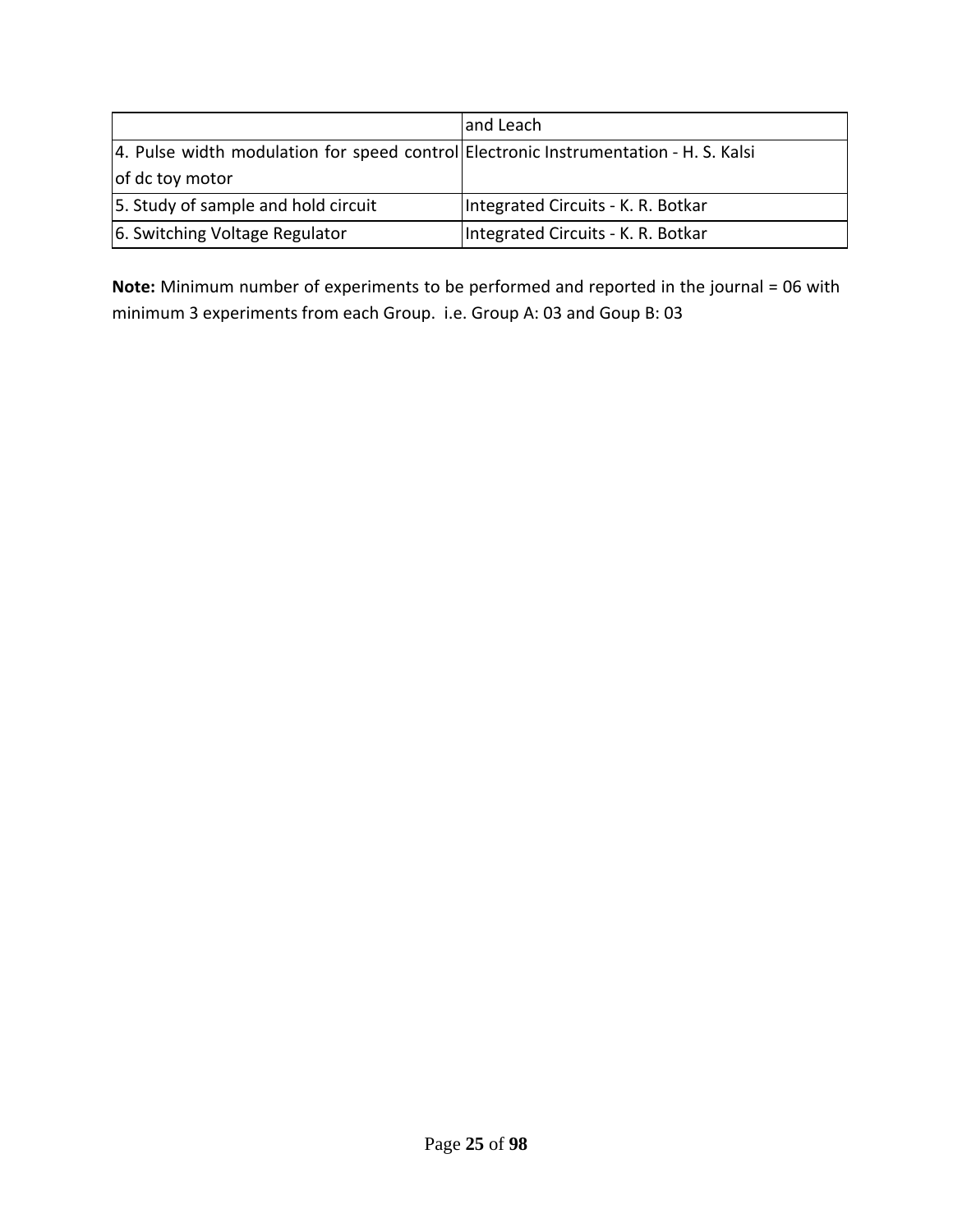| | |
|---|---|
| | and Leach |
| 4. Pulse width modulation for speed control of dc toy motor | Electronic Instrumentation - H. S. Kalsi |
| 5. Study of sample and hold circuit | Integrated Circuits - K. R. Botkar |
| 6. Switching Voltage Regulator | Integrated Circuits - K. R. Botkar |

**Note:** Minimum number of experiments to be performed and reported in the journal = 06 with minimum 3 experiments from each Group. i.e. Group A: 03 and Goup B: 03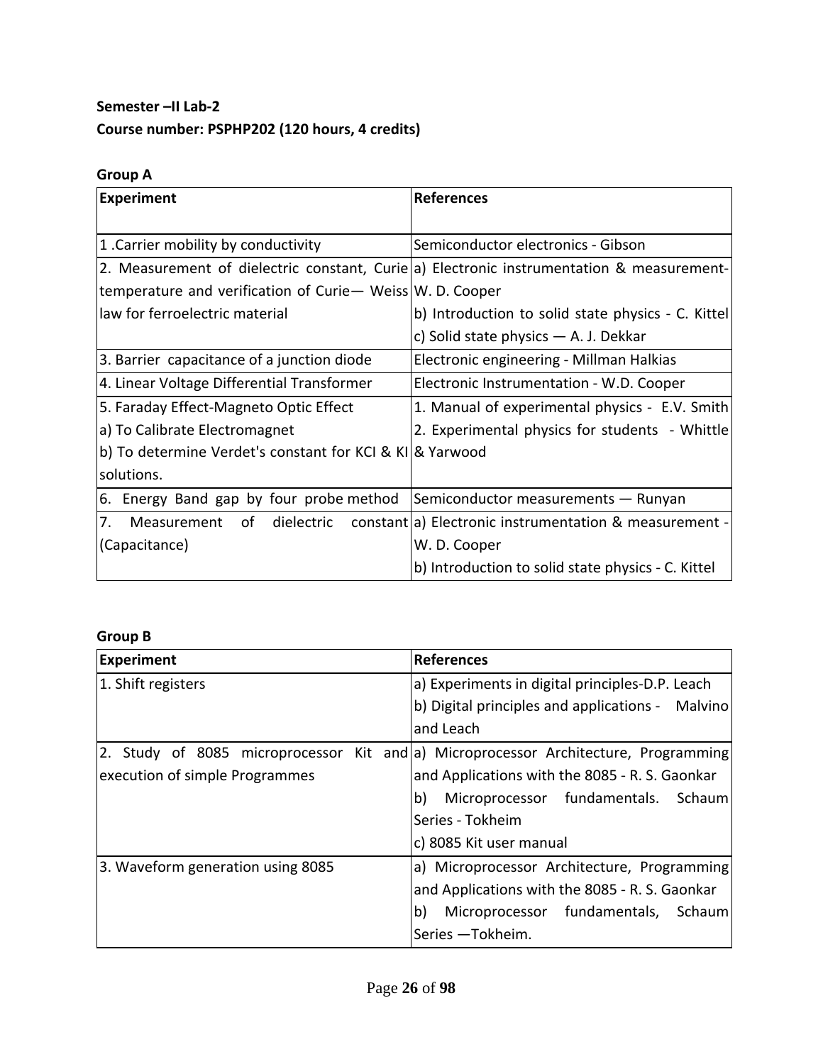**Semester –II Lab-2**

**Course number: PSPHP202 (120 hours, 4 credits)**

**Group A**

| **Experiment** | **References** |
|---|---|
| 1 .Carrier mobility by conductivity | Semiconductor electronics - Gibson |
| 2. Measurement of dielectric constant, Curie temperature and verification of Curie— Weiss law for ferroelectric material | a) Electronic instrumentation & measurement- W. D. Cooper<br>b) Introduction to solid state physics - C. Kittel<br>c) Solid state physics — A. J. Dekkar |
| 3. Barrier capacitance of a junction diode | Electronic engineering - Millman Halkias |
| 4. Linear Voltage Differential Transformer | Electronic Instrumentation - W.D. Cooper |
| 5. Faraday Effect-Magneto Optic Effect<br>a) To Calibrate Electromagnet<br>b) To determine Verdet's constant for KCI & KI solutions. | 1. Manual of experimental physics - E.V. Smith<br>2. Experimental physics for students - Whittle & Yarwood |
| 6. Energy Band gap by four probe method | Semiconductor measurements — Runyan |
| 7. Measurement of dielectric constant (Capacitance) | a) Electronic instrumentation & measurement - W. D. Cooper<br>b) Introduction to solid state physics - C. Kittel |

**Group B**

| **Experiment** | **References** |
|---|---|
| 1. Shift registers | a) Experiments in digital principles-D.P. Leach<br>b) Digital principles and applications - Malvino and Leach |
| 2. Study of 8085 microprocessor Kit and execution of simple Programmes | a) Microprocessor Architecture, Programming and Applications with the 8085 - R. S. Gaonkar<br>b) Microprocessor fundamentals. Schaum Series - Tokheim<br>c) 8085 Kit user manual |
| 3. Waveform generation using 8085 | a) Microprocessor Architecture, Programming and Applications with the 8085 - R. S. Gaonkar<br>b) Microprocessor fundamentals, Schaum Series —Tokheim. |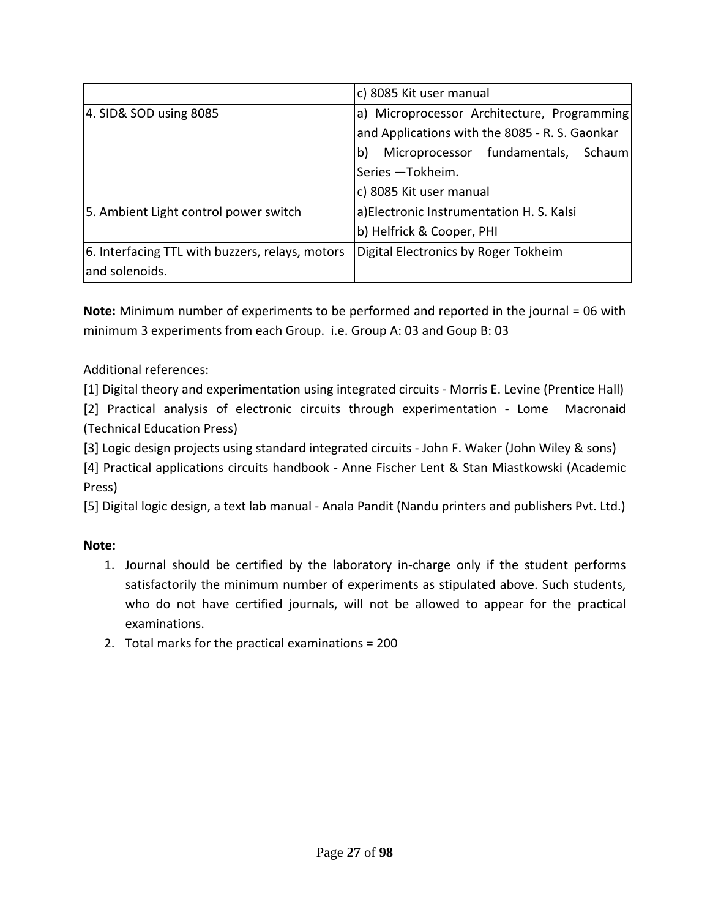| | |
|---|---|
| | c) 8085 Kit user manual |
| 4. SID& SOD using 8085 | a) Microprocessor Architecture, Programming and Applications with the 8085 - R. S. Gaonkar<br>b) Microprocessor fundamentals, Schaum Series —Tokheim.<br>c) 8085 Kit user manual |
| 5. Ambient Light control power switch | a)Electronic Instrumentation H. S. Kalsi<br>b) Helfrick & Cooper, PHI |
| 6. Interfacing TTL with buzzers, relays, motors and solenoids. | Digital Electronics by Roger Tokheim |

**Note:** Minimum number of experiments to be performed and reported in the journal = 06 with minimum 3 experiments from each Group. i.e. Group A: 03 and Goup B: 03

Additional references:

[1] Digital theory and experimentation using integrated circuits - Morris E. Levine (Prentice Hall)

[2] Practical analysis of electronic circuits through experimentation - Lome Macronaid (Technical Education Press)

[3] Logic design projects using standard integrated circuits - John F. Waker (John Wiley & sons)

[4] Practical applications circuits handbook - Anne Fischer Lent & Stan Miastkowski (Academic Press)

[5] Digital logic design, a text lab manual - Anala Pandit (Nandu printers and publishers Pvt. Ltd.)

**Note:**

1. Journal should be certified by the laboratory in-charge only if the student performs satisfactorily the minimum number of experiments as stipulated above. Such students, who do not have certified journals, will not be allowed to appear for the practical examinations.
2. Total marks for the practical examinations = 200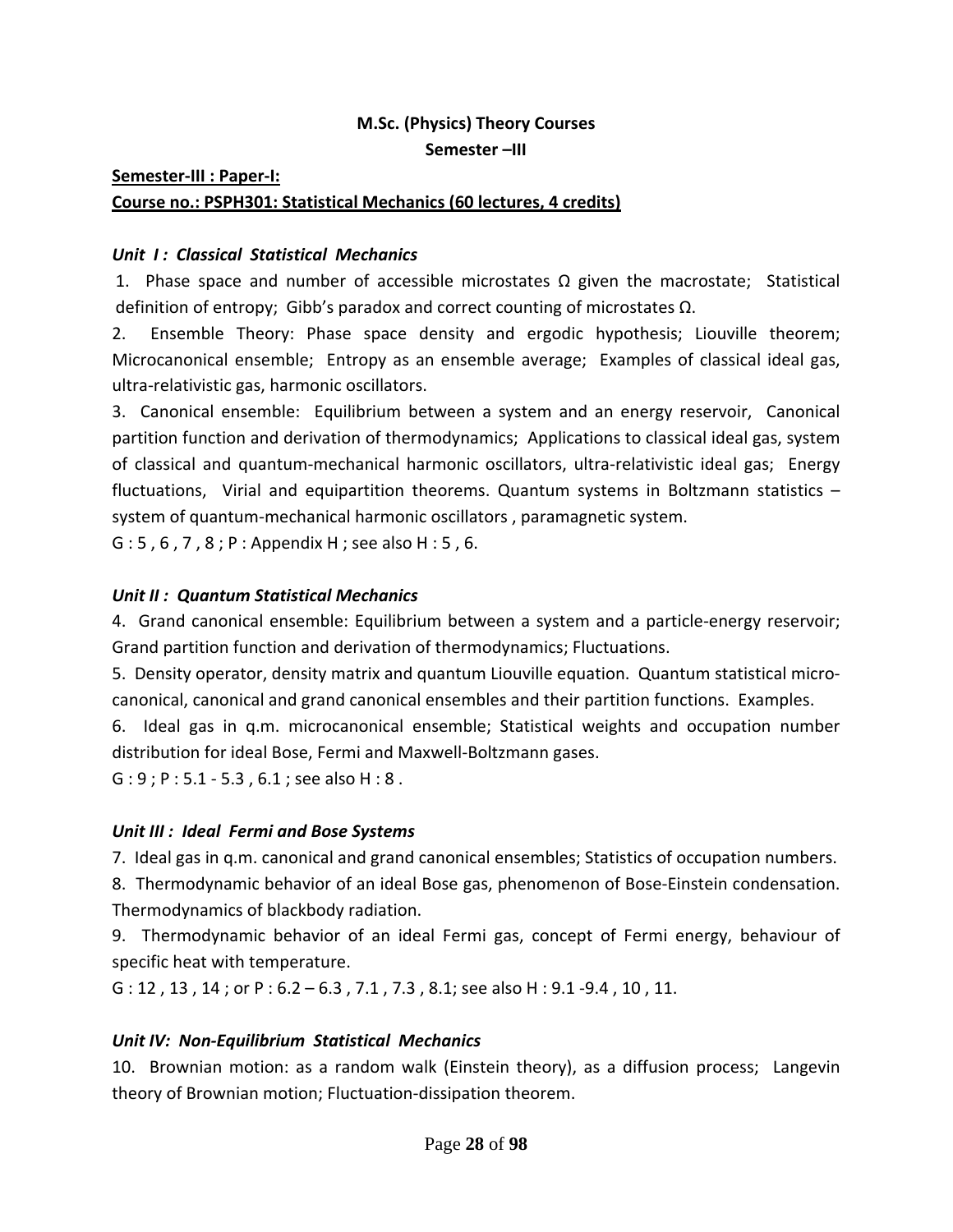**M.Sc. (Physics) Theory Courses**

**Semester –III**

**Semester-III : Paper-I:**

**Course no.: PSPH301: Statistical Mechanics (60 lectures, 4 credits)**

***Unit I : Classical Statistical Mechanics***

1. Phase space and number of accessible microstates $\Omega$ given the macrostate; Statistical definition of entropy; Gibb's paradox and correct counting of microstates $\Omega$.

2. Ensemble Theory: Phase space density and ergodic hypothesis; Liouville theorem; Microcanonical ensemble; Entropy as an ensemble average; Examples of classical ideal gas, ultra-relativistic gas, harmonic oscillators.

3. Canonical ensemble: Equilibrium between a system and an energy reservoir, Canonical partition function and derivation of thermodynamics; Applications to classical ideal gas, system of classical and quantum-mechanical harmonic oscillators, ultra-relativistic ideal gas; Energy fluctuations, Virial and equipartition theorems. Quantum systems in Boltzmann statistics – system of quantum-mechanical harmonic oscillators , paramagnetic system.

G : 5 , 6 , 7 , 8 ; P : Appendix H ; see also H : 5 , 6.

***Unit II : Quantum Statistical Mechanics***

4. Grand canonical ensemble: Equilibrium between a system and a particle-energy reservoir; Grand partition function and derivation of thermodynamics; Fluctuations.

5. Density operator, density matrix and quantum Liouville equation. Quantum statistical micro-canonical, canonical and grand canonical ensembles and their partition functions. Examples.

6. Ideal gas in q.m. microcanonical ensemble; Statistical weights and occupation number distribution for ideal Bose, Fermi and Maxwell-Boltzmann gases.

G : 9 ; P : 5.1 - 5.3 , 6.1 ; see also H : 8 .

***Unit III : Ideal Fermi and Bose Systems***

7. Ideal gas in q.m. canonical and grand canonical ensembles; Statistics of occupation numbers.

8. Thermodynamic behavior of an ideal Bose gas, phenomenon of Bose-Einstein condensation. Thermodynamics of blackbody radiation.

9. Thermodynamic behavior of an ideal Fermi gas, concept of Fermi energy, behaviour of specific heat with temperature.

G : 12 , 13 , 14 ; or P : 6.2 – 6.3 , 7.1 , 7.3 , 8.1; see also H : 9.1 -9.4 , 10 , 11.

***Unit IV: Non-Equilibrium Statistical Mechanics***

10. Brownian motion: as a random walk (Einstein theory), as a diffusion process; Langevin theory of Brownian motion; Fluctuation-dissipation theorem.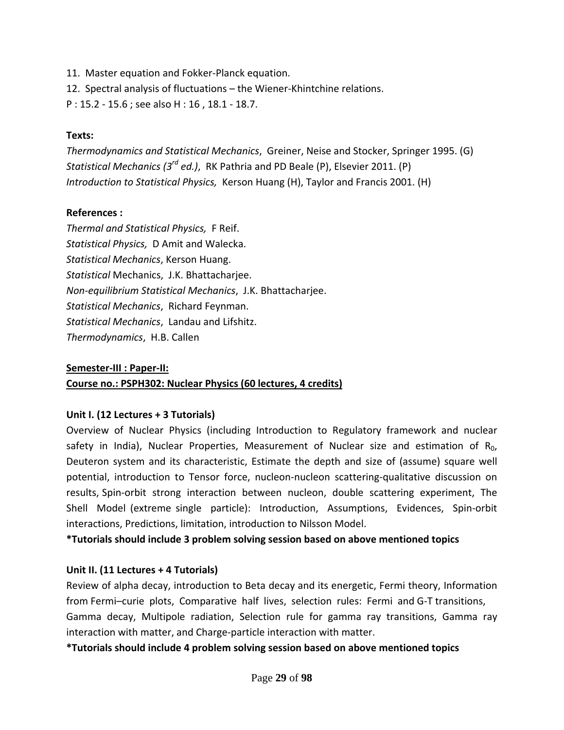11. Master equation and Fokker-Planck equation.
12. Spectral analysis of fluctuations – the Wiener-Khintchine relations.

P : 15.2 - 15.6 ; see also H : 16 , 18.1 - 18.7.

**Texts:**

*Thermodynamics and Statistical Mechanics*, Greiner, Neise and Stocker, Springer 1995. (G)
*Statistical Mechanics (3rd ed.)*, RK Pathria and PD Beale (P), Elsevier 2011. (P)
*Introduction to Statistical Physics,* Kerson Huang (H), Taylor and Francis 2001. (H)

**References :**

*Thermal and Statistical Physics,* F Reif.
*Statistical Physics,* D Amit and Walecka.
*Statistical Mechanics*, Kerson Huang.
*Statistical* Mechanics, J.K. Bhattacharjee.
*Non-equilibrium Statistical Mechanics*, J.K. Bhattacharjee.
*Statistical Mechanics*, Richard Feynman.
*Statistical Mechanics*, Landau and Lifshitz.
*Thermodynamics*, H.B. Callen

**Semester-III : Paper-II:**
**Course no.: PSPH302: Nuclear Physics (60 lectures, 4 credits)**

**Unit I. (12 Lectures + 3 Tutorials)**

Overview of Nuclear Physics (including Introduction to Regulatory framework and nuclear safety in India), Nuclear Properties, Measurement of Nuclear size and estimation of $R_0$, Deuteron system and its characteristic, Estimate the depth and size of (assume) square well potential, introduction to Tensor force, nucleon-nucleon scattering-qualitative discussion on results, Spin-orbit strong interaction between nucleon, double scattering experiment, The Shell Model (extreme single particle): Introduction, Assumptions, Evidences, Spin-orbit interactions, Predictions, limitation, introduction to Nilsson Model.

**\*Tutorials should include 3 problem solving session based on above mentioned topics**

**Unit II. (11 Lectures + 4 Tutorials)**

Review of alpha decay, introduction to Beta decay and its energetic, Fermi theory, Information from Fermi–curie plots, Comparative half lives, selection rules: Fermi and G-T transitions, Gamma decay, Multipole radiation, Selection rule for gamma ray transitions, Gamma ray interaction with matter, and Charge-particle interaction with matter.

**\*Tutorials should include 4 problem solving session based on above mentioned topics**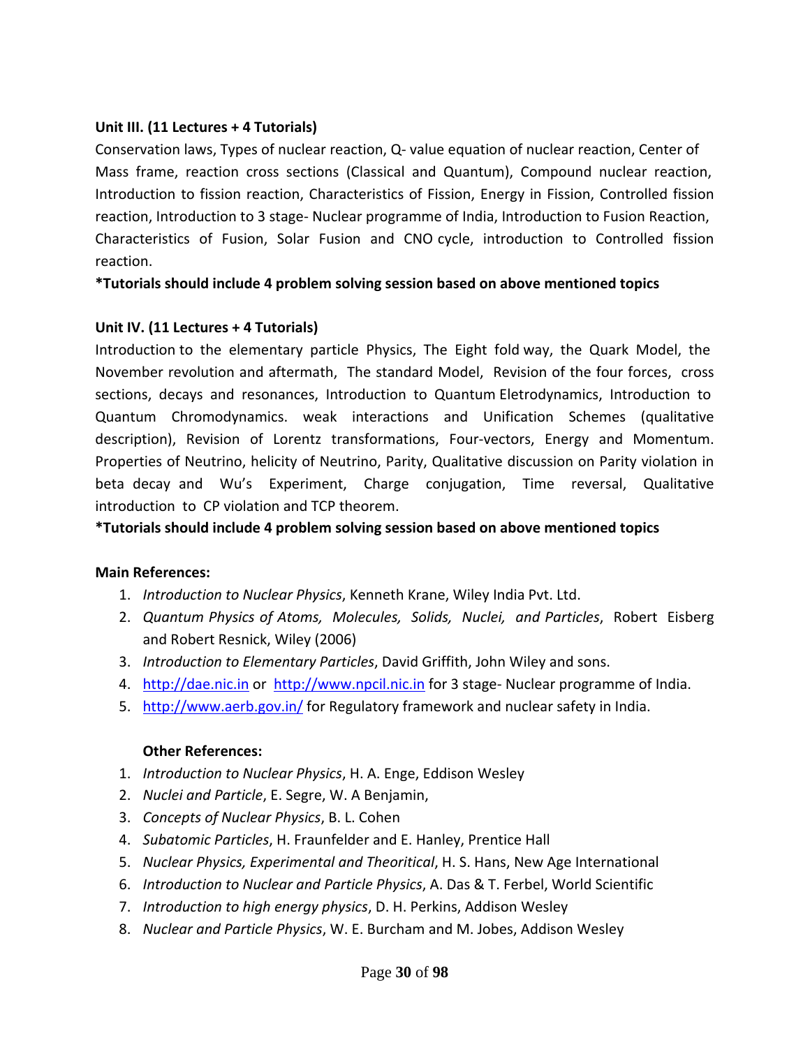**Unit III. (11 Lectures + 4 Tutorials)**

Conservation laws, Types of nuclear reaction, Q- value equation of nuclear reaction, Center of Mass frame, reaction cross sections (Classical and Quantum), Compound nuclear reaction, Introduction to fission reaction, Characteristics of Fission, Energy in Fission, Controlled fission reaction, Introduction to 3 stage- Nuclear programme of India, Introduction to Fusion Reaction, Characteristics of Fusion, Solar Fusion and CNO cycle, introduction to Controlled fission reaction.

**\*Tutorials should include 4 problem solving session based on above mentioned topics**

**Unit IV. (11 Lectures + 4 Tutorials)**

Introduction to the elementary particle Physics, The Eight fold way, the Quark Model, the November revolution and aftermath, The standard Model, Revision of the four forces, cross sections, decays and resonances, Introduction to Quantum Eletrodynamics, Introduction to Quantum Chromodynamics. weak interactions and Unification Schemes (qualitative description), Revision of Lorentz transformations, Four-vectors, Energy and Momentum. Properties of Neutrino, helicity of Neutrino, Parity, Qualitative discussion on Parity violation in beta decay and Wu's Experiment, Charge conjugation, Time reversal, Qualitative introduction to CP violation and TCP theorem.

**\*Tutorials should include 4 problem solving session based on above mentioned topics**

**Main References:**

1. *Introduction to Nuclear Physics*, Kenneth Krane, Wiley India Pvt. Ltd.
2. *Quantum Physics of Atoms, Molecules, Solids, Nuclei, and Particles*, Robert Eisberg and Robert Resnick, Wiley (2006)
3. *Introduction to Elementary Particles*, David Griffith, John Wiley and sons.
4. http://dae.nic.in or http://www.npcil.nic.in for 3 stage- Nuclear programme of India.
5. http://www.aerb.gov.in/ for Regulatory framework and nuclear safety in India.

**Other References:**

1. *Introduction to Nuclear Physics*, H. A. Enge, Eddison Wesley
2. *Nuclei and Particle*, E. Segre, W. A Benjamin,
3. *Concepts of Nuclear Physics*, B. L. Cohen
4. *Subatomic Particles*, H. Fraunfelder and E. Hanley, Prentice Hall
5. *Nuclear Physics, Experimental and Theoritical*, H. S. Hans, New Age International
6. *Introduction to Nuclear and Particle Physics*, A. Das & T. Ferbel, World Scientific
7. *Introduction to high energy physics*, D. H. Perkins, Addison Wesley
8. *Nuclear and Particle Physics*, W. E. Burcham and M. Jobes, Addison Wesley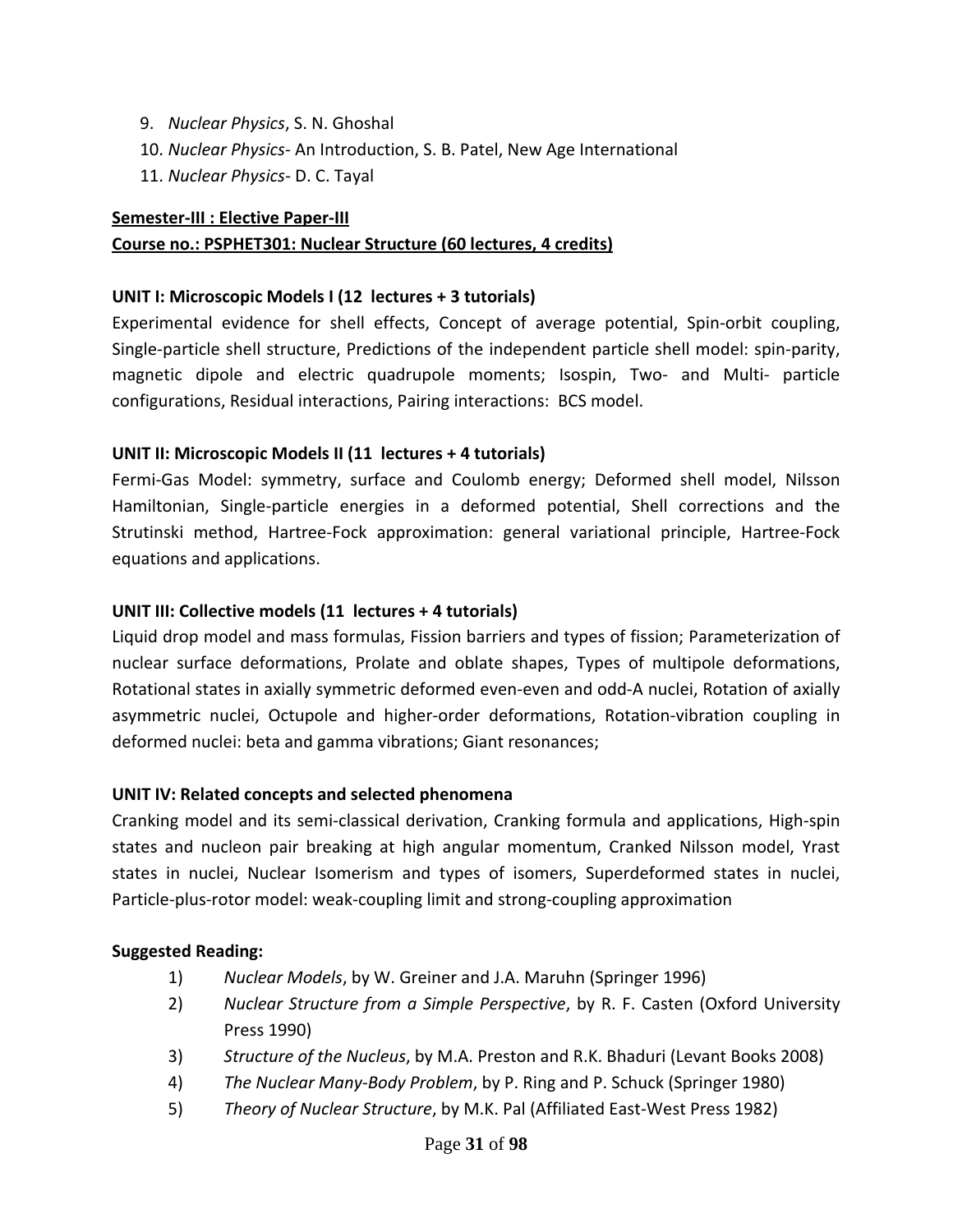9. *Nuclear Physics*, S. N. Ghoshal
10. *Nuclear Physics*- An Introduction, S. B. Patel, New Age International
11. *Nuclear Physics*- D. C. Tayal

**<u>Semester-III : Elective Paper-III</u>**

**<u>Course no.: PSPHET301: Nuclear Structure (60 lectures, 4 credits)</u>**

**UNIT I: Microscopic Models I (12 lectures + 3 tutorials)**

Experimental evidence for shell effects, Concept of average potential, Spin-orbit coupling, Single-particle shell structure, Predictions of the independent particle shell model: spin-parity, magnetic dipole and electric quadrupole moments; Isospin, Two- and Multi- particle configurations, Residual interactions, Pairing interactions: BCS model.

**UNIT II: Microscopic Models II (11 lectures + 4 tutorials)**

Fermi-Gas Model: symmetry, surface and Coulomb energy; Deformed shell model, Nilsson Hamiltonian, Single-particle energies in a deformed potential, Shell corrections and the Strutinski method, Hartree-Fock approximation: general variational principle, Hartree-Fock equations and applications.

**UNIT III: Collective models (11 lectures + 4 tutorials)**

Liquid drop model and mass formulas, Fission barriers and types of fission; Parameterization of nuclear surface deformations, Prolate and oblate shapes, Types of multipole deformations, Rotational states in axially symmetric deformed even-even and odd-A nuclei, Rotation of axially asymmetric nuclei, Octupole and higher-order deformations, Rotation-vibration coupling in deformed nuclei: beta and gamma vibrations; Giant resonances;

**UNIT IV: Related concepts and selected phenomena**

Cranking model and its semi-classical derivation, Cranking formula and applications, High-spin states and nucleon pair breaking at high angular momentum, Cranked Nilsson model, Yrast states in nuclei, Nuclear Isomerism and types of isomers, Superdeformed states in nuclei, Particle-plus-rotor model: weak-coupling limit and strong-coupling approximation

**Suggested Reading:**

1) *Nuclear Models*, by W. Greiner and J.A. Maruhn (Springer 1996)
2) *Nuclear Structure from a Simple Perspective*, by R. F. Casten (Oxford University Press 1990)
3) *Structure of the Nucleus*, by M.A. Preston and R.K. Bhaduri (Levant Books 2008)
4) *The Nuclear Many-Body Problem*, by P. Ring and P. Schuck (Springer 1980)
5) *Theory of Nuclear Structure*, by M.K. Pal (Affiliated East-West Press 1982)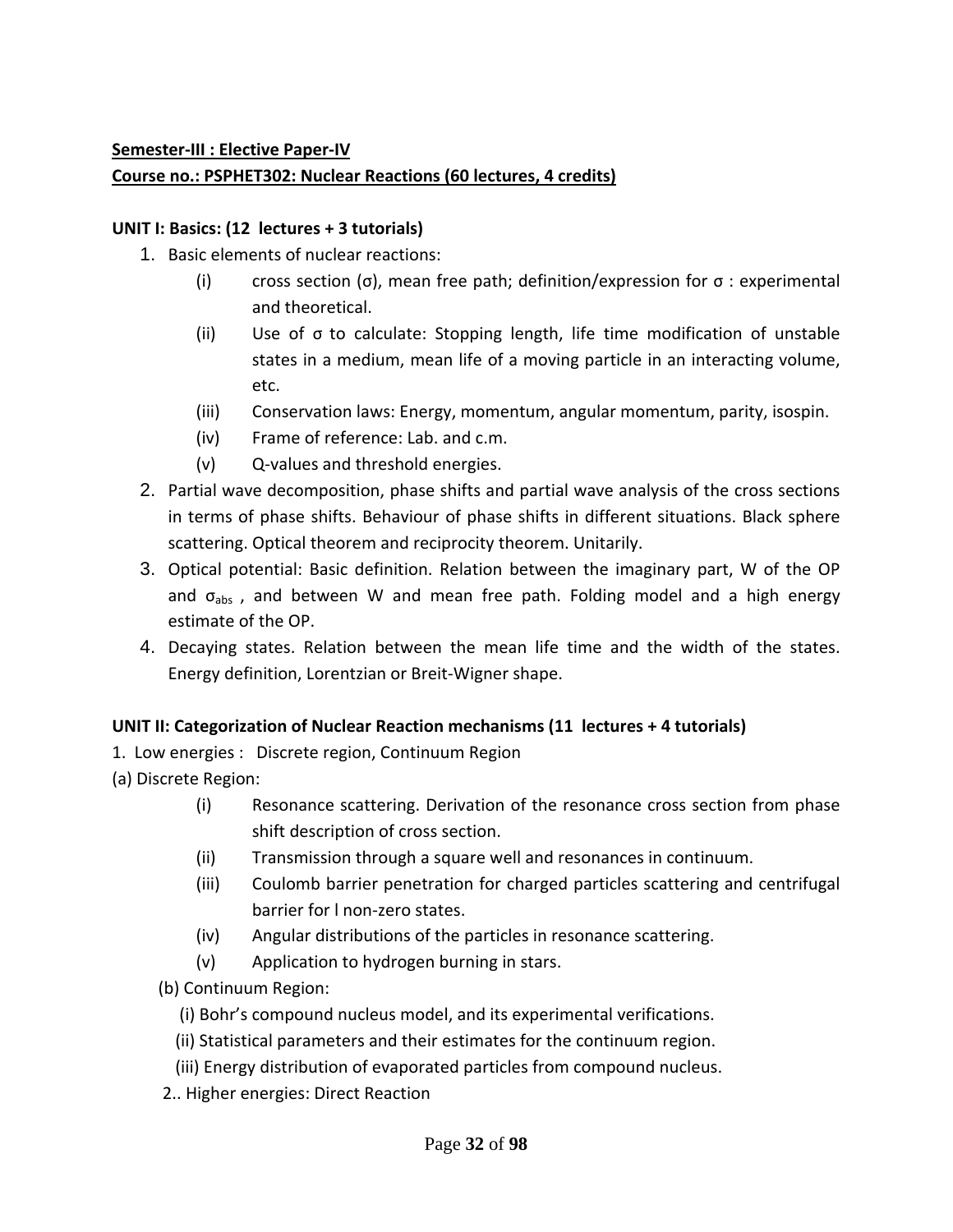**Semester-III : Elective Paper-IV**

**Course no.: PSPHET302: Nuclear Reactions (60 lectures, 4 credits)**

**UNIT I: Basics: (12 lectures + 3 tutorials)**

1. Basic elements of nuclear reactions:
   - (i) cross section (σ), mean free path; definition/expression for σ : experimental and theoretical.
   - (ii) Use of σ to calculate: Stopping length, life time modification of unstable states in a medium, mean life of a moving particle in an interacting volume, etc.
   - (iii) Conservation laws: Energy, momentum, angular momentum, parity, isospin.
   - (iv) Frame of reference: Lab. and c.m.
   - (v) Q-values and threshold energies.
2. Partial wave decomposition, phase shifts and partial wave analysis of the cross sections in terms of phase shifts. Behaviour of phase shifts in different situations. Black sphere scattering. Optical theorem and reciprocity theorem. Unitarily.
3. Optical potential: Basic definition. Relation between the imaginary part, W of the OP and $\sigma_{abs}$ , and between W and mean free path. Folding model and a high energy estimate of the OP.
4. Decaying states. Relation between the mean life time and the width of the states. Energy definition, Lorentzian or Breit-Wigner shape.

**UNIT II: Categorization of Nuclear Reaction mechanisms (11 lectures + 4 tutorials)**

1. Low energies : Discrete region, Continuum Region

(a) Discrete Region:

- (i) Resonance scattering. Derivation of the resonance cross section from phase shift description of cross section.
- (ii) Transmission through a square well and resonances in continuum.
- (iii) Coulomb barrier penetration for charged particles scattering and centrifugal barrier for l non-zero states.
- (iv) Angular distributions of the particles in resonance scattering.
- (v) Application to hydrogen burning in stars.

(b) Continuum Region:

(i) Bohr's compound nucleus model, and its experimental verifications.

(ii) Statistical parameters and their estimates for the continuum region.

(iii) Energy distribution of evaporated particles from compound nucleus.

2.. Higher energies: Direct Reaction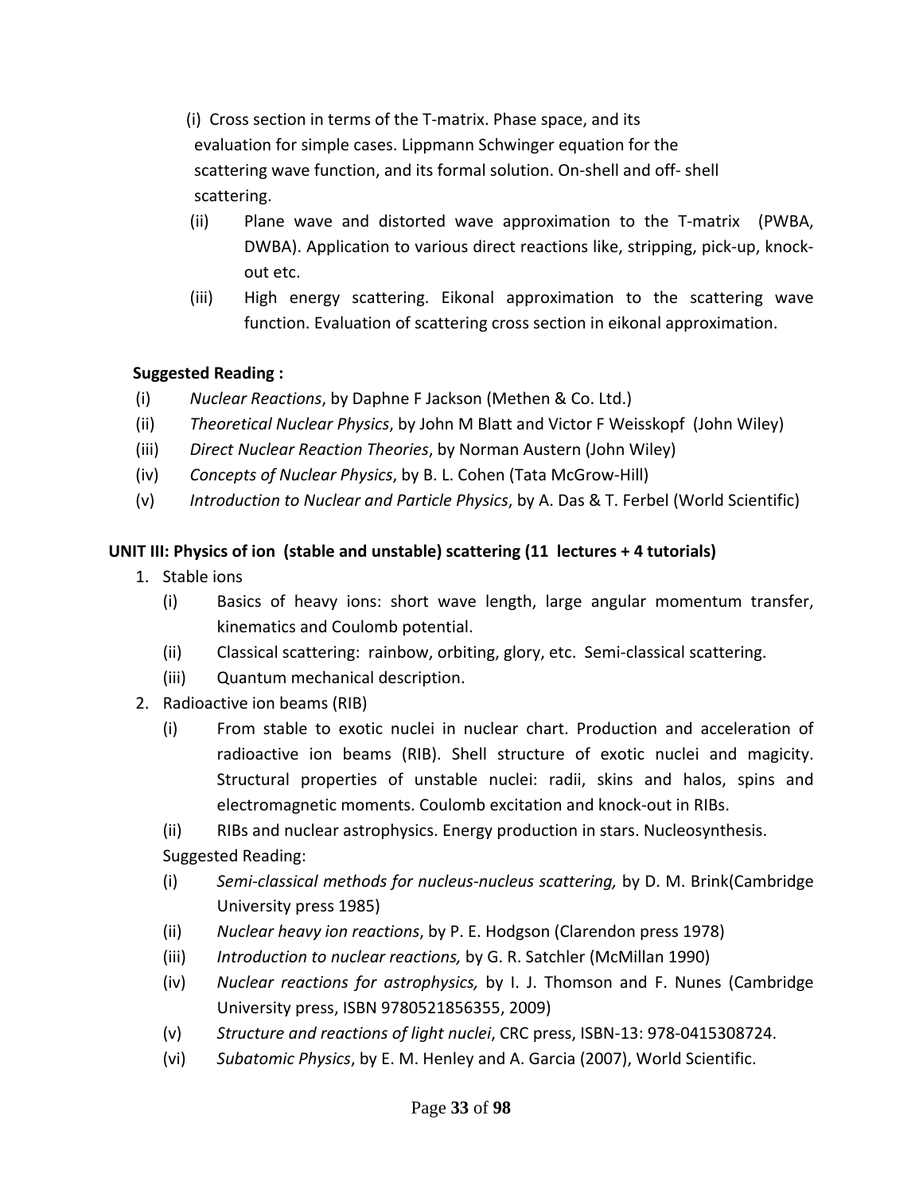(i) Cross section in terms of the T-matrix. Phase space, and its evaluation for simple cases. Lippmann Schwinger equation for the scattering wave function, and its formal solution. On-shell and off- shell scattering.

(ii) Plane wave and distorted wave approximation to the T-matrix (PWBA, DWBA). Application to various direct reactions like, stripping, pick-up, knock-out etc.

(iii) High energy scattering. Eikonal approximation to the scattering wave function. Evaluation of scattering cross section in eikonal approximation.

**Suggested Reading :**

(i) *Nuclear Reactions*, by Daphne F Jackson (Methen & Co. Ltd.)

(ii) *Theoretical Nuclear Physics*, by John M Blatt and Victor F Weisskopf (John Wiley)

(iii) *Direct Nuclear Reaction Theories*, by Norman Austern (John Wiley)

(iv) *Concepts of Nuclear Physics*, by B. L. Cohen (Tata McGrow-Hill)

(v) *Introduction to Nuclear and Particle Physics*, by A. Das & T. Ferbel (World Scientific)

**UNIT III: Physics of ion (stable and unstable) scattering (11 lectures + 4 tutorials)**

1. Stable ions

   (i) Basics of heavy ions: short wave length, large angular momentum transfer, kinematics and Coulomb potential.

   (ii) Classical scattering: rainbow, orbiting, glory, etc. Semi-classical scattering.

   (iii) Quantum mechanical description.

2. Radioactive ion beams (RIB)

   (i) From stable to exotic nuclei in nuclear chart. Production and acceleration of radioactive ion beams (RIB). Shell structure of exotic nuclei and magicity. Structural properties of unstable nuclei: radii, skins and halos, spins and electromagnetic moments. Coulomb excitation and knock-out in RIBs.

   (ii) RIBs and nuclear astrophysics. Energy production in stars. Nucleosynthesis.

   Suggested Reading:

   (i) *Semi-classical methods for nucleus-nucleus scattering,* by D. M. Brink(Cambridge University press 1985)

   (ii) *Nuclear heavy ion reactions*, by P. E. Hodgson (Clarendon press 1978)

   (iii) *Introduction to nuclear reactions,* by G. R. Satchler (McMillan 1990)

   (iv) *Nuclear reactions for astrophysics,* by I. J. Thomson and F. Nunes (Cambridge University press, ISBN 9780521856355, 2009)

   (v) *Structure and reactions of light nuclei*, CRC press, ISBN-13: 978-0415308724.

   (vi) *Subatomic Physics*, by E. M. Henley and A. Garcia (2007), World Scientific.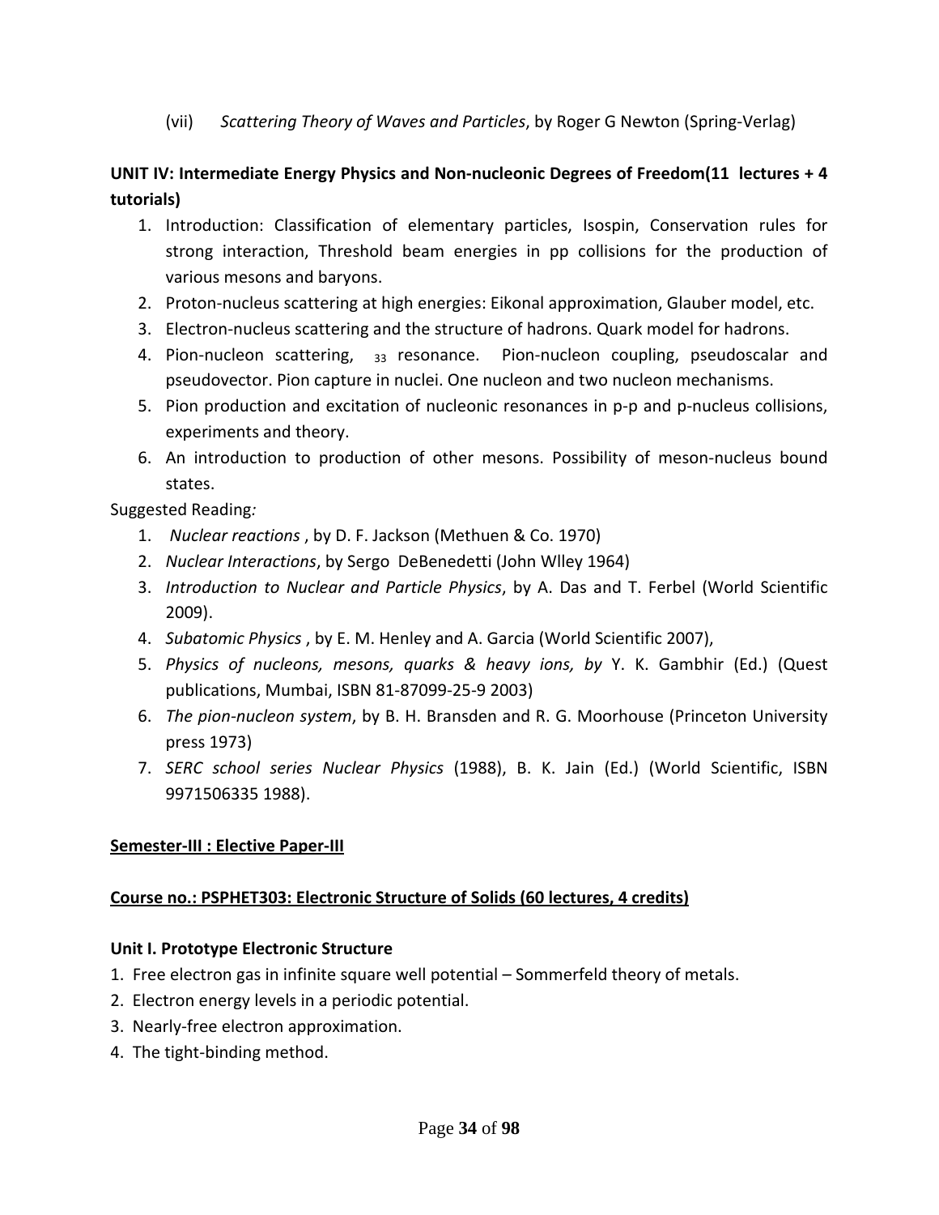(vii) *Scattering Theory of Waves and Particles*, by Roger G Newton (Spring-Verlag)

**UNIT IV: Intermediate Energy Physics and Non-nucleonic Degrees of Freedom(11 lectures + 4 tutorials)**

1. Introduction: Classification of elementary particles, Isospin, Conservation rules for strong interaction, Threshold beam energies in pp collisions for the production of various mesons and baryons.
2. Proton-nucleus scattering at high energies: Eikonal approximation, Glauber model, etc.
3. Electron-nucleus scattering and the structure of hadrons. Quark model for hadrons.
4. Pion-nucleon scattering, $_{33}$ resonance. Pion-nucleon coupling, pseudoscalar and pseudovector. Pion capture in nuclei. One nucleon and two nucleon mechanisms.
5. Pion production and excitation of nucleonic resonances in p-p and p-nucleus collisions, experiments and theory.
6. An introduction to production of other mesons. Possibility of meson-nucleus bound states.

Suggested Reading*:*

1. *Nuclear reactions* , by D. F. Jackson (Methuen & Co. 1970)
2. *Nuclear Interactions*, by Sergo DeBenedetti (John WIley 1964)
3. *Introduction to Nuclear and Particle Physics*, by A. Das and T. Ferbel (World Scientific 2009).
4. *Subatomic Physics* , by E. M. Henley and A. Garcia (World Scientific 2007),
5. *Physics of nucleons, mesons, quarks & heavy ions, by* Y. K. Gambhir (Ed.) (Quest publications, Mumbai, ISBN 81-87099-25-9 2003)
6. *The pion-nucleon system*, by B. H. Bransden and R. G. Moorhouse (Princeton University press 1973)
7. *SERC school series Nuclear Physics* (1988), B. K. Jain (Ed.) (World Scientific, ISBN 9971506335 1988).

**Semester-III : Elective Paper-III**

**Course no.: PSPHET303: Electronic Structure of Solids (60 lectures, 4 credits)**

**Unit I. Prototype Electronic Structure**

1. Free electron gas in infinite square well potential – Sommerfeld theory of metals.
2. Electron energy levels in a periodic potential.
3. Nearly-free electron approximation.
4. The tight-binding method.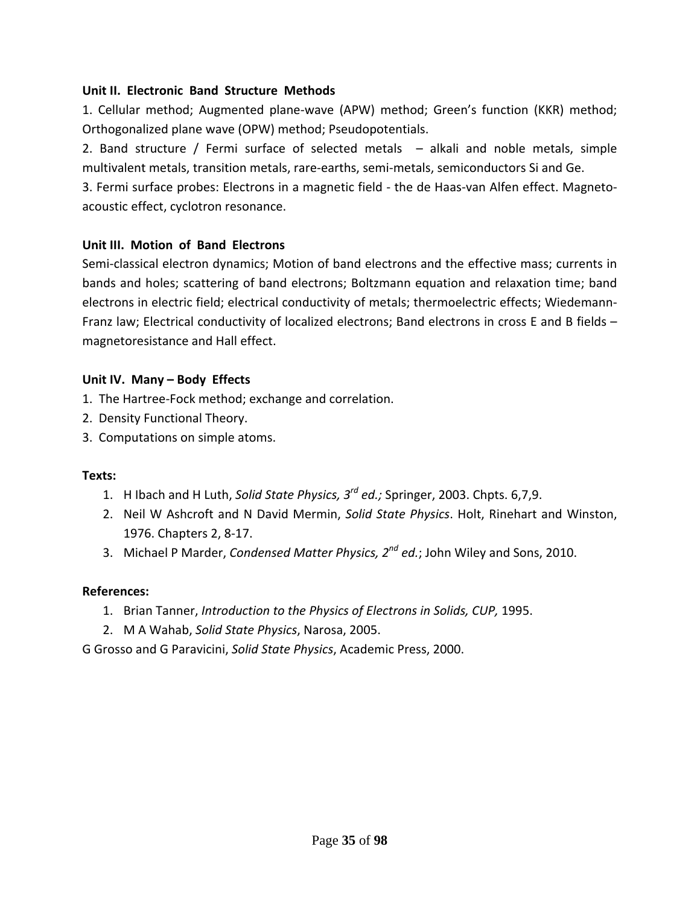**Unit II. Electronic Band Structure Methods**

1. Cellular method; Augmented plane-wave (APW) method; Green's function (KKR) method; Orthogonalized plane wave (OPW) method; Pseudopotentials.

2. Band structure / Fermi surface of selected metals – alkali and noble metals, simple multivalent metals, transition metals, rare-earths, semi-metals, semiconductors Si and Ge.

3. Fermi surface probes: Electrons in a magnetic field - the de Haas-van Alfen effect. Magneto-acoustic effect, cyclotron resonance.

**Unit III. Motion of Band Electrons**

Semi-classical electron dynamics; Motion of band electrons and the effective mass; currents in bands and holes; scattering of band electrons; Boltzmann equation and relaxation time; band electrons in electric field; electrical conductivity of metals; thermoelectric effects; Wiedemann-Franz law; Electrical conductivity of localized electrons; Band electrons in cross E and B fields – magnetoresistance and Hall effect.

**Unit IV. Many – Body Effects**

1. The Hartree-Fock method; exchange and correlation.
2. Density Functional Theory.
3. Computations on simple atoms.

**Texts:**

1. H Ibach and H Luth, *Solid State Physics, 3rd ed.;* Springer, 2003. Chpts. 6,7,9.
2. Neil W Ashcroft and N David Mermin, *Solid State Physics*. Holt, Rinehart and Winston, 1976. Chapters 2, 8-17.
3. Michael P Marder, *Condensed Matter Physics, 2nd ed.*; John Wiley and Sons, 2010.

**References:**

1. Brian Tanner, *Introduction to the Physics of Electrons in Solids, CUP,* 1995.
2. M A Wahab, *Solid State Physics*, Narosa, 2005.

G Grosso and G Paravicini, *Solid State Physics*, Academic Press, 2000.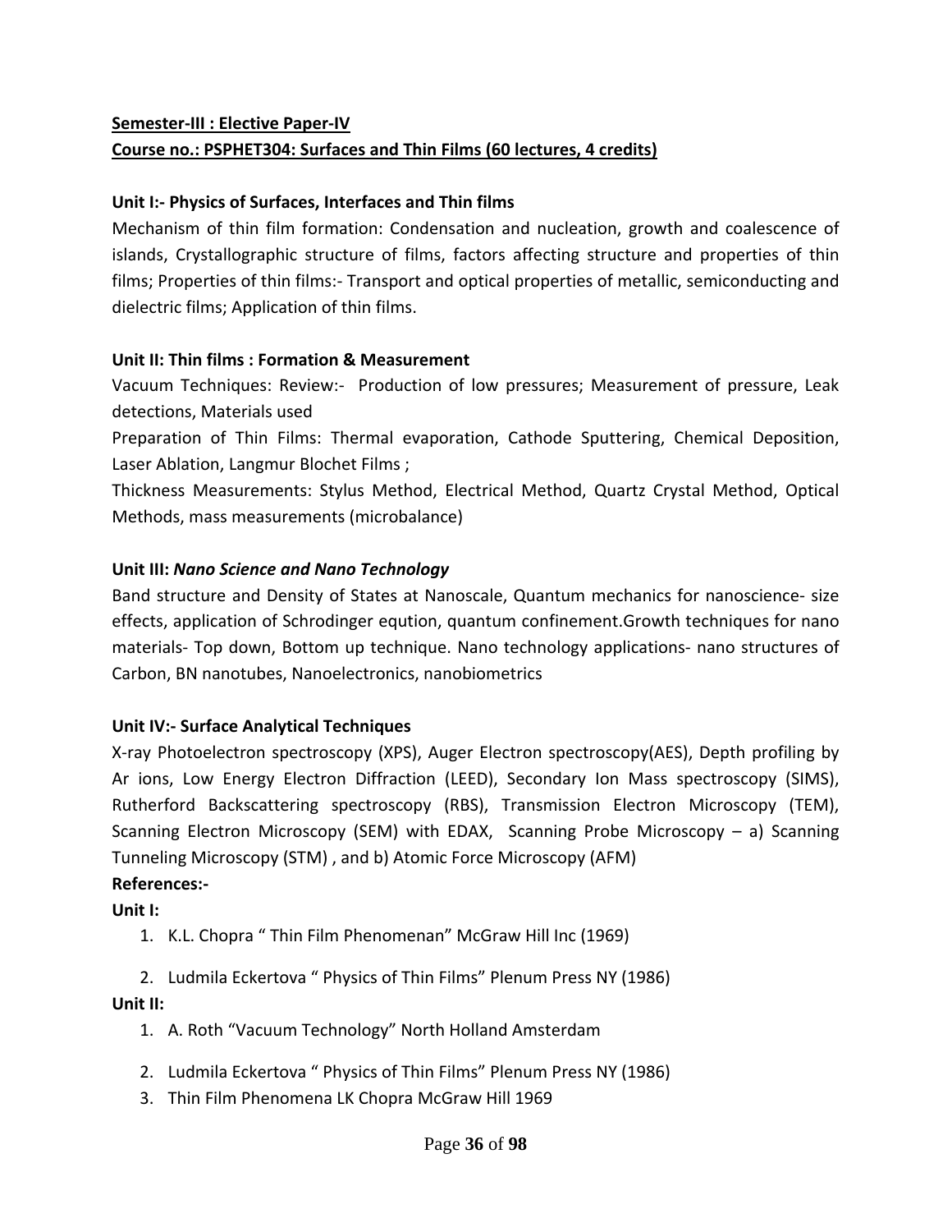**Semester-III : Elective Paper-IV**

**Course no.: PSPHET304: Surfaces and Thin Films (60 lectures, 4 credits)**

**Unit I:- Physics of Surfaces, Interfaces and Thin films**

Mechanism of thin film formation: Condensation and nucleation, growth and coalescence of islands, Crystallographic structure of films, factors affecting structure and properties of thin films; Properties of thin films:- Transport and optical properties of metallic, semiconducting and dielectric films; Application of thin films.

**Unit II: Thin films : Formation & Measurement**

Vacuum Techniques: Review:- Production of low pressures; Measurement of pressure, Leak detections, Materials used

Preparation of Thin Films: Thermal evaporation, Cathode Sputtering, Chemical Deposition, Laser Ablation, Langmur Blochet Films ;

Thickness Measurements: Stylus Method, Electrical Method, Quartz Crystal Method, Optical Methods, mass measurements (microbalance)

**Unit III:** ***Nano Science and Nano Technology***

Band structure and Density of States at Nanoscale, Quantum mechanics for nanoscience- size effects, application of Schrodinger equtionˌ quantum confinement.Growth techniques for nano materials- Top down, Bottom up technique. Nano technology applications- nano structures of Carbon, BN nanotubes, Nanoelectronics, nanobiometrics

**Unit IV:- Surface Analytical Techniques**

X-ray Photoelectron spectroscopy (XPS), Auger Electron spectroscopy(AES), Depth profiling by Ar ions, Low Energy Electron Diffraction (LEED), Secondary Ion Mass spectroscopy (SIMS), Rutherford Backscattering spectroscopy (RBS), Transmission Electron Microscopy (TEM), Scanning Electron Microscopy (SEM) with EDAX, Scanning Probe Microscopy – a) Scanning Tunneling Microscopy (STM) , and b) Atomic Force Microscopy (AFM)

**References:-**

**Unit I:**

1. K.L. Chopra " Thin Film Phenomenan" McGraw Hill Inc (1969)
2. Ludmila Eckertova " Physics of Thin Films" Plenum Press NY (1986)

**Unit II:**

1. A. Roth "Vacuum Technology" North Holland Amsterdam
2. Ludmila Eckertova " Physics of Thin Films" Plenum Press NY (1986)
3. Thin Film Phenomena LK Chopra McGraw Hill 1969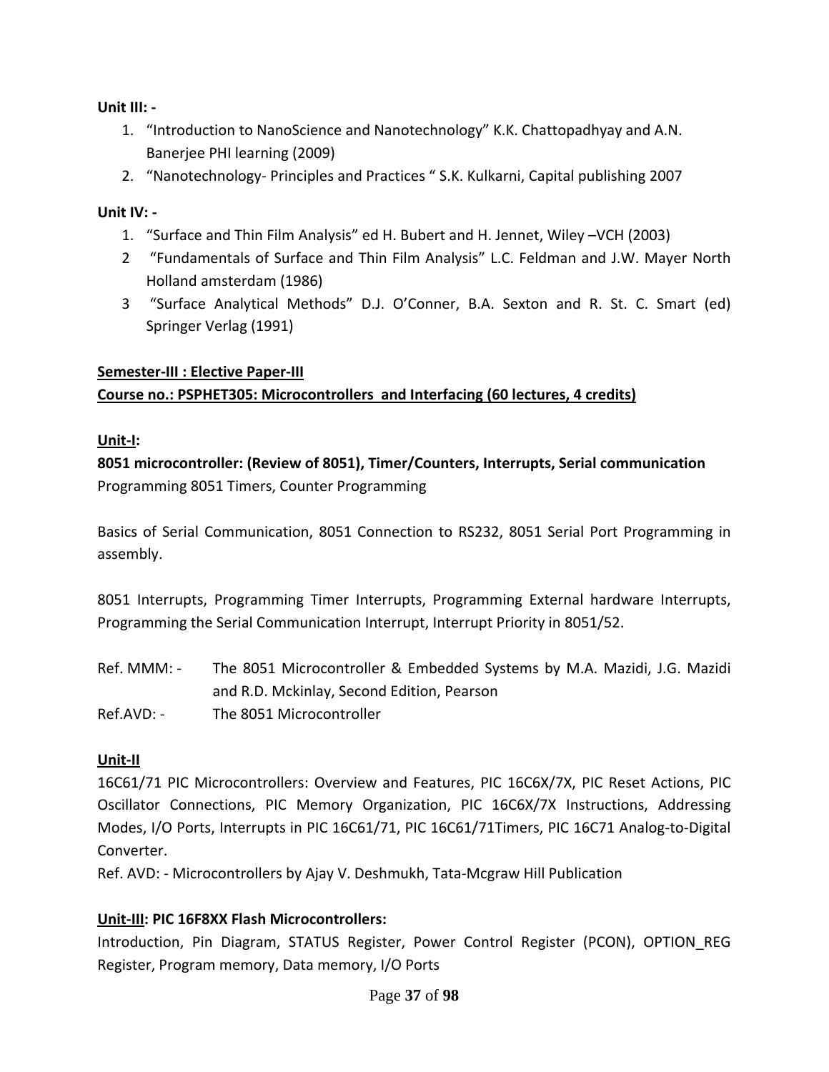**Unit III: -**

1. "Introduction to NanoScience and Nanotechnology" K.K. Chattopadhyay and A.N. Banerjee PHI learning (2009)
2. "Nanotechnology- Principles and Practices " S.K. Kulkarni, Capital publishing 2007

**Unit IV: -**

1. "Surface and Thin Film Analysis" ed H. Bubert and H. Jennet, Wiley –VCH (2003)
2. "Fundamentals of Surface and Thin Film Analysis" L.C. Feldman and J.W. Mayer North Holland amsterdam (1986)
3. "Surface Analytical Methods" D.J. O'Conner, B.A. Sexton and R. St. C. Smart (ed) Springer Verlag (1991)

**Semester-III : Elective Paper-III**

**Course no.: PSPHET305: Microcontrollers and Interfacing (60 lectures, 4 credits)**

**Unit-I:**

**8051 microcontroller: (Review of 8051), Timer/Counters, Interrupts, Serial communication**

Programming 8051 Timers, Counter Programming

Basics of Serial Communication, 8051 Connection to RS232, 8051 Serial Port Programming in assembly.

8051 Interrupts, Programming Timer Interrupts, Programming External hardware Interrupts, Programming the Serial Communication Interrupt, Interrupt Priority in 8051/52.

Ref. MMM: - The 8051 Microcontroller & Embedded Systems by M.A. Mazidi, J.G. Mazidi and R.D. Mckinlay, Second Edition, Pearson

Ref.AVD: - The 8051 Microcontroller

**Unit-II**

16C61/71 PIC Microcontrollers: Overview and Features, PIC 16C6X/7X, PIC Reset Actions, PIC Oscillator Connections, PIC Memory Organization, PIC 16C6X/7X Instructions, Addressing Modes, I/O Ports, Interrupts in PIC 16C61/71, PIC 16C61/71Timers, PIC 16C71 Analog-to-Digital Converter.

Ref. AVD: - Microcontrollers by Ajay V. Deshmukh, Tata-Mcgraw Hill Publication

**Unit-III: PIC 16F8XX Flash Microcontrollers:**

Introduction, Pin Diagram, STATUS Register, Power Control Register (PCON), OPTION_REG Register, Program memory, Data memory, I/O Ports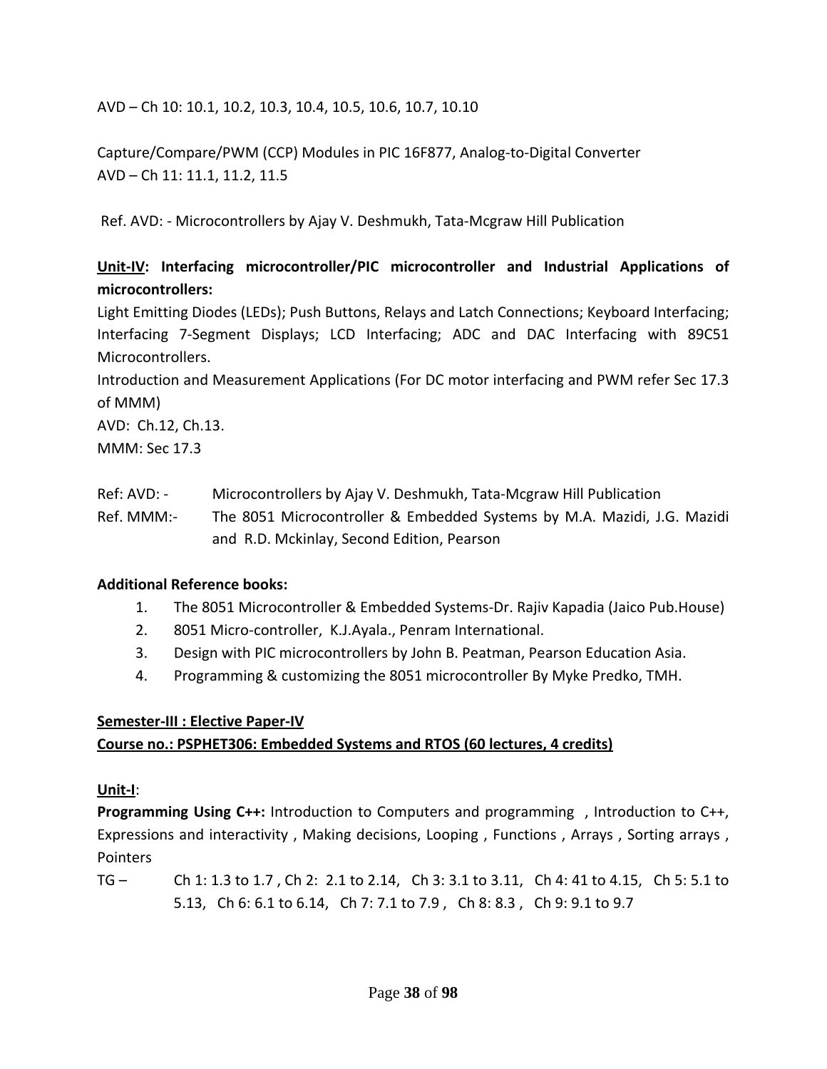AVD – Ch 10: 10.1, 10.2, 10.3, 10.4, 10.5, 10.6, 10.7, 10.10

Capture/Compare/PWM (CCP) Modules in PIC 16F877, Analog-to-Digital Converter
AVD – Ch 11: 11.1, 11.2, 11.5

Ref. AVD: - Microcontrollers by Ajay V. Deshmukh, Tata-Mcgraw Hill Publication

**Unit-IV: Interfacing microcontroller/PIC microcontroller and Industrial Applications of microcontrollers:**

Light Emitting Diodes (LEDs); Push Buttons, Relays and Latch Connections; Keyboard Interfacing; Interfacing 7-Segment Displays; LCD Interfacing; ADC and DAC Interfacing with 89C51 Microcontrollers.

Introduction and Measurement Applications (For DC motor interfacing and PWM refer Sec 17.3 of MMM)

AVD: Ch.12, Ch.13.

MMM: Sec 17.3

Ref: AVD: - Microcontrollers by Ajay V. Deshmukh, Tata-Mcgraw Hill Publication

Ref. MMM:- The 8051 Microcontroller & Embedded Systems by M.A. Mazidi, J.G. Mazidi and R.D. Mckinlay, Second Edition, Pearson

**Additional Reference books:**

1. The 8051 Microcontroller & Embedded Systems-Dr. Rajiv Kapadia (Jaico Pub.House)
2. 8051 Micro-controller, K.J.Ayala., Penram International.
3. Design with PIC microcontrollers by John B. Peatman, Pearson Education Asia.
4. Programming & customizing the 8051 microcontroller By Myke Predko, TMH.

**Semester-III : Elective Paper-IV**

**Course no.: PSPHET306: Embedded Systems and RTOS (60 lectures, 4 credits)**

**Unit-I**:

**Programming Using C++:** Introduction to Computers and programming , Introduction to C++, Expressions and interactivity , Making decisions, Looping , Functions , Arrays , Sorting arrays , Pointers

TG – Ch 1: 1.3 to 1.7 , Ch 2: 2.1 to 2.14, Ch 3: 3.1 to 3.11, Ch 4: 41 to 4.15, Ch 5: 5.1 to 5.13, Ch 6: 6.1 to 6.14, Ch 7: 7.1 to 7.9 , Ch 8: 8.3 , Ch 9: 9.1 to 9.7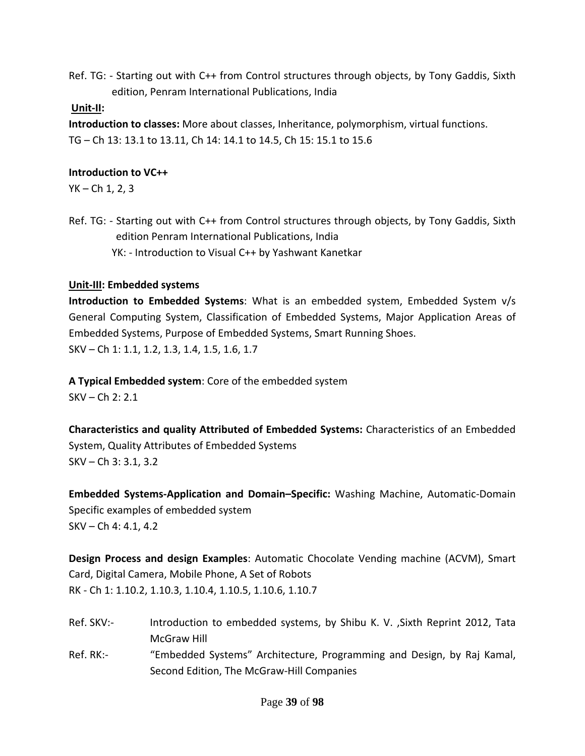Ref. TG: - Starting out with C++ from Control structures through objects, by Tony Gaddis, Sixth edition, Penram International Publications, India

**Unit-II:**

**Introduction to classes:** More about classes, Inheritance, polymorphism, virtual functions.
TG – Ch 13: 13.1 to 13.11, Ch 14: 14.1 to 14.5, Ch 15: 15.1 to 15.6

**Introduction to VC++**
YK – Ch 1, 2, 3

Ref. TG: - Starting out with C++ from Control structures through objects, by Tony Gaddis, Sixth edition Penram International Publications, India
YK: - Introduction to Visual C++ by Yashwant Kanetkar

**Unit-III: Embedded systems**

**Introduction to Embedded Systems**: What is an embedded system, Embedded System v/s General Computing System, Classification of Embedded Systems, Major Application Areas of Embedded Systems, Purpose of Embedded Systems, Smart Running Shoes.
SKV – Ch 1: 1.1, 1.2, 1.3, 1.4, 1.5, 1.6, 1.7

**A Typical Embedded system**: Core of the embedded system
SKV – Ch 2: 2.1

**Characteristics and quality Attributed of Embedded Systems:** Characteristics of an Embedded System, Quality Attributes of Embedded Systems
SKV – Ch 3: 3.1, 3.2

**Embedded Systems-Application and Domain–Specific:** Washing Machine, Automatic-Domain Specific examples of embedded system
SKV – Ch 4: 4.1, 4.2

**Design Process and design Examples**: Automatic Chocolate Vending machine (ACVM), Smart Card, Digital Camera, Mobile Phone, A Set of Robots
RK - Ch 1: 1.10.2, 1.10.3, 1.10.4, 1.10.5, 1.10.6, 1.10.7

Ref. SKV:- Introduction to embedded systems, by Shibu K. V. ,Sixth Reprint 2012, Tata McGraw Hill

Ref. RK:- "Embedded Systems" Architecture, Programming and Design, by Raj Kamal, Second Edition, The McGraw-Hill Companies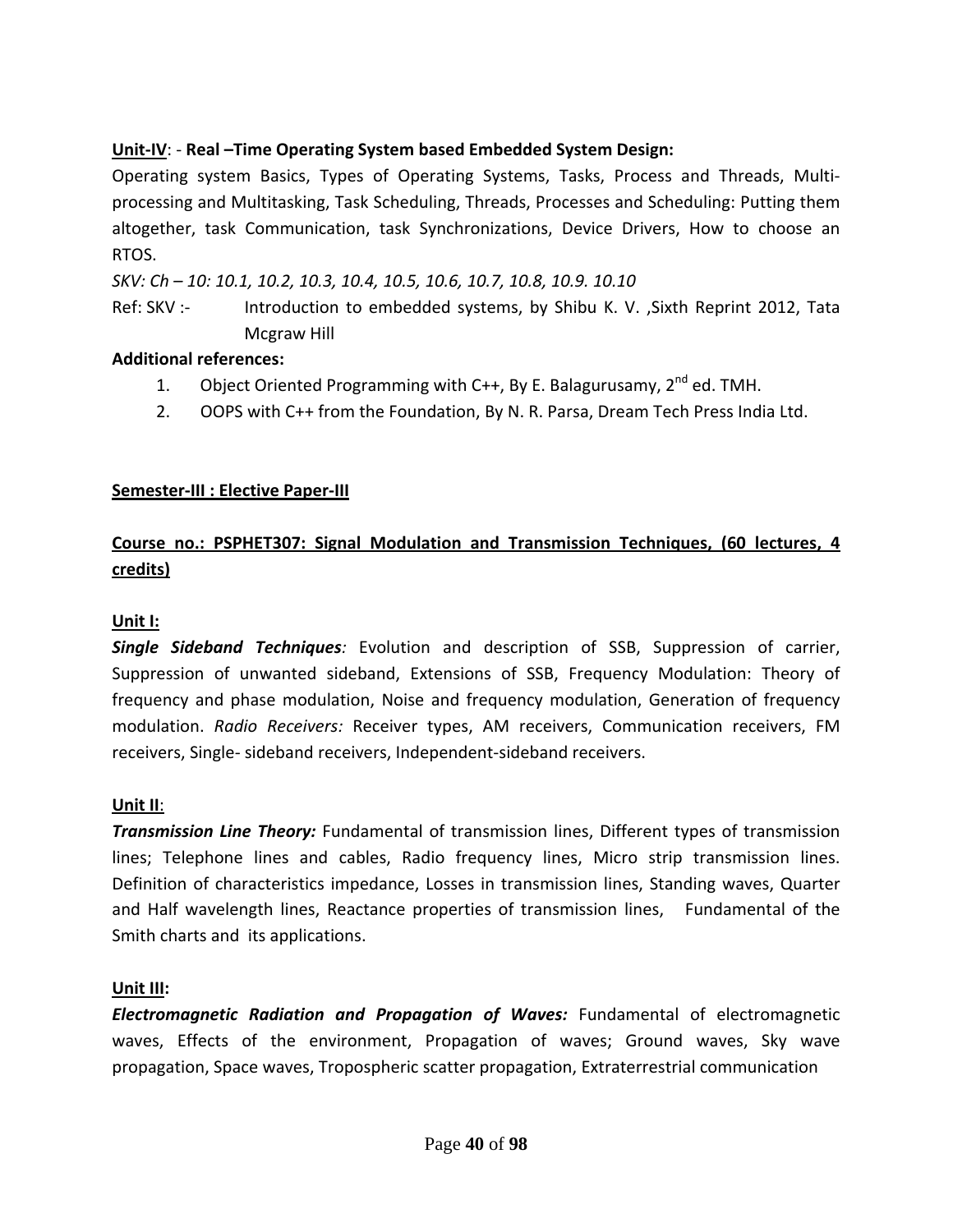**Unit-IV**: - **Real –Time Operating System based Embedded System Design:**

Operating system Basics, Types of Operating Systems, Tasks, Process and Threads, Multi-processing and Multitasking, Task Scheduling, Threads, Processes and Scheduling: Putting them altogether, task Communication, task Synchronizations, Device Drivers, How to choose an RTOS.

*SKV: Ch – 10: 10.1, 10.2, 10.3, 10.4, 10.5, 10.6, 10.7, 10.8, 10.9. 10.10*

Ref: SKV :- Introduction to embedded systems, by Shibu K. V. ,Sixth Reprint 2012, Tata Mcgraw Hill

**Additional references:**

1. Object Oriented Programming with C++, By E. Balagurusamy, 2nd ed. TMH.
2. OOPS with C++ from the Foundation, By N. R. Parsa, Dream Tech Press India Ltd.

**Semester-III : Elective Paper-III**

**Course no.: PSPHET307: Signal Modulation and Transmission Techniques, (60 lectures, 4 credits)**

**Unit I:**

***Single Sideband Techniques**:* Evolution and description of SSB, Suppression of carrier, Suppression of unwanted sideband, Extensions of SSB, Frequency Modulation: Theory of frequency and phase modulation, Noise and frequency modulation, Generation of frequency modulation. *Radio Receivers:* Receiver types, AM receivers, Communication receivers, FM receivers, Single- sideband receivers, Independent-sideband receivers.

**Unit II**:

***Transmission Line Theory:*** Fundamental of transmission lines, Different types of transmission lines; Telephone lines and cables, Radio frequency lines, Micro strip transmission lines. Definition of characteristics impedance, Losses in transmission lines, Standing waves, Quarter and Half wavelength lines, Reactance properties of transmission lines, Fundamental of the Smith charts and its applications.

**Unit III:**

***Electromagnetic Radiation and Propagation of Waves:*** Fundamental of electromagnetic waves, Effects of the environment, Propagation of waves; Ground waves, Sky wave propagation, Space waves, Tropospheric scatter propagation, Extraterrestrial communication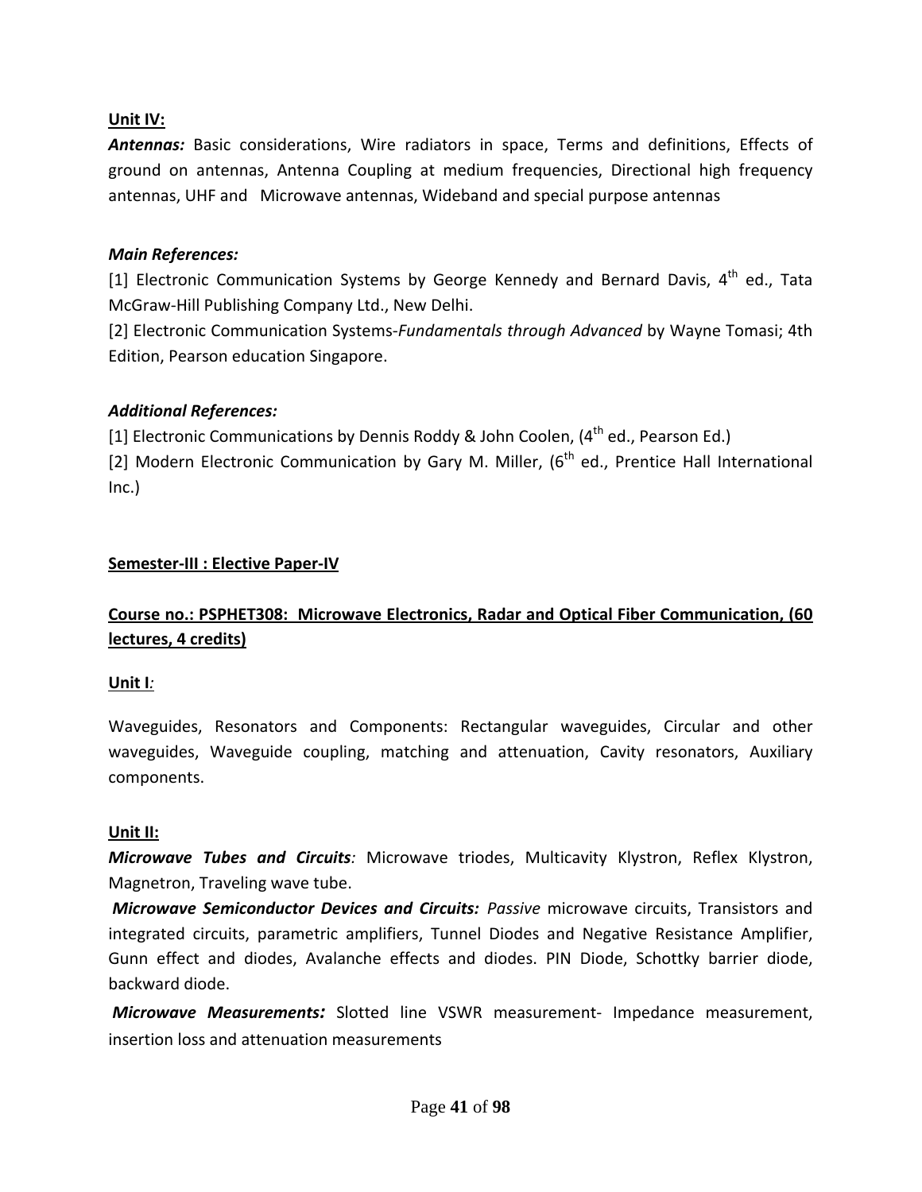**Unit IV:**

***Antennas:*** Basic considerations, Wire radiators in space, Terms and definitions, Effects of ground on antennas, Antenna Coupling at medium frequencies, Directional high frequency antennas, UHF and Microwave antennas, Wideband and special purpose antennas

***Main References:***

[1] Electronic Communication Systems by George Kennedy and Bernard Davis, 4th ed., Tata McGraw-Hill Publishing Company Ltd., New Delhi.

[2] Electronic Communication Systems-*Fundamentals through Advanced* by Wayne Tomasi; 4th Edition, Pearson education Singapore.

***Additional References:***

[1] Electronic Communications by Dennis Roddy & John Coolen, (4th ed., Pearson Ed.)

[2] Modern Electronic Communication by Gary M. Miller, (6th ed., Prentice Hall International Inc.)

## Semester-III : Elective Paper-IV

## Course no.: PSPHET308: Microwave Electronics, Radar and Optical Fiber Communication, (60 lectures, 4 credits)

**Unit I***:*

Waveguides, Resonators and Components: Rectangular waveguides, Circular and other waveguides, Waveguide coupling, matching and attenuation, Cavity resonators, Auxiliary components.

**Unit II:**

***Microwave Tubes and Circuits****:* Microwave triodes, Multicavity Klystron, Reflex Klystron, Magnetron, Traveling wave tube.

***Microwave Semiconductor Devices and Circuits:*** *Passive* microwave circuits, Transistors and integrated circuits, parametric amplifiers, Tunnel Diodes and Negative Resistance Amplifier, Gunn effect and diodes, Avalanche effects and diodes. PIN Diode, Schottky barrier diode, backward diode.

***Microwave Measurements:*** Slotted line VSWR measurement- Impedance measurement, insertion loss and attenuation measurements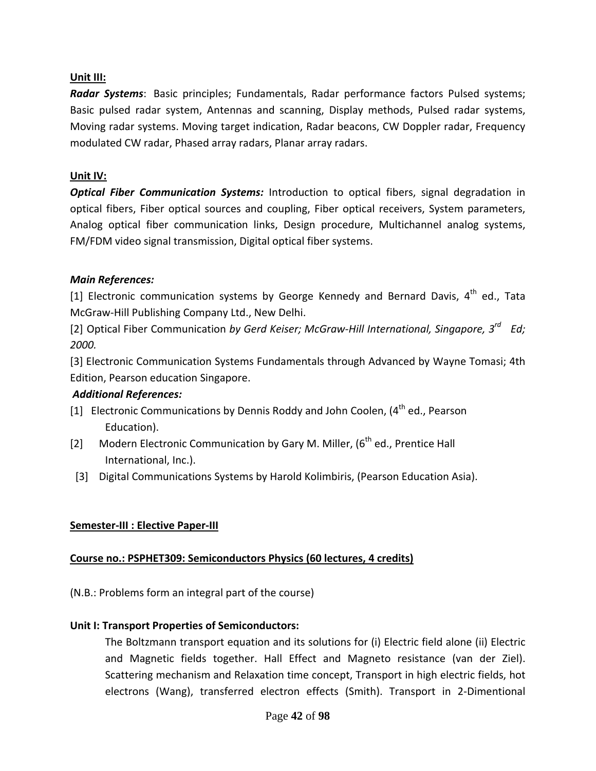**Unit III:**

***Radar Systems***: Basic principles; Fundamentals, Radar performance factors Pulsed systems; Basic pulsed radar system, Antennas and scanning, Display methods, Pulsed radar systems, Moving radar systems. Moving target indication, Radar beacons, CW Doppler radar, Frequency modulated CW radar, Phased array radars, Planar array radars.

**Unit IV:**

***Optical Fiber Communication Systems:*** Introduction to optical fibers, signal degradation in optical fibers, Fiber optical sources and coupling, Fiber optical receivers, System parameters, Analog optical fiber communication links, Design procedure, Multichannel analog systems, FM/FDM video signal transmission, Digital optical fiber systems.

***Main References:***

[1] Electronic communication systems by George Kennedy and Bernard Davis, 4th ed., Tata McGraw-Hill Publishing Company Ltd., New Delhi.

[2] Optical Fiber Communication *by Gerd Keiser; McGraw-Hill International, Singapore, 3rd Ed; 2000.*

[3] Electronic Communication Systems Fundamentals through Advanced by Wayne Tomasi; 4th Edition, Pearson education Singapore.

***Additional References:***

[1] Electronic Communications by Dennis Roddy and John Coolen, (4th ed., Pearson Education).

[2] Modern Electronic Communication by Gary M. Miller, (6th ed., Prentice Hall International, Inc.).

[3] Digital Communications Systems by Harold Kolimbiris, (Pearson Education Asia).

**Semester-III : Elective Paper-III**

**Course no.: PSPHET309: Semiconductors Physics (60 lectures, 4 credits)**

(N.B.: Problems form an integral part of the course)

**Unit I: Transport Properties of Semiconductors:**

The Boltzmann transport equation and its solutions for (i) Electric field alone (ii) Electric and Magnetic fields together. Hall Effect and Magneto resistance (van der Ziel). Scattering mechanism and Relaxation time concept, Transport in high electric fields, hot electrons (Wang), transferred electron effects (Smith). Transport in 2-Dimentional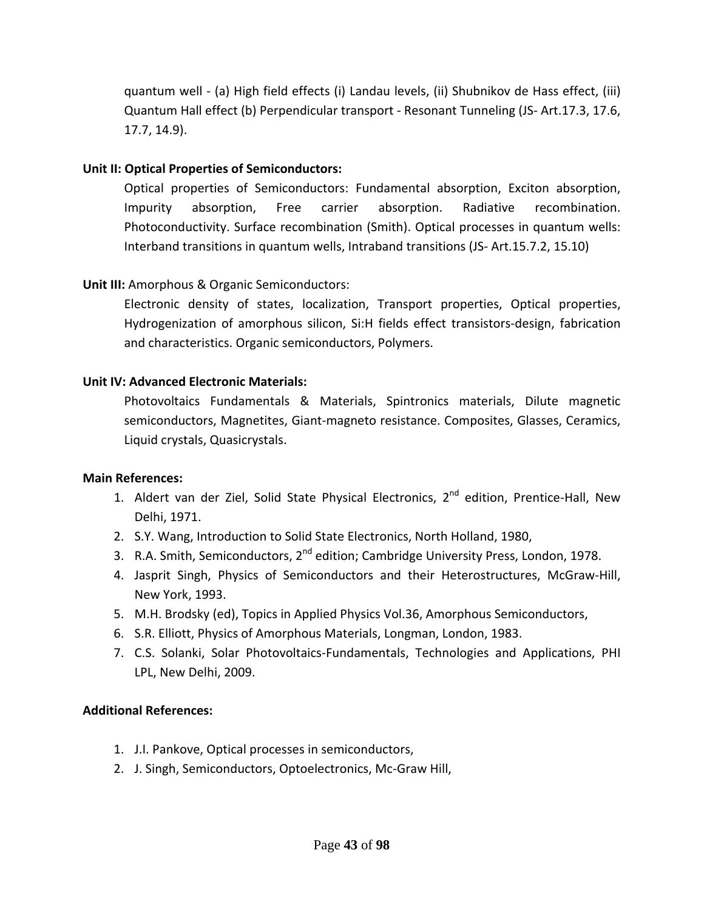quantum well - (a) High field effects (i) Landau levels, (ii) Shubnikov de Hass effect, (iii) Quantum Hall effect (b) Perpendicular transport - Resonant Tunneling (JS- Art.17.3, 17.6, 17.7, 14.9).

**Unit II: Optical Properties of Semiconductors:**

Optical properties of Semiconductors: Fundamental absorption, Exciton absorption, Impurity absorption, Free carrier absorption. Radiative recombination. Photoconductivity. Surface recombination (Smith). Optical processes in quantum wells: Interband transitions in quantum wells, Intraband transitions (JS- Art.15.7.2, 15.10)

**Unit III:** Amorphous & Organic Semiconductors:

Electronic density of states, localization, Transport properties, Optical properties, Hydrogenization of amorphous silicon, Si:H fields effect transistors-design, fabrication and characteristics. Organic semiconductors, Polymers.

**Unit IV: Advanced Electronic Materials:**

Photovoltaics Fundamentals & Materials, Spintronics materials, Dilute magnetic semiconductors, Magnetites, Giant-magneto resistance. Composites, Glasses, Ceramics, Liquid crystals, Quasicrystals.

**Main References:**

1. Aldert van der Ziel, Solid State Physical Electronics, 2nd edition, Prentice-Hall, New Delhi, 1971.
2. S.Y. Wang, Introduction to Solid State Electronics, North Holland, 1980,
3. R.A. Smith, Semiconductors, 2nd edition; Cambridge University Press, London, 1978.
4. Jasprit Singh, Physics of Semiconductors and their Heterostructures, McGraw-Hill, New York, 1993.
5. M.H. Brodsky (ed), Topics in Applied Physics Vol.36, Amorphous Semiconductors,
6. S.R. Elliott, Physics of Amorphous Materials, Longman, London, 1983.
7. C.S. Solanki, Solar Photovoltaics-Fundamentals, Technologies and Applications, PHI LPL, New Delhi, 2009.

**Additional References:**

1. J.I. Pankove, Optical processes in semiconductors,
2. J. Singh, Semiconductors, Optoelectronics, Mc-Graw Hill,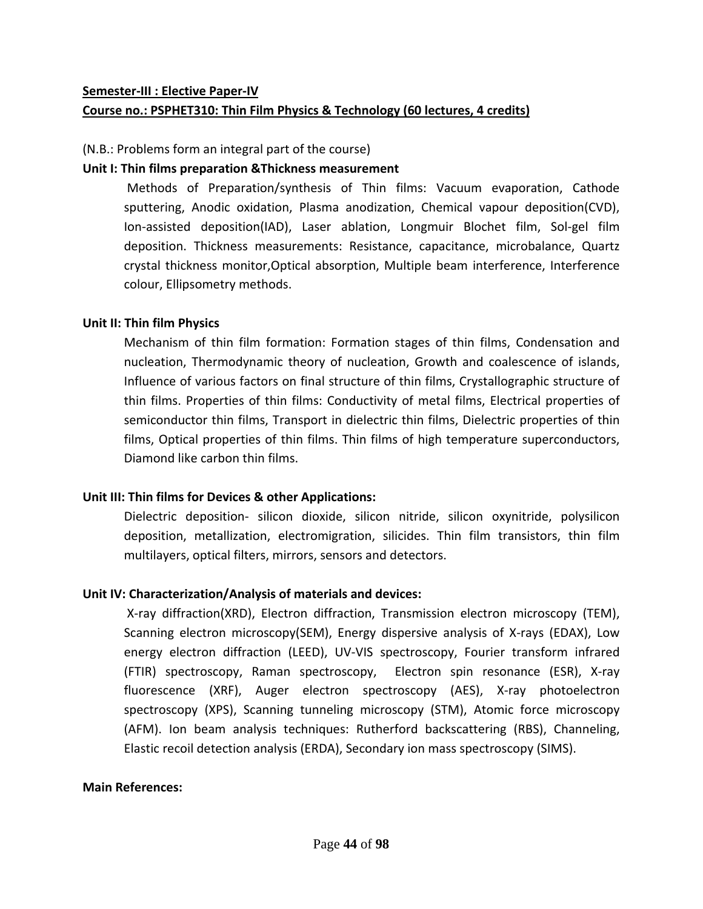**Semester-III : Elective Paper-IV**

**Course no.: PSPHET310: Thin Film Physics & Technology (60 lectures, 4 credits)**

(N.B.: Problems form an integral part of the course)

**Unit I: Thin films preparation &Thickness measurement**

Methods of Preparation/synthesis of Thin films: Vacuum evaporation, Cathode sputtering, Anodic oxidation, Plasma anodization, Chemical vapour deposition(CVD), Ion-assisted deposition(IAD), Laser ablation, Longmuir Blochet film, Sol-gel film deposition. Thickness measurements: Resistance, capacitance, microbalance, Quartz crystal thickness monitor,Optical absorption, Multiple beam interference, Interference colour, Ellipsometry methods.

**Unit II: Thin film Physics**

Mechanism of thin film formation: Formation stages of thin films, Condensation and nucleation, Thermodynamic theory of nucleation, Growth and coalescence of islands, Influence of various factors on final structure of thin films, Crystallographic structure of thin films. Properties of thin films: Conductivity of metal films, Electrical properties of semiconductor thin films, Transport in dielectric thin films, Dielectric properties of thin films, Optical properties of thin films. Thin films of high temperature superconductors, Diamond like carbon thin films.

**Unit III: Thin films for Devices & other Applications:**

Dielectric deposition- silicon dioxide, silicon nitride, silicon oxynitride, polysilicon deposition, metallization, electromigration, silicides. Thin film transistors, thin film multilayers, optical filters, mirrors, sensors and detectors.

**Unit IV: Characterization/Analysis of materials and devices:**

X-ray diffraction(XRD), Electron diffraction, Transmission electron microscopy (TEM), Scanning electron microscopy(SEM), Energy dispersive analysis of X-rays (EDAX), Low energy electron diffraction (LEED), UV-VIS spectroscopy, Fourier transform infrared (FTIR) spectroscopy, Raman spectroscopy, Electron spin resonance (ESR), X-ray fluorescence (XRF), Auger electron spectroscopy (AES), X-ray photoelectron spectroscopy (XPS), Scanning tunneling microscopy (STM), Atomic force microscopy (AFM). Ion beam analysis techniques: Rutherford backscattering (RBS), Channeling, Elastic recoil detection analysis (ERDA), Secondary ion mass spectroscopy (SIMS).

**Main References:**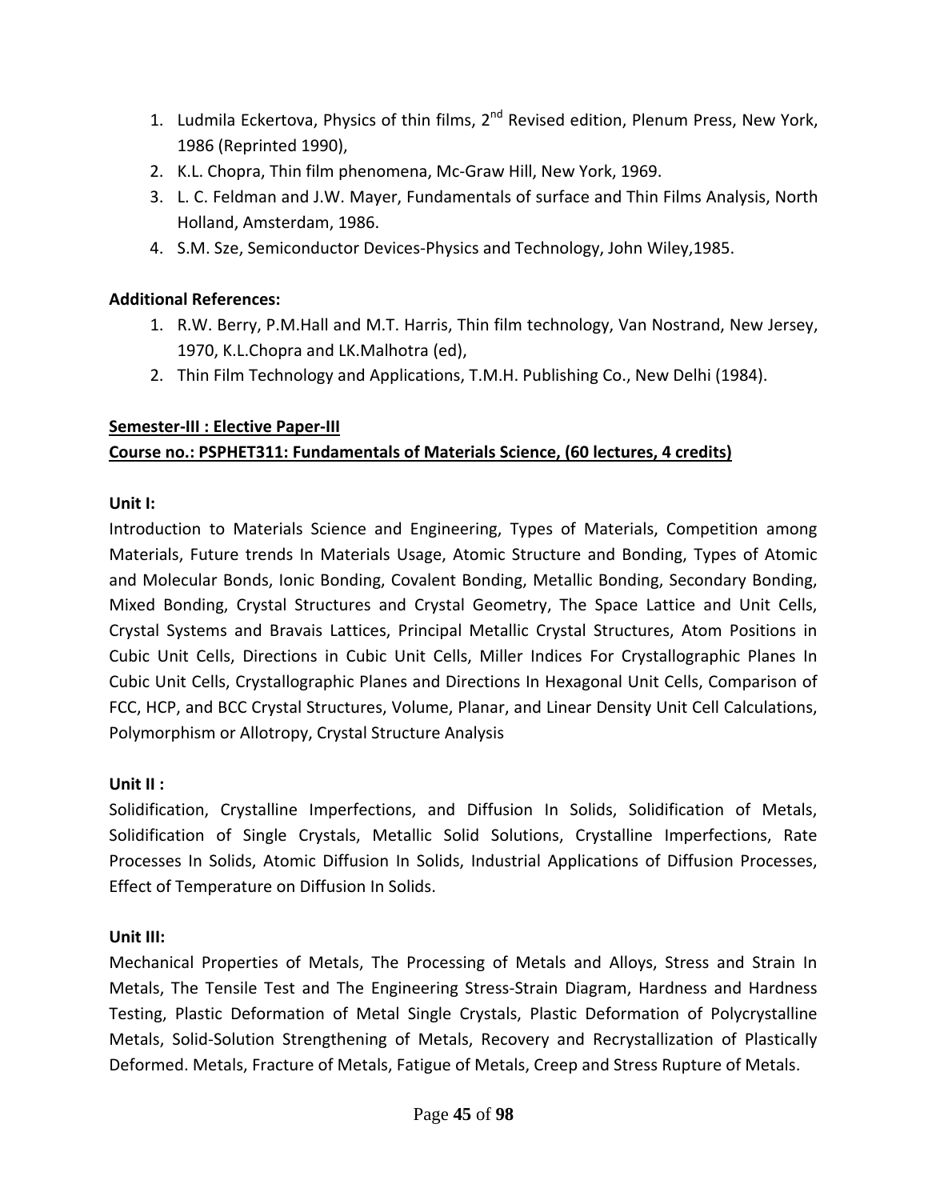1. Ludmila Eckertova, Physics of thin films, 2nd Revised edition, Plenum Press, New York, 1986 (Reprinted 1990),
2. K.L. Chopra, Thin film phenomena, Mc-Graw Hill, New York, 1969.
3. L. C. Feldman and J.W. Mayer, Fundamentals of surface and Thin Films Analysis, North Holland, Amsterdam, 1986.
4. S.M. Sze, Semiconductor Devices-Physics and Technology, John Wiley,1985.

**Additional References:**

1. R.W. Berry, P.M.Hall and M.T. Harris, Thin film technology, Van Nostrand, New Jersey, 1970, K.L.Chopra and LK.Malhotra (ed),
2. Thin Film Technology and Applications, T.M.H. Publishing Co., New Delhi (1984).

**Semester-III : Elective Paper-III**

**Course no.: PSPHET311: Fundamentals of Materials Science, (60 lectures, 4 credits)**

**Unit I:**

Introduction to Materials Science and Engineering, Types of Materials, Competition among Materials, Future trends In Materials Usage, Atomic Structure and Bonding, Types of Atomic and Molecular Bonds, Ionic Bonding, Covalent Bonding, Metallic Bonding, Secondary Bonding, Mixed Bonding, Crystal Structures and Crystal Geometry, The Space Lattice and Unit Cells, Crystal Systems and Bravais Lattices, Principal Metallic Crystal Structures, Atom Positions in Cubic Unit Cells, Directions in Cubic Unit Cells, Miller Indices For Crystallographic Planes In Cubic Unit Cells, Crystallographic Planes and Directions In Hexagonal Unit Cells, Comparison of FCC, HCP, and BCC Crystal Structures, Volume, Planar, and Linear Density Unit Cell Calculations, Polymorphism or Allotropy, Crystal Structure Analysis

**Unit II :**

Solidification, Crystalline Imperfections, and Diffusion In Solids, Solidification of Metals, Solidification of Single Crystals, Metallic Solid Solutions, Crystalline Imperfections, Rate Processes In Solids, Atomic Diffusion In Solids, Industrial Applications of Diffusion Processes, Effect of Temperature on Diffusion In Solids.

**Unit III:**

Mechanical Properties of Metals, The Processing of Metals and Alloys, Stress and Strain In Metals, The Tensile Test and The Engineering Stress-Strain Diagram, Hardness and Hardness Testing, Plastic Deformation of Metal Single Crystals, Plastic Deformation of Polycrystalline Metals, Solid-Solution Strengthening of Metals, Recovery and Recrystallization of Plastically Deformed. Metals, Fracture of Metals, Fatigue of Metals, Creep and Stress Rupture of Metals.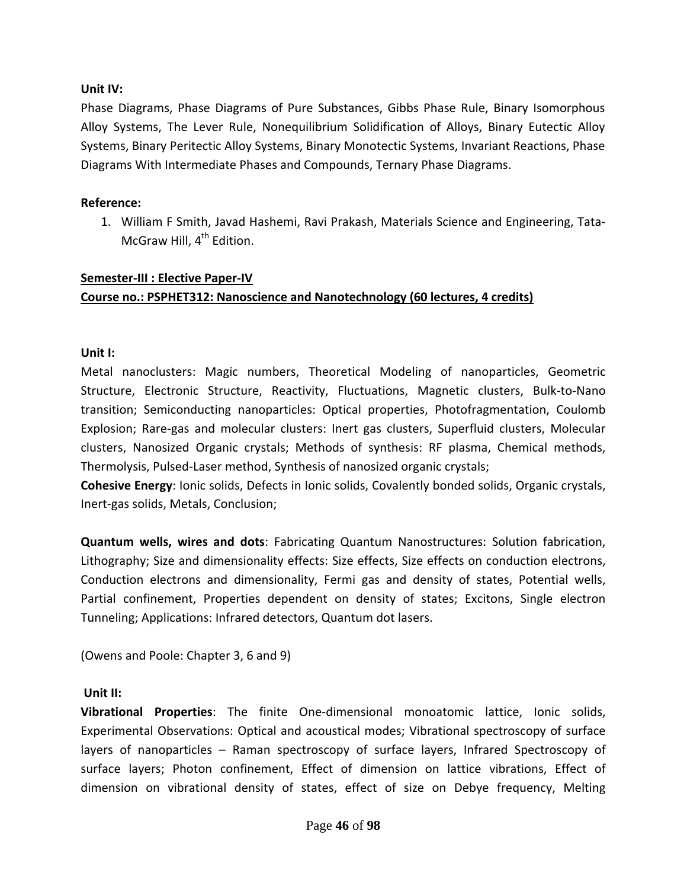**Unit IV:**

Phase Diagrams, Phase Diagrams of Pure Substances, Gibbs Phase Rule, Binary Isomorphous Alloy Systems, The Lever Rule, Nonequilibrium Solidification of Alloys, Binary Eutectic Alloy Systems, Binary Peritectic Alloy Systems, Binary Monotectic Systems, Invariant Reactions, Phase Diagrams With Intermediate Phases and Compounds, Ternary Phase Diagrams.

**Reference:**

1. William F Smith, Javad Hashemi, Ravi Prakash, Materials Science and Engineering, Tata-McGraw Hill, 4th Edition.

**Semester-III : Elective Paper-IV**

**Course no.: PSPHET312: Nanoscience and Nanotechnology (60 lectures, 4 credits)**

**Unit I:**

Metal nanoclusters: Magic numbers, Theoretical Modeling of nanoparticles, Geometric Structure, Electronic Structure, Reactivity, Fluctuations, Magnetic clusters, Bulk-to-Nano transition; Semiconducting nanoparticles: Optical properties, Photofragmentation, Coulomb Explosion; Rare-gas and molecular clusters: Inert gas clusters, Superfluid clusters, Molecular clusters, Nanosized Organic crystals; Methods of synthesis: RF plasma, Chemical methods, Thermolysis, Pulsed-Laser method, Synthesis of nanosized organic crystals;

**Cohesive Energy**: Ionic solids, Defects in Ionic solids, Covalently bonded solids, Organic crystals, Inert-gas solids, Metals, Conclusion;

**Quantum wells, wires and dots**: Fabricating Quantum Nanostructures: Solution fabrication, Lithography; Size and dimensionality effects: Size effects, Size effects on conduction electrons, Conduction electrons and dimensionality, Fermi gas and density of states, Potential wells, Partial confinement, Properties dependent on density of states; Excitons, Single electron Tunneling; Applications: Infrared detectors, Quantum dot lasers.

(Owens and Poole: Chapter 3, 6 and 9)

**Unit II:**

**Vibrational Properties**: The finite One-dimensional monoatomic lattice, Ionic solids, Experimental Observations: Optical and acoustical modes; Vibrational spectroscopy of surface layers of nanoparticles – Raman spectroscopy of surface layers, Infrared Spectroscopy of surface layers; Photon confinement, Effect of dimension on lattice vibrations, Effect of dimension on vibrational density of states, effect of size on Debye frequency, Melting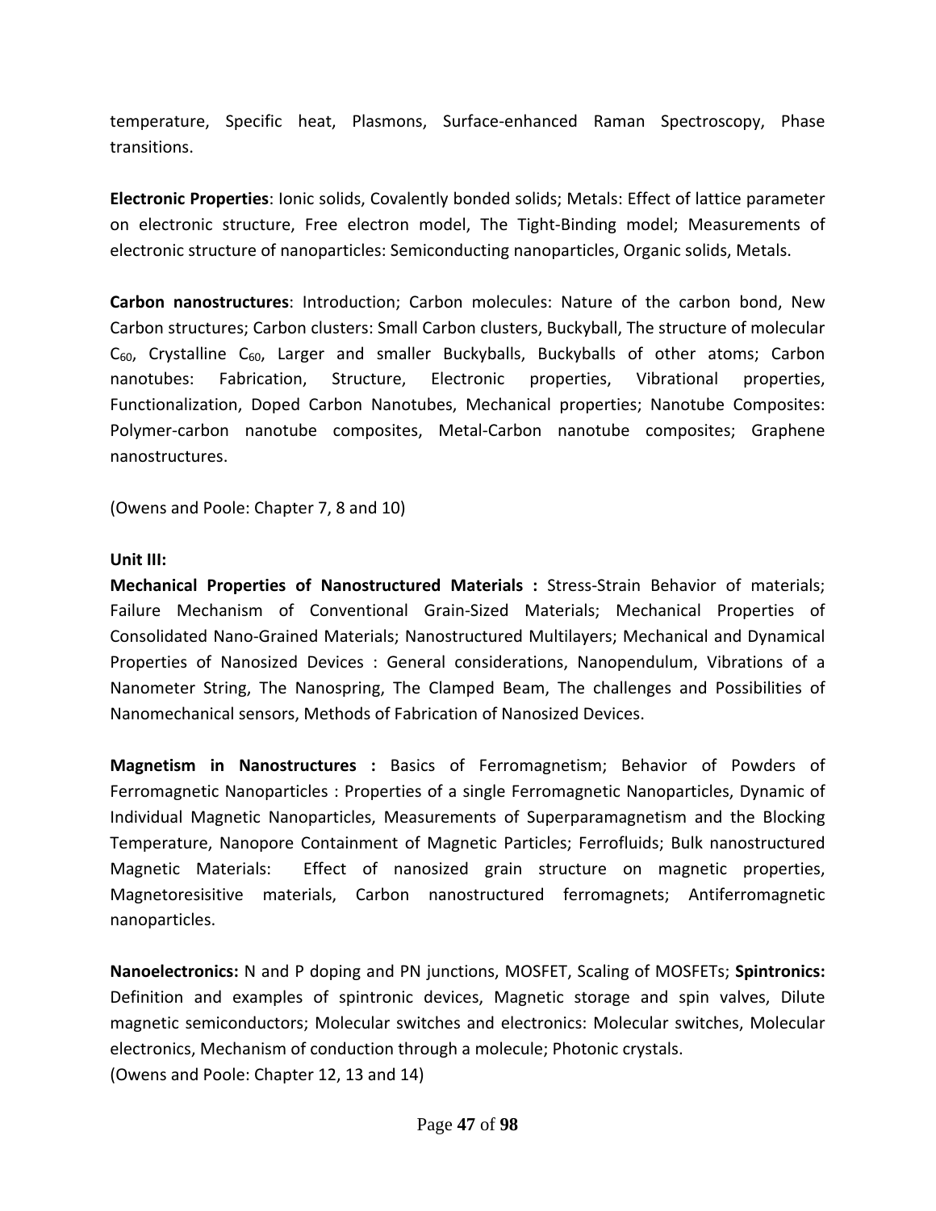temperature, Specific heat, Plasmons, Surface-enhanced Raman Spectroscopy, Phase transitions.

**Electronic Properties**: Ionic solids, Covalently bonded solids; Metals: Effect of lattice parameter on electronic structure, Free electron model, The Tight-Binding model; Measurements of electronic structure of nanoparticles: Semiconducting nanoparticles, Organic solids, Metals.

**Carbon nanostructures**: Introduction; Carbon molecules: Nature of the carbon bond, New Carbon structures; Carbon clusters: Small Carbon clusters, Buckyball, The structure of molecular $C_{60}$, Crystalline $C_{60}$, Larger and smaller Buckyballs, Buckyballs of other atoms; Carbon nanotubes: Fabrication, Structure, Electronic properties, Vibrational properties, Functionalization, Doped Carbon Nanotubes, Mechanical properties; Nanotube Composites: Polymer-carbon nanotube composites, Metal-Carbon nanotube composites; Graphene nanostructures.

(Owens and Poole: Chapter 7, 8 and 10)

**Unit III:**

**Mechanical Properties of Nanostructured Materials :** Stress-Strain Behavior of materials; Failure Mechanism of Conventional Grain-Sized Materials; Mechanical Properties of Consolidated Nano-Grained Materials; Nanostructured Multilayers; Mechanical and Dynamical Properties of Nanosized Devices : General considerations, Nanopendulum, Vibrations of a Nanometer String, The Nanospring, The Clamped Beam, The challenges and Possibilities of Nanomechanical sensors, Methods of Fabrication of Nanosized Devices.

**Magnetism in Nanostructures :** Basics of Ferromagnetism; Behavior of Powders of Ferromagnetic Nanoparticles : Properties of a single Ferromagnetic Nanoparticles, Dynamic of Individual Magnetic Nanoparticles, Measurements of Superparamagnetism and the Blocking Temperature, Nanopore Containment of Magnetic Particles; Ferrofluids; Bulk nanostructured Magnetic Materials: Effect of nanosized grain structure on magnetic properties, Magnetoresisitive materials, Carbon nanostructured ferromagnets; Antiferromagnetic nanoparticles.

**Nanoelectronics:** N and P doping and PN junctions, MOSFET, Scaling of MOSFETs; **Spintronics:** Definition and examples of spintronic devices, Magnetic storage and spin valves, Dilute magnetic semiconductors; Molecular switches and electronics: Molecular switches, Molecular electronics, Mechanism of conduction through a molecule; Photonic crystals.
(Owens and Poole: Chapter 12, 13 and 14)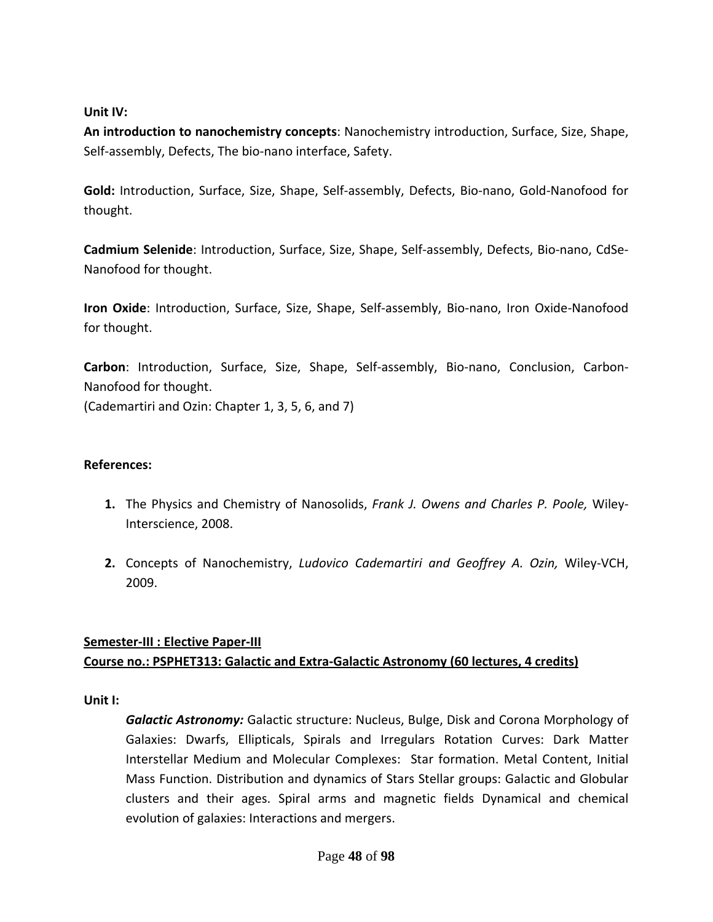**Unit IV:**

**An introduction to nanochemistry concepts**: Nanochemistry introduction, Surface, Size, Shape, Self-assembly, Defects, The bio-nano interface, Safety.

**Gold:** Introduction, Surface, Size, Shape, Self-assembly, Defects, Bio-nano, Gold-Nanofood for thought.

**Cadmium Selenide**: Introduction, Surface, Size, Shape, Self-assembly, Defects, Bio-nano, CdSe-Nanofood for thought.

**Iron Oxide**: Introduction, Surface, Size, Shape, Self-assembly, Bio-nano, Iron Oxide-Nanofood for thought.

**Carbon**: Introduction, Surface, Size, Shape, Self-assembly, Bio-nano, Conclusion, Carbon-Nanofood for thought.
(Cademartiri and Ozin: Chapter 1, 3, 5, 6, and 7)

**References:**

1. The Physics and Chemistry of Nanosolids, *Frank J. Owens and Charles P. Poole,* Wiley-Interscience, 2008.

2. Concepts of Nanochemistry, *Ludovico Cademartiri and Geoffrey A. Ozin,* Wiley-VCH, 2009.

**Semester-III : Elective Paper-III**
**Course no.: PSPHET313: Galactic and Extra-Galactic Astronomy (60 lectures, 4 credits)**

**Unit I:**

***Galactic Astronomy:*** Galactic structure: Nucleus, Bulge, Disk and Corona Morphology of Galaxies: Dwarfs, Ellipticals, Spirals and Irregulars Rotation Curves: Dark Matter Interstellar Medium and Molecular Complexes: Star formation. Metal Content, Initial Mass Function. Distribution and dynamics of Stars Stellar groups: Galactic and Globular clusters and their ages. Spiral arms and magnetic fields Dynamical and chemical evolution of galaxies: Interactions and mergers.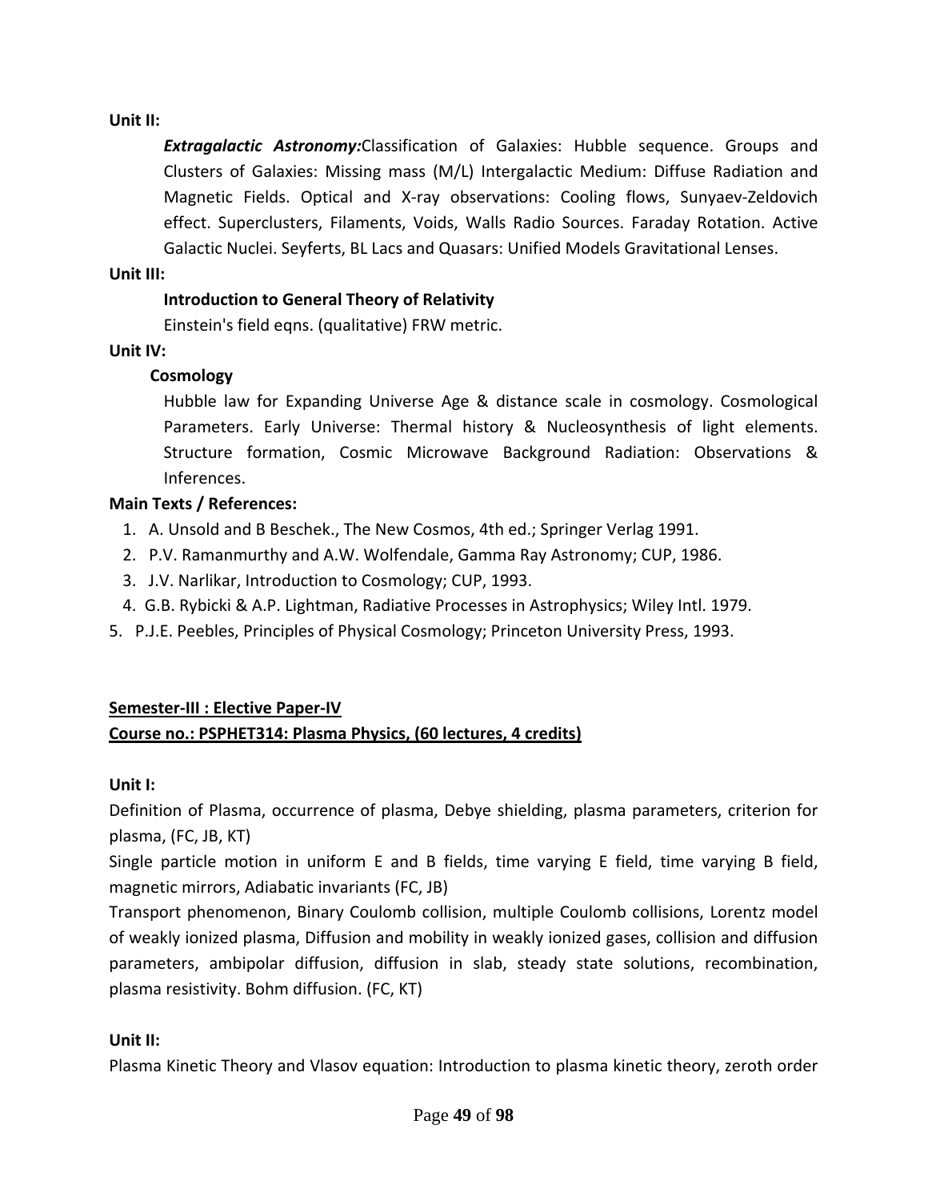**Unit II:**

***Extragalactic Astronomy:***Classification of Galaxies: Hubble sequence. Groups and Clusters of Galaxies: Missing mass (M/L) Intergalactic Medium: Diffuse Radiation and Magnetic Fields. Optical and X-ray observations: Cooling flows, Sunyaev-Zeldovich effect. Superclusters, Filaments, Voids, Walls Radio Sources. Faraday Rotation. Active Galactic Nuclei. Seyferts, BL Lacs and Quasars: Unified Models Gravitational Lenses.

**Unit III:**

**Introduction to General Theory of Relativity**

Einstein's field eqns. (qualitative) FRW metric.

**Unit IV:**

**Cosmology**

Hubble law for Expanding Universe Age & distance scale in cosmology. Cosmological Parameters. Early Universe: Thermal history & Nucleosynthesis of light elements. Structure formation, Cosmic Microwave Background Radiation: Observations & Inferences.

**Main Texts / References:**

1. A. Unsold and B Beschek., The New Cosmos, 4th ed.; Springer Verlag 1991.
2. P.V. Ramanmurthy and A.W. Wolfendale, Gamma Ray Astronomy; CUP, 1986.
3. J.V. Narlikar, Introduction to Cosmology; CUP, 1993.
4. G.B. Rybicki & A.P. Lightman, Radiative Processes in Astrophysics; Wiley Intl. 1979.
5. P.J.E. Peebles, Principles of Physical Cosmology; Princeton University Press, 1993.

**Semester-III : Elective Paper-IV**

**Course no.: PSPHET314: Plasma Physics, (60 lectures, 4 credits)**

**Unit I:**

Definition of Plasma, occurrence of plasma, Debye shielding, plasma parameters, criterion for plasma, (FC, JB, KT)

Single particle motion in uniform E and B fields, time varying E field, time varying B field, magnetic mirrors, Adiabatic invariants (FC, JB)

Transport phenomenon, Binary Coulomb collision, multiple Coulomb collisions, Lorentz model of weakly ionized plasma, Diffusion and mobility in weakly ionized gases, collision and diffusion parameters, ambipolar diffusion, diffusion in slab, steady state solutions, recombination, plasma resistivity. Bohm diffusion. (FC, KT)

**Unit II:**

Plasma Kinetic Theory and Vlasov equation: Introduction to plasma kinetic theory, zeroth order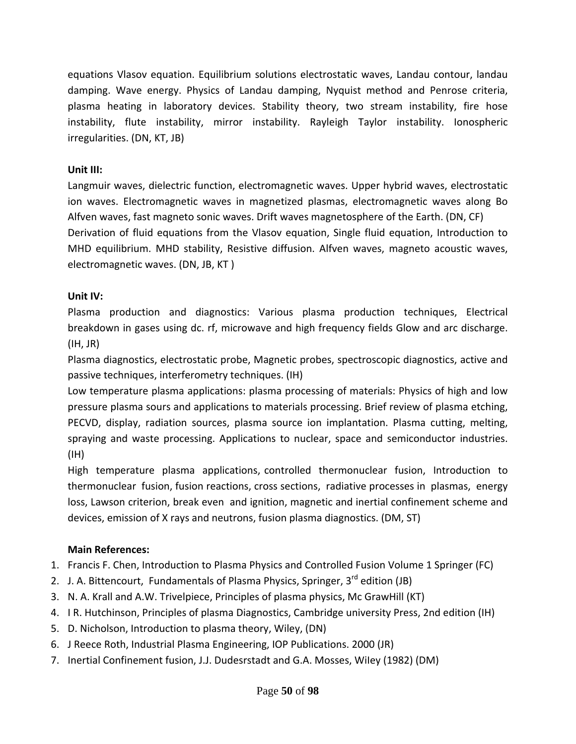equations Vlasov equation. Equilibrium solutions electrostatic waves, Landau contour, landau damping. Wave energy. Physics of Landau damping, Nyquist method and Penrose criteria, plasma heating in laboratory devices. Stability theory, two stream instability, fire hose instability, flute instability, mirror instability. Rayleigh Taylor instability. Ionospheric irregularities. (DN, KT, JB)

**Unit III:**

Langmuir waves, dielectric function, electromagnetic waves. Upper hybrid waves, electrostatic ion waves. Electromagnetic waves in magnetized plasmas, electromagnetic waves along Bo Alfven waves, fast magneto sonic waves. Drift waves magnetosphere of the Earth. (DN, CF)

Derivation of fluid equations from the Vlasov equation, Single fluid equation, Introduction to MHD equilibrium. MHD stability, Resistive diffusion. Alfven waves, magneto acoustic waves, electromagnetic waves. (DN, JB, KT )

**Unit IV:**

Plasma production and diagnostics: Various plasma production techniques, Electrical breakdown in gases using dc. rf, microwave and high frequency fields Glow and arc discharge. (IH, JR)

Plasma diagnostics, electrostatic probe, Magnetic probes, spectroscopic diagnostics, active and passive techniques, interferometry techniques. (IH)

Low temperature plasma applications: plasma processing of materials: Physics of high and low pressure plasma sours and applications to materials processing. Brief review of plasma etching, PECVD, display, radiation sources, plasma source ion implantation. Plasma cutting, melting, spraying and waste processing. Applications to nuclear, space and semiconductor industries. (IH)

High temperature plasma applications, controlled thermonuclear fusion, Introduction to thermonuclear fusion, fusion reactions, cross sections, radiative processes in plasmas, energy loss, Lawson criterion, break even and ignition, magnetic and inertial confinement scheme and devices, emission of X rays and neutrons, fusion plasma diagnostics. (DM, ST)

**Main References:**

1. Francis F. Chen, Introduction to Plasma Physics and Controlled Fusion Volume 1 Springer (FC)
2. J. A. Bittencourt, Fundamentals of Plasma Physics, Springer, 3rd edition (JB)
3. N. A. Krall and A.W. Trivelpiece, Principles of plasma physics, Mc GrawHill (KT)
4. I R. Hutchinson, Principles of plasma Diagnostics, Cambridge university Press, 2nd edition (IH)
5. D. Nicholson, Introduction to plasma theory, Wiley, (DN)
6. J Reece Roth, Industrial Plasma Engineering, IOP Publications. 2000 (JR)
7. Inertial Confinement fusion, J.J. Dudesrstadt and G.A. Mosses, Wiley (1982) (DM)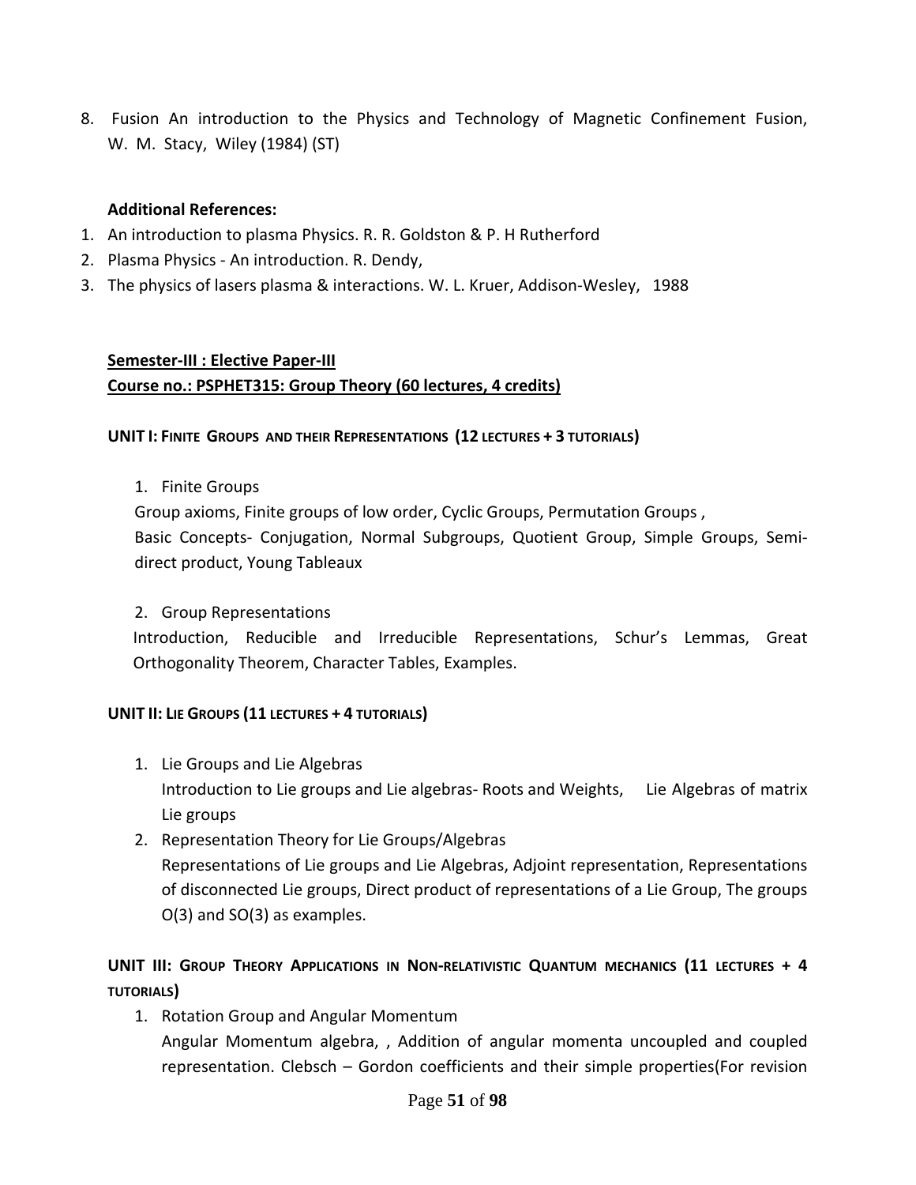8. Fusion An introduction to the Physics and Technology of Magnetic Confinement Fusion, W. M. Stacy, Wiley (1984) (ST)

**Additional References:**

1. An introduction to plasma Physics. R. R. Goldston & P. H Rutherford
2. Plasma Physics - An introduction. R. Dendy,
3. The physics of lasers plasma & interactions. W. L. Kruer, Addison-Wesley, 1988

**Semester-III : Elective Paper-III**

**Course no.: PSPHET315: Group Theory (60 lectures, 4 credits)**

**UNIT I: Finite Groups and their Representations (12 lectures + 3 tutorials)**

1. Finite Groups

   Group axioms, Finite groups of low order, Cyclic Groups, Permutation Groups ,
   Basic Concepts- Conjugation, Normal Subgroups, Quotient Group, Simple Groups, Semi-direct product, Young Tableaux

2. Group Representations

   Introduction, Reducible and Irreducible Representations, Schur's Lemmas, Great Orthogonality Theorem, Character Tables, Examples.

**UNIT II: Lie Groups (11 lectures + 4 tutorials)**

1. Lie Groups and Lie Algebras

   Introduction to Lie groups and Lie algebras- Roots and Weights, Lie Algebras of matrix Lie groups

2. Representation Theory for Lie Groups/Algebras

   Representations of Lie groups and Lie Algebras, Adjoint representation, Representations of disconnected Lie groups, Direct product of representations of a Lie Group, The groups O(3) and SO(3) as examples.

**UNIT III: Group Theory Applications in Non-relativistic Quantum mechanics (11 lectures + 4 tutorials)**

1. Rotation Group and Angular Momentum

   Angular Momentum algebra, , Addition of angular momenta uncoupled and coupled representation. Clebsch – Gordon coefficients and their simple properties(For revision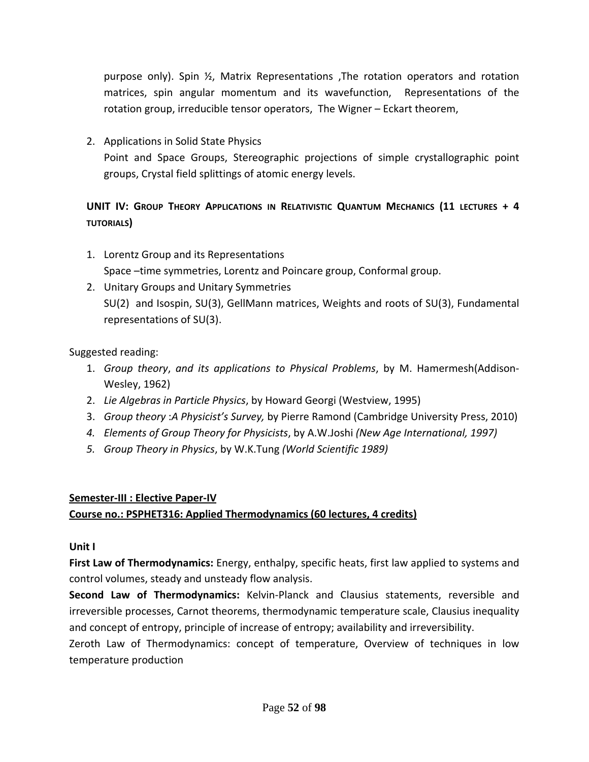purpose only). Spin ½, Matrix Representations ,The rotation operators and rotation matrices, spin angular momentum and its wavefunction, Representations of the rotation group, irreducible tensor operators, The Wigner – Eckart theorem,

2. Applications in Solid State Physics
   Point and Space Groups, Stereographic projections of simple crystallographic point groups, Crystal field splittings of atomic energy levels.

**UNIT IV: GROUP THEORY APPLICATIONS IN RELATIVISTIC QUANTUM MECHANICS (11 LECTURES + 4 TUTORIALS)**

1. Lorentz Group and its Representations
   Space –time symmetries, Lorentz and Poincare group, Conformal group.
2. Unitary Groups and Unitary Symmetries
   SU(2) and Isospin, SU(3), GellMann matrices, Weights and roots of SU(3), Fundamental representations of SU(3).

Suggested reading:

1. *Group theory*, *and its applications to Physical Problems*, by M. Hamermesh(Addison-Wesley, 1962)
2. *Lie Algebras in Particle Physics*, by Howard Georgi (Westview, 1995)
3. *Group theory* :*A Physicist's Survey,* by Pierre Ramond (Cambridge University Press, 2010)
4. *Elements of Group Theory for Physicists*, by A.W.Joshi *(New Age International, 1997)*
5. *Group Theory in Physics*, by W.K.Tung *(World Scientific 1989)*

**<u>Semester-III : Elective Paper-IV</u>**

**<u>Course no.: PSPHET316: Applied Thermodynamics (60 lectures, 4 credits)</u>**

**Unit I**

**First Law of Thermodynamics:** Energy, enthalpy, specific heats, first law applied to systems and control volumes, steady and unsteady flow analysis.

**Second Law of Thermodynamics:** Kelvin-Planck and Clausius statements, reversible and irreversible processes, Carnot theorems, thermodynamic temperature scale, Clausius inequality and concept of entropy, principle of increase of entropy; availability and irreversibility.

Zeroth Law of Thermodynamics: concept of temperature, Overview of techniques in low temperature production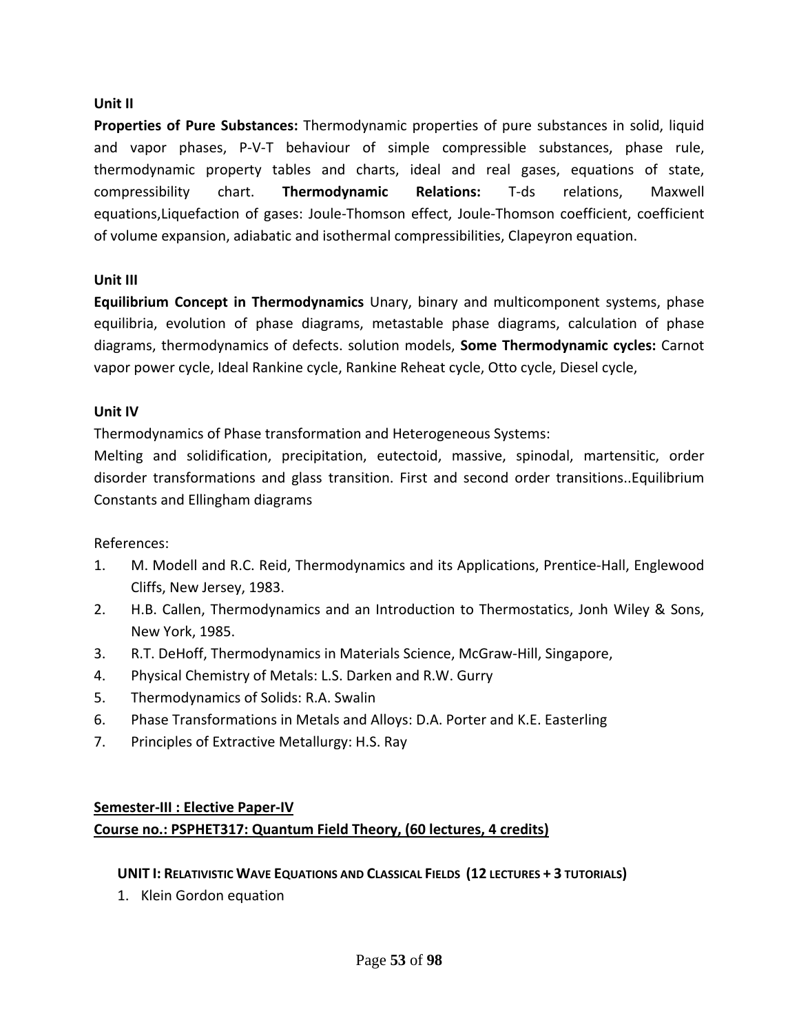**Unit II**

**Properties of Pure Substances:** Thermodynamic properties of pure substances in solid, liquid and vapor phases, P-V-T behaviour of simple compressible substances, phase rule, thermodynamic property tables and charts, ideal and real gases, equations of state, compressibility chart. **Thermodynamic Relations:** T-ds relations, Maxwell equations,Liquefaction of gases: Joule-Thomson effect, Joule-Thomson coefficient, coefficient of volume expansion, adiabatic and isothermal compressibilities, Clapeyron equation.

**Unit III**

**Equilibrium Concept in Thermodynamics** Unary, binary and multicomponent systems, phase equilibria, evolution of phase diagrams, metastable phase diagrams, calculation of phase diagrams, thermodynamics of defects. solution models, **Some Thermodynamic cycles:** Carnot vapor power cycle, Ideal Rankine cycle, Rankine Reheat cycle, Otto cycle, Diesel cycle,

**Unit IV**

Thermodynamics of Phase transformation and Heterogeneous Systems:

Melting and solidification, precipitation, eutectoid, massive, spinodal, martensitic, order disorder transformations and glass transition. First and second order transitions..Equilibrium Constants and Ellingham diagrams

References:

1. M. Modell and R.C. Reid, Thermodynamics and its Applications, Prentice-Hall, Englewood Cliffs, New Jersey, 1983.
2. H.B. Callen, Thermodynamics and an Introduction to Thermostatics, Jonh Wiley & Sons, New York, 1985.
3. R.T. DeHoff, Thermodynamics in Materials Science, McGraw-Hill, Singapore,
4. Physical Chemistry of Metals: L.S. Darken and R.W. Gurry
5. Thermodynamics of Solids: R.A. Swalin
6. Phase Transformations in Metals and Alloys: D.A. Porter and K.E. Easterling
7. Principles of Extractive Metallurgy: H.S. Ray

**Semester-III : Elective Paper-IV**

**Course no.: PSPHET317: Quantum Field Theory, (60 lectures, 4 credits)**

**UNIT I: Relativistic Wave Equations and Classical Fields (12 lectures + 3 tutorials)**

1. Klein Gordon equation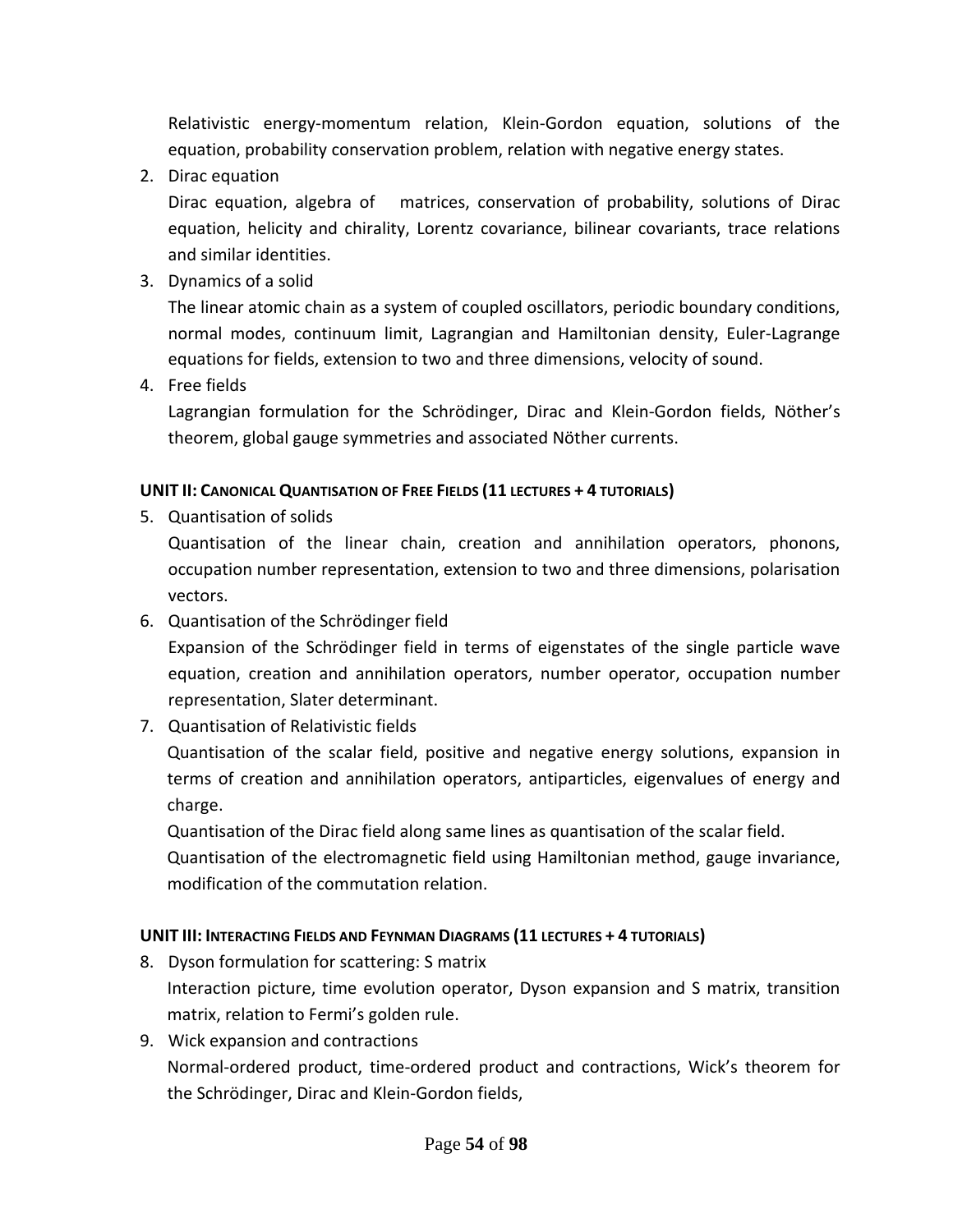Relativistic energy-momentum relation, Klein-Gordon equation, solutions of the equation, probability conservation problem, relation with negative energy states.

2. Dirac equation

   Dirac equation, algebra of  matrices, conservation of probability, solutions of Dirac equation, helicity and chirality, Lorentz covariance, bilinear covariants, trace relations and similar identities.

3. Dynamics of a solid

   The linear atomic chain as a system of coupled oscillators, periodic boundary conditions, normal modes, continuum limit, Lagrangian and Hamiltonian density, Euler-Lagrange equations for fields, extension to two and three dimensions, velocity of sound.

4. Free fields

   Lagrangian formulation for the Schrödinger, Dirac and Klein-Gordon fields, Nöther's theorem, global gauge symmetries and associated Nöther currents.

**UNIT II: CANONICAL QUANTISATION OF FREE FIELDS (11 LECTURES + 4 TUTORIALS)**

5. Quantisation of solids

   Quantisation of the linear chain, creation and annihilation operators, phonons, occupation number representation, extension to two and three dimensions, polarisation vectors.

6. Quantisation of the Schrödinger field

   Expansion of the Schrödinger field in terms of eigenstates of the single particle wave equation, creation and annihilation operators, number operator, occupation number representation, Slater determinant.

7. Quantisation of Relativistic fields

   Quantisation of the scalar field, positive and negative energy solutions, expansion in terms of creation and annihilation operators, antiparticles, eigenvalues of energy and charge.

   Quantisation of the Dirac field along same lines as quantisation of the scalar field.

   Quantisation of the electromagnetic field using Hamiltonian method, gauge invariance, modification of the commutation relation.

**UNIT III: INTERACTING FIELDS AND FEYNMAN DIAGRAMS (11 LECTURES + 4 TUTORIALS)**

8. Dyson formulation for scattering: S matrix

   Interaction picture, time evolution operator, Dyson expansion and S matrix, transition matrix, relation to Fermi's golden rule.

9. Wick expansion and contractions

   Normal-ordered product, time-ordered product and contractions, Wick's theorem for the Schrödinger, Dirac and Klein-Gordon fields,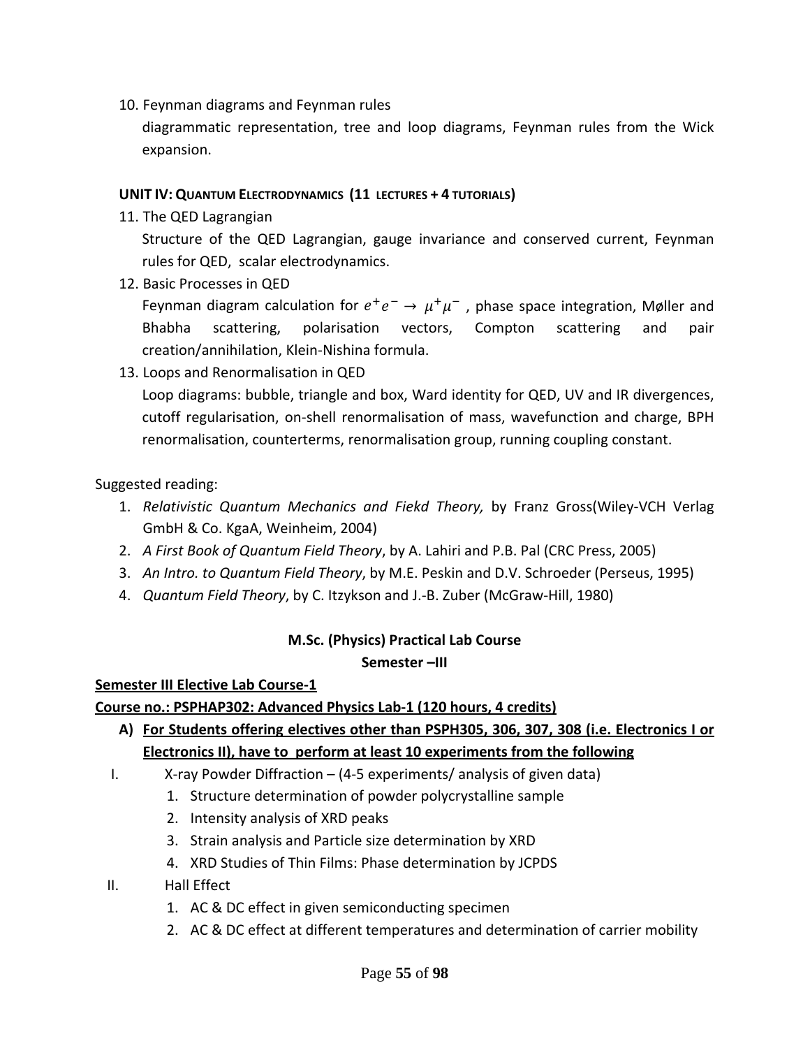10. Feynman diagrams and Feynman rules

    diagrammatic representation, tree and loop diagrams, Feynman rules from the Wick expansion.

**UNIT IV: QUANTUM ELECTRODYNAMICS (11 LECTURES + 4 TUTORIALS)**

11. The QED Lagrangian

    Structure of the QED Lagrangian, gauge invariance and conserved current, Feynman rules for QED, scalar electrodynamics.

12. Basic Processes in QED

    Feynman diagram calculation for $e^+e^- \rightarrow \mu^+\mu^-$ , phase space integration, Møller and Bhabha scattering, polarisation vectors, Compton scattering and pair creation/annihilation, Klein-Nishina formula.

13. Loops and Renormalisation in QED

    Loop diagrams: bubble, triangle and box, Ward identity for QED, UV and IR divergences, cutoff regularisation, on-shell renormalisation of mass, wavefunction and charge, BPH renormalisation, counterterms, renormalisation group, running coupling constant.

Suggested reading:

1. *Relativistic Quantum Mechanics and Fiekd Theory,* by Franz Gross(Wiley-VCH Verlag GmbH & Co. KgaA, Weinheim, 2004)
2. *A First Book of Quantum Field Theory*, by A. Lahiri and P.B. Pal (CRC Press, 2005)
3. *An Intro. to Quantum Field Theory*, by M.E. Peskin and D.V. Schroeder (Perseus, 1995)
4. *Quantum Field Theory*, by C. Itzykson and J.-B. Zuber (McGraw-Hill, 1980)

**M.Sc. (Physics) Practical Lab Course**

**Semester –III**

**Semester III Elective Lab Course-1**

**Course no.: PSPHAP302: Advanced Physics Lab-1 (120 hours, 4 credits)**

**A) For Students offering electives other than PSPH305, 306, 307, 308 (i.e. Electronics I or Electronics II), have to perform at least 10 experiments from the following**

I. X-ray Powder Diffraction – (4-5 experiments/ analysis of given data)
   1. Structure determination of powder polycrystalline sample
   2. Intensity analysis of XRD peaks
   3. Strain analysis and Particle size determination by XRD
   4. XRD Studies of Thin Films: Phase determination by JCPDS

II. Hall Effect
   1. AC & DC effect in given semiconducting specimen
   2. AC & DC effect at different temperatures and determination of carrier mobility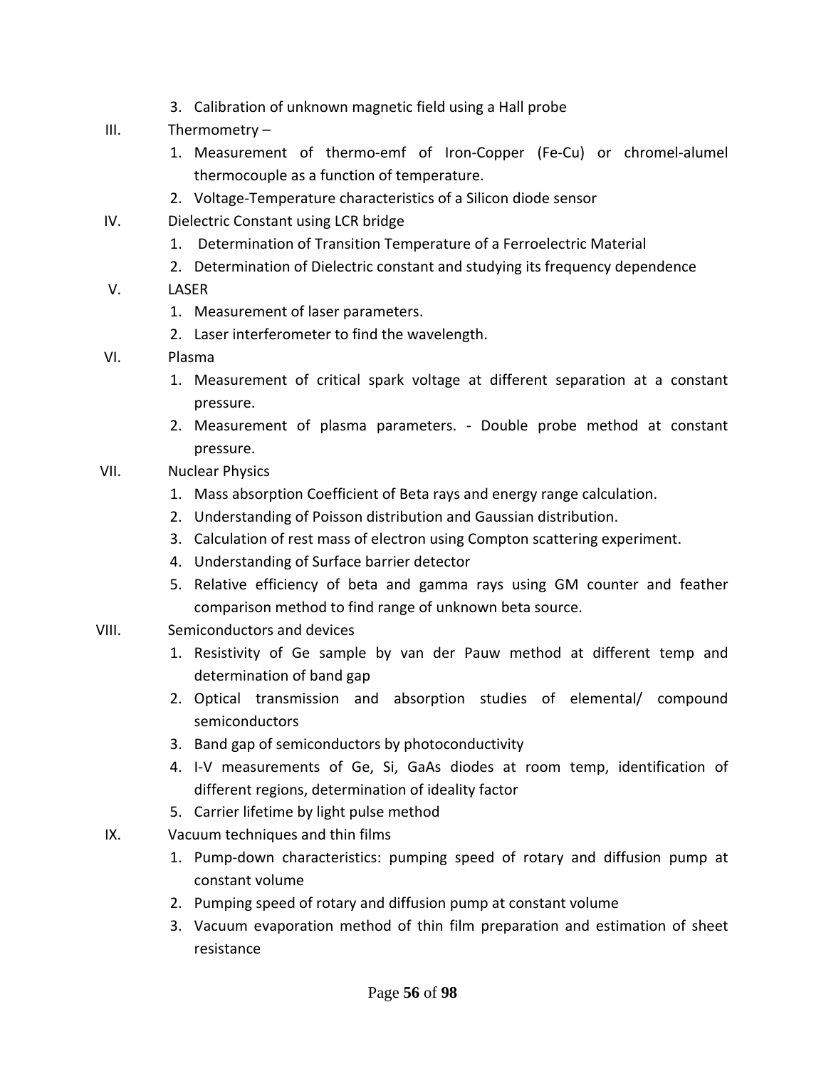3. Calibration of unknown magnetic field using a Hall probe

III. Thermometry –

1. Measurement of thermo-emf of Iron-Copper (Fe-Cu) or chromel-alumel thermocouple as a function of temperature.
2. Voltage-Temperature characteristics of a Silicon diode sensor

IV. Dielectric Constant using LCR bridge

1. Determination of Transition Temperature of a Ferroelectric Material
2. Determination of Dielectric constant and studying its frequency dependence

V. LASER

1. Measurement of laser parameters.
2. Laser interferometer to find the wavelength.

VI. Plasma

1. Measurement of critical spark voltage at different separation at a constant pressure.
2. Measurement of plasma parameters. - Double probe method at constant pressure.

VII. Nuclear Physics

1. Mass absorption Coefficient of Beta rays and energy range calculation.
2. Understanding of Poisson distribution and Gaussian distribution.
3. Calculation of rest mass of electron using Compton scattering experiment.
4. Understanding of Surface barrier detector
5. Relative efficiency of beta and gamma rays using GM counter and feather comparison method to find range of unknown beta source.

VIII. Semiconductors and devices

1. Resistivity of Ge sample by van der Pauw method at different temp and determination of band gap
2. Optical transmission and absorption studies of elemental/ compound semiconductors
3. Band gap of semiconductors by photoconductivity
4. I-V measurements of Ge, Si, GaAs diodes at room temp, identification of different regions, determination of ideality factor
5. Carrier lifetime by light pulse method

IX. Vacuum techniques and thin films

1. Pump-down characteristics: pumping speed of rotary and diffusion pump at constant volume
2. Pumping speed of rotary and diffusion pump at constant volume
3. Vacuum evaporation method of thin film preparation and estimation of sheet resistance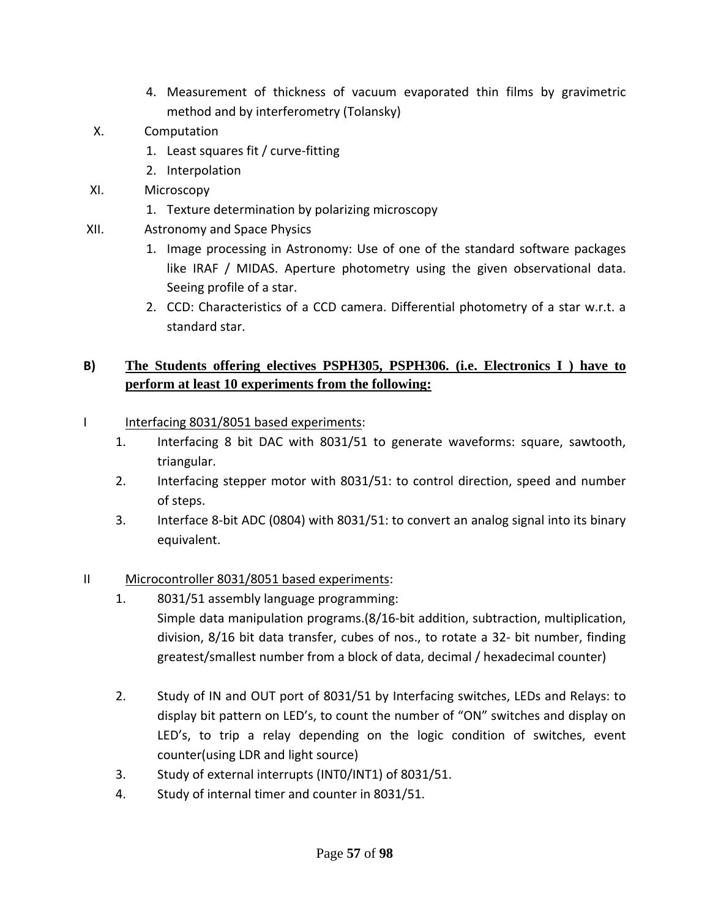4. Measurement of thickness of vacuum evaporated thin films by gravimetric method and by interferometry (Tolansky)

X. Computation

1. Least squares fit / curve-fitting
2. Interpolation

XI. Microscopy

1. Texture determination by polarizing microscopy

XII. Astronomy and Space Physics

1. Image processing in Astronomy: Use of one of the standard software packages like IRAF / MIDAS. Aperture photometry using the given observational data. Seeing profile of a star.
2. CCD: Characteristics of a CCD camera. Differential photometry of a star w.r.t. a standard star.

**B) <u>The Students offering electives PSPH305, PSPH306. (i.e. Electronics I ) have to perform at least 10 experiments from the following:</u>**

I <u>Interfacing 8031/8051 based experiments</u>:

1. Interfacing 8 bit DAC with 8031/51 to generate waveforms: square, sawtooth, triangular.
2. Interfacing stepper motor with 8031/51: to control direction, speed and number of steps.
3. Interface 8-bit ADC (0804) with 8031/51: to convert an analog signal into its binary equivalent.

II <u>Microcontroller 8031/8051 based experiments</u>:

1. 8031/51 assembly language programming:
   Simple data manipulation programs.(8/16-bit addition, subtraction, multiplication, division, 8/16 bit data transfer, cubes of nos., to rotate a 32- bit number, finding greatest/smallest number from a block of data, decimal / hexadecimal counter)

2. Study of IN and OUT port of 8031/51 by Interfacing switches, LEDs and Relays: to display bit pattern on LED's, to count the number of "ON" switches and display on LED's, to trip a relay depending on the logic condition of switches, event counter(using LDR and light source)
3. Study of external interrupts (INT0/INT1) of 8031/51.
4. Study of internal timer and counter in 8031/51.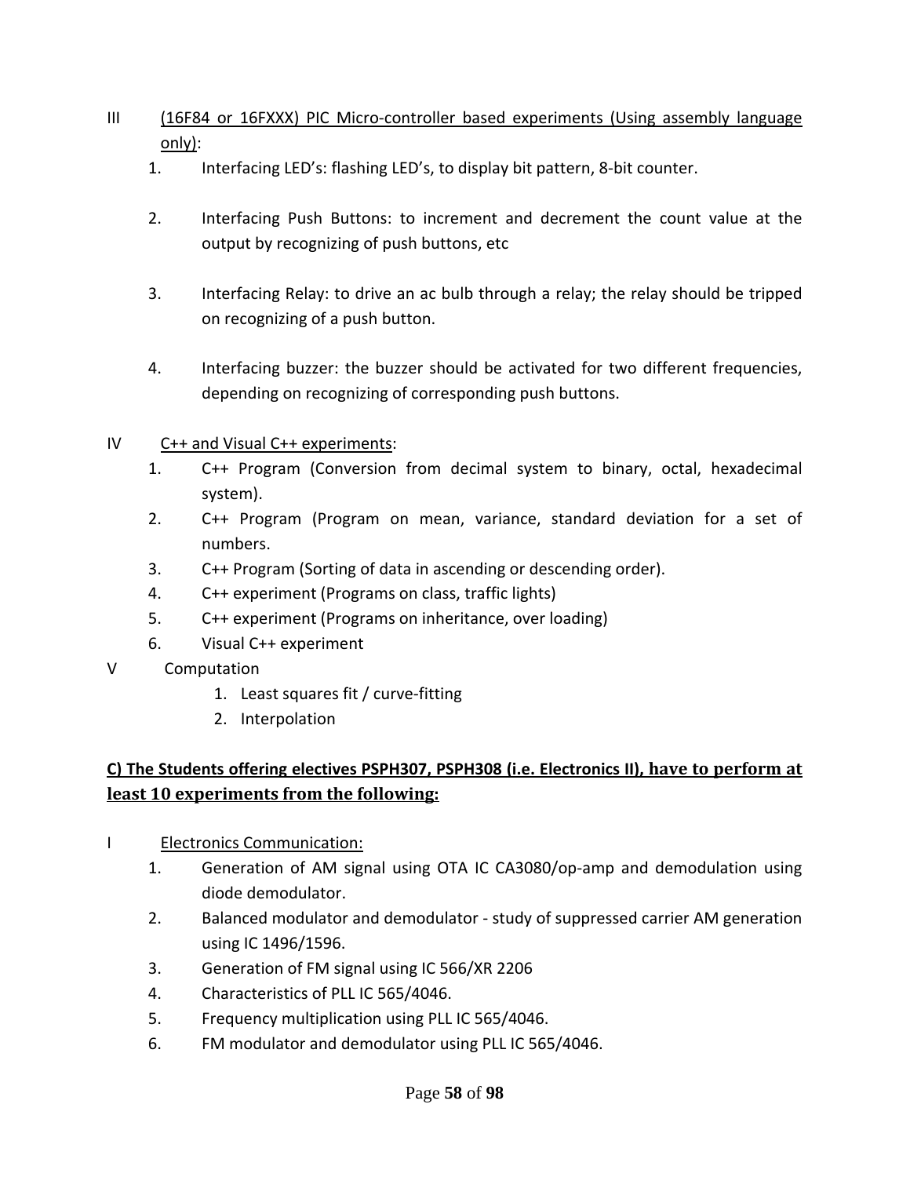III <u>(16F84 or 16FXXX) PIC Micro-controller based experiments (Using assembly language only)</u>:

1. Interfacing LED's: flashing LED's, to display bit pattern, 8-bit counter.

2. Interfacing Push Buttons: to increment and decrement the count value at the output by recognizing of push buttons, etc

3. Interfacing Relay: to drive an ac bulb through a relay; the relay should be tripped on recognizing of a push button.

4. Interfacing buzzer: the buzzer should be activated for two different frequencies, depending on recognizing of corresponding push buttons.

IV <u>C++ and Visual C++ experiments</u>:

1. C++ Program (Conversion from decimal system to binary, octal, hexadecimal system).
2. C++ Program (Program on mean, variance, standard deviation for a set of numbers.
3. C++ Program (Sorting of data in ascending or descending order).
4. C++ experiment (Programs on class, traffic lights)
5. C++ experiment (Programs on inheritance, over loading)
6. Visual C++ experiment

V Computation

1. Least squares fit / curve-fitting
2. Interpolation

**<u>C) The Students offering electives PSPH307, PSPH308 (i.e. Electronics II), have to perform at least 10 experiments from the following:</u>**

I <u>Electronics Communication:</u>

1. Generation of AM signal using OTA IC CA3080/op-amp and demodulation using diode demodulator.
2. Balanced modulator and demodulator - study of suppressed carrier AM generation using IC 1496/1596.
3. Generation of FM signal using IC 566/XR 2206
4. Characteristics of PLL IC 565/4046.
5. Frequency multiplication using PLL IC 565/4046.
6. FM modulator and demodulator using PLL IC 565/4046.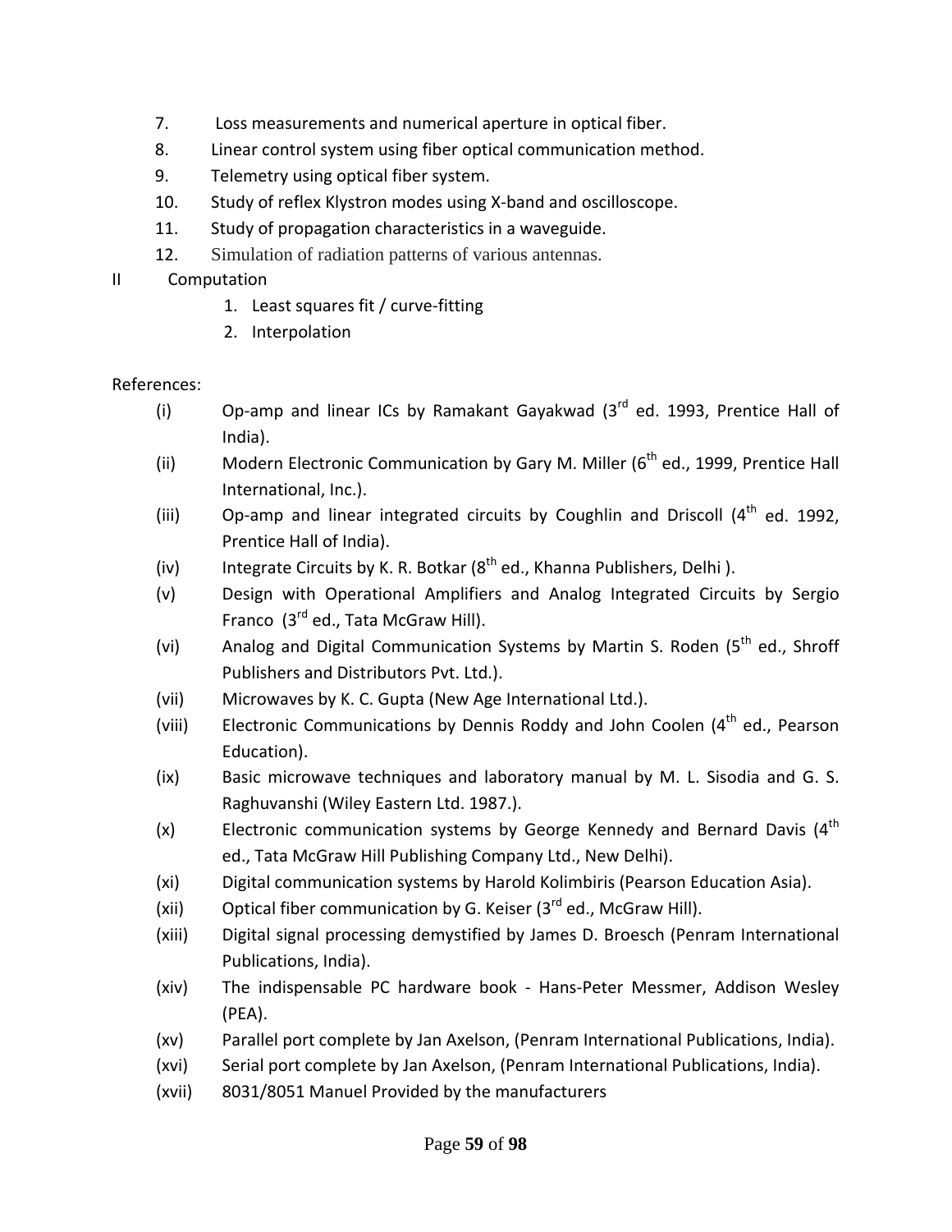7. Loss measurements and numerical aperture in optical fiber.
8. Linear control system using fiber optical communication method.
9. Telemetry using optical fiber system.
10. Study of reflex Klystron modes using X-band and oscilloscope.
11. Study of propagation characteristics in a waveguide.
12. Simulation of radiation patterns of various antennas.

II Computation

1. Least squares fit / curve-fitting
2. Interpolation

References:

- (i) Op-amp and linear ICs by Ramakant Gayakwad (3rd ed. 1993, Prentice Hall of India).
- (ii) Modern Electronic Communication by Gary M. Miller (6th ed., 1999, Prentice Hall International, Inc.).
- (iii) Op-amp and linear integrated circuits by Coughlin and Driscoll (4th ed. 1992, Prentice Hall of India).
- (iv) Integrate Circuits by K. R. Botkar (8th ed., Khanna Publishers, Delhi ).
- (v) Design with Operational Amplifiers and Analog Integrated Circuits by Sergio Franco (3rd ed., Tata McGraw Hill).
- (vi) Analog and Digital Communication Systems by Martin S. Roden (5th ed., Shroff Publishers and Distributors Pvt. Ltd.).
- (vii) Microwaves by K. C. Gupta (New Age International Ltd.).
- (viii) Electronic Communications by Dennis Roddy and John Coolen (4th ed., Pearson Education).
- (ix) Basic microwave techniques and laboratory manual by M. L. Sisodia and G. S. Raghuvanshi (Wiley Eastern Ltd. 1987.).
- (x) Electronic communication systems by George Kennedy and Bernard Davis (4th ed., Tata McGraw Hill Publishing Company Ltd., New Delhi).
- (xi) Digital communication systems by Harold Kolimbiris (Pearson Education Asia).
- (xii) Optical fiber communication by G. Keiser (3rd ed., McGraw Hill).
- (xiii) Digital signal processing demystified by James D. Broesch (Penram International Publications, India).
- (xiv) The indispensable PC hardware book - Hans-Peter Messmer, Addison Wesley (PEA).
- (xv) Parallel port complete by Jan Axelson, (Penram International Publications, India).
- (xvi) Serial port complete by Jan Axelson, (Penram International Publications, India).
- (xvii) 8031/8051 Manuel Provided by the manufacturers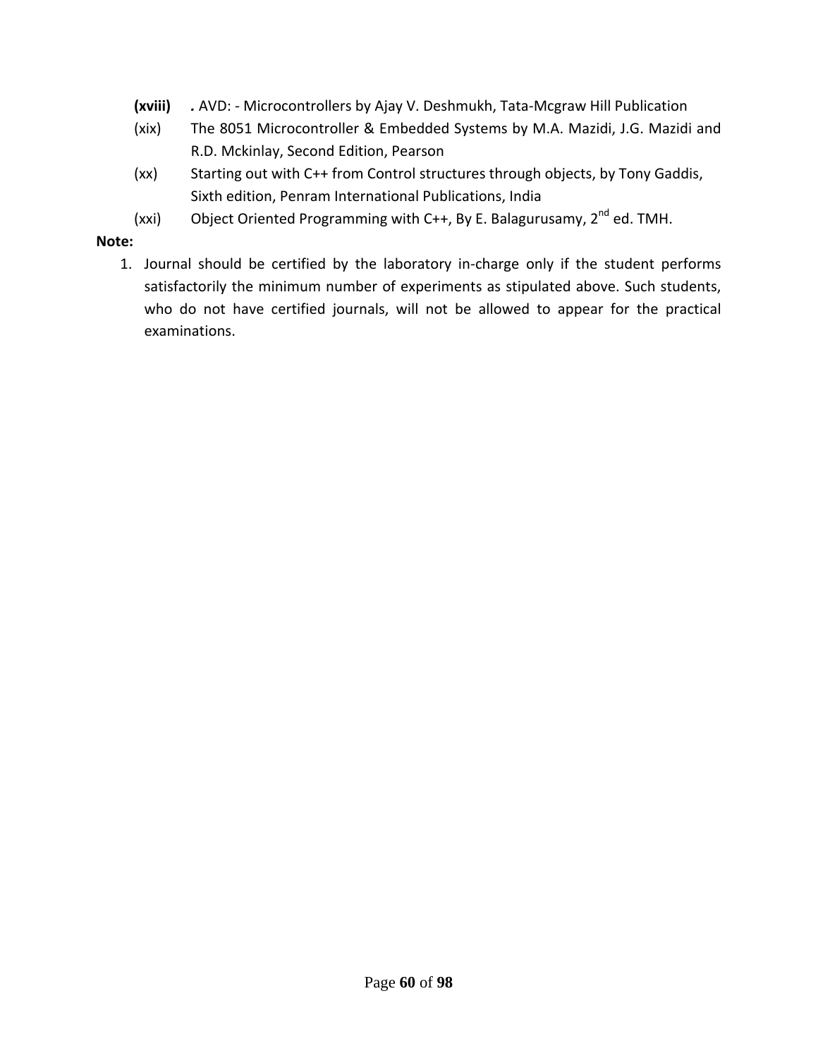**(xviii)** ***.*** AVD: - Microcontrollers by Ajay V. Deshmukh, Tata-Mcgraw Hill Publication

(xix) The 8051 Microcontroller & Embedded Systems by M.A. Mazidi, J.G. Mazidi and R.D. Mckinlay, Second Edition, Pearson

(xx) Starting out with C++ from Control structures through objects, by Tony Gaddis, Sixth edition, Penram International Publications, India

(xxi) Object Oriented Programming with C++, By E. Balagurusamy, 2nd ed. TMH.

**Note:**

1. Journal should be certified by the laboratory in-charge only if the student performs satisfactorily the minimum number of experiments as stipulated above. Such students, who do not have certified journals, will not be allowed to appear for the practical examinations.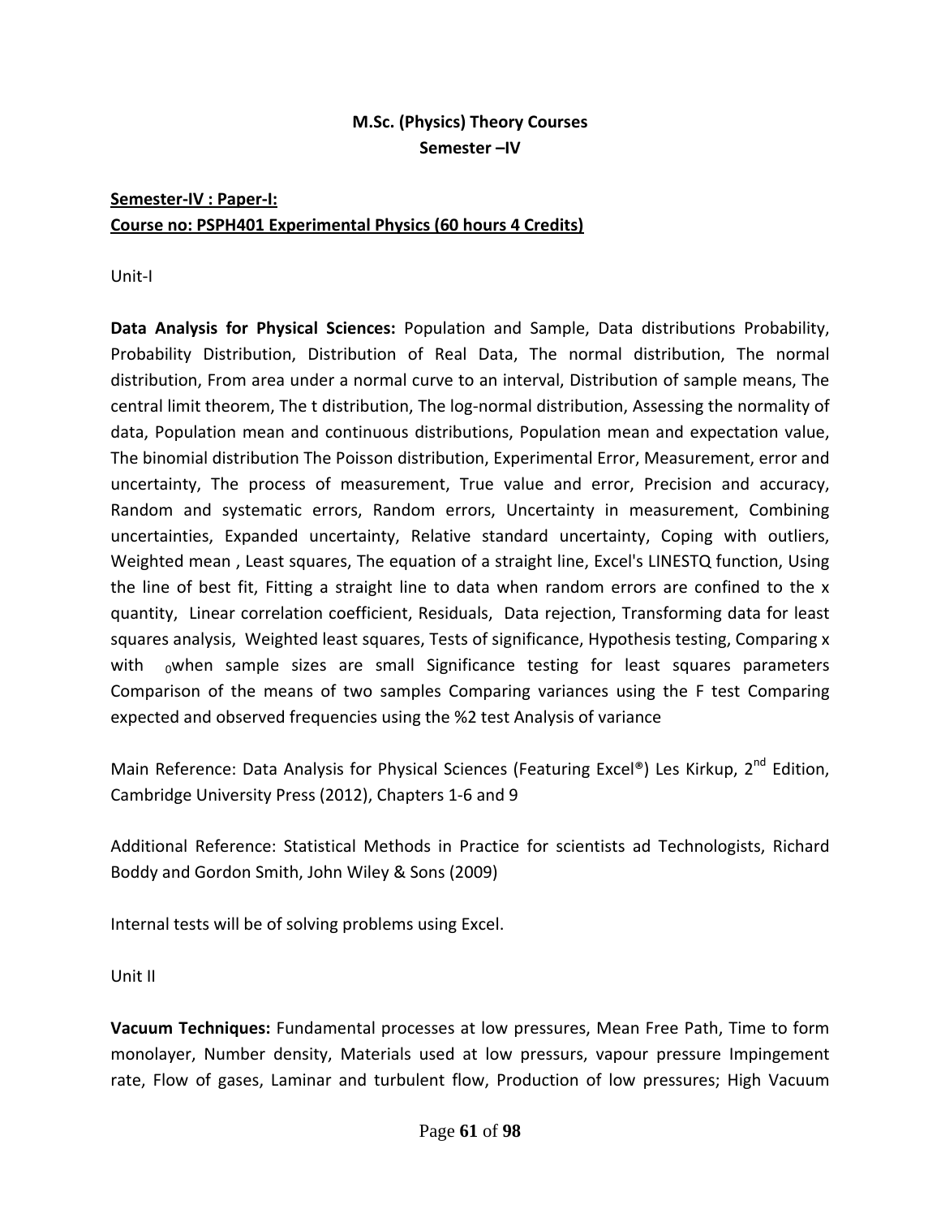**M.Sc. (Physics) Theory Courses**
**Semester –IV**

**Semester-IV : Paper-I:**
**Course no: PSPH401 Experimental Physics (60 hours 4 Credits)**

Unit-I

**Data Analysis for Physical Sciences:** Population and Sample, Data distributions Probability, Probability Distribution, Distribution of Real Data, The normal distribution, The normal distribution, From area under a normal curve to an interval, Distribution of sample means, The central limit theorem, The t distribution, The log-normal distribution, Assessing the normality of data, Population mean and continuous distributions, Population mean and expectation value, The binomial distribution The Poisson distribution, Experimental Error, Measurement, error and uncertainty, The process of measurement, True value and error, Precision and accuracy, Random and systematic errors, Random errors, Uncertainty in measurement, Combining uncertainties, Expanded uncertainty, Relative standard uncertainty, Coping with outliers, Weighted mean , Least squares, The equation of a straight line, Excel's LINESTQ function, Using the line of best fit, Fitting a straight line to data when random errors are confined to the x quantity, Linear correlation coefficient, Residuals, Data rejection, Transforming data for least squares analysis, Weighted least squares, Tests of significance, Hypothesis testing, Comparing x with $_0$when sample sizes are small Significance testing for least squares parameters Comparison of the means of two samples Comparing variances using the F test Comparing expected and observed frequencies using the %2 test Analysis of variance

Main Reference: Data Analysis for Physical Sciences (Featuring Excel®) Les Kirkup, 2nd Edition, Cambridge University Press (2012), Chapters 1-6 and 9

Additional Reference: Statistical Methods in Practice for scientists ad Technologists, Richard Boddy and Gordon Smith, John Wiley & Sons (2009)

Internal tests will be of solving problems using Excel.

Unit II

**Vacuum Techniques:** Fundamental processes at low pressures, Mean Free Path, Time to form monolayer, Number density, Materials used at low pressurs, vapour pressure Impingement rate, Flow of gases, Laminar and turbulent flow, Production of low pressures; High Vacuum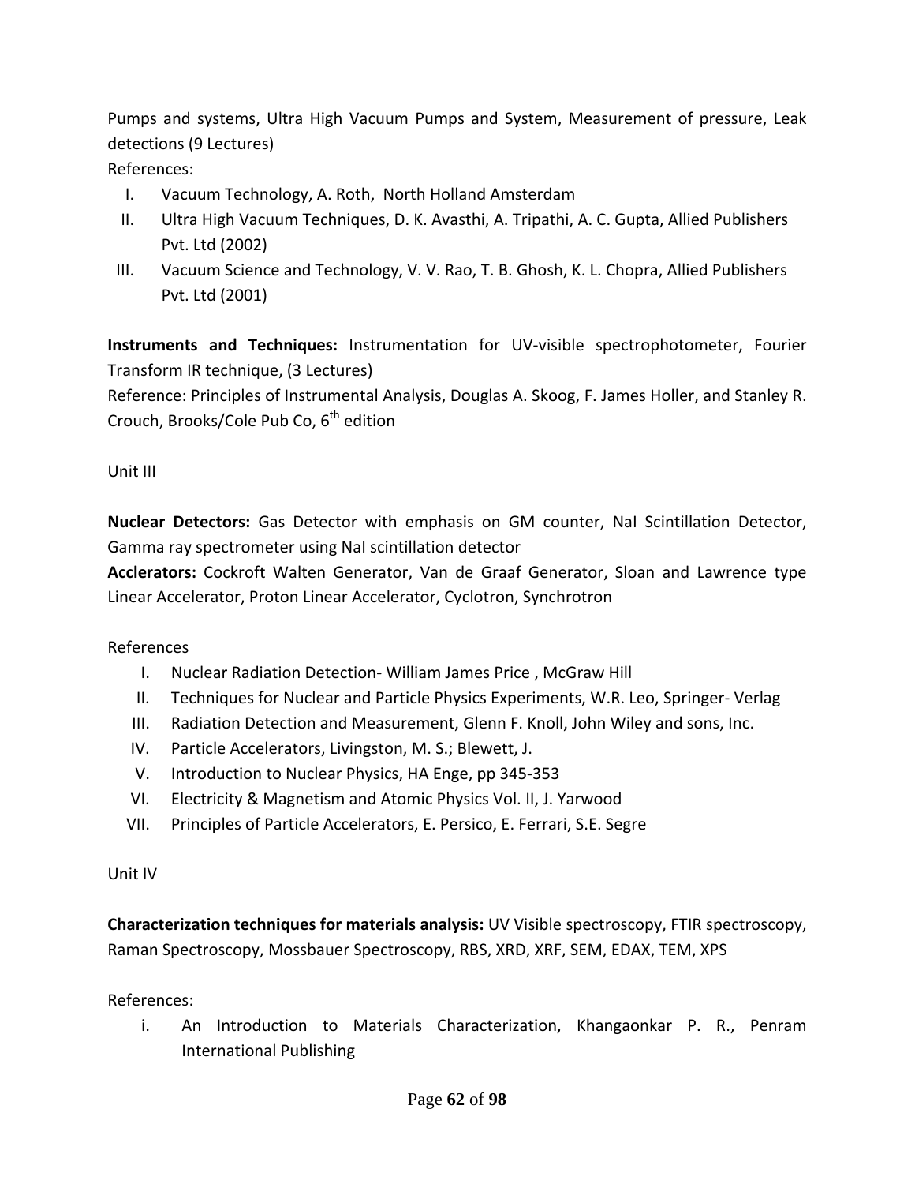Pumps and systems, Ultra High Vacuum Pumps and System, Measurement of pressure, Leak detections (9 Lectures)

References:

I. Vacuum Technology, A. Roth, North Holland Amsterdam
II. Ultra High Vacuum Techniques, D. K. Avasthi, A. Tripathi, A. C. Gupta, Allied Publishers Pvt. Ltd (2002)
III. Vacuum Science and Technology, V. V. Rao, T. B. Ghosh, K. L. Chopra, Allied Publishers Pvt. Ltd (2001)

**Instruments and Techniques:** Instrumentation for UV-visible spectrophotometer, Fourier Transform IR technique, (3 Lectures)

Reference: Principles of Instrumental Analysis, Douglas A. Skoog, F. James Holler, and Stanley R. Crouch, Brooks/Cole Pub Co, 6th edition

Unit III

**Nuclear Detectors:** Gas Detector with emphasis on GM counter, NaI Scintillation Detector, Gamma ray spectrometer using NaI scintillation detector

**Acclerators:** Cockroft Walten Generator, Van de Graaf Generator, Sloan and Lawrence type Linear Accelerator, Proton Linear Accelerator, Cyclotron, Synchrotron

References

I. Nuclear Radiation Detection- William James Price , McGraw Hill
II. Techniques for Nuclear and Particle Physics Experiments, W.R. Leo, Springer- Verlag
III. Radiation Detection and Measurement, Glenn F. Knoll, John Wiley and sons, Inc.
IV. Particle Accelerators, Livingston, M. S.; Blewett, J.
V. Introduction to Nuclear Physics, HA Enge, pp 345-353
VI. Electricity & Magnetism and Atomic Physics Vol. II, J. Yarwood
VII. Principles of Particle Accelerators, E. Persico, E. Ferrari, S.E. Segre

Unit IV

**Characterization techniques for materials analysis:** UV Visible spectroscopy, FTIR spectroscopy, Raman Spectroscopy, Mossbauer Spectroscopy, RBS, XRD, XRF, SEM, EDAX, TEM, XPS

References:

i. An Introduction to Materials Characterization, Khangaonkar P. R., Penram International Publishing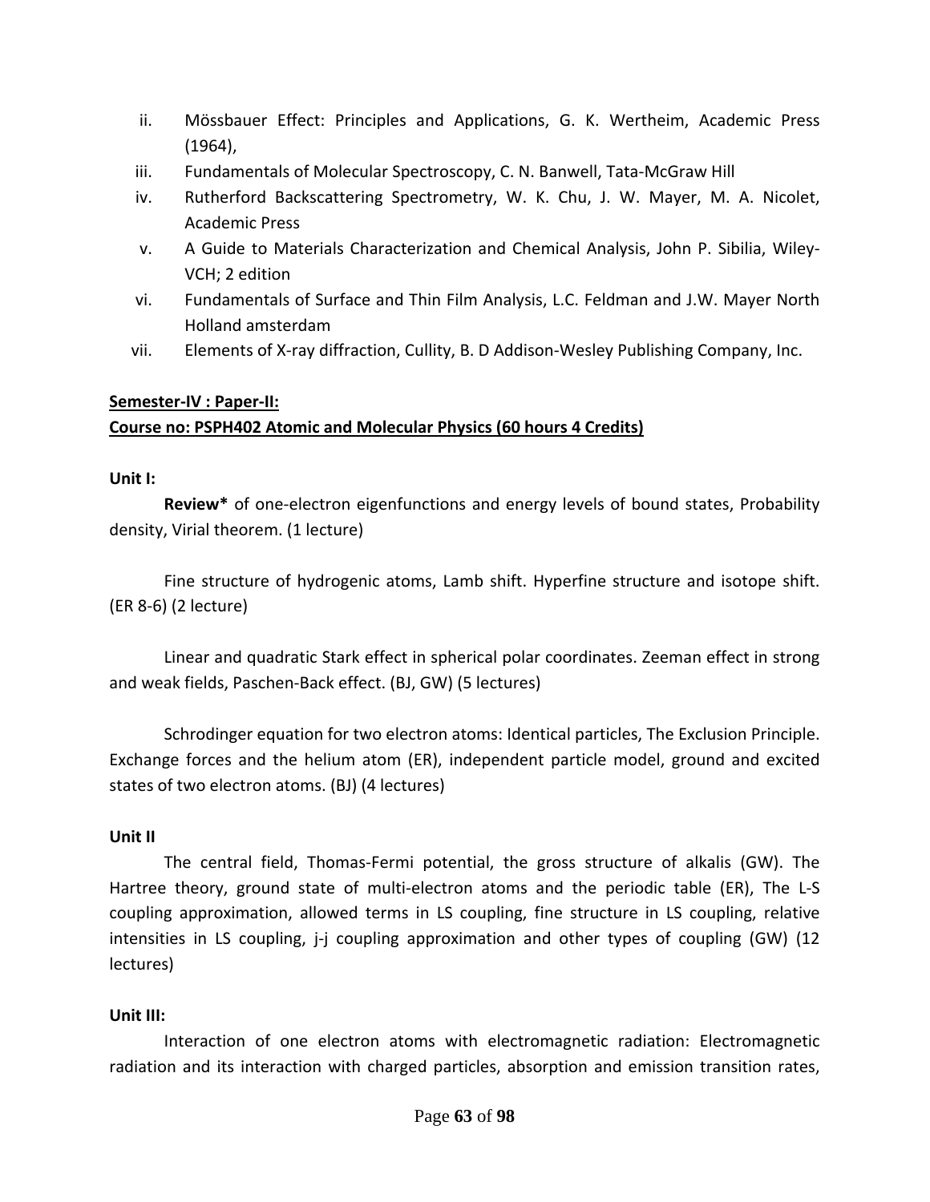ii. Mössbauer Effect: Principles and Applications, G. K. Wertheim, Academic Press (1964),
iii. Fundamentals of Molecular Spectroscopy, C. N. Banwell, Tata-McGraw Hill
iv. Rutherford Backscattering Spectrometry, W. K. Chu, J. W. Mayer, M. A. Nicolet, Academic Press
v. A Guide to Materials Characterization and Chemical Analysis, John P. Sibilia, Wiley-VCH; 2 edition
vi. Fundamentals of Surface and Thin Film Analysis, L.C. Feldman and J.W. Mayer North Holland amsterdam
vii. Elements of X-ray diffraction, Cullity, B. D Addison-Wesley Publishing Company, Inc.

**Semester-IV : Paper-II:**
**Course no: PSPH402 Atomic and Molecular Physics (60 hours 4 Credits)**

**Unit I:**

**Review*** of one-electron eigenfunctions and energy levels of bound states, Probability density, Virial theorem. (1 lecture)

Fine structure of hydrogenic atoms, Lamb shift. Hyperfine structure and isotope shift. (ER 8-6) (2 lecture)

Linear and quadratic Stark effect in spherical polar coordinates. Zeeman effect in strong and weak fields, Paschen-Back effect. (BJ, GW) (5 lectures)

Schrodinger equation for two electron atoms: Identical particles, The Exclusion Principle. Exchange forces and the helium atom (ER), independent particle model, ground and excited states of two electron atoms. (BJ) (4 lectures)

**Unit II**

The central field, Thomas-Fermi potential, the gross structure of alkalis (GW). The Hartree theory, ground state of multi-electron atoms and the periodic table (ER), The L-S coupling approximation, allowed terms in LS coupling, fine structure in LS coupling, relative intensities in LS coupling, j-j coupling approximation and other types of coupling (GW) (12 lectures)

**Unit III:**

Interaction of one electron atoms with electromagnetic radiation: Electromagnetic radiation and its interaction with charged particles, absorption and emission transition rates,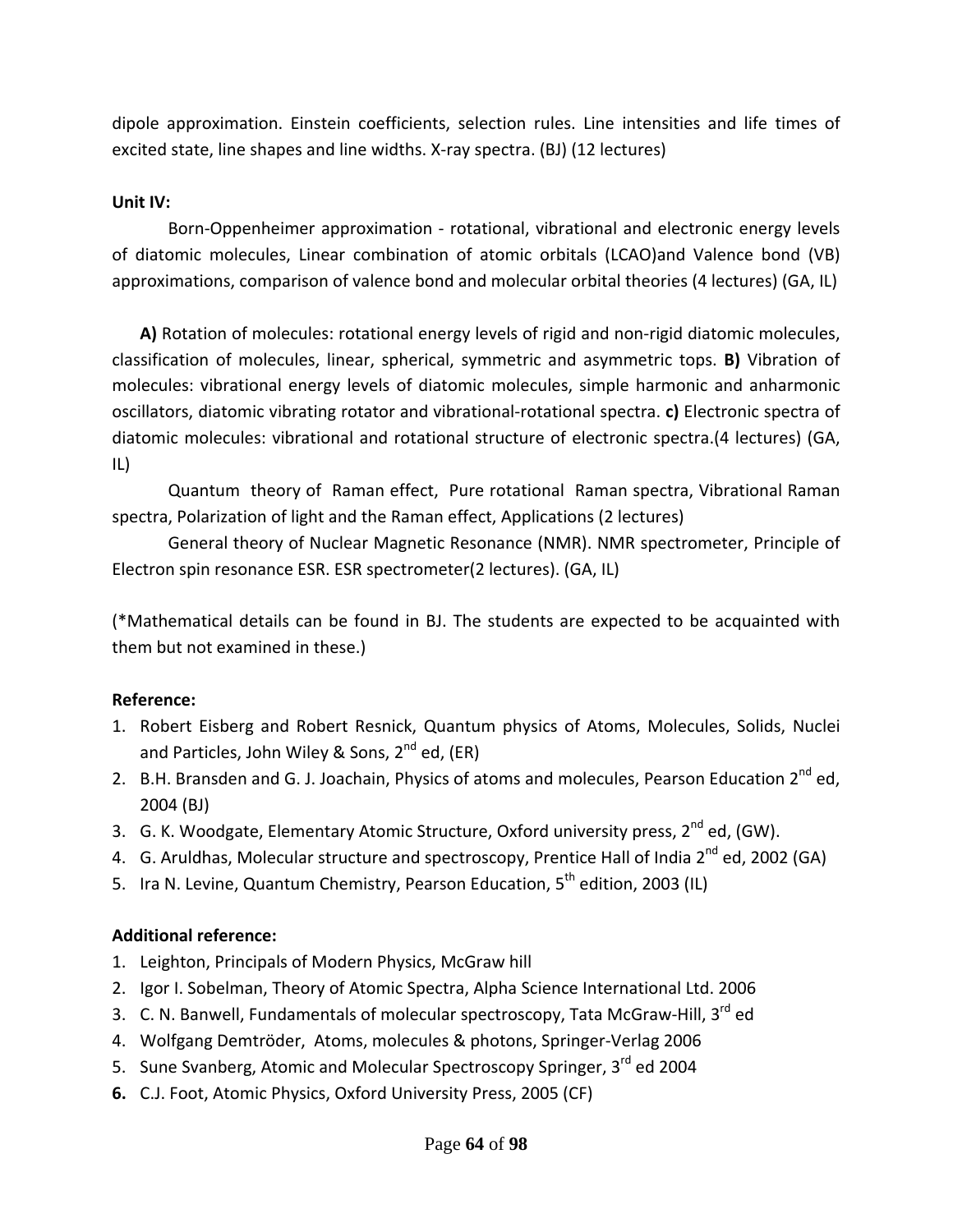dipole approximation. Einstein coefficients, selection rules. Line intensities and life times of excited state, line shapes and line widths. X-ray spectra. (BJ) (12 lectures)

**Unit IV:**

Born-Oppenheimer approximation - rotational, vibrational and electronic energy levels of diatomic molecules, Linear combination of atomic orbitals (LCAO)and Valence bond (VB) approximations, comparison of valence bond and molecular orbital theories (4 lectures) (GA, IL)

**A)** Rotation of molecules: rotational energy levels of rigid and non-rigid diatomic molecules, classification of molecules, linear, spherical, symmetric and asymmetric tops. **B)** Vibration of molecules: vibrational energy levels of diatomic molecules, simple harmonic and anharmonic oscillators, diatomic vibrating rotator and vibrational-rotational spectra. **c)** Electronic spectra of diatomic molecules: vibrational and rotational structure of electronic spectra.(4 lectures) (GA, IL)

Quantum theory of Raman effect, Pure rotational Raman spectra, Vibrational Raman spectra, Polarization of light and the Raman effect, Applications (2 lectures)

General theory of Nuclear Magnetic Resonance (NMR). NMR spectrometer, Principle of Electron spin resonance ESR. ESR spectrometer(2 lectures). (GA, IL)

(*Mathematical details can be found in BJ. The students are expected to be acquainted with them but not examined in these.)

**Reference:**

1. Robert Eisberg and Robert Resnick, Quantum physics of Atoms, Molecules, Solids, Nuclei and Particles, John Wiley & Sons, 2nd ed, (ER)
2. B.H. Bransden and G. J. Joachain, Physics of atoms and molecules, Pearson Education 2nd ed, 2004 (BJ)
3. G. K. Woodgate, Elementary Atomic Structure, Oxford university press, 2nd ed, (GW).
4. G. Aruldhas, Molecular structure and spectroscopy, Prentice Hall of India 2nd ed, 2002 (GA)
5. Ira N. Levine, Quantum Chemistry, Pearson Education, 5th edition, 2003 (IL)

**Additional reference:**

1. Leighton, Principals of Modern Physics, McGraw hill
2. Igor I. Sobelman, Theory of Atomic Spectra, Alpha Science International Ltd. 2006
3. C. N. Banwell, Fundamentals of molecular spectroscopy, Tata McGraw-Hill, 3rd ed
4. Wolfgang Demtröder, Atoms, molecules & photons, Springer-Verlag 2006
5. Sune Svanberg, Atomic and Molecular Spectroscopy Springer, 3rd ed 2004
6. C.J. Foot, Atomic Physics, Oxford University Press, 2005 (CF)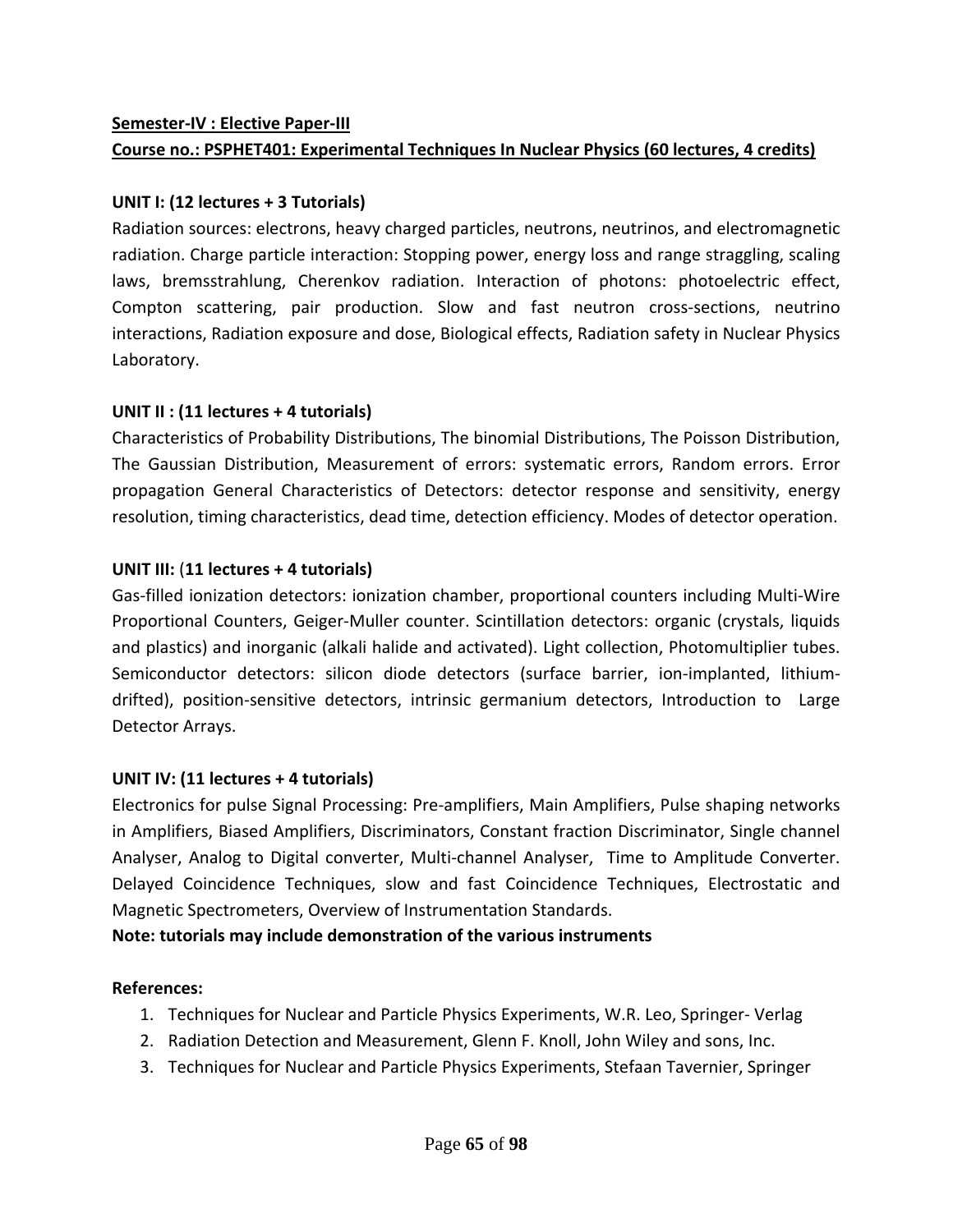**Semester-IV : Elective Paper-III**

**Course no.: PSPHET401: Experimental Techniques In Nuclear Physics (60 lectures, 4 credits)**

**UNIT I: (12 lectures + 3 Tutorials)**

Radiation sources: electrons, heavy charged particles, neutrons, neutrinos, and electromagnetic radiation. Charge particle interaction: Stopping power, energy loss and range straggling, scaling laws, bremsstrahlung, Cherenkov radiation. Interaction of photons: photoelectric effect, Compton scattering, pair production. Slow and fast neutron cross-sections, neutrino interactions, Radiation exposure and dose, Biological effects, Radiation safety in Nuclear Physics Laboratory.

**UNIT II : (11 lectures + 4 tutorials)**

Characteristics of Probability Distributions, The binomial Distributions, The Poisson Distribution, The Gaussian Distribution, Measurement of errors: systematic errors, Random errors. Error propagation General Characteristics of Detectors: detector response and sensitivity, energy resolution, timing characteristics, dead time, detection efficiency. Modes of detector operation.

**UNIT III: (11 lectures + 4 tutorials)**

Gas-filled ionization detectors: ionization chamber, proportional counters including Multi-Wire Proportional Counters, Geiger-Muller counter. Scintillation detectors: organic (crystals, liquids and plastics) and inorganic (alkali halide and activated). Light collection, Photomultiplier tubes. Semiconductor detectors: silicon diode detectors (surface barrier, ion-implanted, lithium-drifted), position-sensitive detectors, intrinsic germanium detectors, Introduction to Large Detector Arrays.

**UNIT IV: (11 lectures + 4 tutorials)**

Electronics for pulse Signal Processing: Pre-amplifiers, Main Amplifiers, Pulse shaping networks in Amplifiers, Biased Amplifiers, Discriminators, Constant fraction Discriminator, Single channel Analyser, Analog to Digital converter, Multi-channel Analyser, Time to Amplitude Converter. Delayed Coincidence Techniques, slow and fast Coincidence Techniques, Electrostatic and Magnetic Spectrometers, Overview of Instrumentation Standards.

**Note: tutorials may include demonstration of the various instruments**

**References:**

1. Techniques for Nuclear and Particle Physics Experiments, W.R. Leo, Springer- Verlag
2. Radiation Detection and Measurement, Glenn F. Knoll, John Wiley and sons, Inc.
3. Techniques for Nuclear and Particle Physics Experiments, Stefaan Tavernier, Springer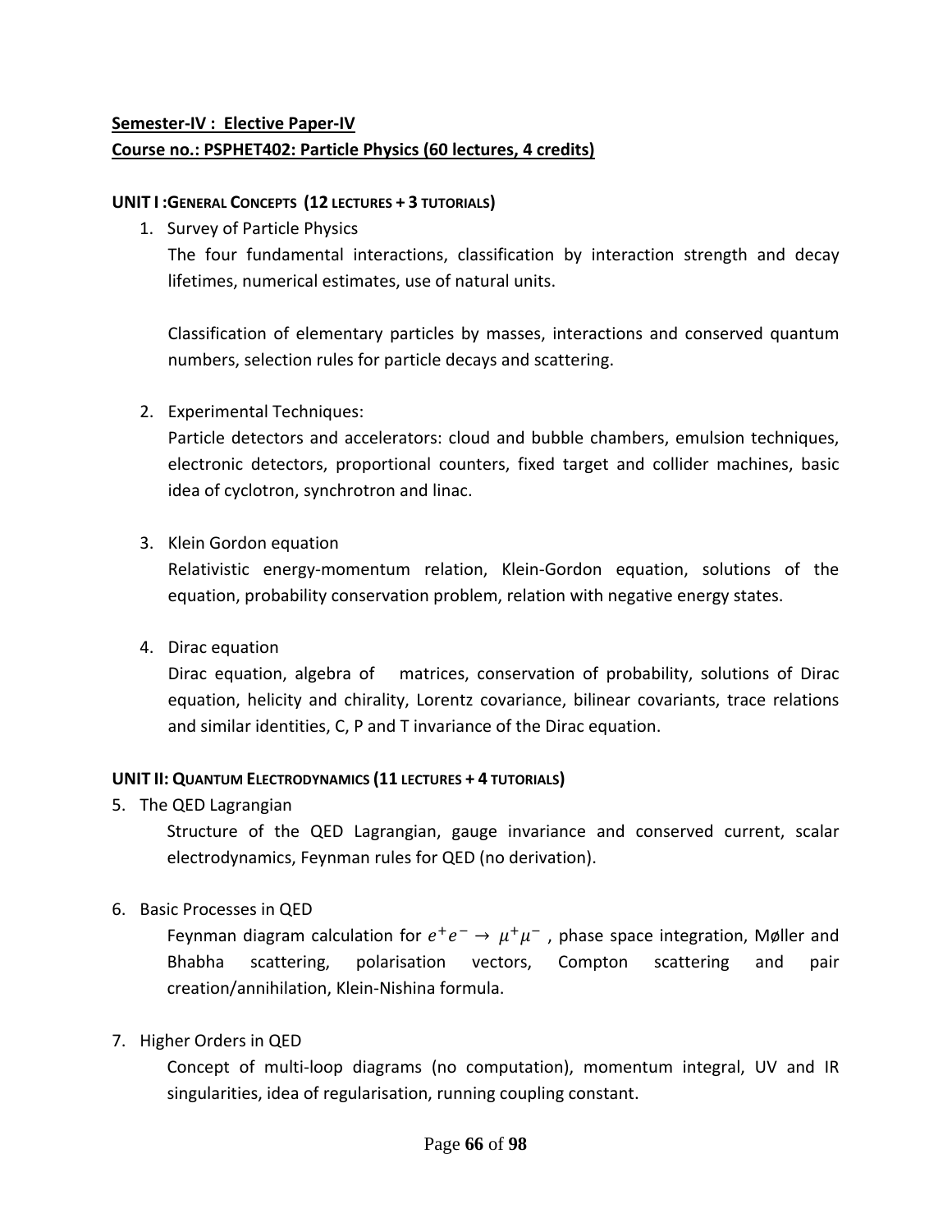**Semester-IV : Elective Paper-IV**

**Course no.: PSPHET402: Particle Physics (60 lectures, 4 credits)**

**UNIT I :GENERAL CONCEPTS (12 LECTURES + 3 TUTORIALS)**

1. Survey of Particle Physics

   The four fundamental interactions, classification by interaction strength and decay lifetimes, numerical estimates, use of natural units.

   Classification of elementary particles by masses, interactions and conserved quantum numbers, selection rules for particle decays and scattering.

2. Experimental Techniques:

   Particle detectors and accelerators: cloud and bubble chambers, emulsion techniques, electronic detectors, proportional counters, fixed target and collider machines, basic idea of cyclotron, synchrotron and linac.

3. Klein Gordon equation

   Relativistic energy-momentum relation, Klein-Gordon equation, solutions of the equation, probability conservation problem, relation with negative energy states.

4. Dirac equation

   Dirac equation, algebra of matrices, conservation of probability, solutions of Dirac equation, helicity and chirality, Lorentz covariance, bilinear covariants, trace relations and similar identities, C, P and T invariance of the Dirac equation.

**UNIT II: QUANTUM ELECTRODYNAMICS (11 LECTURES + 4 TUTORIALS)**

5. The QED Lagrangian

   Structure of the QED Lagrangian, gauge invariance and conserved current, scalar electrodynamics, Feynman rules for QED (no derivation).

6. Basic Processes in QED

   Feynman diagram calculation for $e^+e^- \rightarrow \mu^+\mu^-$ , phase space integration, Møller and Bhabha scattering, polarisation vectors, Compton scattering and pair creation/annihilation, Klein-Nishina formula.

7. Higher Orders in QED

   Concept of multi-loop diagrams (no computation), momentum integral, UV and IR singularities, idea of regularisation, running coupling constant.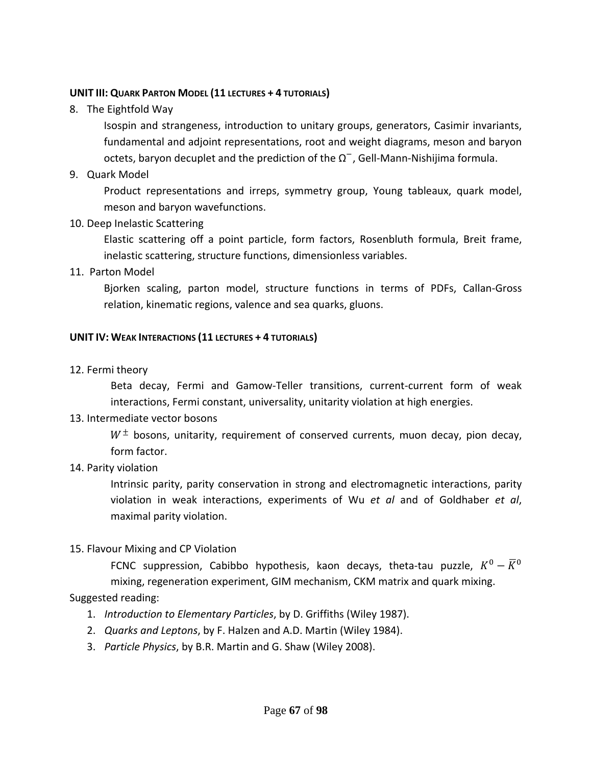**UNIT III: QUARK PARTON MODEL (11 LECTURES + 4 TUTORIALS)**

8. The Eightfold Way

   Isospin and strangeness, introduction to unitary groups, generators, Casimir invariants, fundamental and adjoint representations, root and weight diagrams, meson and baryon octets, baryon decuplet and the prediction of the $\Omega^-$, Gell-Mann-Nishijima formula.

9. Quark Model

   Product representations and irreps, symmetry group, Young tableaux, quark model, meson and baryon wavefunctions.

10. Deep Inelastic Scattering

    Elastic scattering off a point particle, form factors, Rosenbluth formula, Breit frame, inelastic scattering, structure functions, dimensionless variables.

11. Parton Model

    Bjorken scaling, parton model, structure functions in terms of PDFs, Callan-Gross relation, kinematic regions, valence and sea quarks, gluons.

**UNIT IV: WEAK INTERACTIONS (11 LECTURES + 4 TUTORIALS)**

12. Fermi theory

    Beta decay, Fermi and Gamow-Teller transitions, current-current form of weak interactions, Fermi constant, universality, unitarity violation at high energies.

13. Intermediate vector bosons

    $W^\pm$ bosons, unitarity, requirement of conserved currents, muon decay, pion decay, form factor.

14. Parity violation

    Intrinsic parity, parity conservation in strong and electromagnetic interactions, parity violation in weak interactions, experiments of Wu *et al* and of Goldhaber *et al*, maximal parity violation.

15. Flavour Mixing and CP Violation

    FCNC suppression, Cabibbo hypothesis, kaon decays, theta-tau puzzle, $K^0 - \bar{K}^0$ mixing, regeneration experiment, GIM mechanism, CKM matrix and quark mixing.

Suggested reading:

1. *Introduction to Elementary Particles*, by D. Griffiths (Wiley 1987).
2. *Quarks and Leptons*, by F. Halzen and A.D. Martin (Wiley 1984).
3. *Particle Physics*, by B.R. Martin and G. Shaw (Wiley 2008).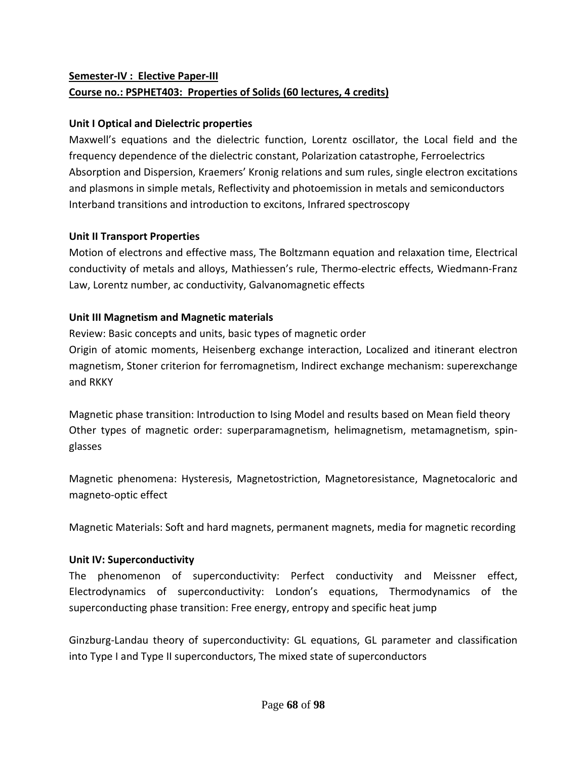**<u>Semester-IV : Elective Paper-III</u>**

**<u>Course no.: PSPHET403: Properties of Solids (60 lectures, 4 credits)</u>**

**Unit I Optical and Dielectric properties**

Maxwell's equations and the dielectric function, Lorentz oscillator, the Local field and the frequency dependence of the dielectric constant, Polarization catastrophe, Ferroelectrics Absorption and Dispersion, Kraemers' Kronig relations and sum rules, single electron excitations and plasmons in simple metals, Reflectivity and photoemission in metals and semiconductors Interband transitions and introduction to excitons, Infrared spectroscopy

**Unit II Transport Properties**

Motion of electrons and effective mass, The Boltzmann equation and relaxation time, Electrical conductivity of metals and alloys, Mathiessen's rule, Thermo-electric effects, Wiedmann-Franz Law, Lorentz number, ac conductivity, Galvanomagnetic effects

**Unit III Magnetism and Magnetic materials**

Review: Basic concepts and units, basic types of magnetic order

Origin of atomic moments, Heisenberg exchange interaction, Localized and itinerant electron magnetism, Stoner criterion for ferromagnetism, Indirect exchange mechanism: superexchange and RKKY

Magnetic phase transition: Introduction to Ising Model and results based on Mean field theory Other types of magnetic order: superparamagnetism, helimagnetism, metamagnetism, spin-glasses

Magnetic phenomena: Hysteresis, Magnetostriction, Magnetoresistance, Magnetocaloric and magneto-optic effect

Magnetic Materials: Soft and hard magnets, permanent magnets, media for magnetic recording

**Unit IV: Superconductivity**

The phenomenon of superconductivity: Perfect conductivity and Meissner effect, Electrodynamics of superconductivity: London's equations, Thermodynamics of the superconducting phase transition: Free energy, entropy and specific heat jump

Ginzburg-Landau theory of superconductivity: GL equations, GL parameter and classification into Type I and Type II superconductors, The mixed state of superconductors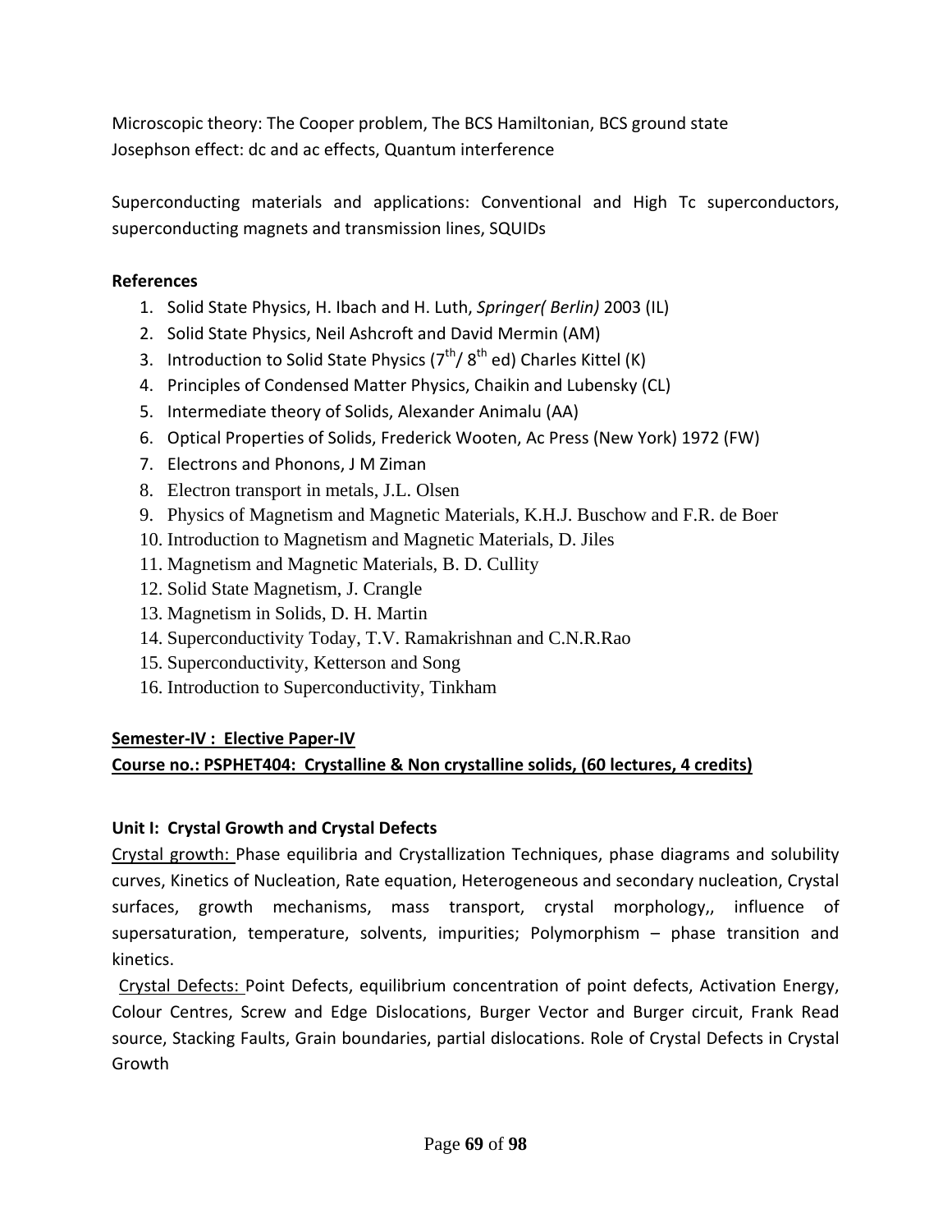Microscopic theory: The Cooper problem, The BCS Hamiltonian, BCS ground state
Josephson effect: dc and ac effects, Quantum interference

Superconducting materials and applications: Conventional and High Tc superconductors, superconducting magnets and transmission lines, SQUIDs

**References**

1. Solid State Physics, H. Ibach and H. Luth, *Springer( Berlin)* 2003 (IL)
2. Solid State Physics, Neil Ashcroft and David Mermin (AM)
3. Introduction to Solid State Physics ($7^{th}$/ $8^{th}$ ed) Charles Kittel (K)
4. Principles of Condensed Matter Physics, Chaikin and Lubensky (CL)
5. Intermediate theory of Solids, Alexander Animalu (AA)
6. Optical Properties of Solids, Frederick Wooten, Ac Press (New York) 1972 (FW)
7. Electrons and Phonons, J M Ziman
8. Electron transport in metals, J.L. Olsen
9. Physics of Magnetism and Magnetic Materials, K.H.J. Buschow and F.R. de Boer
10. Introduction to Magnetism and Magnetic Materials, D. Jiles
11. Magnetism and Magnetic Materials, B. D. Cullity
12. Solid State Magnetism, J. Crangle
13. Magnetism in Solids, D. H. Martin
14. Superconductivity Today, T.V. Ramakrishnan and C.N.R.Rao
15. Superconductivity, Ketterson and Song
16. Introduction to Superconductivity, Tinkham

**Semester-IV : Elective Paper-IV**

**Course no.: PSPHET404: Crystalline & Non crystalline solids, (60 lectures, 4 credits)**

**Unit I: Crystal Growth and Crystal Defects**

Crystal growth: Phase equilibria and Crystallization Techniques, phase diagrams and solubility curves, Kinetics of Nucleation, Rate equation, Heterogeneous and secondary nucleation, Crystal surfaces, growth mechanisms, mass transport, crystal morphology,, influence of supersaturation, temperature, solvents, impurities; Polymorphism – phase transition and kinetics.

Crystal Defects: Point Defects, equilibrium concentration of point defects, Activation Energy, Colour Centres, Screw and Edge Dislocations, Burger Vector and Burger circuit, Frank Read source, Stacking Faults, Grain boundaries, partial dislocations. Role of Crystal Defects in Crystal Growth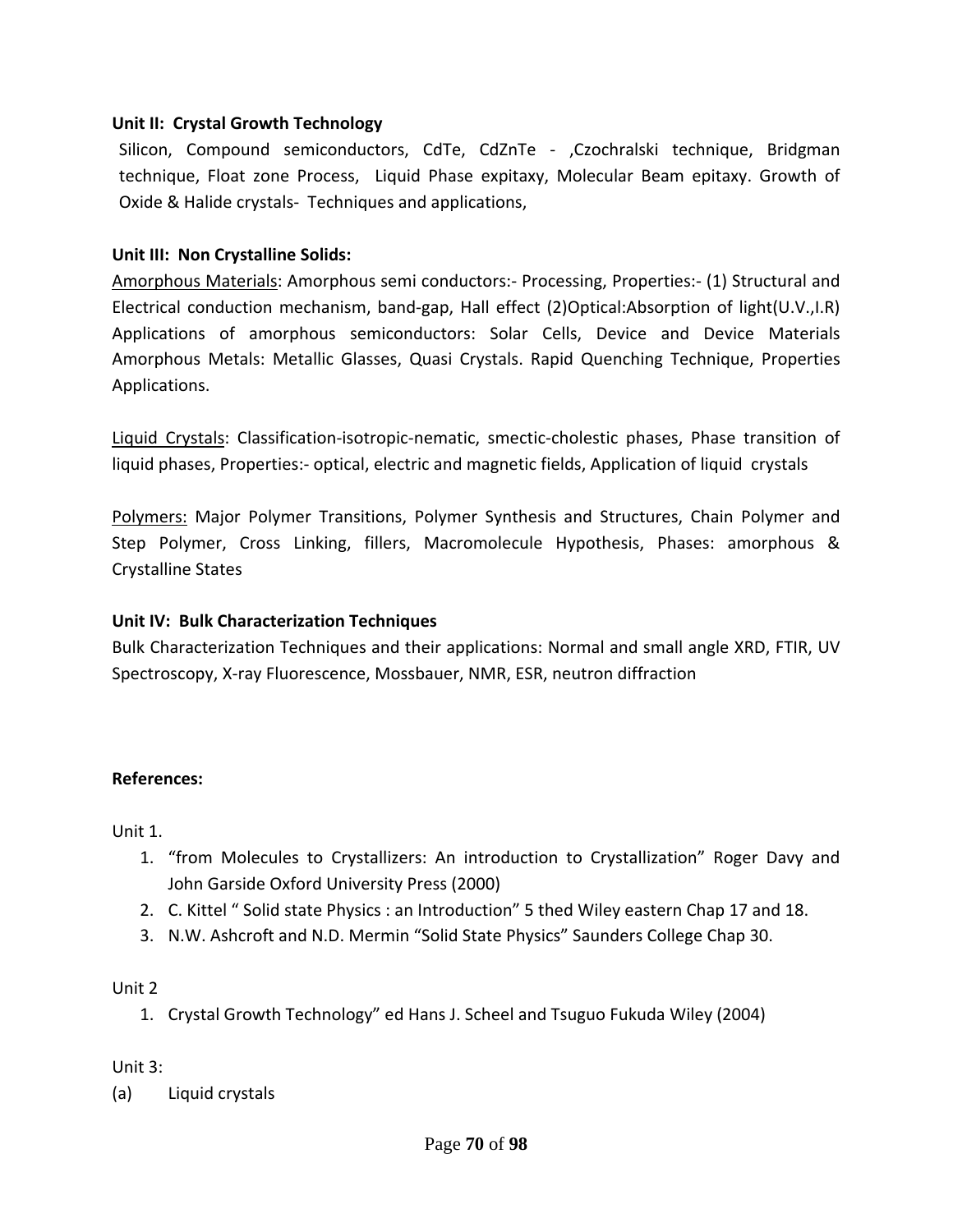**Unit II: Crystal Growth Technology**

Silicon, Compound semiconductors, CdTe, CdZnTe - ,Czochralski technique, Bridgman technique, Float zone Process, Liquid Phase expitaxy, Molecular Beam epitaxy. Growth of Oxide & Halide crystals- Techniques and applications,

**Unit III: Non Crystalline Solids:**

Amorphous Materials: Amorphous semi conductors:- Processing, Properties:- (1) Structural and Electrical conduction mechanism, band-gap, Hall effect (2)Optical:Absorption of light(U.V.,I.R) Applications of amorphous semiconductors: Solar Cells, Device and Device Materials Amorphous Metals: Metallic Glasses, Quasi Crystals. Rapid Quenching Technique, Properties Applications.

Liquid Crystals: Classification-isotropic-nematic, smectic-cholestic phases, Phase transition of liquid phases, Properties:- optical, electric and magnetic fields, Application of liquid crystals

Polymers: Major Polymer Transitions, Polymer Synthesis and Structures, Chain Polymer and Step Polymer, Cross Linking, fillers, Macromolecule Hypothesis, Phases: amorphous & Crystalline States

**Unit IV: Bulk Characterization Techniques**

Bulk Characterization Techniques and their applications: Normal and small angle XRD, FTIR, UV Spectroscopy, X-ray Fluorescence, Mossbauer, NMR, ESR, neutron diffraction

**References:**

Unit 1.

1. "from Molecules to Crystallizers: An introduction to Crystallization" Roger Davy and John Garside Oxford University Press (2000)
2. C. Kittel " Solid state Physics : an Introduction" 5 thed Wiley eastern Chap 17 and 18.
3. N.W. Ashcroft and N.D. Mermin "Solid State Physics" Saunders College Chap 30.

Unit 2

1. Crystal Growth Technology" ed Hans J. Scheel and Tsuguo Fukuda Wiley (2004)

Unit 3:

(a) Liquid crystals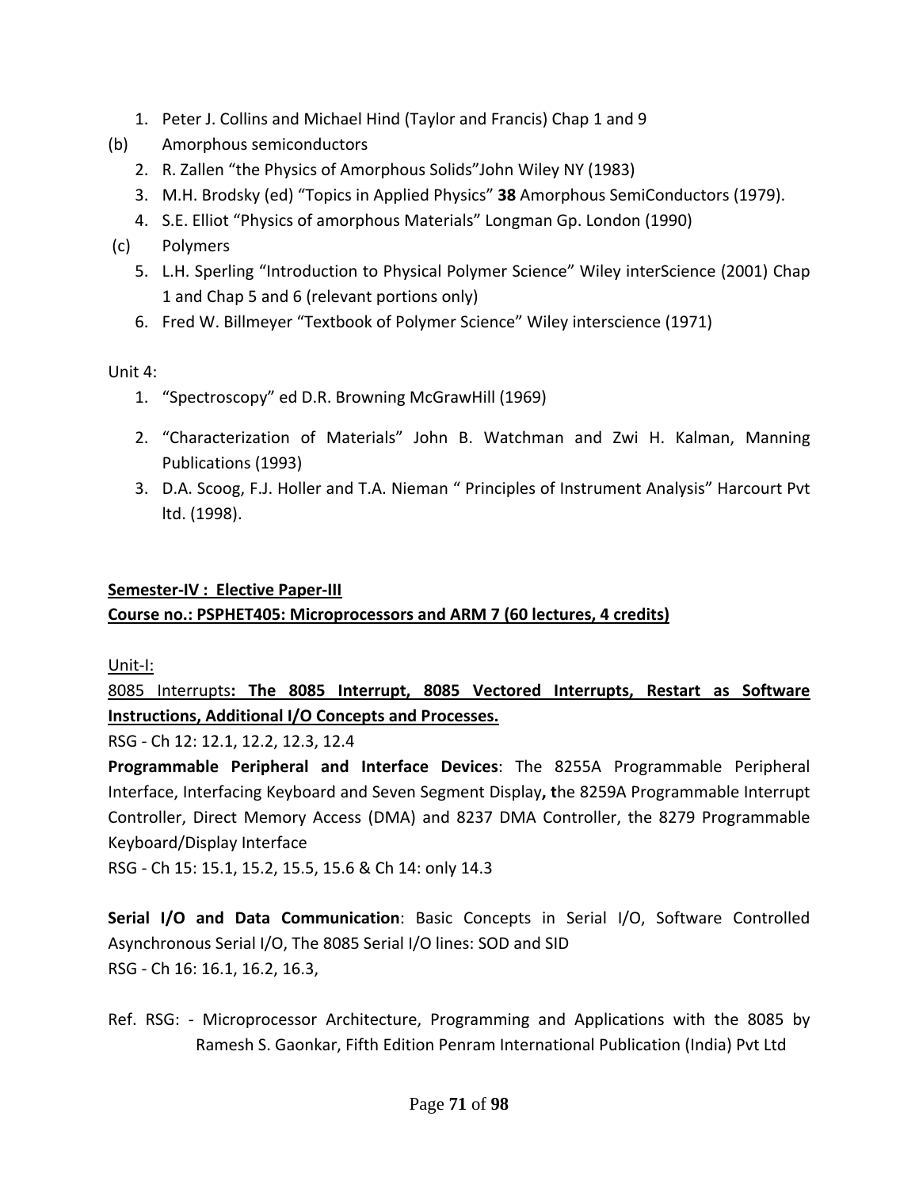1. Peter J. Collins and Michael Hind (Taylor and Francis) Chap 1 and 9

(b) Amorphous semiconductors

2. R. Zallen "the Physics of Amorphous Solids"John Wiley NY (1983)
3. M.H. Brodsky (ed) "Topics in Applied Physics" **38** Amorphous SemiConductors (1979).
4. S.E. Elliot "Physics of amorphous Materials" Longman Gp. London (1990)

(c) Polymers

5. L.H. Sperling "Introduction to Physical Polymer Science" Wiley interScience (2001) Chap 1 and Chap 5 and 6 (relevant portions only)
6. Fred W. Billmeyer "Textbook of Polymer Science" Wiley interscience (1971)

Unit 4:

1. "Spectroscopy" ed D.R. Browning McGrawHill (1969)
2. "Characterization of Materials" John B. Watchman and Zwi H. Kalman, Manning Publications (1993)
3. D.A. Scoog, F.J. Holler and T.A. Nieman " Principles of Instrument Analysis" Harcourt Pvt ltd. (1998).

**Semester-IV : Elective Paper-III**

**Course no.: PSPHET405: Microprocessors and ARM 7 (60 lectures, 4 credits)**

Unit-I:

8085 Interrupts**: The 8085 Interrupt, 8085 Vectored Interrupts, Restart as Software Instructions, Additional I/O Concepts and Processes.**

RSG - Ch 12: 12.1, 12.2, 12.3, 12.4

**Programmable Peripheral and Interface Devices**: The 8255A Programmable Peripheral Interface, Interfacing Keyboard and Seven Segment Display**, t**he 8259A Programmable Interrupt Controller, Direct Memory Access (DMA) and 8237 DMA Controller, the 8279 Programmable Keyboard/Display Interface

RSG - Ch 15: 15.1, 15.2, 15.5, 15.6 & Ch 14: only 14.3

**Serial I/O and Data Communication**: Basic Concepts in Serial I/O, Software Controlled Asynchronous Serial I/O, The 8085 Serial I/O lines: SOD and SID

RSG - Ch 16: 16.1, 16.2, 16.3,

Ref. RSG: - Microprocessor Architecture, Programming and Applications with the 8085 by Ramesh S. Gaonkar, Fifth Edition Penram International Publication (India) Pvt Ltd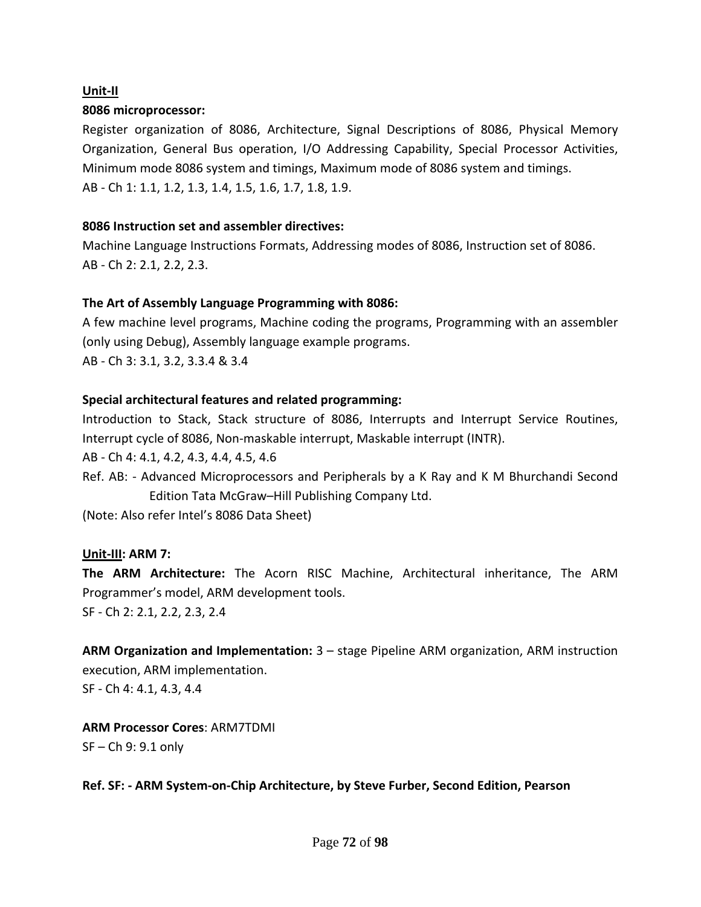**Unit-II**

**8086 microprocessor:**

Register organization of 8086, Architecture, Signal Descriptions of 8086, Physical Memory Organization, General Bus operation, I/O Addressing Capability, Special Processor Activities, Minimum mode 8086 system and timings, Maximum mode of 8086 system and timings.

AB - Ch 1: 1.1, 1.2, 1.3, 1.4, 1.5, 1.6, 1.7, 1.8, 1.9.

**8086 Instruction set and assembler directives:**

Machine Language Instructions Formats, Addressing modes of 8086, Instruction set of 8086.

AB - Ch 2: 2.1, 2.2, 2.3.

**The Art of Assembly Language Programming with 8086:**

A few machine level programs, Machine coding the programs, Programming with an assembler (only using Debug), Assembly language example programs.

AB - Ch 3: 3.1, 3.2, 3.3.4 & 3.4

**Special architectural features and related programming:**

Introduction to Stack, Stack structure of 8086, Interrupts and Interrupt Service Routines, Interrupt cycle of 8086, Non-maskable interrupt, Maskable interrupt (INTR).

AB - Ch 4: 4.1, 4.2, 4.3, 4.4, 4.5, 4.6

Ref. AB: - Advanced Microprocessors and Peripherals by a K Ray and K M Bhurchandi Second Edition Tata McGraw–Hill Publishing Company Ltd.

(Note: Also refer Intel's 8086 Data Sheet)

**Unit-III: ARM 7:**

**The ARM Architecture:** The Acorn RISC Machine, Architectural inheritance, The ARM Programmer's model, ARM development tools.

SF - Ch 2: 2.1, 2.2, 2.3, 2.4

**ARM Organization and Implementation:** 3 – stage Pipeline ARM organization, ARM instruction execution, ARM implementation.

SF - Ch 4: 4.1, 4.3, 4.4

**ARM Processor Cores**: ARM7TDMI

SF – Ch 9: 9.1 only

**Ref. SF: - ARM System-on-Chip Architecture, by Steve Furber, Second Edition, Pearson**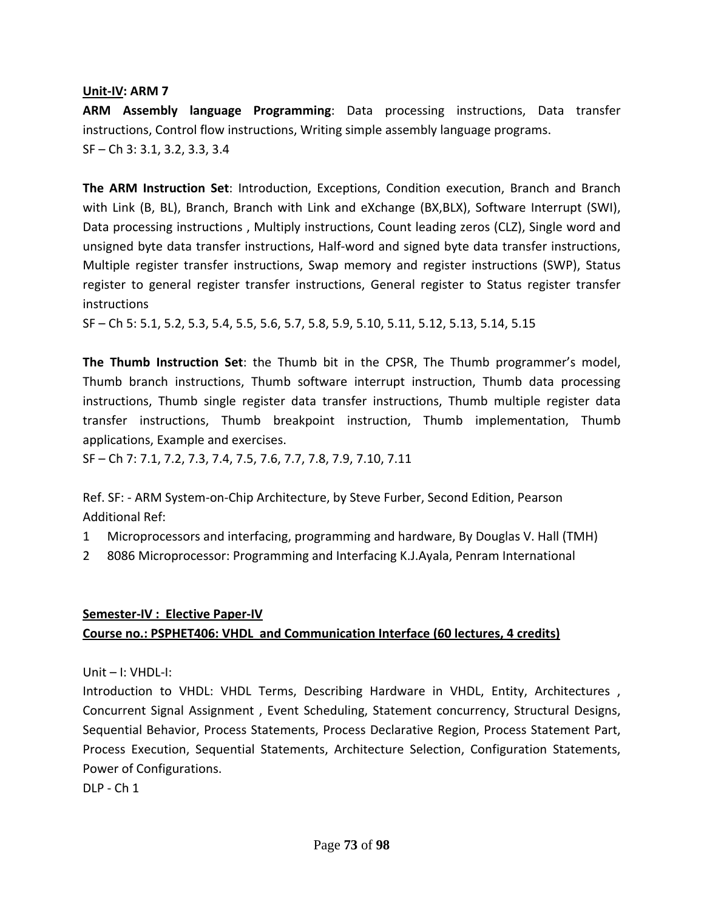**Unit-IV: ARM 7**

**ARM Assembly language Programming**: Data processing instructions, Data transfer instructions, Control flow instructions, Writing simple assembly language programs.
SF – Ch 3: 3.1, 3.2, 3.3, 3.4

**The ARM Instruction Set**: Introduction, Exceptions, Condition execution, Branch and Branch with Link (B, BL), Branch, Branch with Link and eXchange (BX,BLX), Software Interrupt (SWI), Data processing instructions , Multiply instructions, Count leading zeros (CLZ), Single word and unsigned byte data transfer instructions, Half-word and signed byte data transfer instructions, Multiple register transfer instructions, Swap memory and register instructions (SWP), Status register to general register transfer instructions, General register to Status register transfer instructions
SF – Ch 5: 5.1, 5.2, 5.3, 5.4, 5.5, 5.6, 5.7, 5.8, 5.9, 5.10, 5.11, 5.12, 5.13, 5.14, 5.15

**The Thumb Instruction Set**: the Thumb bit in the CPSR, The Thumb programmer's model, Thumb branch instructions, Thumb software interrupt instruction, Thumb data processing instructions, Thumb single register data transfer instructions, Thumb multiple register data transfer instructions, Thumb breakpoint instruction, Thumb implementation, Thumb applications, Example and exercises.
SF – Ch 7: 7.1, 7.2, 7.3, 7.4, 7.5, 7.6, 7.7, 7.8, 7.9, 7.10, 7.11

Ref. SF: - ARM System-on-Chip Architecture, by Steve Furber, Second Edition, Pearson
Additional Ref:

1. Microprocessors and interfacing, programming and hardware, By Douglas V. Hall (TMH)
2. 8086 Microprocessor: Programming and Interfacing K.J.Ayala, Penram International

**Semester-IV : Elective Paper-IV**

**Course no.: PSPHET406: VHDL and Communication Interface (60 lectures, 4 credits)**

Unit – I: VHDL-I:

Introduction to VHDL: VHDL Terms, Describing Hardware in VHDL, Entity, Architectures , Concurrent Signal Assignment , Event Scheduling, Statement concurrency, Structural Designs, Sequential Behavior, Process Statements, Process Declarative Region, Process Statement Part, Process Execution, Sequential Statements, Architecture Selection, Configuration Statements, Power of Configurations.
DLP - Ch 1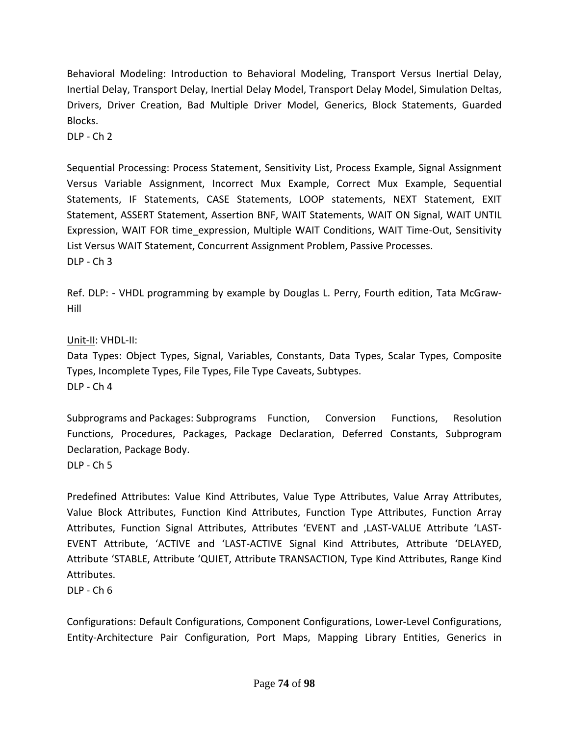Behavioral Modeling: Introduction to Behavioral Modeling, Transport Versus Inertial Delay, Inertial Delay, Transport Delay, Inertial Delay Model, Transport Delay Model, Simulation Deltas, Drivers, Driver Creation, Bad Multiple Driver Model, Generics, Block Statements, Guarded Blocks.
DLP - Ch 2

Sequential Processing: Process Statement, Sensitivity List, Process Example, Signal Assignment Versus Variable Assignment, Incorrect Mux Example, Correct Mux Example, Sequential Statements, IF Statements, CASE Statements, LOOP statements, NEXT Statement, EXIT Statement, ASSERT Statement, Assertion BNF, WAIT Statements, WAIT ON Signal, WAIT UNTIL Expression, WAIT FOR time_expression, Multiple WAIT Conditions, WAIT Time-Out, Sensitivity List Versus WAIT Statement, Concurrent Assignment Problem, Passive Processes.
DLP - Ch 3

Ref. DLP: - VHDL programming by example by Douglas L. Perry, Fourth edition, Tata McGraw-Hill

<u>Unit-II</u>: VHDL-II:
Data Types: Object Types, Signal, Variables, Constants, Data Types, Scalar Types, Composite Types, Incomplete Types, File Types, File Type Caveats, Subtypes.
DLP - Ch 4

Subprograms and Packages: Subprograms Function, Conversion Functions, Resolution Functions, Procedures, Packages, Package Declaration, Deferred Constants, Subprogram Declaration, Package Body.
DLP - Ch 5

Predefined Attributes: Value Kind Attributes, Value Type Attributes, Value Array Attributes, Value Block Attributes, Function Kind Attributes, Function Type Attributes, Function Array Attributes, Function Signal Attributes, Attributes 'EVENT and ,LAST-VALUE Attribute 'LAST-EVENT Attribute, 'ACTIVE and 'LAST-ACTIVE Signal Kind Attributes, Attribute 'DELAYED, Attribute 'STABLE, Attribute 'QUIET, Attribute TRANSACTION, Type Kind Attributes, Range Kind Attributes.
DLP - Ch 6

Configurations: Default Configurations, Component Configurations, Lower-Level Configurations, Entity-Architecture Pair Configuration, Port Maps, Mapping Library Entities, Generics in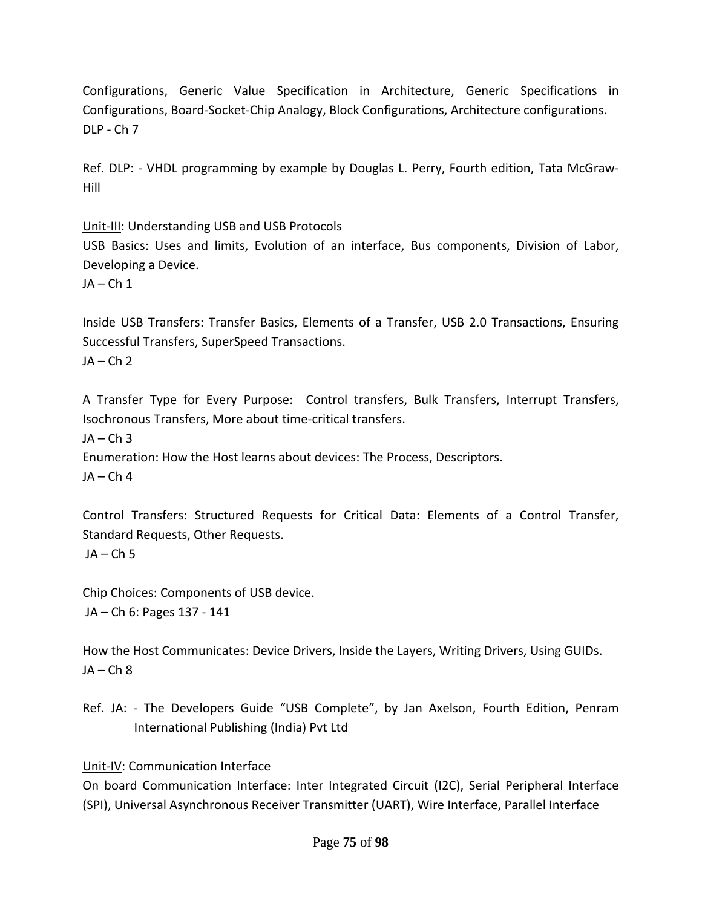Configurations, Generic Value Specification in Architecture, Generic Specifications in Configurations, Board-Socket-Chip Analogy, Block Configurations, Architecture configurations.
DLP - Ch 7

Ref. DLP: - VHDL programming by example by Douglas L. Perry, Fourth edition, Tata McGraw-Hill

<u>Unit-III</u>: Understanding USB and USB Protocols

USB Basics: Uses and limits, Evolution of an interface, Bus components, Division of Labor, Developing a Device.
JA – Ch 1

Inside USB Transfers: Transfer Basics, Elements of a Transfer, USB 2.0 Transactions, Ensuring Successful Transfers, SuperSpeed Transactions.
JA – Ch 2

A Transfer Type for Every Purpose: Control transfers, Bulk Transfers, Interrupt Transfers, Isochronous Transfers, More about time-critical transfers.
JA – Ch 3

Enumeration: How the Host learns about devices: The Process, Descriptors.
JA – Ch 4

Control Transfers: Structured Requests for Critical Data: Elements of a Control Transfer, Standard Requests, Other Requests.
JA – Ch 5

Chip Choices: Components of USB device.
JA – Ch 6: Pages 137 - 141

How the Host Communicates: Device Drivers, Inside the Layers, Writing Drivers, Using GUIDs.
JA – Ch 8

Ref. JA: - The Developers Guide "USB Complete", by Jan Axelson, Fourth Edition, Penram International Publishing (India) Pvt Ltd

<u>Unit-IV</u>: Communication Interface

On board Communication Interface: Inter Integrated Circuit (I2C), Serial Peripheral Interface (SPI), Universal Asynchronous Receiver Transmitter (UART), Wire Interface, Parallel Interface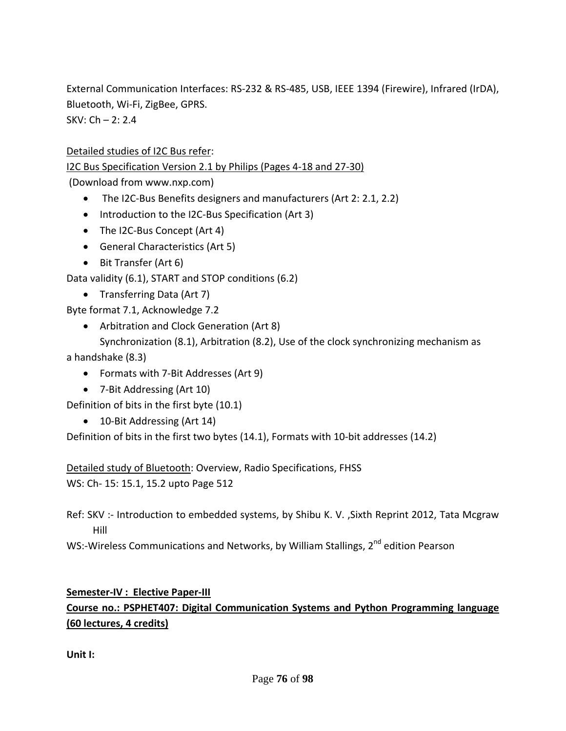External Communication Interfaces: RS-232 & RS-485, USB, IEEE 1394 (Firewire), Infrared (IrDA), Bluetooth, Wi-Fi, ZigBee, GPRS.
SKV: Ch – 2: 2.4

<u>Detailed studies of I2C Bus refer</u>:
<u>I2C Bus Specification Version 2.1 by Philips (Pages 4-18 and 27-30)</u>
(Download from www.nxp.com)

- The I2C-Bus Benefits designers and manufacturers (Art 2: 2.1, 2.2)
- Introduction to the I2C-Bus Specification (Art 3)
- The I2C-Bus Concept (Art 4)
- General Characteristics (Art 5)
- Bit Transfer (Art 6)

Data validity (6.1), START and STOP conditions (6.2)

- Transferring Data (Art 7)

Byte format 7.1, Acknowledge 7.2

- Arbitration and Clock Generation (Art 8)
  Synchronization (8.1), Arbitration (8.2), Use of the clock synchronizing mechanism as

a handshake (8.3)

- Formats with 7-Bit Addresses (Art 9)
- 7-Bit Addressing (Art 10)

Definition of bits in the first byte (10.1)

- 10-Bit Addressing (Art 14)

Definition of bits in the first two bytes (14.1), Formats with 10-bit addresses (14.2)

<u>Detailed study of Bluetooth</u>: Overview, Radio Specifications, FHSS
WS: Ch- 15: 15.1, 15.2 upto Page 512

Ref: SKV :- Introduction to embedded systems, by Shibu K. V. ,Sixth Reprint 2012, Tata Mcgraw Hill
WS:-Wireless Communications and Networks, by William Stallings, 2nd edition Pearson

**<u>Semester-IV : Elective Paper-III</u>**

**<u>Course no.: PSPHET407: Digital Communication Systems and Python Programming language (60 lectures, 4 credits)</u>**

**Unit I:**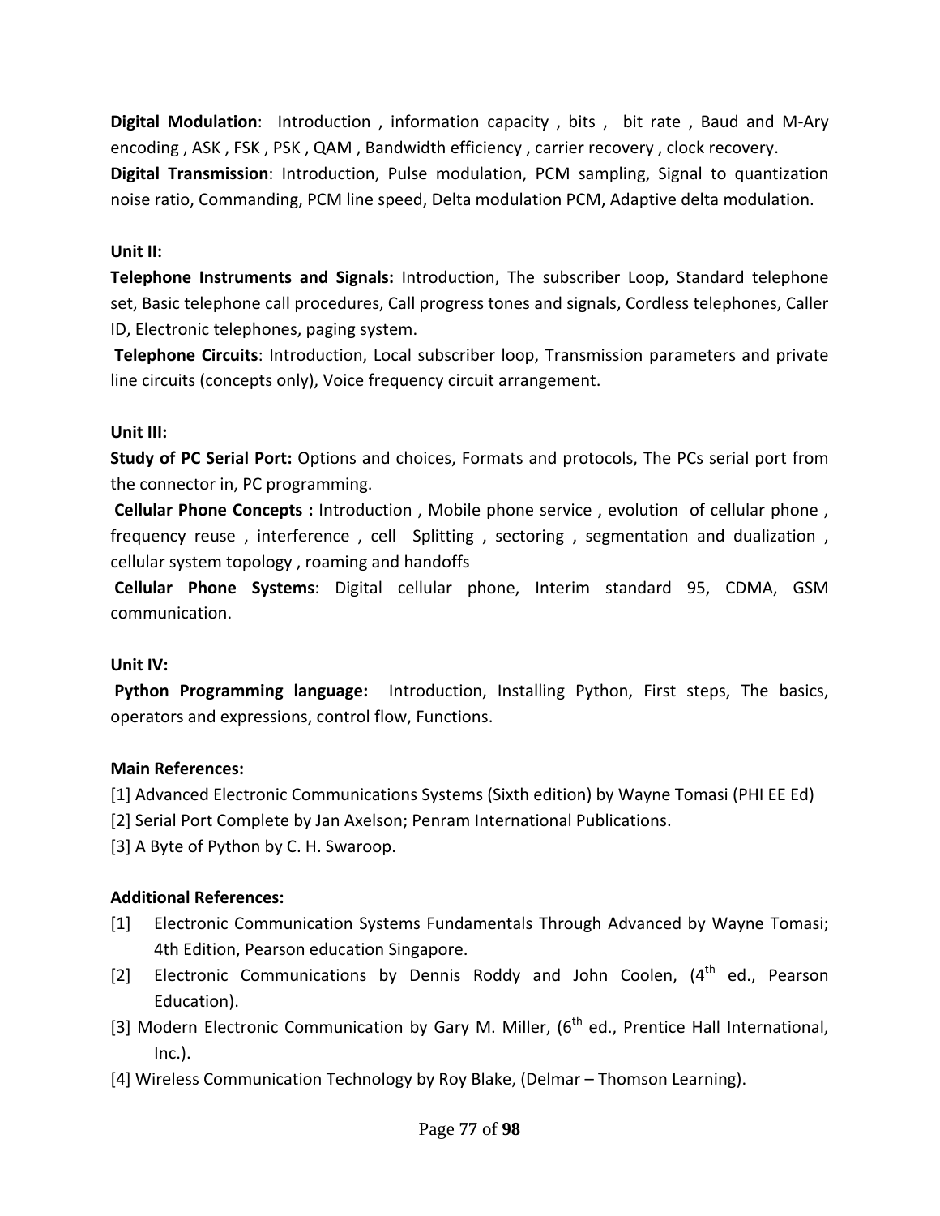**Digital Modulation**: Introduction , information capacity , bits , bit rate , Baud and M-Ary encoding , ASK , FSK , PSK , QAM , Bandwidth efficiency , carrier recovery , clock recovery.

**Digital Transmission**: Introduction, Pulse modulation, PCM sampling, Signal to quantization noise ratio, Commanding, PCM line speed, Delta modulation PCM, Adaptive delta modulation.

**Unit II:**

**Telephone Instruments and Signals:** Introduction, The subscriber Loop, Standard telephone set, Basic telephone call procedures, Call progress tones and signals, Cordless telephones, Caller ID, Electronic telephones, paging system.

**Telephone Circuits**: Introduction, Local subscriber loop, Transmission parameters and private line circuits (concepts only), Voice frequency circuit arrangement.

**Unit III:**

**Study of PC Serial Port:** Options and choices, Formats and protocols, The PCs serial port from the connector in, PC programming.

**Cellular Phone Concepts :** Introduction , Mobile phone service , evolution of cellular phone , frequency reuse , interference , cell Splitting , sectoring , segmentation and dualization , cellular system topology , roaming and handoffs

**Cellular Phone Systems**: Digital cellular phone, Interim standard 95, CDMA, GSM communication.

**Unit IV:**

**Python Programming language:** Introduction, Installing Python, First steps, The basics, operators and expressions, control flow, Functions.

**Main References:**

[1] Advanced Electronic Communications Systems (Sixth edition) by Wayne Tomasi (PHI EE Ed)

[2] Serial Port Complete by Jan Axelson; Penram International Publications.

[3] A Byte of Python by C. H. Swaroop.

**Additional References:**

[1] Electronic Communication Systems Fundamentals Through Advanced by Wayne Tomasi; 4th Edition, Pearson education Singapore.

[2] Electronic Communications by Dennis Roddy and John Coolen, (4th ed., Pearson Education).

[3] Modern Electronic Communication by Gary M. Miller, (6th ed., Prentice Hall International, Inc.).

[4] Wireless Communication Technology by Roy Blake, (Delmar – Thomson Learning).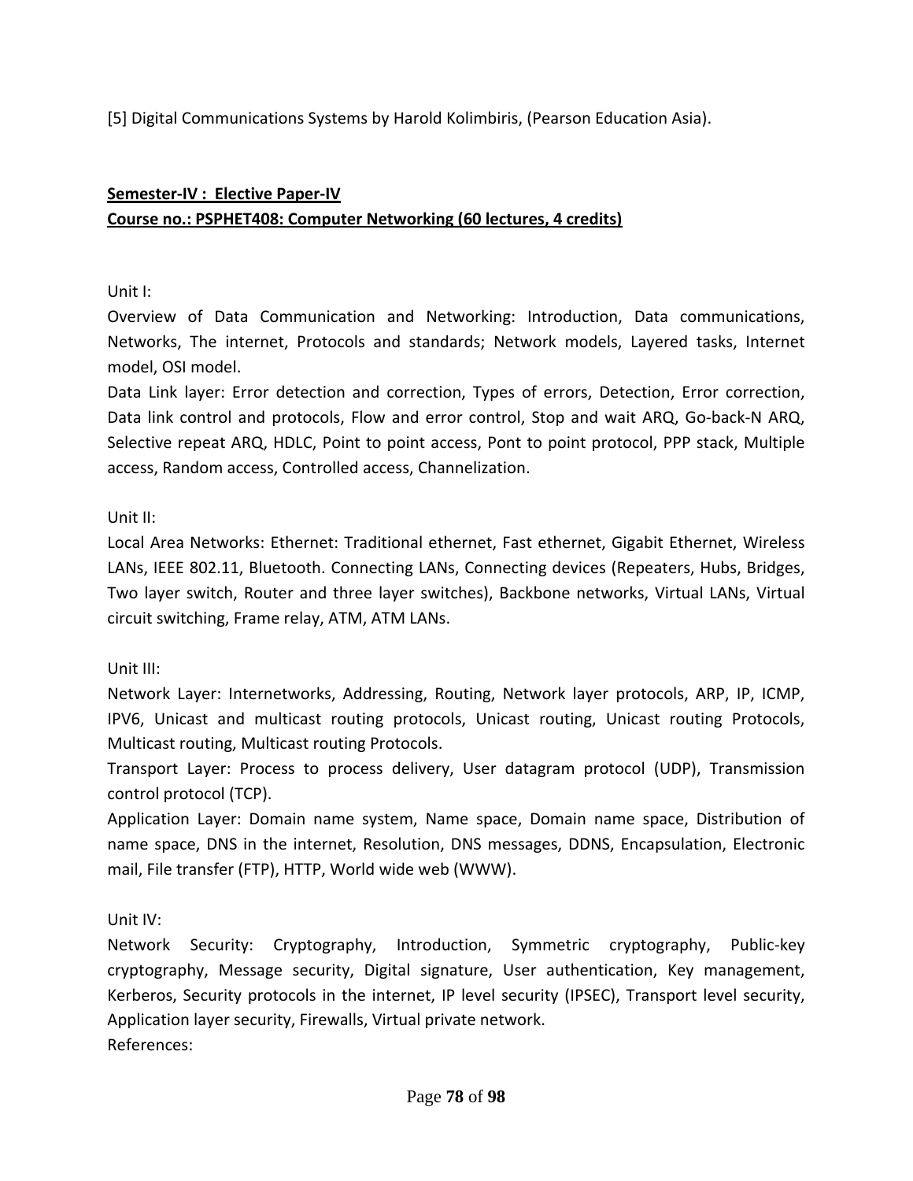[5] Digital Communications Systems by Harold Kolimbiris, (Pearson Education Asia).

**Semester-IV : Elective Paper-IV**

**Course no.: PSPHET408: Computer Networking (60 lectures, 4 credits)**

Unit I:

Overview of Data Communication and Networking: Introduction, Data communications, Networks, The internet, Protocols and standards; Network models, Layered tasks, Internet model, OSI model.

Data Link layer: Error detection and correction, Types of errors, Detection, Error correction, Data link control and protocols, Flow and error control, Stop and wait ARQ, Go-back-N ARQ, Selective repeat ARQ, HDLC, Point to point access, Pont to point protocol, PPP stack, Multiple access, Random access, Controlled access, Channelization.

Unit II:

Local Area Networks: Ethernet: Traditional ethernet, Fast ethernet, Gigabit Ethernet, Wireless LANs, IEEE 802.11, Bluetooth. Connecting LANs, Connecting devices (Repeaters, Hubs, Bridges, Two layer switch, Router and three layer switches), Backbone networks, Virtual LANs, Virtual circuit switching, Frame relay, ATM, ATM LANs.

Unit III:

Network Layer: Internetworks, Addressing, Routing, Network layer protocols, ARP, IP, ICMP, IPV6, Unicast and multicast routing protocols, Unicast routing, Unicast routing Protocols, Multicast routing, Multicast routing Protocols.

Transport Layer: Process to process delivery, User datagram protocol (UDP), Transmission control protocol (TCP).

Application Layer: Domain name system, Name space, Domain name space, Distribution of name space, DNS in the internet, Resolution, DNS messages, DDNS, Encapsulation, Electronic mail, File transfer (FTP), HTTP, World wide web (WWW).

Unit IV:

Network Security: Cryptography, Introduction, Symmetric cryptography, Public-key cryptography, Message security, Digital signature, User authentication, Key management, Kerberos, Security protocols in the internet, IP level security (IPSEC), Transport level security, Application layer security, Firewalls, Virtual private network.

References: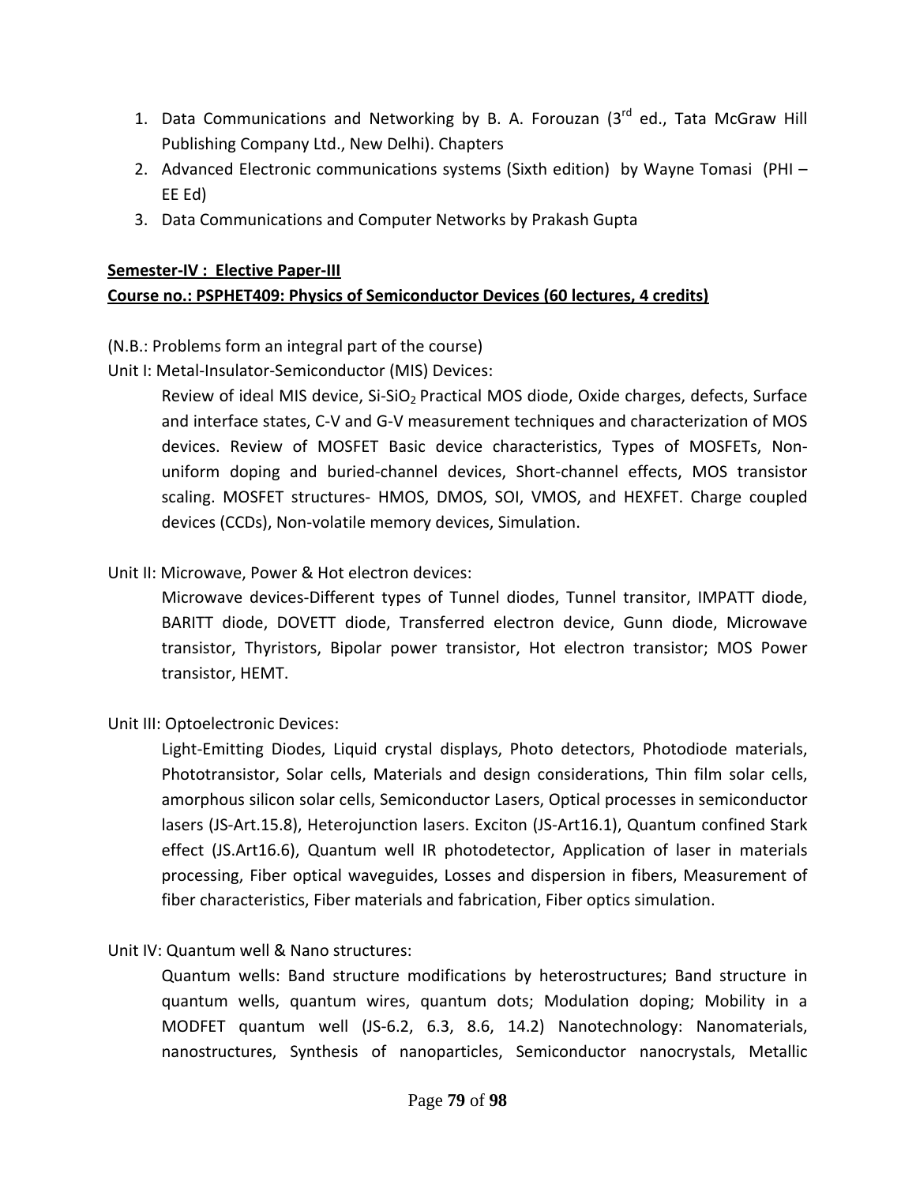1. Data Communications and Networking by B. A. Forouzan (3rd ed., Tata McGraw Hill Publishing Company Ltd., New Delhi). Chapters
2. Advanced Electronic communications systems (Sixth edition) by Wayne Tomasi (PHI – EE Ed)
3. Data Communications and Computer Networks by Prakash Gupta

**Semester-IV : Elective Paper-III**

**Course no.: PSPHET409: Physics of Semiconductor Devices (60 lectures, 4 credits)**

(N.B.: Problems form an integral part of the course)

Unit I: Metal-Insulator-Semiconductor (MIS) Devices:

Review of ideal MIS device, Si-$SiO_2$ Practical MOS diode, Oxide charges, defects, Surface and interface states, C-V and G-V measurement techniques and characterization of MOS devices. Review of MOSFET Basic device characteristics, Types of MOSFETs, Non-uniform doping and buried-channel devices, Short-channel effects, MOS transistor scaling. MOSFET structures- HMOS, DMOS, SOI, VMOS, and HEXFET. Charge coupled devices (CCDs), Non-volatile memory devices, Simulation.

Unit II: Microwave, Power & Hot electron devices:

Microwave devices-Different types of Tunnel diodes, Tunnel transitor, IMPATT diode, BARITT diode, DOVETT diode, Transferred electron device, Gunn diode, Microwave transistor, Thyristors, Bipolar power transistor, Hot electron transistor; MOS Power transistor, HEMT.

Unit III: Optoelectronic Devices:

Light-Emitting Diodes, Liquid crystal displays, Photo detectors, Photodiode materials, Phototransistor, Solar cells, Materials and design considerations, Thin film solar cells, amorphous silicon solar cells, Semiconductor Lasers, Optical processes in semiconductor lasers (JS-Art.15.8), Heterojunction lasers. Exciton (JS-Art16.1), Quantum confined Stark effect (JS.Art16.6), Quantum well IR photodetector, Application of laser in materials processing, Fiber optical waveguides, Losses and dispersion in fibers, Measurement of fiber characteristics, Fiber materials and fabrication, Fiber optics simulation.

Unit IV: Quantum well & Nano structures:

Quantum wells: Band structure modifications by heterostructures; Band structure in quantum wells, quantum wires, quantum dots; Modulation doping; Mobility in a MODFET quantum well (JS-6.2, 6.3, 8.6, 14.2) Nanotechnology: Nanomaterials, nanostructures, Synthesis of nanoparticles, Semiconductor nanocrystals, Metallic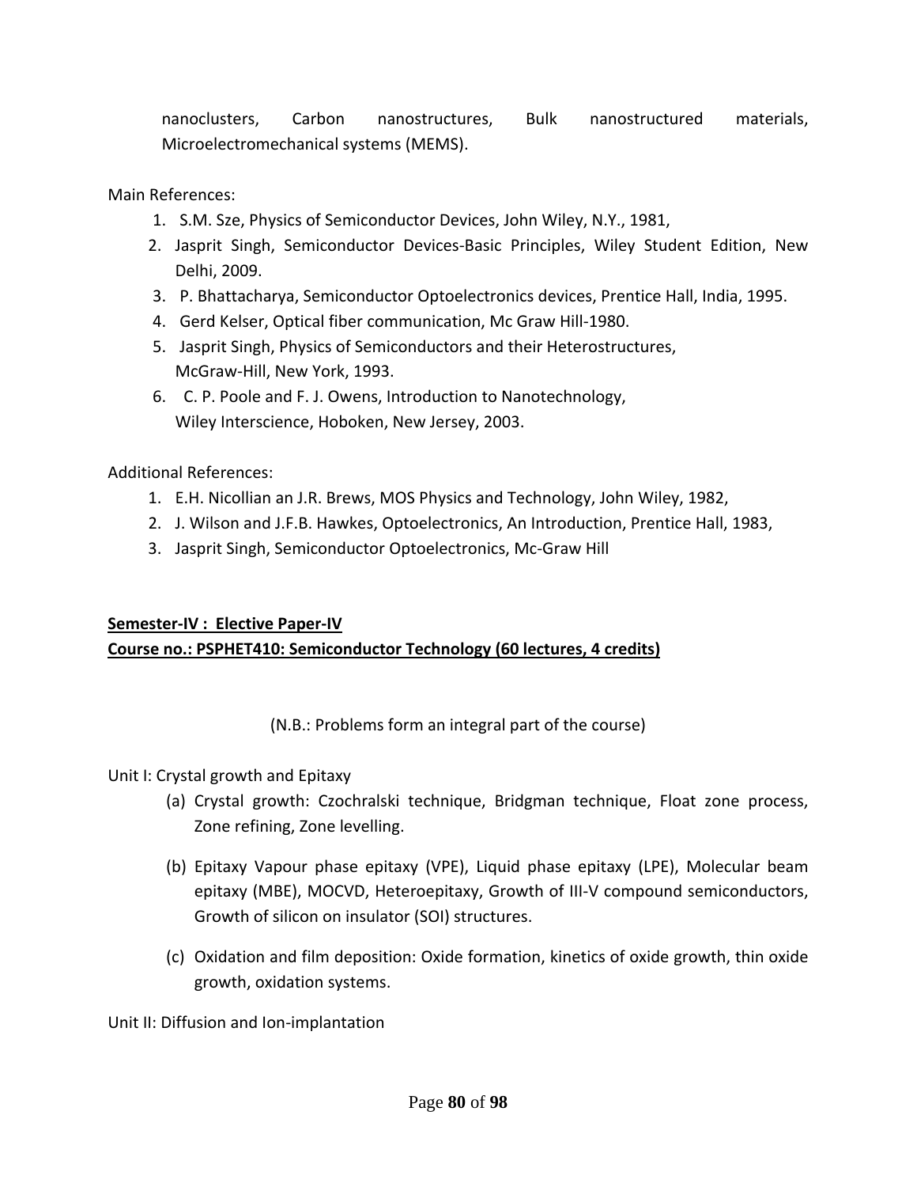nanoclusters, Carbon nanostructures, Bulk nanostructured materials, Microelectromechanical systems (MEMS).

Main References:

1. S.M. Sze, Physics of Semiconductor Devices, John Wiley, N.Y., 1981,
2. Jasprit Singh, Semiconductor Devices-Basic Principles, Wiley Student Edition, New Delhi, 2009.
3. P. Bhattacharya, Semiconductor Optoelectronics devices, Prentice Hall, India, 1995.
4. Gerd Kelser, Optical fiber communication, Mc Graw Hill-1980.
5. Jasprit Singh, Physics of Semiconductors and their Heterostructures, McGraw-Hill, New York, 1993.
6. C. P. Poole and F. J. Owens, Introduction to Nanotechnology, Wiley Interscience, Hoboken, New Jersey, 2003.

Additional References:

1. E.H. Nicollian an J.R. Brews, MOS Physics and Technology, John Wiley, 1982,
2. J. Wilson and J.F.B. Hawkes, Optoelectronics, An Introduction, Prentice Hall, 1983,
3. Jasprit Singh, Semiconductor Optoelectronics, Mc-Graw Hill

**Semester-IV : Elective Paper-IV**

**Course no.: PSPHET410: Semiconductor Technology (60 lectures, 4 credits)**

(N.B.: Problems form an integral part of the course)

Unit I: Crystal growth and Epitaxy

(a) Crystal growth: Czochralski technique, Bridgman technique, Float zone process, Zone refining, Zone levelling.

(b) Epitaxy Vapour phase epitaxy (VPE), Liquid phase epitaxy (LPE), Molecular beam epitaxy (MBE), MOCVD, Heteroepitaxy, Growth of III-V compound semiconductors, Growth of silicon on insulator (SOI) structures.

(c) Oxidation and film deposition: Oxide formation, kinetics of oxide growth, thin oxide growth, oxidation systems.

Unit II: Diffusion and Ion-implantation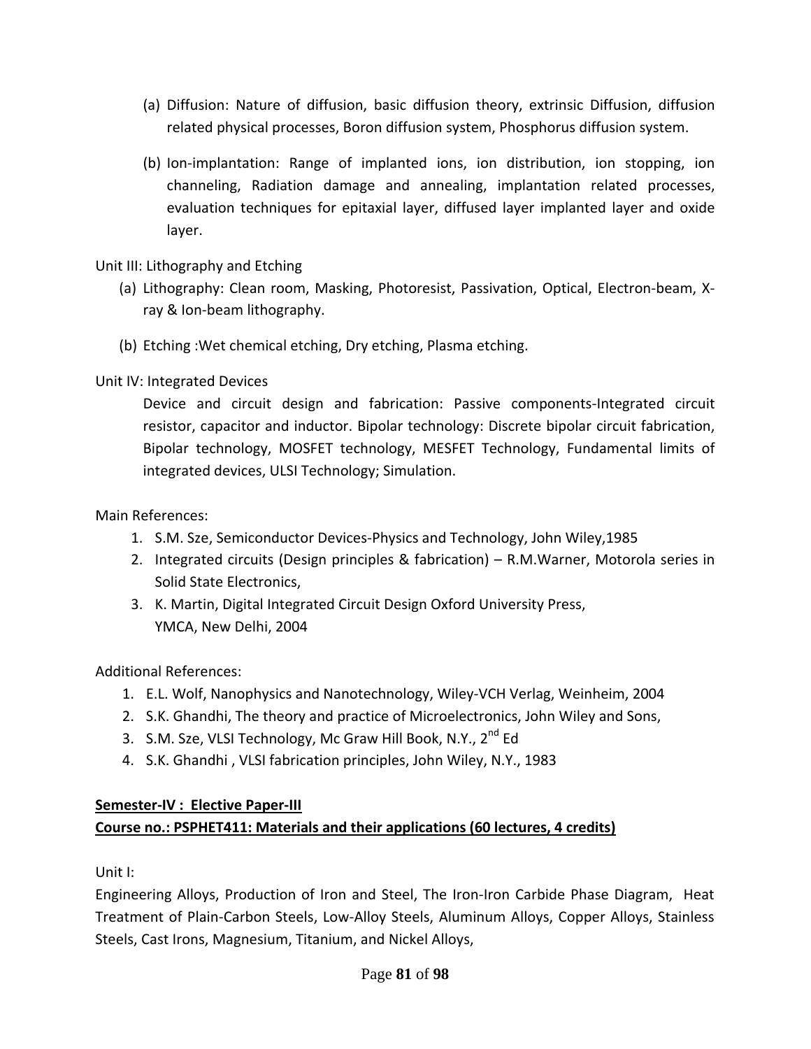(a) Diffusion: Nature of diffusion, basic diffusion theory, extrinsic Diffusion, diffusion related physical processes, Boron diffusion system, Phosphorus diffusion system.

(b) Ion-implantation: Range of implanted ions, ion distribution, ion stopping, ion channeling, Radiation damage and annealing, implantation related processes, evaluation techniques for epitaxial layer, diffused layer implanted layer and oxide layer.

Unit III: Lithography and Etching

(a) Lithography: Clean room, Masking, Photoresist, Passivation, Optical, Electron-beam, X-ray & Ion-beam lithography.

(b) Etching :Wet chemical etching, Dry etching, Plasma etching.

Unit IV: Integrated Devices

Device and circuit design and fabrication: Passive components-Integrated circuit resistor, capacitor and inductor. Bipolar technology: Discrete bipolar circuit fabrication, Bipolar technology, MOSFET technology, MESFET Technology, Fundamental limits of integrated devices, ULSI Technology; Simulation.

Main References:

1. S.M. Sze, Semiconductor Devices-Physics and Technology, John Wiley,1985
2. Integrated circuits (Design principles & fabrication) – R.M.Warner, Motorola series in Solid State Electronics,
3. K. Martin, Digital Integrated Circuit Design Oxford University Press, YMCA, New Delhi, 2004

Additional References:

1. E.L. Wolf, Nanophysics and Nanotechnology, Wiley-VCH Verlag, Weinheim, 2004
2. S.K. Ghandhi, The theory and practice of Microelectronics, John Wiley and Sons,
3. S.M. Sze, VLSI Technology, Mc Graw Hill Book, N.Y., 2nd Ed
4. S.K. Ghandhi , VLSI fabrication principles, John Wiley, N.Y., 1983

**Semester-IV : Elective Paper-III**

**Course no.: PSPHET411: Materials and their applications (60 lectures, 4 credits)**

Unit I:

Engineering Alloys, Production of Iron and Steel, The Iron-Iron Carbide Phase Diagram, Heat Treatment of Plain-Carbon Steels, Low-Alloy Steels, Aluminum Alloys, Copper Alloys, Stainless Steels, Cast Irons, Magnesium, Titanium, and Nickel Alloys,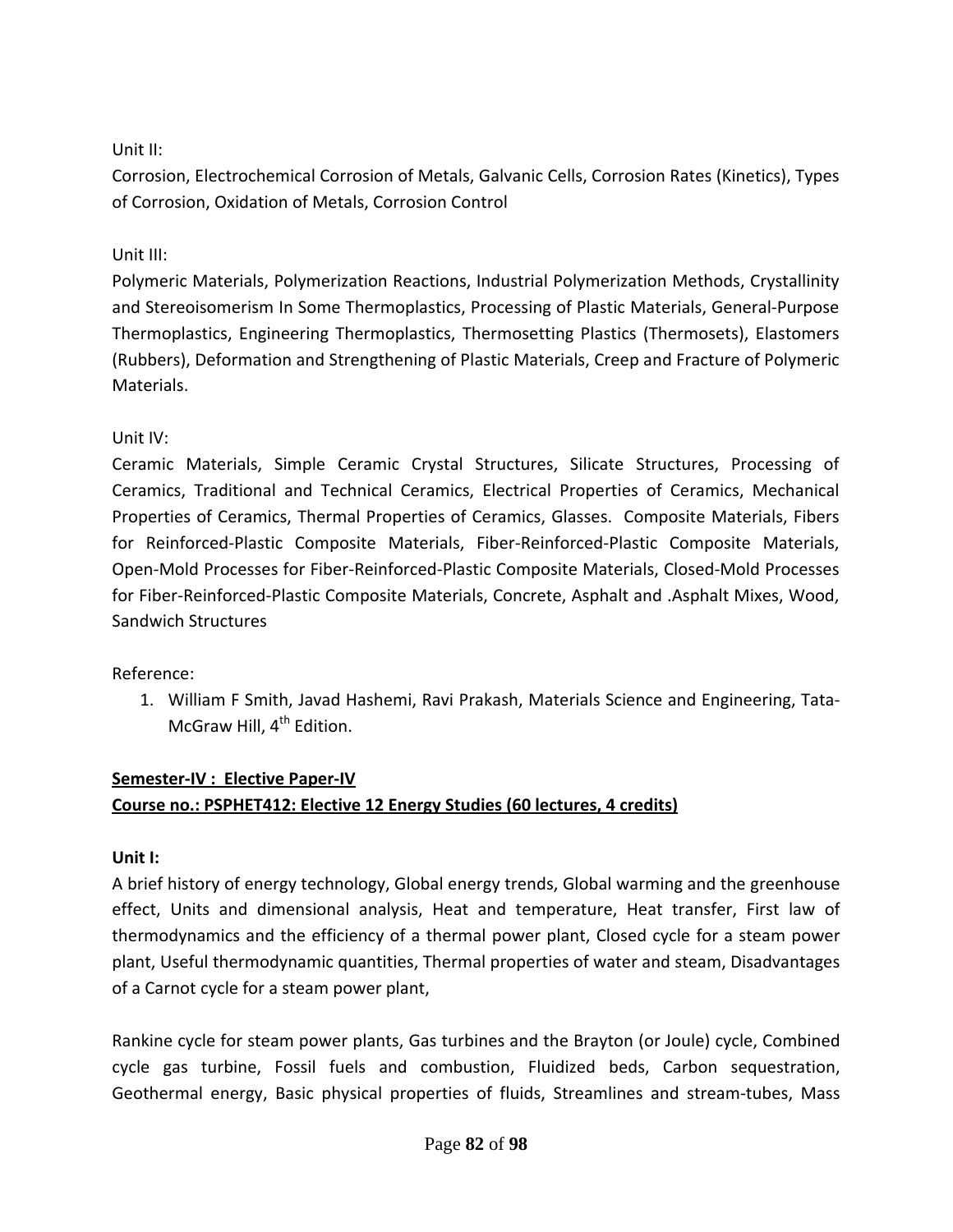Unit II:

Corrosion, Electrochemical Corrosion of Metals, Galvanic Cells, Corrosion Rates (Kinetics), Types of Corrosion, Oxidation of Metals, Corrosion Control

Unit III:

Polymeric Materials, Polymerization Reactions, Industrial Polymerization Methods, Crystallinity and Stereoisomerism In Some Thermoplastics, Processing of Plastic Materials, General-Purpose Thermoplastics, Engineering Thermoplastics, Thermosetting Plastics (Thermosets), Elastomers (Rubbers), Deformation and Strengthening of Plastic Materials, Creep and Fracture of Polymeric Materials.

Unit IV:

Ceramic Materials, Simple Ceramic Crystal Structures, Silicate Structures, Processing of Ceramics, Traditional and Technical Ceramics, Electrical Properties of Ceramics, Mechanical Properties of Ceramics, Thermal Properties of Ceramics, Glasses. Composite Materials, Fibers for Reinforced-Plastic Composite Materials, Fiber-Reinforced-Plastic Composite Materials, Open-Mold Processes for Fiber-Reinforced-Plastic Composite Materials, Closed-Mold Processes for Fiber-Reinforced-Plastic Composite Materials, Concrete, Asphalt and .Asphalt Mixes, Wood, Sandwich Structures

Reference:

1. William F Smith, Javad Hashemi, Ravi Prakash, Materials Science and Engineering, Tata-McGraw Hill, 4th Edition.

**Semester-IV : Elective Paper-IV**

**Course no.: PSPHET412: Elective 12 Energy Studies (60 lectures, 4 credits)**

**Unit I:**

A brief history of energy technology, Global energy trends, Global warming and the greenhouse effect, Units and dimensional analysis, Heat and temperature, Heat transfer, First law of thermodynamics and the efficiency of a thermal power plant, Closed cycle for a steam power plant, Useful thermodynamic quantities, Thermal properties of water and steam, Disadvantages of a Carnot cycle for a steam power plant,

Rankine cycle for steam power plants, Gas turbines and the Brayton (or Joule) cycle, Combined cycle gas turbine, Fossil fuels and combustion, Fluidized beds, Carbon sequestration, Geothermal energy, Basic physical properties of fluids, Streamlines and stream-tubes, Mass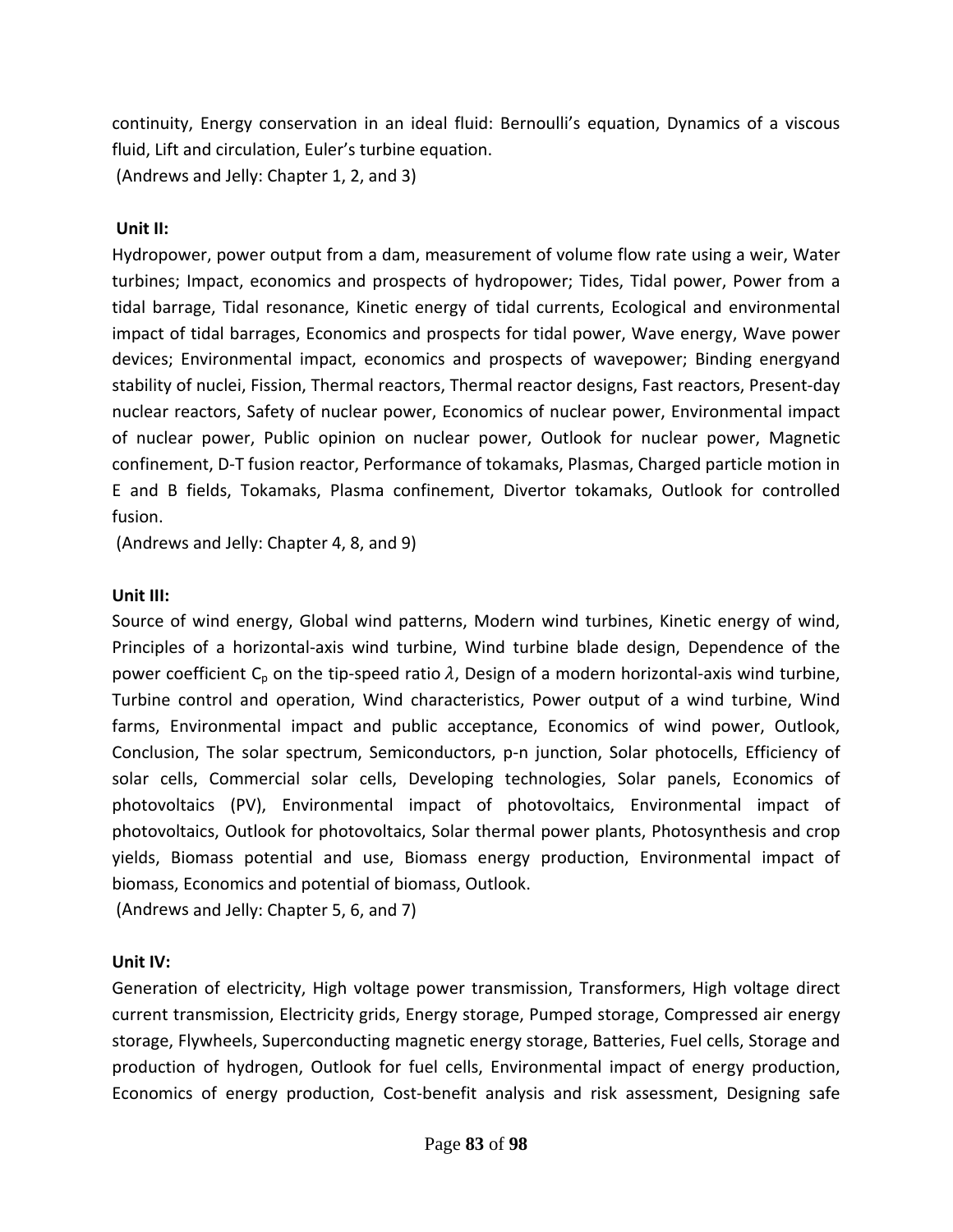continuity, Energy conservation in an ideal fluid: Bernoulli's equation, Dynamics of a viscous fluid, Lift and circulation, Euler's turbine equation.

(Andrews and Jelly: Chapter 1, 2, and 3)

**Unit II:**

Hydropower, power output from a dam, measurement of volume flow rate using a weir, Water turbines; Impact, economics and prospects of hydropower; Tides, Tidal power, Power from a tidal barrage, Tidal resonance, Kinetic energy of tidal currents, Ecological and environmental impact of tidal barrages, Economics and prospects for tidal power, Wave energy, Wave power devices; Environmental impact, economics and prospects of wavepower; Binding energyand stability of nuclei, Fission, Thermal reactors, Thermal reactor designs, Fast reactors, Present-day nuclear reactors, Safety of nuclear power, Economics of nuclear power, Environmental impact of nuclear power, Public opinion on nuclear power, Outlook for nuclear power, Magnetic confinement, D-T fusion reactor, Performance of tokamaks, Plasmas, Charged particle motion in E and B fields, Tokamaks, Plasma confinement, Divertor tokamaks, Outlook for controlled fusion.

(Andrews and Jelly: Chapter 4, 8, and 9)

**Unit III:**

Source of wind energy, Global wind patterns, Modern wind turbines, Kinetic energy of wind, Principles of a horizontal-axis wind turbine, Wind turbine blade design, Dependence of the power coefficient $C_p$ on the tip-speed ratio $\lambda$, Design of a modern horizontal-axis wind turbine, Turbine control and operation, Wind characteristics, Power output of a wind turbine, Wind farms, Environmental impact and public acceptance, Economics of wind power, Outlook, Conclusion, The solar spectrum, Semiconductors, p-n junction, Solar photocells, Efficiency of solar cells, Commercial solar cells, Developing technologies, Solar panels, Economics of photovoltaics (PV), Environmental impact of photovoltaics, Environmental impact of photovoltaics, Outlook for photovoltaics, Solar thermal power plants, Photosynthesis and crop yields, Biomass potential and use, Biomass energy production, Environmental impact of biomass, Economics and potential of biomass, Outlook.

(Andrews and Jelly: Chapter 5, 6, and 7)

**Unit IV:**

Generation of electricity, High voltage power transmission, Transformers, High voltage direct current transmission, Electricity grids, Energy storage, Pumped storage, Compressed air energy storage, Flywheels, Superconducting magnetic energy storage, Batteries, Fuel cells, Storage and production of hydrogen, Outlook for fuel cells, Environmental impact of energy production, Economics of energy production, Cost-benefit analysis and risk assessment, Designing safe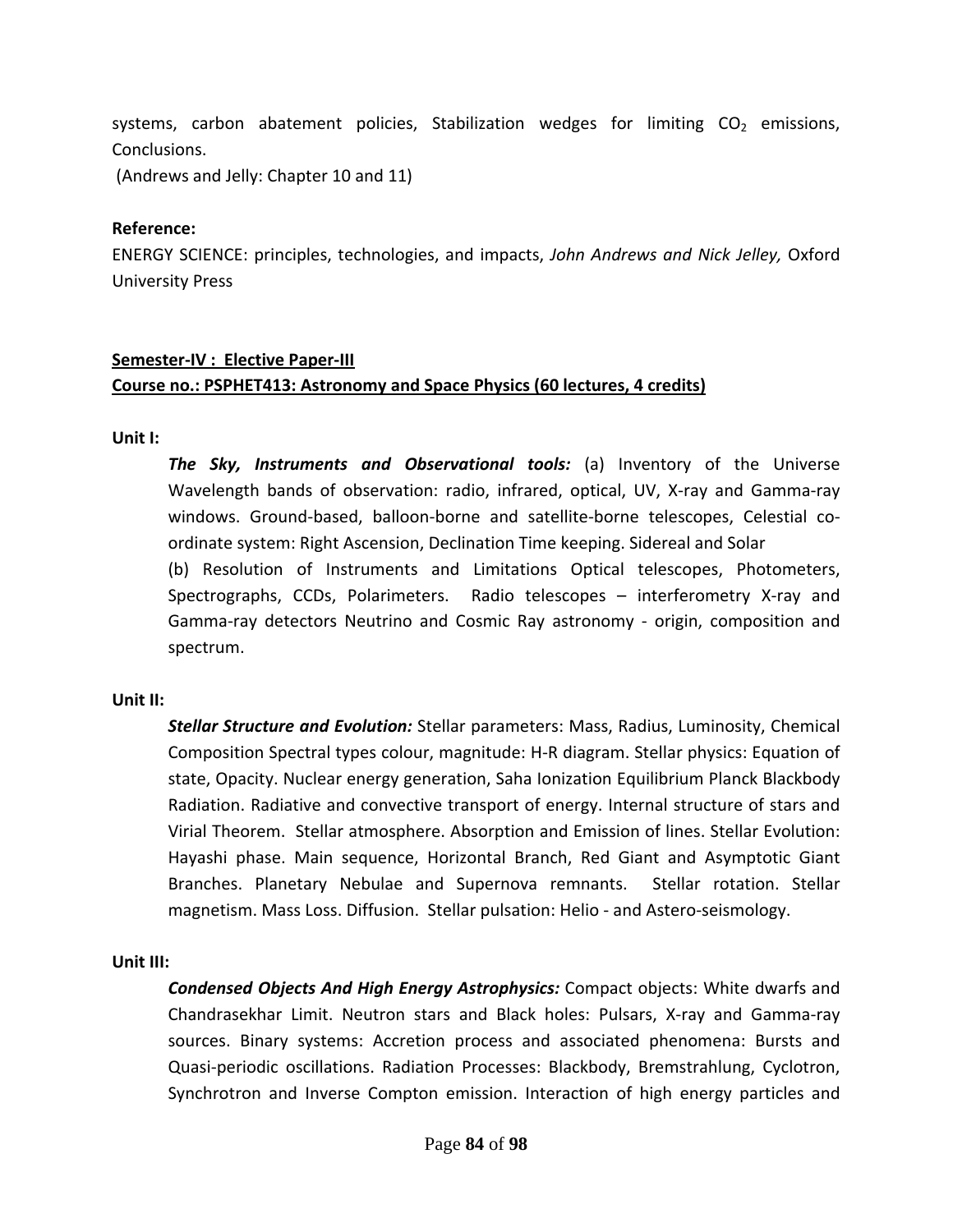systems, carbon abatement policies, Stabilization wedges for limiting $CO_2$ emissions, Conclusions.

(Andrews and Jelly: Chapter 10 and 11)

**Reference:**

ENERGY SCIENCE: principles, technologies, and impacts, *John Andrews and Nick Jelley,* Oxford University Press

**Semester-IV : Elective Paper-III**

**Course no.: PSPHET413: Astronomy and Space Physics (60 lectures, 4 credits)**

**Unit I:**

***The Sky, Instruments and Observational tools:*** (a) Inventory of the Universe Wavelength bands of observation: radio, infrared, optical, UV, X-ray and Gamma-ray windows. Ground-based, balloon-borne and satellite-borne telescopes, Celestial co-ordinate system: Right Ascension, Declination Time keeping. Sidereal and Solar

(b) Resolution of Instruments and Limitations Optical telescopes, Photometers, Spectrographs, CCDs, Polarimeters. Radio telescopes – interferometry X-ray and Gamma-ray detectors Neutrino and Cosmic Ray astronomy - origin, composition and spectrum.

**Unit II:**

***Stellar Structure and Evolution:*** Stellar parameters: Mass, Radius, Luminosity, Chemical Composition Spectral types colour, magnitude: H-R diagram. Stellar physics: Equation of state, Opacity. Nuclear energy generation, Saha Ionization Equilibrium Planck Blackbody Radiation. Radiative and convective transport of energy. Internal structure of stars and Virial Theorem. Stellar atmosphere. Absorption and Emission of lines. Stellar Evolution: Hayashi phase. Main sequence, Horizontal Branch, Red Giant and Asymptotic Giant Branches. Planetary Nebulae and Supernova remnants. Stellar rotation. Stellar magnetism. Mass Loss. Diffusion. Stellar pulsation: Helio - and Astero-seismology.

**Unit III:**

***Condensed Objects And High Energy Astrophysics:*** Compact objects: White dwarfs and Chandrasekhar Limit. Neutron stars and Black holes: Pulsars, X-ray and Gamma-ray sources. Binary systems: Accretion process and associated phenomena: Bursts and Quasi-periodic oscillations. Radiation Processes: Blackbody, Bremstrahlung, Cyclotron, Synchrotron and Inverse Compton emission. Interaction of high energy particles and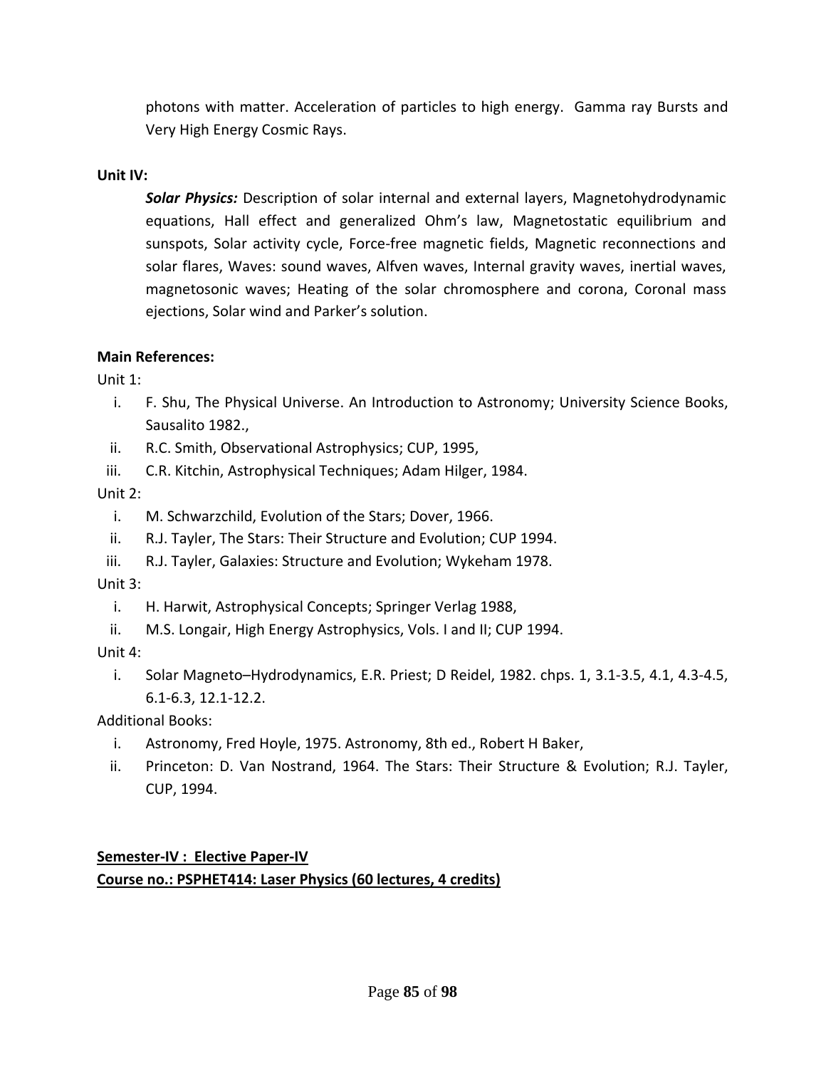photons with matter. Acceleration of particles to high energy. Gamma ray Bursts and Very High Energy Cosmic Rays.

**Unit IV:**

***Solar Physics:*** Description of solar internal and external layers, Magnetohydrodynamic equations, Hall effect and generalized Ohm's law, Magnetostatic equilibrium and sunspots, Solar activity cycle, Force-free magnetic fields, Magnetic reconnections and solar flares, Waves: sound waves, Alfven waves, Internal gravity waves, inertial waves, magnetosonic waves; Heating of the solar chromosphere and corona, Coronal mass ejections, Solar wind and Parker's solution.

**Main References:**

Unit 1:

i. F. Shu, The Physical Universe. An Introduction to Astronomy; University Science Books, Sausalito 1982.,
ii. R.C. Smith, Observational Astrophysics; CUP, 1995,
iii. C.R. Kitchin, Astrophysical Techniques; Adam Hilger, 1984.

Unit 2:

i. M. Schwarzchild, Evolution of the Stars; Dover, 1966.
ii. R.J. Tayler, The Stars: Their Structure and Evolution; CUP 1994.
iii. R.J. Tayler, Galaxies: Structure and Evolution; Wykeham 1978.

Unit 3:

i. H. Harwit, Astrophysical Concepts; Springer Verlag 1988,
ii. M.S. Longair, High Energy Astrophysics, Vols. I and II; CUP 1994.

Unit 4:

i. Solar Magneto–Hydrodynamics, E.R. Priest; D Reidel, 1982. chps. 1, 3.1-3.5, 4.1, 4.3-4.5, 6.1-6.3, 12.1-12.2.

Additional Books:

i. Astronomy, Fred Hoyle, 1975. Astronomy, 8th ed., Robert H Baker,
ii. Princeton: D. Van Nostrand, 1964. The Stars: Their Structure & Evolution; R.J. Tayler, CUP, 1994.

**<u>Semester-IV : Elective Paper-IV</u>**

**<u>Course no.: PSPHET414: Laser Physics (60 lectures, 4 credits)</u>**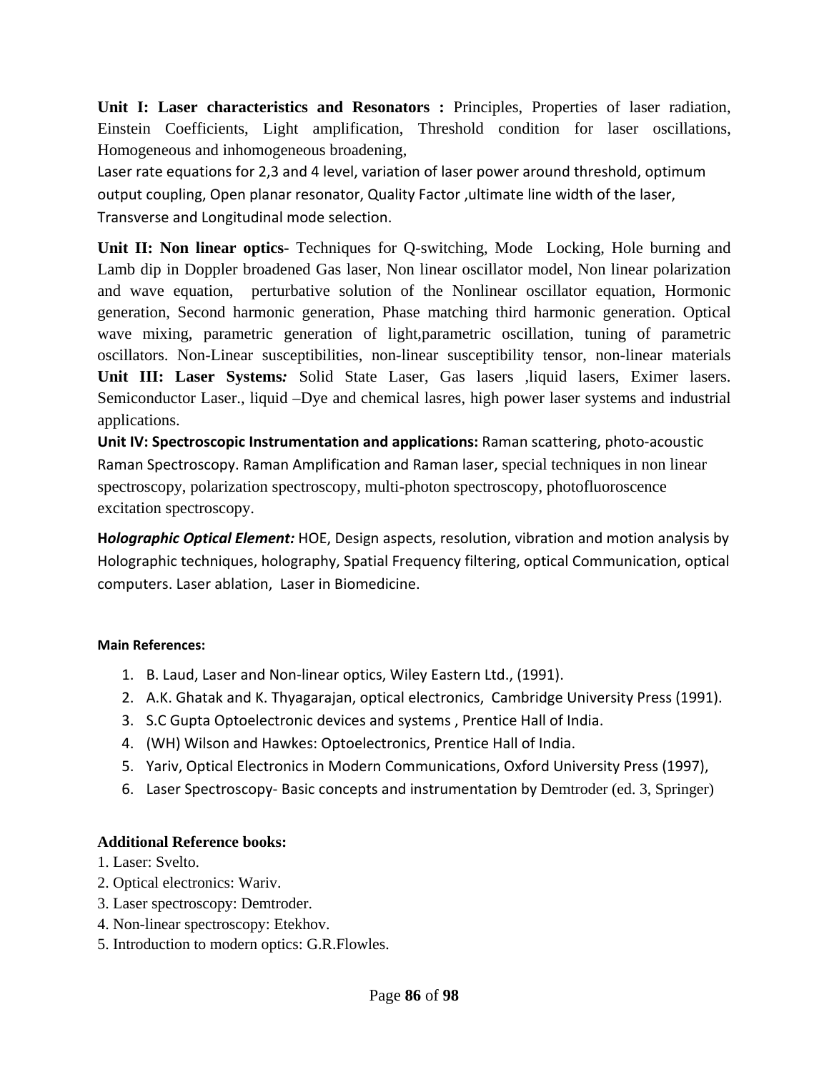**Unit I: Laser characteristics and Resonators :** Principles, Properties of laser radiation, Einstein Coefficients, Light amplification, Threshold condition for laser oscillations, Homogeneous and inhomogeneous broadening,
Laser rate equations for 2,3 and 4 level, variation of laser power around threshold, optimum output coupling, Open planar resonator, Quality Factor ,ultimate line width of the laser, Transverse and Longitudinal mode selection.

**Unit II: Non linear optics-** Techniques for Q-switching, Mode Locking, Hole burning and Lamb dip in Doppler broadened Gas laser, Non linear oscillator model, Non linear polarization and wave equation, perturbative solution of the Nonlinear oscillator equation, Hormonic generation, Second harmonic generation, Phase matching third harmonic generation. Optical wave mixing, parametric generation of light,parametric oscillation, tuning of parametric oscillators. Non-Linear susceptibilities, non-linear susceptibility tensor, non-linear materials
**Unit III: Laser Systems*:*** Solid State Laser, Gas lasers ,liquid lasers, Eximer lasers. Semiconductor Laser., liquid –Dye and chemical lasres, high power laser systems and industrial applications.
**Unit IV: Spectroscopic Instrumentation and applications:** Raman scattering, photo-acoustic Raman Spectroscopy. Raman Amplification and Raman laser, special techniques in non linear spectroscopy, polarization spectroscopy, multi-photon spectroscopy, photofluoroscence excitation spectroscopy.

**H*olographic Optical Element:*** HOE, Design aspects, resolution, vibration and motion analysis by Holographic techniques, holography, Spatial Frequency filtering, optical Communication, optical computers. Laser ablation, Laser in Biomedicine.

**Main References:**

1. B. Laud, Laser and Non-linear optics, Wiley Eastern Ltd., (1991).
2. A.K. Ghatak and K. Thyagarajan, optical electronics, Cambridge University Press (1991).
3. S.C Gupta Optoelectronic devices and systems , Prentice Hall of India.
4. (WH) Wilson and Hawkes: Optoelectronics, Prentice Hall of India.
5. Yariv, Optical Electronics in Modern Communications, Oxford University Press (1997),
6. Laser Spectroscopy- Basic concepts and instrumentation by Demtroder (ed. 3, Springer)

**Additional Reference books:**

1. Laser: Svelto.
2. Optical electronics: Wariv.
3. Laser spectroscopy: Demtroder.
4. Non-linear spectroscopy: Etekhov.
5. Introduction to modern optics: G.R.Flowles.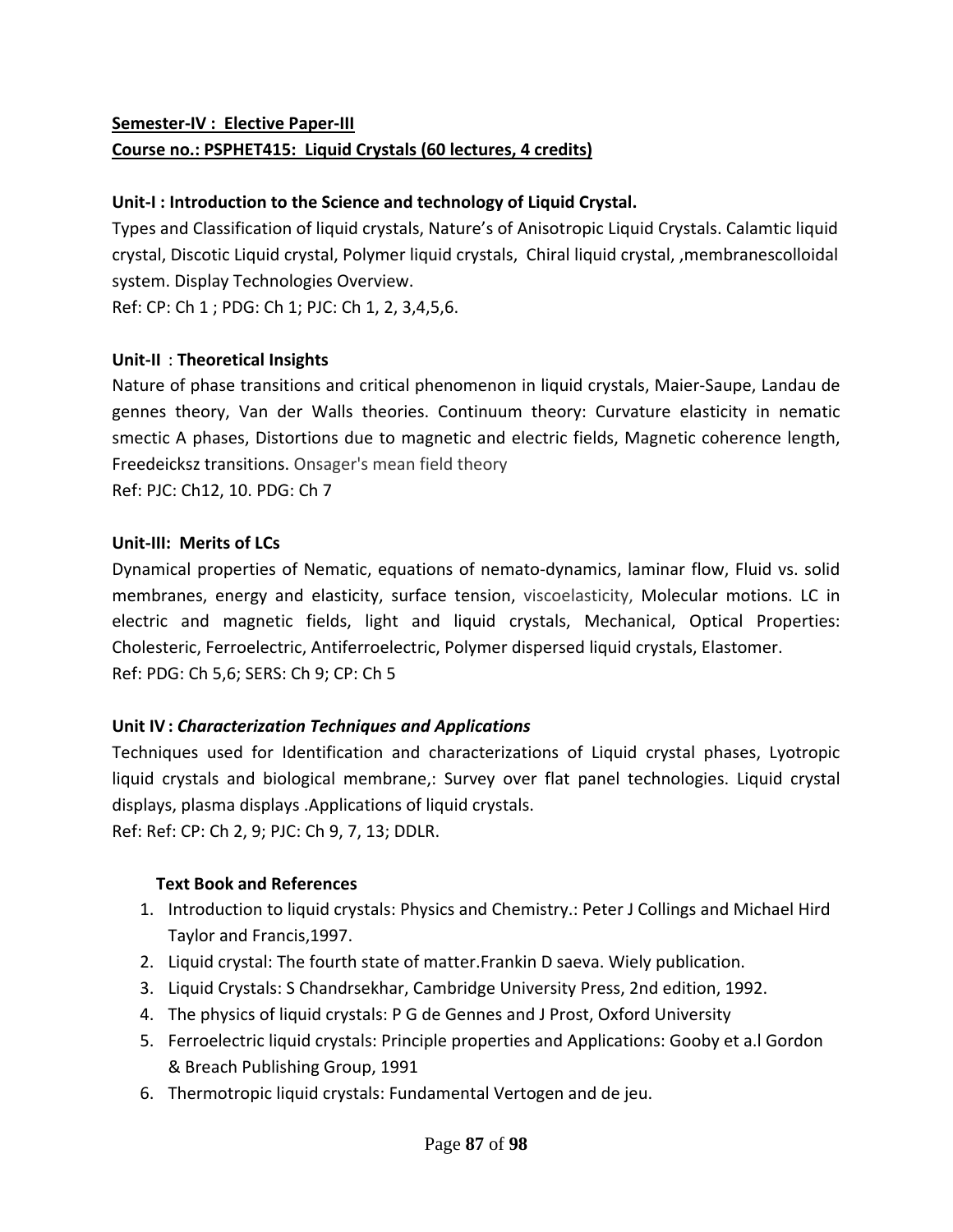**Semester-IV : Elective Paper-III**

**Course no.: PSPHET415: Liquid Crystals (60 lectures, 4 credits)**

**Unit-I : Introduction to the Science and technology of Liquid Crystal.**

Types and Classification of liquid crystals, Nature's of Anisotropic Liquid Crystals. Calamtic liquid crystal, Discotic Liquid crystal, Polymer liquid crystals, Chiral liquid crystal, ,membranescolloidal system. Display Technologies Overview.

Ref: CP: Ch 1 ; PDG: Ch 1; PJC: Ch 1, 2, 3,4,5,6.

**Unit-II** : **Theoretical Insights**

Nature of phase transitions and critical phenomenon in liquid crystals, Maier-Saupe, Landau de gennes theory, Van der Walls theories. Continuum theory: Curvature elasticity in nematic smectic A phases, Distortions due to magnetic and electric fields, Magnetic coherence length, Freedeicksz transitions. Onsager's mean field theory

Ref: PJC: Ch12, 10. PDG: Ch 7

**Unit-III: Merits of LCs**

Dynamical properties of Nematic, equations of nemato-dynamics, laminar flow, Fluid vs. solid membranes, energy and elasticity, surface tension, viscoelasticity, Molecular motions. LC in electric and magnetic fields, light and liquid crystals, Mechanical, Optical Properties: Cholesteric, Ferroelectric, Antiferroelectric, Polymer dispersed liquid crystals, Elastomer.

Ref: PDG: Ch 5,6; SERS: Ch 9; CP: Ch 5

**Unit IV :** ***Characterization Techniques and Applications***

Techniques used for Identification and characterizations of Liquid crystal phases, Lyotropic liquid crystals and biological membrane,: Survey over flat panel technologies. Liquid crystal displays, plasma displays .Applications of liquid crystals.

Ref: Ref: CP: Ch 2, 9; PJC: Ch 9, 7, 13; DDLR.

**Text Book and References**

1. Introduction to liquid crystals: Physics and Chemistry.: Peter J Collings and Michael Hird Taylor and Francis,1997.
2. Liquid crystal: The fourth state of matter.Frankin D saeva. Wiely publication.
3. Liquid Crystals: S Chandrsekhar, Cambridge University Press, 2nd edition, 1992.
4. The physics of liquid crystals: P G de Gennes and J Prost, Oxford University
5. Ferroelectric liquid crystals: Principle properties and Applications: Gooby et a.l Gordon & Breach Publishing Group, 1991
6. Thermotropic liquid crystals: Fundamental Vertogen and de jeu.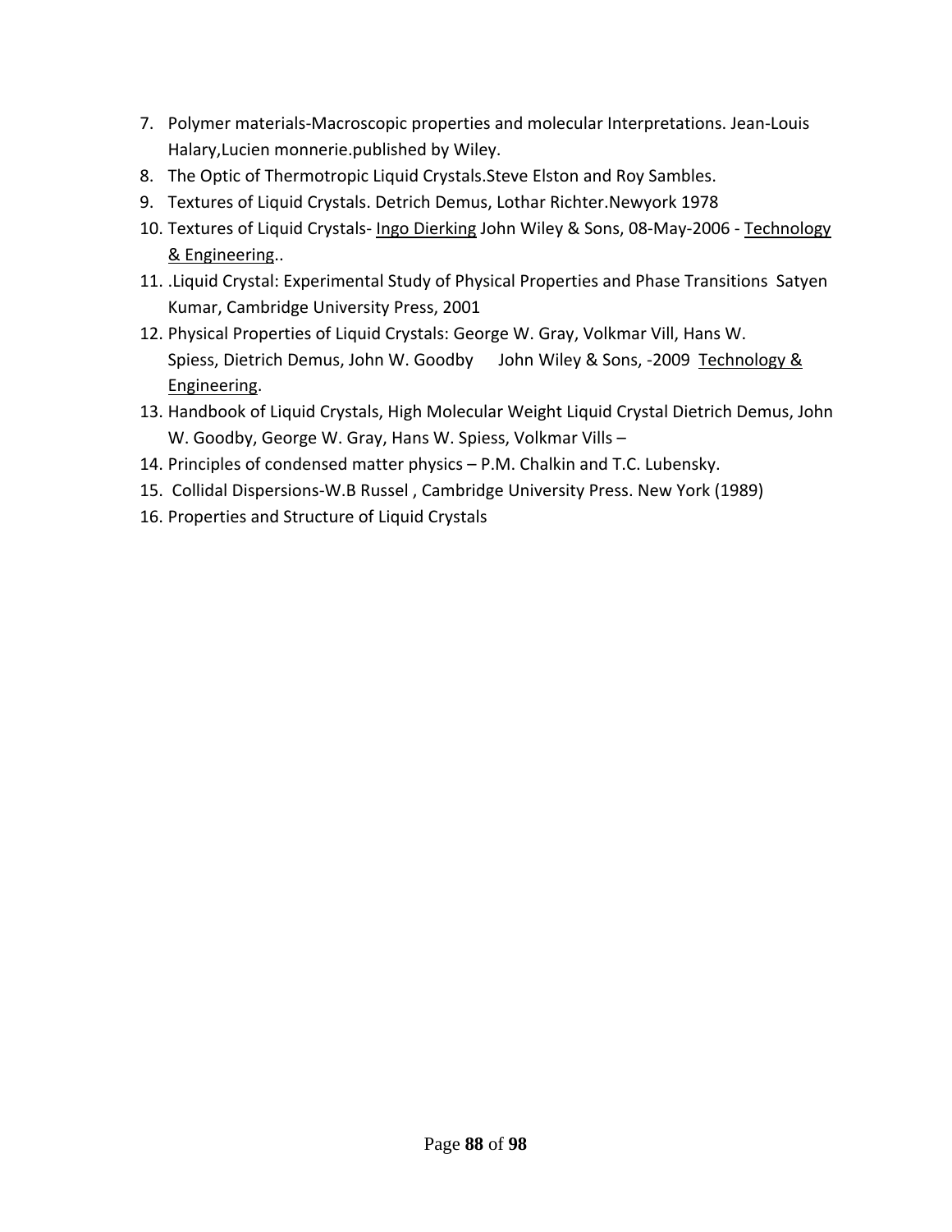7. Polymer materials-Macroscopic properties and molecular Interpretations. Jean-Louis Halary,Lucien monnerie.published by Wiley.
8. The Optic of Thermotropic Liquid Crystals.Steve Elston and Roy Sambles.
9. Textures of Liquid Crystals. Detrich Demus, Lothar Richter.Newyork 1978
10. Textures of Liquid Crystals- Ingo Dierking John Wiley & Sons, 08-May-2006 - Technology & Engineering..
11. .Liquid Crystal: Experimental Study of Physical Properties and Phase Transitions Satyen Kumar, Cambridge University Press, 2001
12. Physical Properties of Liquid Crystals: George W. Gray, Volkmar Vill, Hans W. Spiess, Dietrich Demus, John W. Goodby John Wiley & Sons, -2009 Technology & Engineering.
13. Handbook of Liquid Crystals, High Molecular Weight Liquid Crystal Dietrich Demus, John W. Goodby, George W. Gray, Hans W. Spiess, Volkmar Vills –
14. Principles of condensed matter physics – P.M. Chalkin and T.C. Lubensky.
15. Collidal Dispersions-W.B Russel , Cambridge University Press. New York (1989)
16. Properties and Structure of Liquid Crystals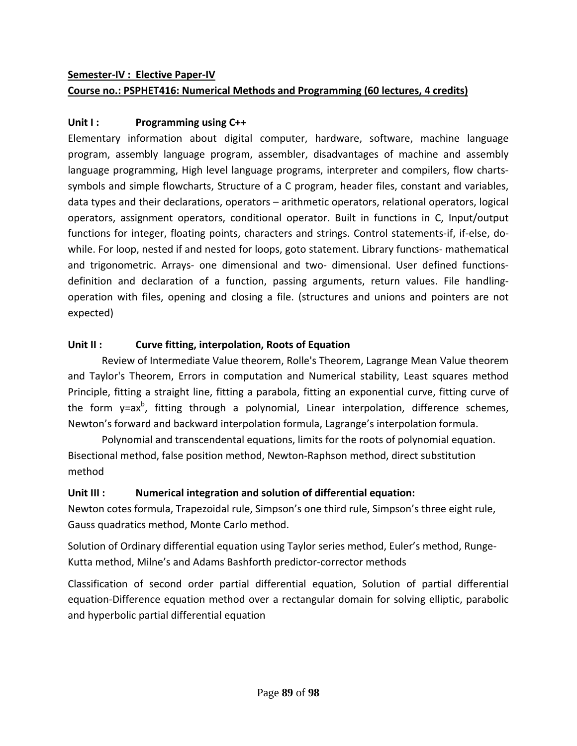**Semester-IV : Elective Paper-IV**

**Course no.: PSPHET416: Numerical Methods and Programming (60 lectures, 4 credits)**

**Unit I : Programming using C++**

Elementary information about digital computer, hardware, software, machine language program, assembly language program, assembler, disadvantages of machine and assembly language programming, High level language programs, interpreter and compilers, flow charts-symbols and simple flowcharts, Structure of a C program, header files, constant and variables, data types and their declarations, operators – arithmetic operators, relational operators, logical operators, assignment operators, conditional operator. Built in functions in C, Input/output functions for integer, floating points, characters and strings. Control statements-if, if-else, do-while. For loop, nested if and nested for loops, goto statement. Library functions- mathematical and trigonometric. Arrays- one dimensional and two- dimensional. User defined functions-definition and declaration of a function, passing arguments, return values. File handling-operation with files, opening and closing a file. (structures and unions and pointers are not expected)

**Unit II : Curve fitting, interpolation, Roots of Equation**

Review of Intermediate Value theorem, Rolle's Theorem, Lagrange Mean Value theorem and Taylor's Theorem, Errors in computation and Numerical stability, Least squares method Principle, fitting a straight line, fitting a parabola, fitting an exponential curve, fitting curve of the form $y=ax^b$, fitting through a polynomial, Linear interpolation, difference schemes, Newton's forward and backward interpolation formula, Lagrange's interpolation formula.

Polynomial and transcendental equations, limits for the roots of polynomial equation. Bisectional method, false position method, Newton-Raphson method, direct substitution method

**Unit III : Numerical integration and solution of differential equation:**

Newton cotes formula, Trapezoidal rule, Simpson's one third rule, Simpson's three eight rule, Gauss quadratics method, Monte Carlo method.

Solution of Ordinary differential equation using Taylor series method, Euler's method, Runge-Kutta method, Milne's and Adams Bashforth predictor-corrector methods

Classification of second order partial differential equation, Solution of partial differential equation-Difference equation method over a rectangular domain for solving elliptic, parabolic and hyperbolic partial differential equation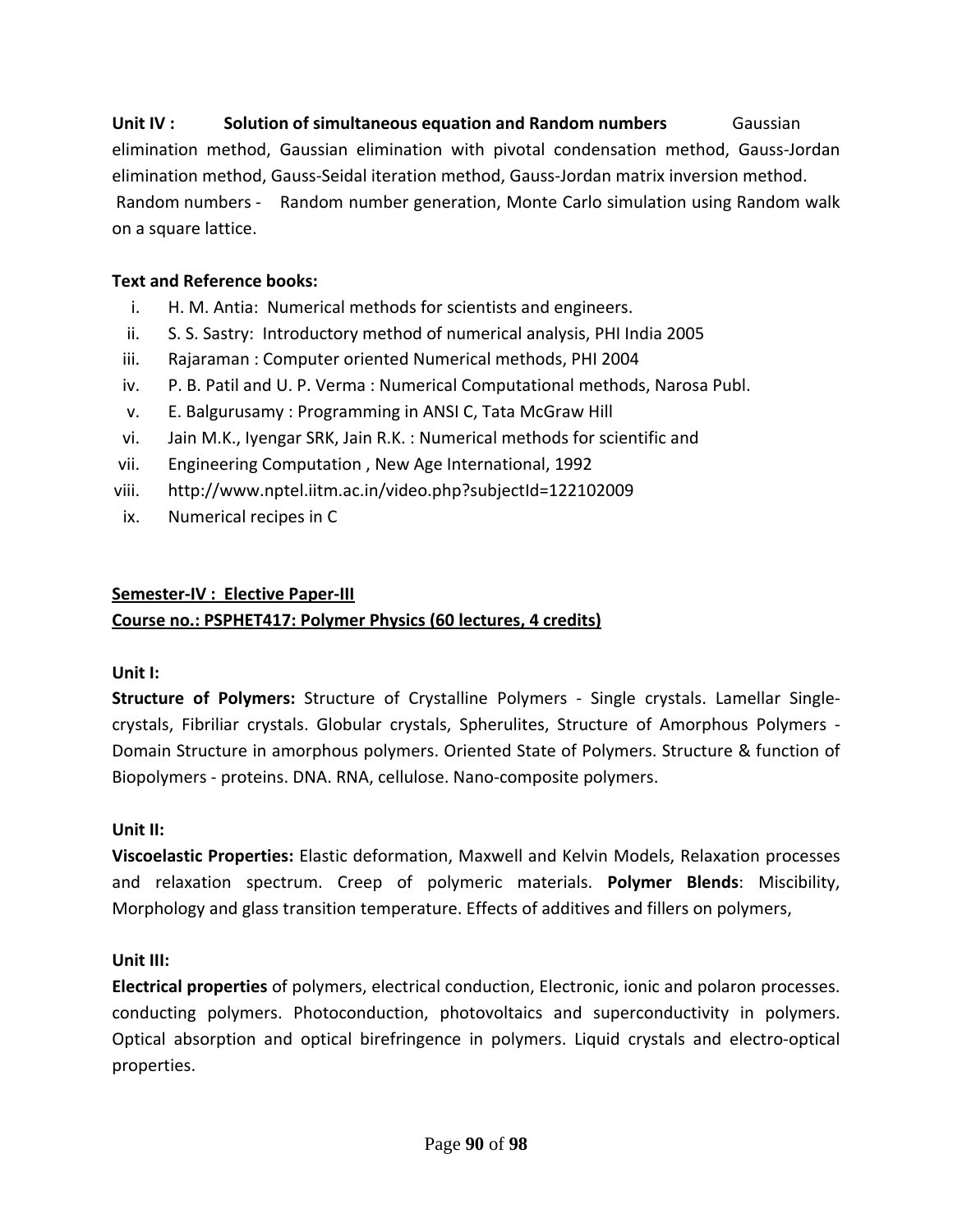**Unit IV : Solution of simultaneous equation and Random numbers** Gaussian elimination method, Gaussian elimination with pivotal condensation method, Gauss-Jordan elimination method, Gauss-Seidal iteration method, Gauss-Jordan matrix inversion method.
Random numbers - Random number generation, Monte Carlo simulation using Random walk on a square lattice.

**Text and Reference books:**

i. H. M. Antia: Numerical methods for scientists and engineers.
ii. S. S. Sastry: Introductory method of numerical analysis, PHI India 2005
iii. Rajaraman : Computer oriented Numerical methods, PHI 2004
iv. P. B. Patil and U. P. Verma : Numerical Computational methods, Narosa Publ.
v. E. Balgurusamy : Programming in ANSI C, Tata McGraw Hill
vi. Jain M.K., Iyengar SRK, Jain R.K. : Numerical methods for scientific and
vii. Engineering Computation , New Age International, 1992
viii. http://www.nptel.iitm.ac.in/video.php?subjectId=122102009
ix. Numerical recipes in C

**<u>Semester-IV : Elective Paper-III</u>**
**<u>Course no.: PSPHET417: Polymer Physics (60 lectures, 4 credits)</u>**

**Unit I:**

**Structure of Polymers:** Structure of Crystalline Polymers - Single crystals. Lamellar Single-crystals, Fibriliar crystals. Globular crystals, Spherulites, Structure of Amorphous Polymers - Domain Structure in amorphous polymers. Oriented State of Polymers. Structure & function of Biopolymers - proteins. DNA. RNA, cellulose. Nano-composite polymers.

**Unit II:**

**Viscoelastic Properties:** Elastic deformation, Maxwell and Kelvin Models, Relaxation processes and relaxation spectrum. Creep of polymeric materials. **Polymer Blends**: Miscibility, Morphology and glass transition temperature. Effects of additives and fillers on polymers,

**Unit III:**

**Electrical properties** of polymers, electrical conduction, Electronic, ionic and polaron processes. conducting polymers. Photoconduction, photovoltaics and superconductivity in polymers. Optical absorption and optical birefringence in polymers. Liquid crystals and electro-optical properties.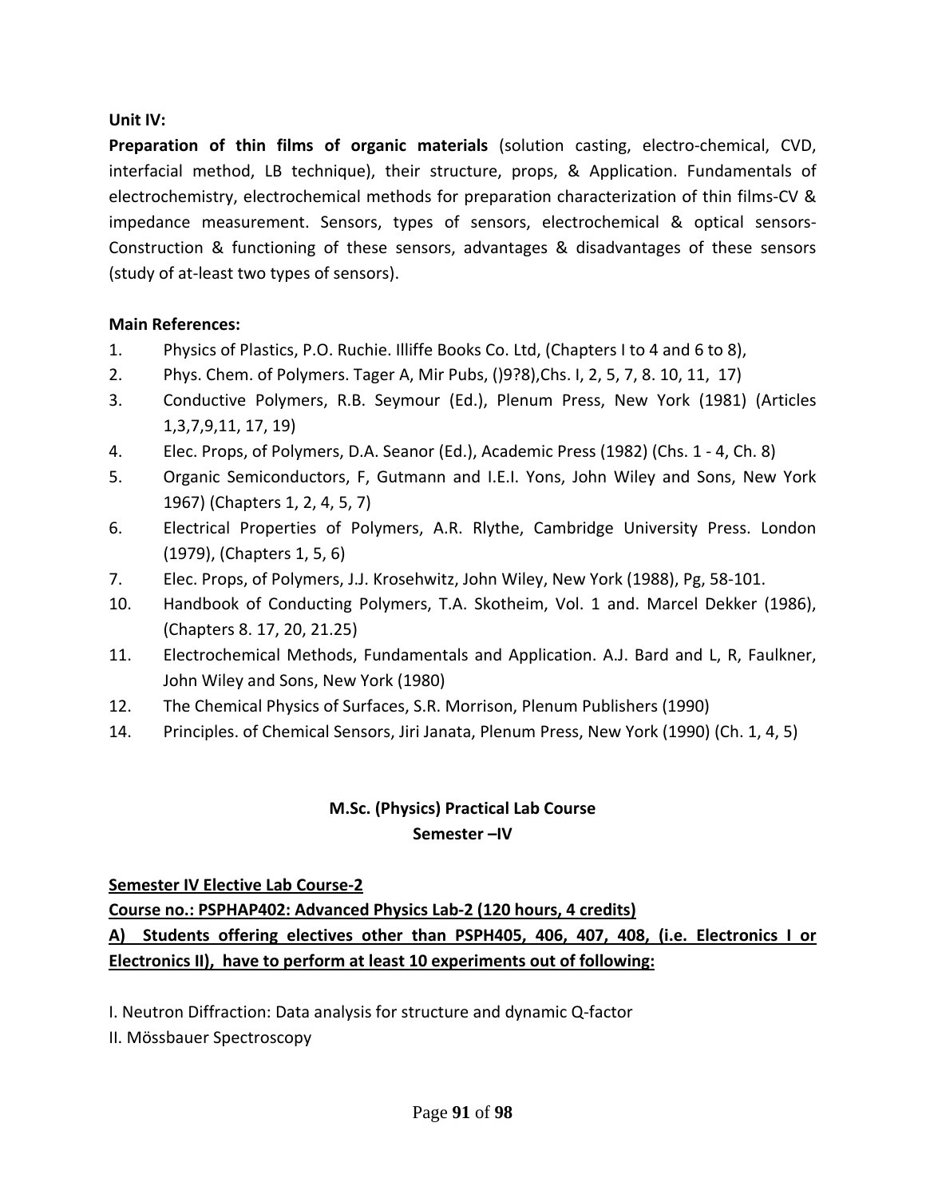**Unit IV:**

**Preparation of thin films of organic materials** (solution casting, electro-chemical, CVD, interfacial method, LB technique), their structure, props, & Application. Fundamentals of electrochemistry, electrochemical methods for preparation characterization of thin films-CV & impedance measurement. Sensors, types of sensors, electrochemical & optical sensors-Construction & functioning of these sensors, advantages & disadvantages of these sensors (study of at-least two types of sensors).

**Main References:**

1. Physics of Plastics, P.O. Ruchie. Illiffe Books Co. Ltd, (Chapters I to 4 and 6 to 8),
2. Phys. Chem. of Polymers. Tager A, Mir Pubs, ()9?8),Chs. I, 2, 5, 7, 8. 10, 11, 17)
3. Conductive Polymers, R.B. Seymour (Ed.), Plenum Press, New York (1981) (Articles 1,3,7,9,11, 17, 19)
4. Elec. Props, of Polymers, D.A. Seanor (Ed.), Academic Press (1982) (Chs. 1 - 4, Ch. 8)
5. Organic Semiconductors, F, Gutmann and I.E.I. Yons, John Wiley and Sons, New York 1967) (Chapters 1, 2, 4, 5, 7)
6. Electrical Properties of Polymers, A.R. Rlythe, Cambridge University Press. London (1979), (Chapters 1, 5, 6)
7. Elec. Props, of Polymers, J.J. Krosehwitz, John Wiley, New York (1988), Pg, 58-101.
10. Handbook of Conducting Polymers, T.A. Skotheim, Vol. 1 and. Marcel Dekker (1986), (Chapters 8. 17, 20, 21.25)
11. Electrochemical Methods, Fundamentals and Application. A.J. Bard and L, R, Faulkner, John Wiley and Sons, New York (1980)
12. The Chemical Physics of Surfaces, S.R. Morrison, Plenum Publishers (1990)
14. Principles. of Chemical Sensors, Jiri Janata, Plenum Press, New York (1990) (Ch. 1, 4, 5)

## M.Sc. (Physics) Practical Lab Course

### Semester –IV

**Semester IV Elective Lab Course-2**

**Course no.: PSPHAP402: Advanced Physics Lab-2 (120 hours, 4 credits)**

**A) Students offering electives other than PSPH405, 406, 407, 408, (i.e. Electronics I or Electronics II), have to perform at least 10 experiments out of following:**

I. Neutron Diffraction: Data analysis for structure and dynamic Q-factor

II. Mössbauer Spectroscopy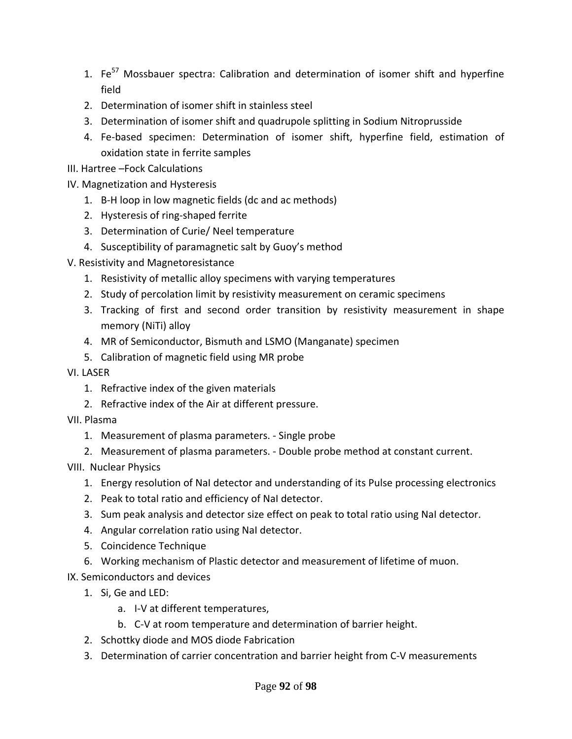1. $Fe^{57}$ Mossbauer spectra: Calibration and determination of isomer shift and hyperfine field
2. Determination of isomer shift in stainless steel
3. Determination of isomer shift and quadrupole splitting in Sodium Nitroprusside
4. Fe-based specimen: Determination of isomer shift, hyperfine field, estimation of oxidation state in ferrite samples

III. Hartree –Fock Calculations

IV. Magnetization and Hysteresis

1. B-H loop in low magnetic fields (dc and ac methods)
2. Hysteresis of ring-shaped ferrite
3. Determination of Curie/ Neel temperature
4. Susceptibility of paramagnetic salt by Guoy's method

V. Resistivity and Magnetoresistance

1. Resistivity of metallic alloy specimens with varying temperatures
2. Study of percolation limit by resistivity measurement on ceramic specimens
3. Tracking of first and second order transition by resistivity measurement in shape memory (NiTi) alloy
4. MR of Semiconductor, Bismuth and LSMO (Manganate) specimen
5. Calibration of magnetic field using MR probe

VI. LASER

1. Refractive index of the given materials
2. Refractive index of the Air at different pressure.

VII. Plasma

1. Measurement of plasma parameters. - Single probe
2. Measurement of plasma parameters. - Double probe method at constant current.

VIII. Nuclear Physics

1. Energy resolution of NaI detector and understanding of its Pulse processing electronics
2. Peak to total ratio and efficiency of NaI detector.
3. Sum peak analysis and detector size effect on peak to total ratio using NaI detector.
4. Angular correlation ratio using NaI detector.
5. Coincidence Technique
6. Working mechanism of Plastic detector and measurement of lifetime of muon.

IX. Semiconductors and devices

1. Si, Ge and LED:
   a. I-V at different temperatures,
   b. C-V at room temperature and determination of barrier height.
2. Schottky diode and MOS diode Fabrication
3. Determination of carrier concentration and barrier height from C-V measurements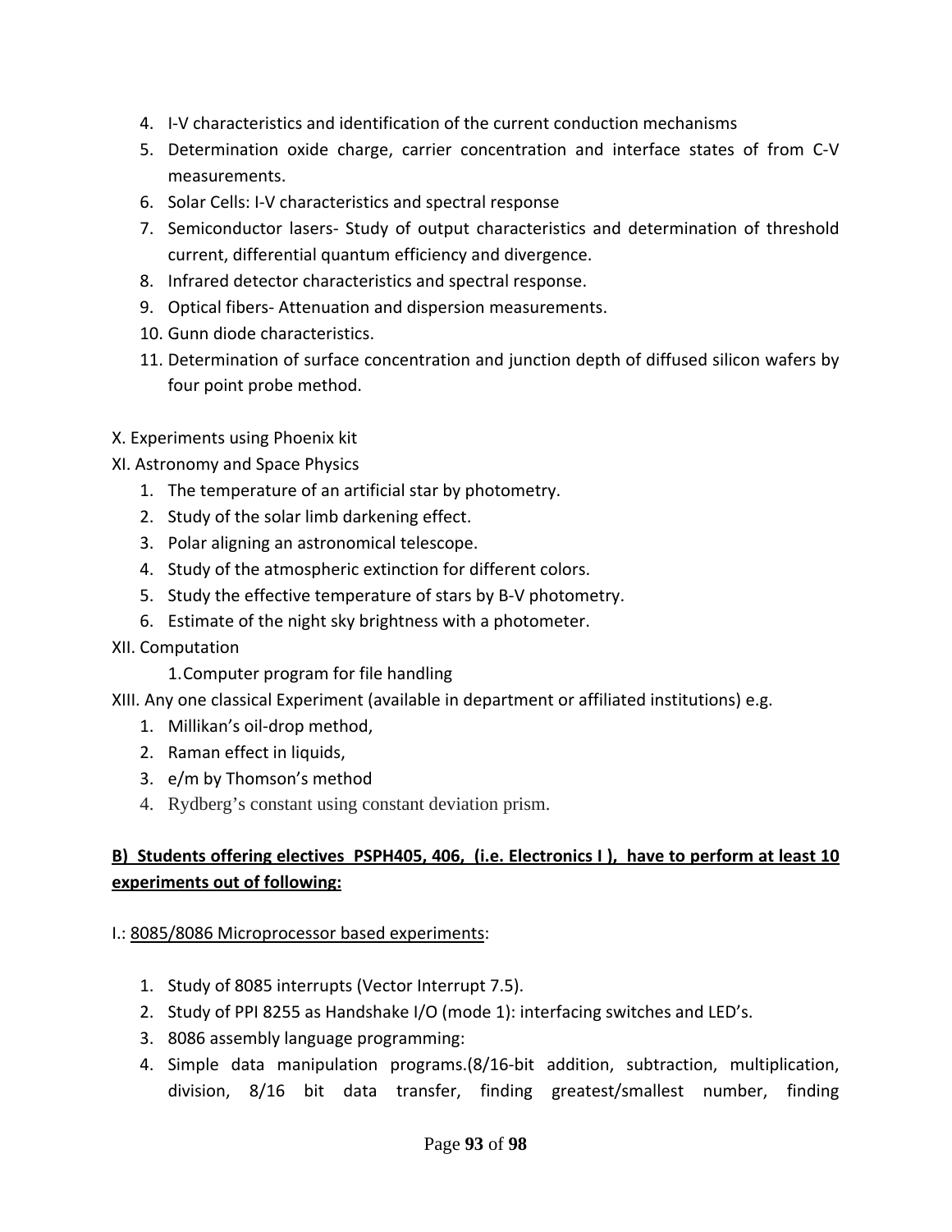4. I-V characteristics and identification of the current conduction mechanisms
5. Determination oxide charge, carrier concentration and interface states of from C-V measurements.
6. Solar Cells: I-V characteristics and spectral response
7. Semiconductor lasers- Study of output characteristics and determination of threshold current, differential quantum efficiency and divergence.
8. Infrared detector characteristics and spectral response.
9. Optical fibers- Attenuation and dispersion measurements.
10. Gunn diode characteristics.
11. Determination of surface concentration and junction depth of diffused silicon wafers by four point probe method.

X. Experiments using Phoenix kit

XI. Astronomy and Space Physics

1. The temperature of an artificial star by photometry.
2. Study of the solar limb darkening effect.
3. Polar aligning an astronomical telescope.
4. Study of the atmospheric extinction for different colors.
5. Study the effective temperature of stars by B-V photometry.
6. Estimate of the night sky brightness with a photometer.

XII. Computation

1. Computer program for file handling

XIII. Any one classical Experiment (available in department or affiliated institutions) e.g.

1. Millikan's oil-drop method,
2. Raman effect in liquids,
3. e/m by Thomson's method
4. Rydberg's constant using constant deviation prism.

**B) Students offering electives PSPH405, 406, (i.e. Electronics I ), have to perform at least 10 experiments out of following:**

I.: 8085/8086 Microprocessor based experiments:

1. Study of 8085 interrupts (Vector Interrupt 7.5).
2. Study of PPI 8255 as Handshake I/O (mode 1): interfacing switches and LED's.
3. 8086 assembly language programming:
4. Simple data manipulation programs.(8/16-bit addition, subtraction, multiplication, division, 8/16 bit data transfer, finding greatest/smallest number, finding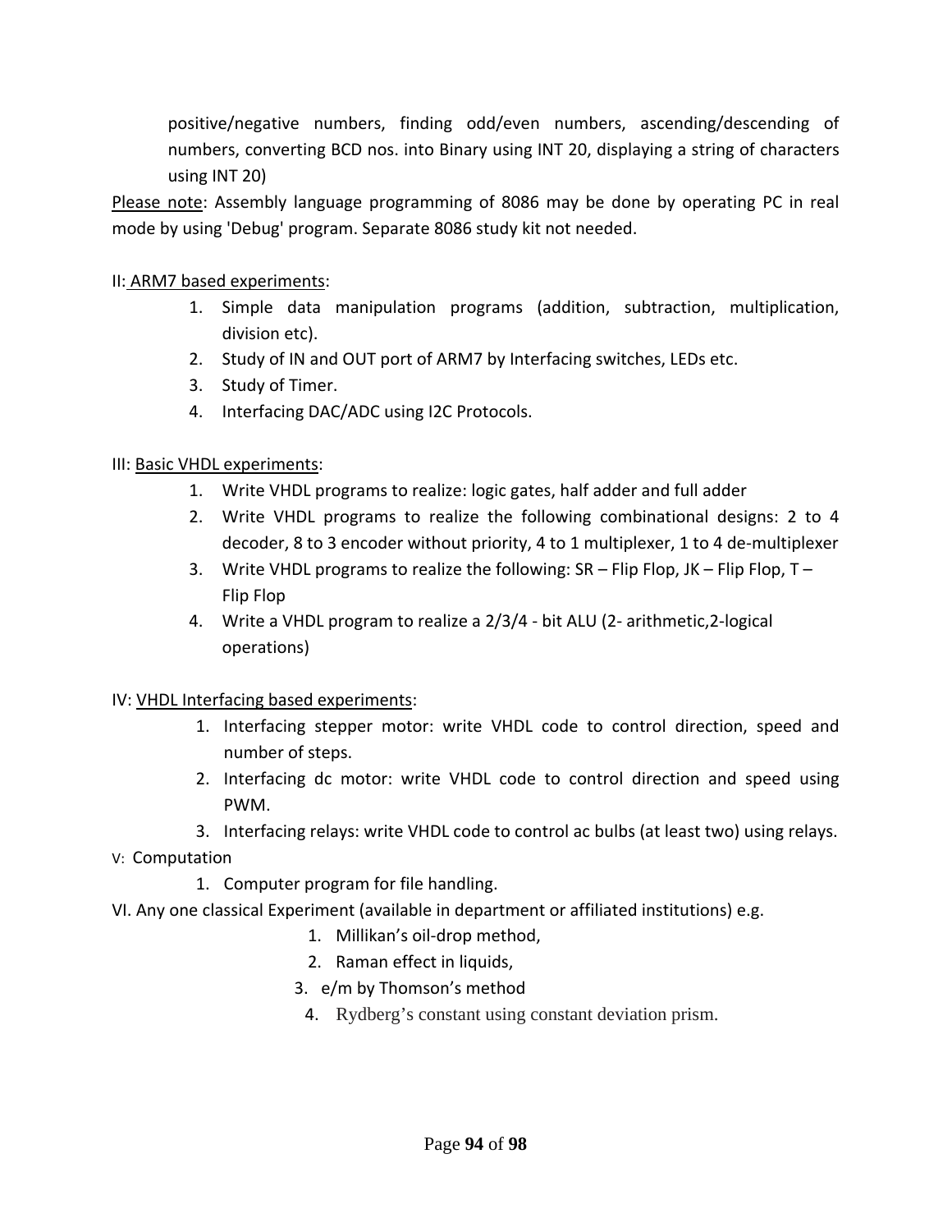positive/negative numbers, finding odd/even numbers, ascending/descending of numbers, converting BCD nos. into Binary using INT 20, displaying a string of characters using INT 20)

Please note: Assembly language programming of 8086 may be done by operating PC in real mode by using 'Debug' program. Separate 8086 study kit not needed.

II: ARM7 based experiments:

1. Simple data manipulation programs (addition, subtraction, multiplication, division etc).
2. Study of IN and OUT port of ARM7 by Interfacing switches, LEDs etc.
3. Study of Timer.
4. Interfacing DAC/ADC using I2C Protocols.

III: Basic VHDL experiments:

1. Write VHDL programs to realize: logic gates, half adder and full adder
2. Write VHDL programs to realize the following combinational designs: 2 to 4 decoder, 8 to 3 encoder without priority, 4 to 1 multiplexer, 1 to 4 de-multiplexer
3. Write VHDL programs to realize the following: SR – Flip Flop, JK – Flip Flop, T – Flip Flop
4. Write a VHDL program to realize a 2/3/4 - bit ALU (2- arithmetic,2-logical operations)

IV: VHDL Interfacing based experiments:

1. Interfacing stepper motor: write VHDL code to control direction, speed and number of steps.
2. Interfacing dc motor: write VHDL code to control direction and speed using PWM.
3. Interfacing relays: write VHDL code to control ac bulbs (at least two) using relays.

V: Computation

1. Computer program for file handling.

VI. Any one classical Experiment (available in department or affiliated institutions) e.g.

1. Millikan's oil-drop method,
2. Raman effect in liquids,
3. e/m by Thomson's method
4. Rydberg's constant using constant deviation prism.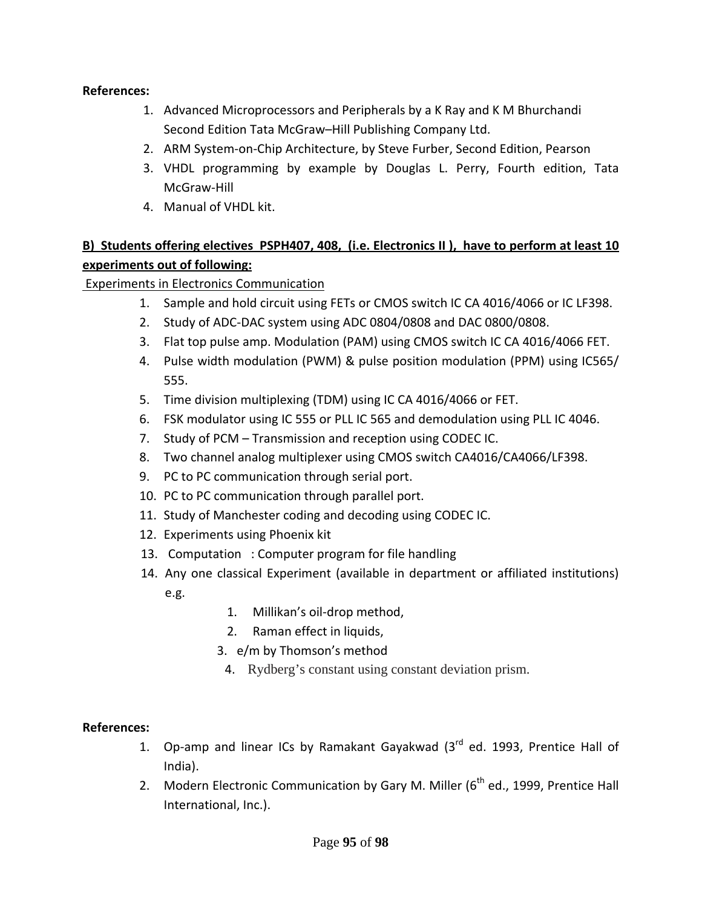**References:**

1. Advanced Microprocessors and Peripherals by a K Ray and K M Bhurchandi Second Edition Tata McGraw–Hill Publishing Company Ltd.
2. ARM System-on-Chip Architecture, by Steve Furber, Second Edition, Pearson
3. VHDL programming by example by Douglas L. Perry, Fourth edition, Tata McGraw-Hill
4. Manual of VHDL kit.

**B) Students offering electives PSPH407, 408, (i.e. Electronics II ), have to perform at least 10 experiments out of following:**

Experiments in Electronics Communication

1. Sample and hold circuit using FETs or CMOS switch IC CA 4016/4066 or IC LF398.
2. Study of ADC-DAC system using ADC 0804/0808 and DAC 0800/0808.
3. Flat top pulse amp. Modulation (PAM) using CMOS switch IC CA 4016/4066 FET.
4. Pulse width modulation (PWM) & pulse position modulation (PPM) using IC565/ 555.
5. Time division multiplexing (TDM) using IC CA 4016/4066 or FET.
6. FSK modulator using IC 555 or PLL IC 565 and demodulation using PLL IC 4046.
7. Study of PCM – Transmission and reception using CODEC IC.
8. Two channel analog multiplexer using CMOS switch CA4016/CA4066/LF398.
9. PC to PC communication through serial port.
10. PC to PC communication through parallel port.
11. Study of Manchester coding and decoding using CODEC IC.
12. Experiments using Phoenix kit
13. Computation : Computer program for file handling
14. Any one classical Experiment (available in department or affiliated institutions) e.g.
    1. Millikan's oil-drop method,
    2. Raman effect in liquids,
    3. e/m by Thomson's method
    4. Rydberg's constant using constant deviation prism.

**References:**

1. Op-amp and linear ICs by Ramakant Gayakwad (3rd ed. 1993, Prentice Hall of India).
2. Modern Electronic Communication by Gary M. Miller (6th ed., 1999, Prentice Hall International, Inc.).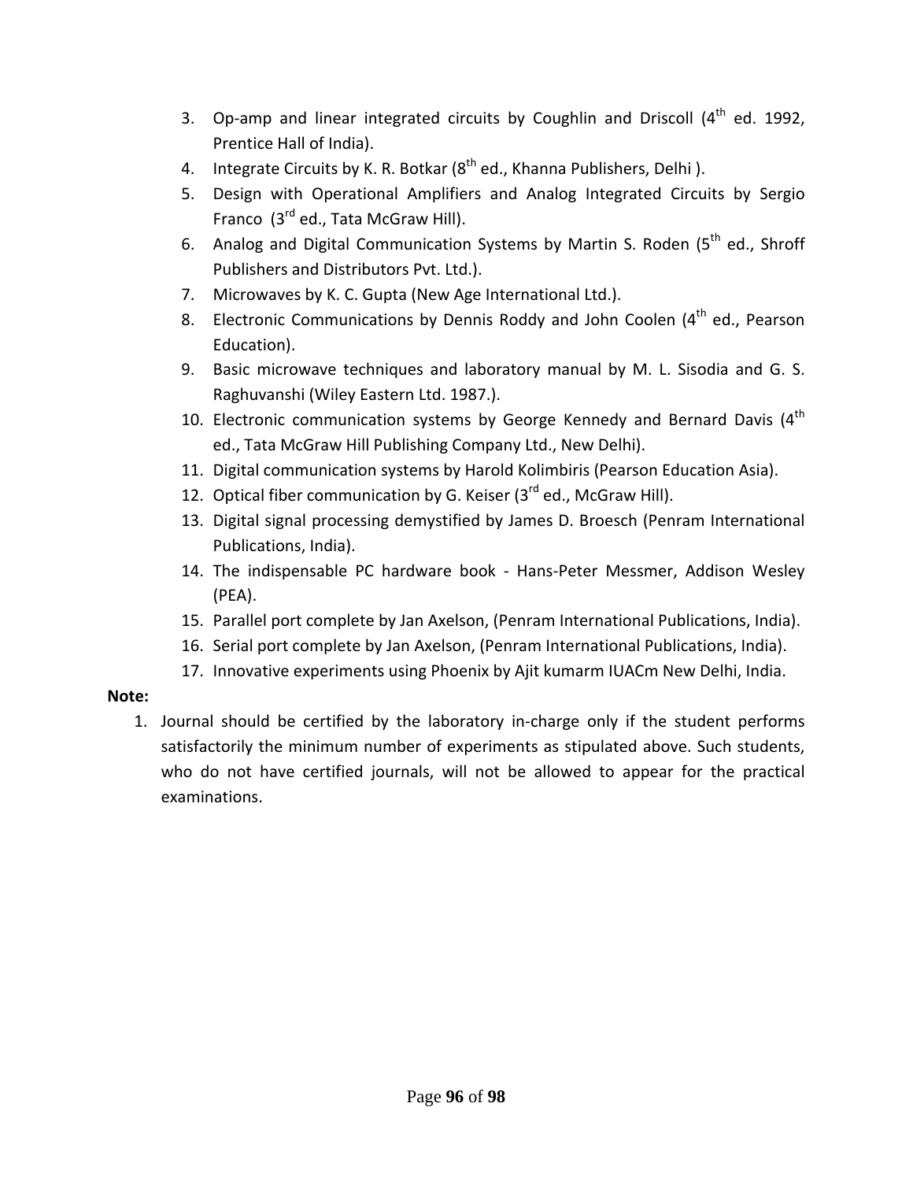3. Op-amp and linear integrated circuits by Coughlin and Driscoll (4th ed. 1992, Prentice Hall of India).
4. Integrate Circuits by K. R. Botkar (8th ed., Khanna Publishers, Delhi ).
5. Design with Operational Amplifiers and Analog Integrated Circuits by Sergio Franco (3rd ed., Tata McGraw Hill).
6. Analog and Digital Communication Systems by Martin S. Roden (5th ed., Shroff Publishers and Distributors Pvt. Ltd.).
7. Microwaves by K. C. Gupta (New Age International Ltd.).
8. Electronic Communications by Dennis Roddy and John Coolen (4th ed., Pearson Education).
9. Basic microwave techniques and laboratory manual by M. L. Sisodia and G. S. Raghuvanshi (Wiley Eastern Ltd. 1987.).
10. Electronic communication systems by George Kennedy and Bernard Davis (4th ed., Tata McGraw Hill Publishing Company Ltd., New Delhi).
11. Digital communication systems by Harold Kolimbiris (Pearson Education Asia).
12. Optical fiber communication by G. Keiser (3rd ed., McGraw Hill).
13. Digital signal processing demystified by James D. Broesch (Penram International Publications, India).
14. The indispensable PC hardware book - Hans-Peter Messmer, Addison Wesley (PEA).
15. Parallel port complete by Jan Axelson, (Penram International Publications, India).
16. Serial port complete by Jan Axelson, (Penram International Publications, India).
17. Innovative experiments using Phoenix by Ajit kumarm IUACm New Delhi, India.

**Note:**

1. Journal should be certified by the laboratory in-charge only if the student performs satisfactorily the minimum number of experiments as stipulated above. Such students, who do not have certified journals, will not be allowed to appear for the practical examinations.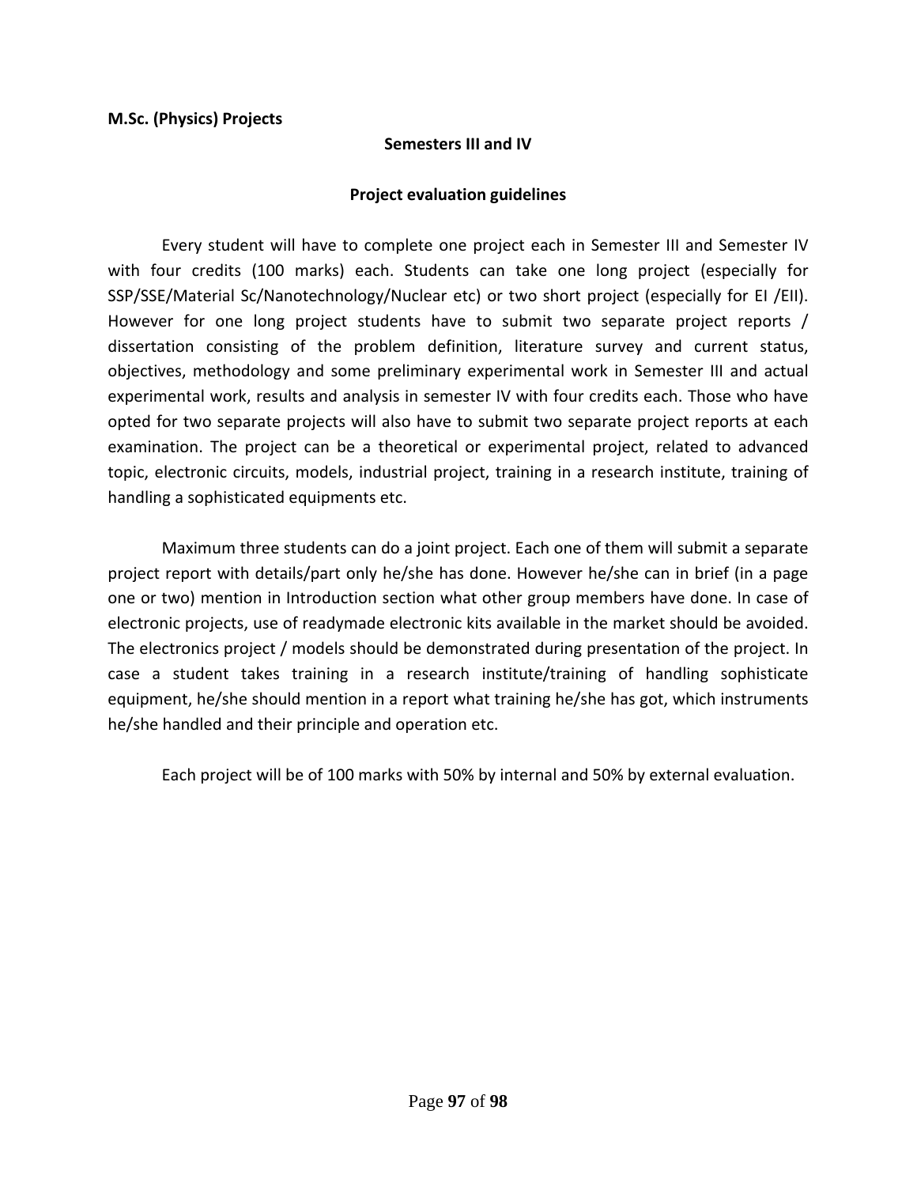**M.Sc. (Physics) Projects**

**Semesters III and IV**

**Project evaluation guidelines**

Every student will have to complete one project each in Semester III and Semester IV with four credits (100 marks) each. Students can take one long project (especially for SSP/SSE/Material Sc/Nanotechnology/Nuclear etc) or two short project (especially for EI /EII). However for one long project students have to submit two separate project reports / dissertation consisting of the problem definition, literature survey and current status, objectives, methodology and some preliminary experimental work in Semester III and actual experimental work, results and analysis in semester IV with four credits each. Those who have opted for two separate projects will also have to submit two separate project reports at each examination. The project can be a theoretical or experimental project, related to advanced topic, electronic circuits, models, industrial project, training in a research institute, training of handling a sophisticated equipments etc.

Maximum three students can do a joint project. Each one of them will submit a separate project report with details/part only he/she has done. However he/she can in brief (in a page one or two) mention in Introduction section what other group members have done. In case of electronic projects, use of readymade electronic kits available in the market should be avoided. The electronics project / models should be demonstrated during presentation of the project. In case a student takes training in a research institute/training of handling sophisticate equipment, he/she should mention in a report what training he/she has got, which instruments he/she handled and their principle and operation etc.

Each project will be of 100 marks with 50% by internal and 50% by external evaluation.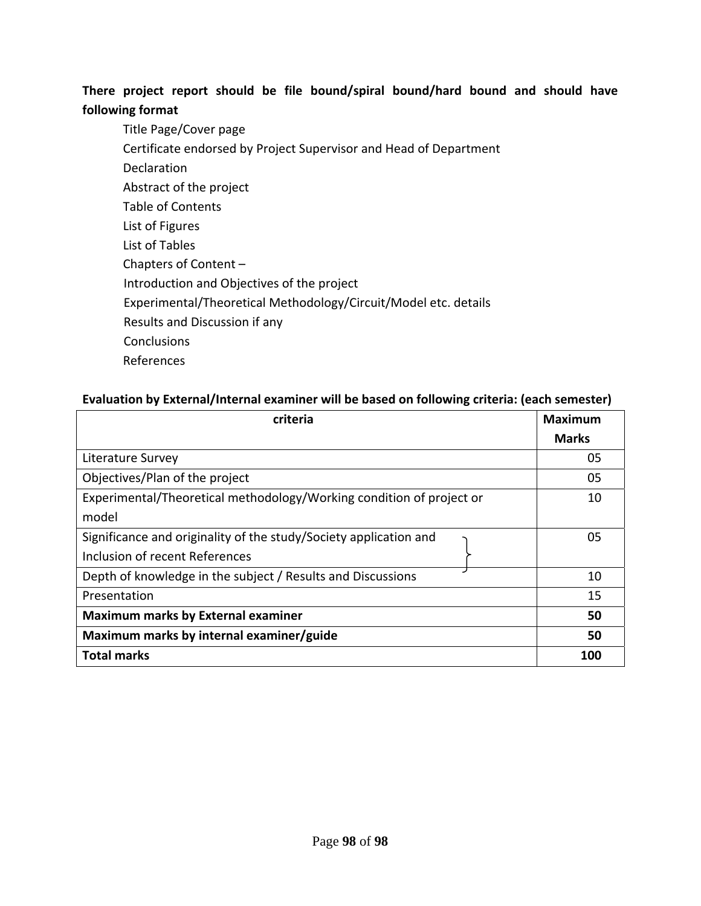**There project report should be file bound/spiral bound/hard bound and should have following format**

- Title Page/Cover page
- Certificate endorsed by Project Supervisor and Head of Department
- Declaration
- Abstract of the project
- Table of Contents
- List of Figures
- List of Tables
- Chapters of Content –
- Introduction and Objectives of the project
- Experimental/Theoretical Methodology/Circuit/Model etc. details
- Results and Discussion if any
- Conclusions
- References

**Evaluation by External/Internal examiner will be based on following criteria: (each semester)**

| **criteria** | **Maximum Marks** |
|---|---|
| Literature Survey | 05 |
| Objectives/Plan of the project | 05 |
| Experimental/Theoretical methodology/Working condition of project or model | 10 |
| Significance and originality of the study/Society application and Inclusion of recent References | 05 |
| Depth of knowledge in the subject / Results and Discussions | 10 |
| Presentation | 15 |
| **Maximum marks by External examiner** | **50** |
| **Maximum marks by internal examiner/guide** | **50** |
| **Total marks** | **100** |